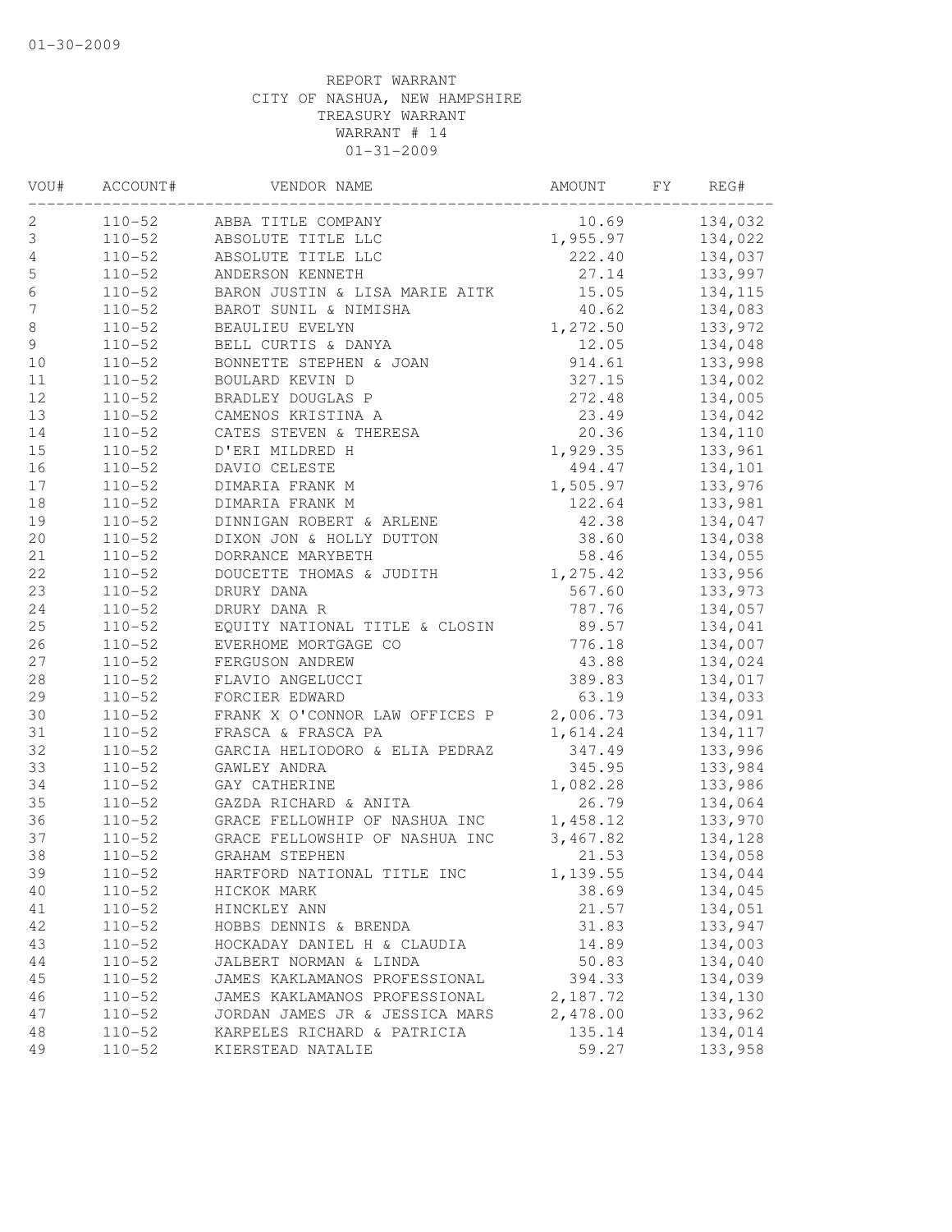01-30-2009

REPORT WARRANT
CITY OF NASHUA, NEW HAMPSHIRE
TREASURY WARRANT
WARRANT # 14
01-31-2009

| VOU# | ACCOUNT# | VENDOR NAME | AMOUNT | FY | REG# |
|---|---|---|---|---|---|
| 2 | 110-52 | ABBA TITLE COMPANY | 10.69 | | 134,032 |
| 3 | 110-52 | ABSOLUTE TITLE LLC | 1,955.97 | | 134,022 |
| 4 | 110-52 | ABSOLUTE TITLE LLC | 222.40 | | 134,037 |
| 5 | 110-52 | ANDERSON KENNETH | 27.14 | | 133,997 |
| 6 | 110-52 | BARON JUSTIN & LISA MARIE AITK | 15.05 | | 134,115 |
| 7 | 110-52 | BAROT SUNIL & NIMISHA | 40.62 | | 134,083 |
| 8 | 110-52 | BEAULIEU EVELYN | 1,272.50 | | 133,972 |
| 9 | 110-52 | BELL CURTIS & DANYA | 12.05 | | 134,048 |
| 10 | 110-52 | BONNETTE STEPHEN & JOAN | 914.61 | | 133,998 |
| 11 | 110-52 | BOULARD KEVIN D | 327.15 | | 134,002 |
| 12 | 110-52 | BRADLEY DOUGLAS P | 272.48 | | 134,005 |
| 13 | 110-52 | CAMENOS KRISTINA A | 23.49 | | 134,042 |
| 14 | 110-52 | CATES STEVEN & THERESA | 20.36 | | 134,110 |
| 15 | 110-52 | D'ERI MILDRED H | 1,929.35 | | 133,961 |
| 16 | 110-52 | DAVIO CELESTE | 494.47 | | 134,101 |
| 17 | 110-52 | DIMARIA FRANK M | 1,505.97 | | 133,976 |
| 18 | 110-52 | DIMARIA FRANK M | 122.64 | | 133,981 |
| 19 | 110-52 | DINNIGAN ROBERT & ARLENE | 42.38 | | 134,047 |
| 20 | 110-52 | DIXON JON & HOLLY DUTTON | 38.60 | | 134,038 |
| 21 | 110-52 | DORRANCE MARYBETH | 58.46 | | 134,055 |
| 22 | 110-52 | DOUCETTE THOMAS & JUDITH | 1,275.42 | | 133,956 |
| 23 | 110-52 | DRURY DANA | 567.60 | | 133,973 |
| 24 | 110-52 | DRURY DANA R | 787.76 | | 134,057 |
| 25 | 110-52 | EQUITY NATIONAL TITLE & CLOSIN | 89.57 | | 134,041 |
| 26 | 110-52 | EVERHOME MORTGAGE CO | 776.18 | | 134,007 |
| 27 | 110-52 | FERGUSON ANDREW | 43.88 | | 134,024 |
| 28 | 110-52 | FLAVIO ANGELUCCI | 389.83 | | 134,017 |
| 29 | 110-52 | FORCIER EDWARD | 63.19 | | 134,033 |
| 30 | 110-52 | FRANK X O'CONNOR LAW OFFICES P | 2,006.73 | | 134,091 |
| 31 | 110-52 | FRASCA & FRASCA PA | 1,614.24 | | 134,117 |
| 32 | 110-52 | GARCIA HELIODORO & ELIA PEDRAZ | 347.49 | | 133,996 |
| 33 | 110-52 | GAWLEY ANDRA | 345.95 | | 133,984 |
| 34 | 110-52 | GAY CATHERINE | 1,082.28 | | 133,986 |
| 35 | 110-52 | GAZDA RICHARD & ANITA | 26.79 | | 134,064 |
| 36 | 110-52 | GRACE FELLOWHIP OF NASHUA INC | 1,458.12 | | 133,970 |
| 37 | 110-52 | GRACE FELLOWSHIP OF NASHUA INC | 3,467.82 | | 134,128 |
| 38 | 110-52 | GRAHAM STEPHEN | 21.53 | | 134,058 |
| 39 | 110-52 | HARTFORD NATIONAL TITLE INC | 1,139.55 | | 134,044 |
| 40 | 110-52 | HICKOK MARK | 38.69 | | 134,045 |
| 41 | 110-52 | HINCKLEY ANN | 21.57 | | 134,051 |
| 42 | 110-52 | HOBBS DENNIS & BRENDA | 31.83 | | 133,947 |
| 43 | 110-52 | HOCKADAY DANIEL H & CLAUDIA | 14.89 | | 134,003 |
| 44 | 110-52 | JALBERT NORMAN & LINDA | 50.83 | | 134,040 |
| 45 | 110-52 | JAMES KAKLAMANOS PROFESSIONAL | 394.33 | | 134,039 |
| 46 | 110-52 | JAMES KAKLAMANOS PROFESSIONAL | 2,187.72 | | 134,130 |
| 47 | 110-52 | JORDAN JAMES JR & JESSICA MARS | 2,478.00 | | 133,962 |
| 48 | 110-52 | KARPELES RICHARD & PATRICIA | 135.14 | | 134,014 |
| 49 | 110-52 | KIERSTEAD NATALIE | 59.27 | | 133,958 |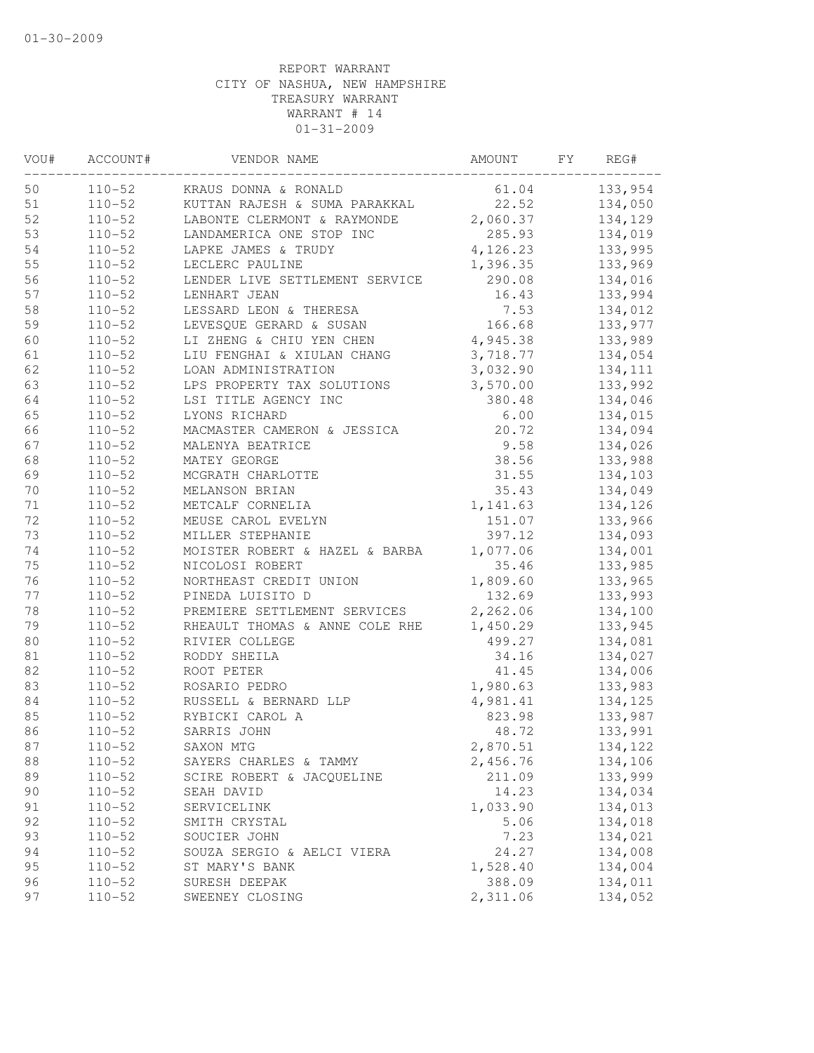REPORT WARRANT
CITY OF NASHUA, NEW HAMPSHIRE
TREASURY WARRANT
WARRANT # 14
01-31-2009

| VOU# | ACCOUNT# | VENDOR NAME | AMOUNT | FY | REG# |
|---|---|---|---|---|---|
| 50 | 110-52 | KRAUS DONNA & RONALD | 61.04 | | 133,954 |
| 51 | 110-52 | KUTTAN RAJESH & SUMA PARAKKAL | 22.52 | | 134,050 |
| 52 | 110-52 | LABONTE CLERMONT & RAYMONDE | 2,060.37 | | 134,129 |
| 53 | 110-52 | LANDAMERICA ONE STOP INC | 285.93 | | 134,019 |
| 54 | 110-52 | LAPKE JAMES & TRUDY | 4,126.23 | | 133,995 |
| 55 | 110-52 | LECLERC PAULINE | 1,396.35 | | 133,969 |
| 56 | 110-52 | LENDER LIVE SETTLEMENT SERVICE | 290.08 | | 134,016 |
| 57 | 110-52 | LENHART JEAN | 16.43 | | 133,994 |
| 58 | 110-52 | LESSARD LEON & THERESA | 7.53 | | 134,012 |
| 59 | 110-52 | LEVESQUE GERARD & SUSAN | 166.68 | | 133,977 |
| 60 | 110-52 | LI ZHENG & CHIU YEN CHEN | 4,945.38 | | 133,989 |
| 61 | 110-52 | LIU FENGHAI & XIULAN CHANG | 3,718.77 | | 134,054 |
| 62 | 110-52 | LOAN ADMINISTRATION | 3,032.90 | | 134,111 |
| 63 | 110-52 | LPS PROPERTY TAX SOLUTIONS | 3,570.00 | | 133,992 |
| 64 | 110-52 | LSI TITLE AGENCY INC | 380.48 | | 134,046 |
| 65 | 110-52 | LYONS RICHARD | 6.00 | | 134,015 |
| 66 | 110-52 | MACMASTER CAMERON & JESSICA | 20.72 | | 134,094 |
| 67 | 110-52 | MALENYA BEATRICE | 9.58 | | 134,026 |
| 68 | 110-52 | MATEY GEORGE | 38.56 | | 133,988 |
| 69 | 110-52 | MCGRATH CHARLOTTE | 31.55 | | 134,103 |
| 70 | 110-52 | MELANSON BRIAN | 35.43 | | 134,049 |
| 71 | 110-52 | METCALF CORNELIA | 1,141.63 | | 134,126 |
| 72 | 110-52 | MEUSE CAROL EVELYN | 151.07 | | 133,966 |
| 73 | 110-52 | MILLER STEPHANIE | 397.12 | | 134,093 |
| 74 | 110-52 | MOISTER ROBERT & HAZEL & BARBA | 1,077.06 | | 134,001 |
| 75 | 110-52 | NICOLOSI ROBERT | 35.46 | | 133,985 |
| 76 | 110-52 | NORTHEAST CREDIT UNION | 1,809.60 | | 133,965 |
| 77 | 110-52 | PINEDA LUISITO D | 132.69 | | 133,993 |
| 78 | 110-52 | PREMIERE SETTLEMENT SERVICES | 2,262.06 | | 134,100 |
| 79 | 110-52 | RHEAULT THOMAS & ANNE COLE RHE | 1,450.29 | | 133,945 |
| 80 | 110-52 | RIVIER COLLEGE | 499.27 | | 134,081 |
| 81 | 110-52 | RODDY SHEILA | 34.16 | | 134,027 |
| 82 | 110-52 | ROOT PETER | 41.45 | | 134,006 |
| 83 | 110-52 | ROSARIO PEDRO | 1,980.63 | | 133,983 |
| 84 | 110-52 | RUSSELL & BERNARD LLP | 4,981.41 | | 134,125 |
| 85 | 110-52 | RYBICKI CAROL A | 823.98 | | 133,987 |
| 86 | 110-52 | SARRIS JOHN | 48.72 | | 133,991 |
| 87 | 110-52 | SAXON MTG | 2,870.51 | | 134,122 |
| 88 | 110-52 | SAYERS CHARLES & TAMMY | 2,456.76 | | 134,106 |
| 89 | 110-52 | SCIRE ROBERT & JACQUELINE | 211.09 | | 133,999 |
| 90 | 110-52 | SEAH DAVID | 14.23 | | 134,034 |
| 91 | 110-52 | SERVICELINK | 1,033.90 | | 134,013 |
| 92 | 110-52 | SMITH CRYSTAL | 5.06 | | 134,018 |
| 93 | 110-52 | SOUCIER JOHN | 7.23 | | 134,021 |
| 94 | 110-52 | SOUZA SERGIO & AELCI VIERA | 24.27 | | 134,008 |
| 95 | 110-52 | ST MARY'S BANK | 1,528.40 | | 134,004 |
| 96 | 110-52 | SURESH DEEPAK | 388.09 | | 134,011 |
| 97 | 110-52 | SWEENEY CLOSING | 2,311.06 | | 134,052 |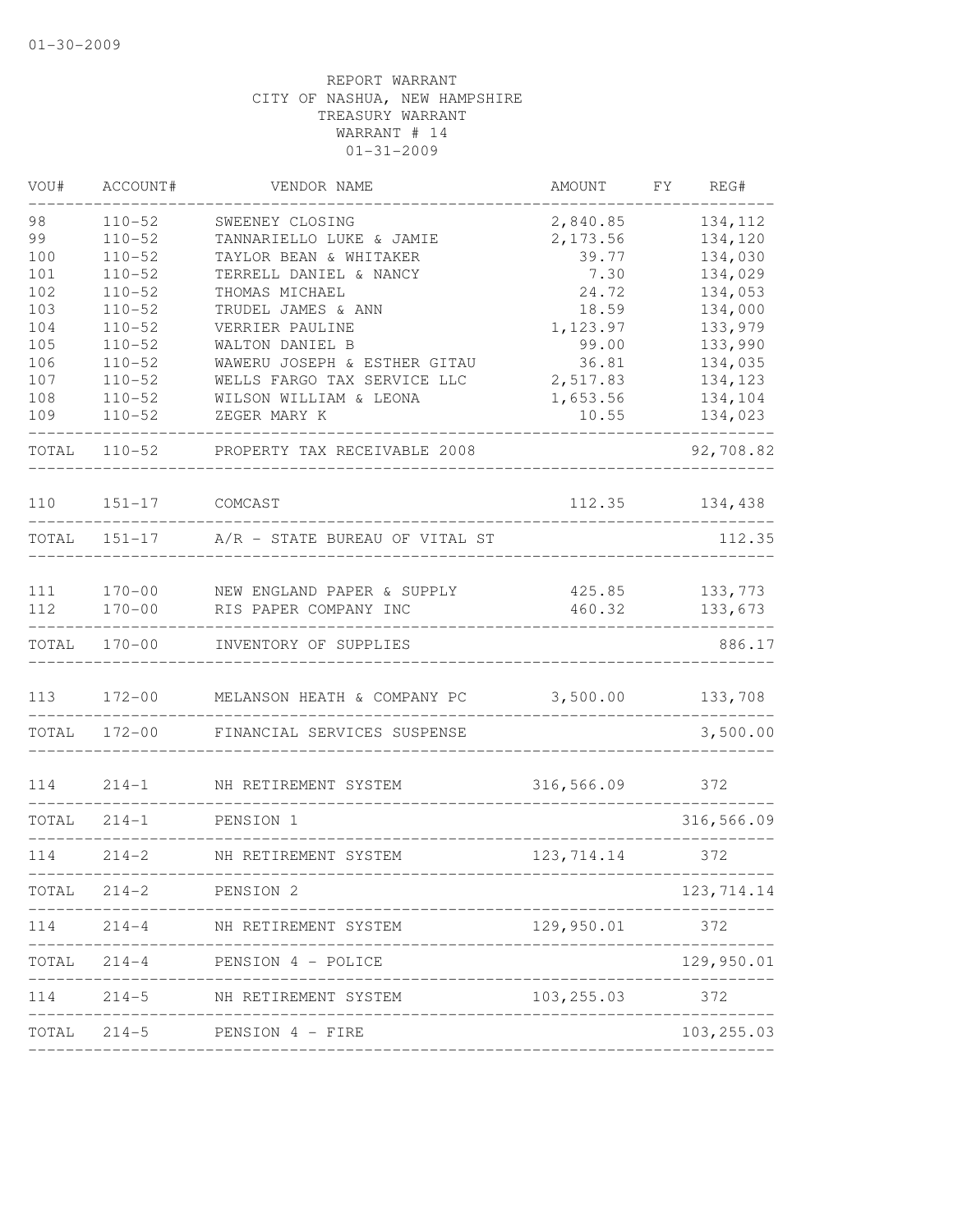01-30-2009

REPORT WARRANT
CITY OF NASHUA, NEW HAMPSHIRE
TREASURY WARRANT
WARRANT # 14
01-31-2009

| VOU# | ACCOUNT# | VENDOR NAME | AMOUNT | FY | REG# |
|---|---|---|---|---|---|
| 98 | 110-52 | SWEENEY CLOSING | 2,840.85 | | 134,112 |
| 99 | 110-52 | TANNARIELLO LUKE & JAMIE | 2,173.56 | | 134,120 |
| 100 | 110-52 | TAYLOR BEAN & WHITAKER | 39.77 | | 134,030 |
| 101 | 110-52 | TERRELL DANIEL & NANCY | 7.30 | | 134,029 |
| 102 | 110-52 | THOMAS MICHAEL | 24.72 | | 134,053 |
| 103 | 110-52 | TRUDEL JAMES & ANN | 18.59 | | 134,000 |
| 104 | 110-52 | VERRIER PAULINE | 1,123.97 | | 133,979 |
| 105 | 110-52 | WALTON DANIEL B | 99.00 | | 133,990 |
| 106 | 110-52 | WAWERU JOSEPH & ESTHER GITAU | 36.81 | | 134,035 |
| 107 | 110-52 | WELLS FARGO TAX SERVICE LLC | 2,517.83 | | 134,123 |
| 108 | 110-52 | WILSON WILLIAM & LEONA | 1,653.56 | | 134,104 |
| 109 | 110-52 | ZEGER MARY K | 10.55 | | 134,023 |
| TOTAL | 110-52 | PROPERTY TAX RECEIVABLE 2008 | | | 92,708.82 |
| 110 | 151-17 | COMCAST | 112.35 | | 134,438 |
| TOTAL | 151-17 | A/R - STATE BUREAU OF VITAL ST | | | 112.35 |
| 111 | 170-00 | NEW ENGLAND PAPER & SUPPLY | 425.85 | | 133,773 |
| 112 | 170-00 | RIS PAPER COMPANY INC | 460.32 | | 133,673 |
| TOTAL | 170-00 | INVENTORY OF SUPPLIES | | | 886.17 |
| 113 | 172-00 | MELANSON HEATH & COMPANY PC | 3,500.00 | | 133,708 |
| TOTAL | 172-00 | FINANCIAL SERVICES SUSPENSE | | | 3,500.00 |
| 114 | 214-1 | NH RETIREMENT SYSTEM | 316,566.09 | | 372 |
| TOTAL | 214-1 | PENSION 1 | | | 316,566.09 |
| 114 | 214-2 | NH RETIREMENT SYSTEM | 123,714.14 | | 372 |
| TOTAL | 214-2 | PENSION 2 | | | 123,714.14 |
| 114 | 214-4 | NH RETIREMENT SYSTEM | 129,950.01 | | 372 |
| TOTAL | 214-4 | PENSION 4 - POLICE | | | 129,950.01 |
| 114 | 214-5 | NH RETIREMENT SYSTEM | 103,255.03 | | 372 |
| TOTAL | 214-5 | PENSION 4 - FIRE | | | 103,255.03 |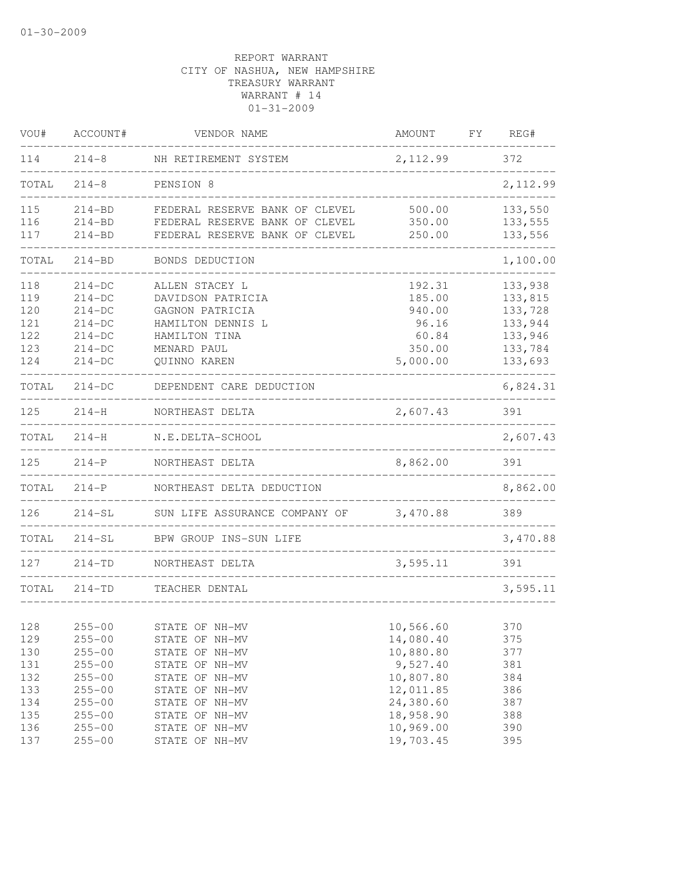01-30-2009

REPORT WARRANT
CITY OF NASHUA, NEW HAMPSHIRE
TREASURY WARRANT
WARRANT # 14
01-31-2009

| VOU# | ACCOUNT# | VENDOR NAME | AMOUNT | FY | REG# |
|---|---|---|---|---|---|
| 114 | 214-8 | NH RETIREMENT SYSTEM | 2,112.99 | | 372 |
| TOTAL | 214-8 | PENSION 8 | | | 2,112.99 |
| 115 | 214-BD | FEDERAL RESERVE BANK OF CLEVEL | 500.00 | | 133,550 |
| 116 | 214-BD | FEDERAL RESERVE BANK OF CLEVEL | 350.00 | | 133,555 |
| 117 | 214-BD | FEDERAL RESERVE BANK OF CLEVEL | 250.00 | | 133,556 |
| TOTAL | 214-BD | BONDS DEDUCTION | | | 1,100.00 |
| 118 | 214-DC | ALLEN STACEY L | 192.31 | | 133,938 |
| 119 | 214-DC | DAVIDSON PATRICIA | 185.00 | | 133,815 |
| 120 | 214-DC | GAGNON PATRICIA | 940.00 | | 133,728 |
| 121 | 214-DC | HAMILTON DENNIS L | 96.16 | | 133,944 |
| 122 | 214-DC | HAMILTON TINA | 60.84 | | 133,946 |
| 123 | 214-DC | MENARD PAUL | 350.00 | | 133,784 |
| 124 | 214-DC | QUINNO KAREN | 5,000.00 | | 133,693 |
| TOTAL | 214-DC | DEPENDENT CARE DEDUCTION | | | 6,824.31 |
| 125 | 214-H | NORTHEAST DELTA | 2,607.43 | | 391 |
| TOTAL | 214-H | N.E.DELTA-SCHOOL | | | 2,607.43 |
| 125 | 214-P | NORTHEAST DELTA | 8,862.00 | | 391 |
| TOTAL | 214-P | NORTHEAST DELTA DEDUCTION | | | 8,862.00 |
| 126 | 214-SL | SUN LIFE ASSURANCE COMPANY OF | 3,470.88 | | 389 |
| TOTAL | 214-SL | BPW GROUP INS-SUN LIFE | | | 3,470.88 |
| 127 | 214-TD | NORTHEAST DELTA | 3,595.11 | | 391 |
| TOTAL | 214-TD | TEACHER DENTAL | | | 3,595.11 |
| 128 | 255-00 | STATE OF NH-MV | 10,566.60 | | 370 |
| 129 | 255-00 | STATE OF NH-MV | 14,080.40 | | 375 |
| 130 | 255-00 | STATE OF NH-MV | 10,880.80 | | 377 |
| 131 | 255-00 | STATE OF NH-MV | 9,527.40 | | 381 |
| 132 | 255-00 | STATE OF NH-MV | 10,807.80 | | 384 |
| 133 | 255-00 | STATE OF NH-MV | 12,011.85 | | 386 |
| 134 | 255-00 | STATE OF NH-MV | 24,380.60 | | 387 |
| 135 | 255-00 | STATE OF NH-MV | 18,958.90 | | 388 |
| 136 | 255-00 | STATE OF NH-MV | 10,969.00 | | 390 |
| 137 | 255-00 | STATE OF NH-MV | 19,703.45 | | 395 |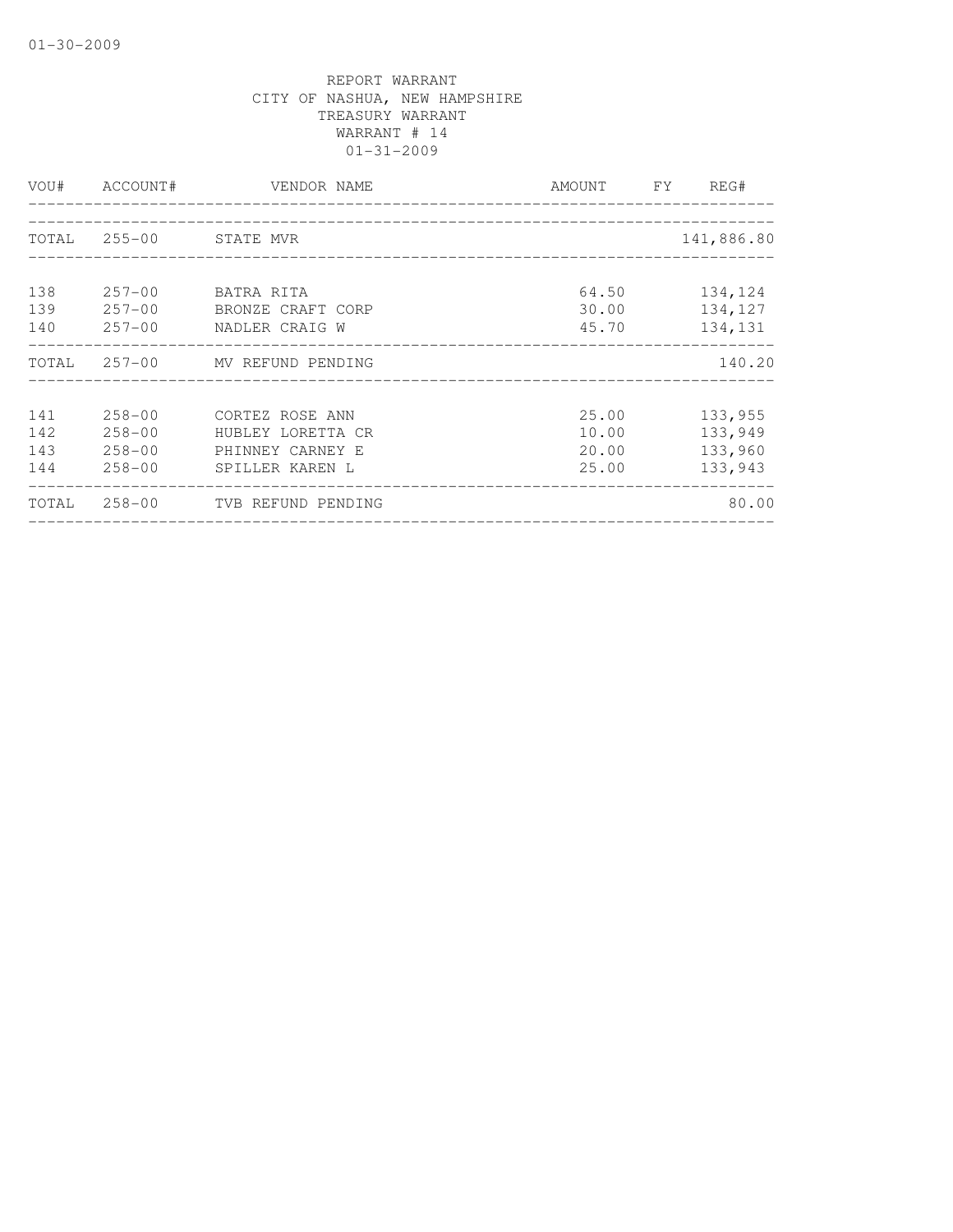REPORT WARRANT
CITY OF NASHUA, NEW HAMPSHIRE
TREASURY WARRANT
WARRANT # 14
01-31-2009

| VOU# | ACCOUNT# | VENDOR NAME | AMOUNT | FY | REG# |
|---|---|---|---|---|---|
| TOTAL | 255-00 | STATE MVR | | | 141,886.80 |
| 138 | 257-00 | BATRA RITA | 64.50 | | 134,124 |
| 139 | 257-00 | BRONZE CRAFT CORP | 30.00 | | 134,127 |
| 140 | 257-00 | NADLER CRAIG W | 45.70 | | 134,131 |
| TOTAL | 257-00 | MV REFUND PENDING | | | 140.20 |
| 141 | 258-00 | CORTEZ ROSE ANN | 25.00 | | 133,955 |
| 142 | 258-00 | HUBLEY LORETTA CR | 10.00 | | 133,949 |
| 143 | 258-00 | PHINNEY CARNEY E | 20.00 | | 133,960 |
| 144 | 258-00 | SPILLER KAREN L | 25.00 | | 133,943 |
| TOTAL | 258-00 | TVB REFUND PENDING | | | 80.00 |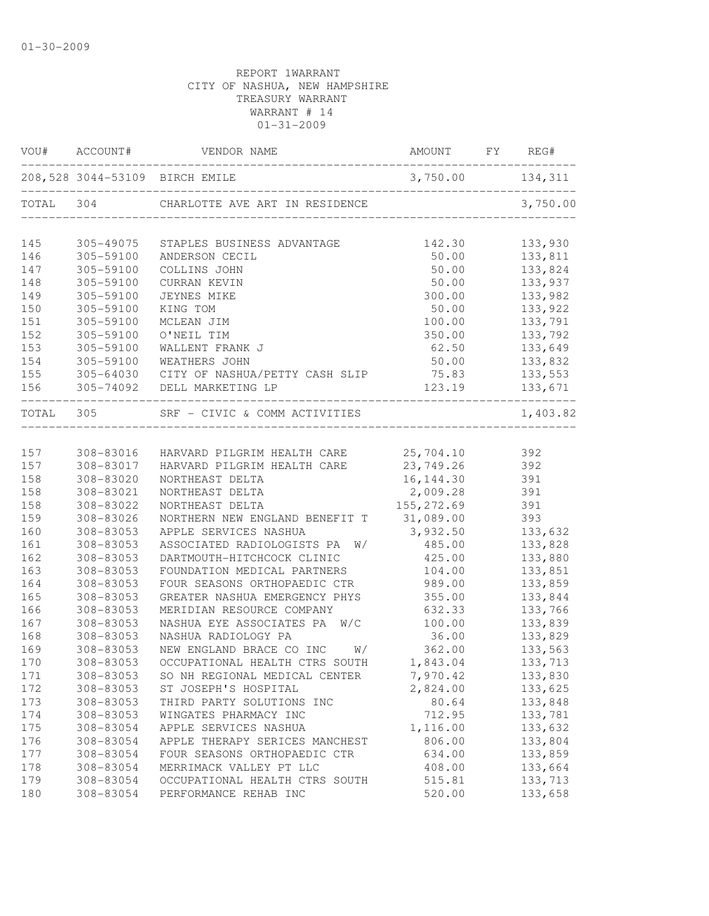01-30-2009

REPORT 1WARRANT
CITY OF NASHUA, NEW HAMPSHIRE
TREASURY WARRANT
WARRANT # 14
01-31-2009

| VOU# | ACCOUNT# | VENDOR NAME | AMOUNT | FY | REG# |
|---|---|---|---|---|---|
| 208,528 | 3044-53109 | BIRCH EMILE | 3,750.00 | | 134,311 |
| TOTAL | 304 | CHARLOTTE AVE ART IN RESIDENCE | | | 3,750.00 |
| 145 | 305-49075 | STAPLES BUSINESS ADVANTAGE | 142.30 | | 133,930 |
| 146 | 305-59100 | ANDERSON CECIL | 50.00 | | 133,811 |
| 147 | 305-59100 | COLLINS JOHN | 50.00 | | 133,824 |
| 148 | 305-59100 | CURRAN KEVIN | 50.00 | | 133,937 |
| 149 | 305-59100 | JEYNES MIKE | 300.00 | | 133,982 |
| 150 | 305-59100 | KING TOM | 50.00 | | 133,922 |
| 151 | 305-59100 | MCLEAN JIM | 100.00 | | 133,791 |
| 152 | 305-59100 | O'NEIL TIM | 350.00 | | 133,792 |
| 153 | 305-59100 | WALLENT FRANK J | 62.50 | | 133,649 |
| 154 | 305-59100 | WEATHERS JOHN | 50.00 | | 133,832 |
| 155 | 305-64030 | CITY OF NASHUA/PETTY CASH SLIP | 75.83 | | 133,553 |
| 156 | 305-74092 | DELL MARKETING LP | 123.19 | | 133,671 |
| TOTAL | 305 | SRF - CIVIC & COMM ACTIVITIES | | | 1,403.82 |
| 157 | 308-83016 | HARVARD PILGRIM HEALTH CARE | 25,704.10 | | 392 |
| 157 | 308-83017 | HARVARD PILGRIM HEALTH CARE | 23,749.26 | | 392 |
| 158 | 308-83020 | NORTHEAST DELTA | 16,144.30 | | 391 |
| 158 | 308-83021 | NORTHEAST DELTA | 2,009.28 | | 391 |
| 158 | 308-83022 | NORTHEAST DELTA | 155,272.69 | | 391 |
| 159 | 308-83026 | NORTHERN NEW ENGLAND BENEFIT T | 31,089.00 | | 393 |
| 160 | 308-83053 | APPLE SERVICES NASHUA | 3,932.50 | | 133,632 |
| 161 | 308-83053 | ASSOCIATED RADIOLOGISTS PA W/ | 485.00 | | 133,828 |
| 162 | 308-83053 | DARTMOUTH-HITCHCOCK CLINIC | 425.00 | | 133,880 |
| 163 | 308-83053 | FOUNDATION MEDICAL PARTNERS | 104.00 | | 133,851 |
| 164 | 308-83053 | FOUR SEASONS ORTHOPAEDIC CTR | 989.00 | | 133,859 |
| 165 | 308-83053 | GREATER NASHUA EMERGENCY PHYS | 355.00 | | 133,844 |
| 166 | 308-83053 | MERIDIAN RESOURCE COMPANY | 632.33 | | 133,766 |
| 167 | 308-83053 | NASHUA EYE ASSOCIATES PA W/C | 100.00 | | 133,839 |
| 168 | 308-83053 | NASHUA RADIOLOGY PA | 36.00 | | 133,829 |
| 169 | 308-83053 | NEW ENGLAND BRACE CO INC W/ | 362.00 | | 133,563 |
| 170 | 308-83053 | OCCUPATIONAL HEALTH CTRS SOUTH | 1,843.04 | | 133,713 |
| 171 | 308-83053 | SO NH REGIONAL MEDICAL CENTER | 7,970.42 | | 133,830 |
| 172 | 308-83053 | ST JOSEPH'S HOSPITAL | 2,824.00 | | 133,625 |
| 173 | 308-83053 | THIRD PARTY SOLUTIONS INC | 80.64 | | 133,848 |
| 174 | 308-83053 | WINGATES PHARMACY INC | 712.95 | | 133,781 |
| 175 | 308-83054 | APPLE SERVICES NASHUA | 1,116.00 | | 133,632 |
| 176 | 308-83054 | APPLE THERAPY SERICES MANCHEST | 806.00 | | 133,804 |
| 177 | 308-83054 | FOUR SEASONS ORTHOPAEDIC CTR | 634.00 | | 133,859 |
| 178 | 308-83054 | MERRIMACK VALLEY PT LLC | 408.00 | | 133,664 |
| 179 | 308-83054 | OCCUPATIONAL HEALTH CTRS SOUTH | 515.81 | | 133,713 |
| 180 | 308-83054 | PERFORMANCE REHAB INC | 520.00 | | 133,658 |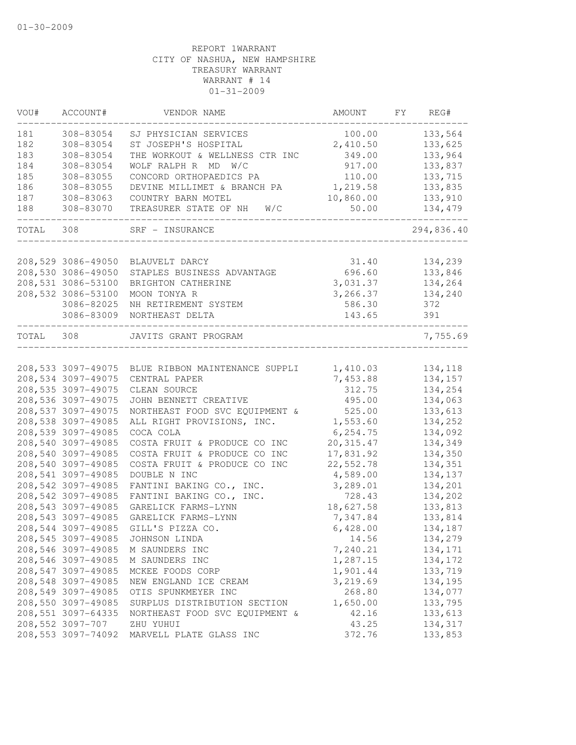01-30-2009

REPORT 1WARRANT
CITY OF NASHUA, NEW HAMPSHIRE
TREASURY WARRANT
WARRANT # 14
01-31-2009

| VOU# | ACCOUNT# | VENDOR NAME | AMOUNT | FY | REG# |
|---|---|---|---|---|---|
| 181 | 308-83054 | SJ PHYSICIAN SERVICES | 100.00 | | 133,564 |
| 182 | 308-83054 | ST JOSEPH'S HOSPITAL | 2,410.50 | | 133,625 |
| 183 | 308-83054 | THE WORKOUT & WELLNESS CTR INC | 349.00 | | 133,964 |
| 184 | 308-83054 | WOLF RALPH R MD W/C | 917.00 | | 133,837 |
| 185 | 308-83055 | CONCORD ORTHOPAEDICS PA | 110.00 | | 133,715 |
| 186 | 308-83055 | DEVINE MILLIMET & BRANCH PA | 1,219.58 | | 133,835 |
| 187 | 308-83063 | COUNTRY BARN MOTEL | 10,860.00 | | 133,910 |
| 188 | 308-83070 | TREASURER STATE OF NH W/C | 50.00 | | 134,479 |
| TOTAL | 308 | SRF - INSURANCE | | | 294,836.40 |
| 208,529 | 3086-49050 | BLAUVELT DARCY | 31.40 | | 134,239 |
| 208,530 | 3086-49050 | STAPLES BUSINESS ADVANTAGE | 696.60 | | 133,846 |
| 208,531 | 3086-53100 | BRIGHTON CATHERINE | 3,031.37 | | 134,264 |
| 208,532 | 3086-53100 | MOON TONYA R | 3,266.37 | | 134,240 |
| | 3086-82025 | NH RETIREMENT SYSTEM | 586.30 | | 372 |
| | 3086-83009 | NORTHEAST DELTA | 143.65 | | 391 |
| TOTAL | 308 | JAVITS GRANT PROGRAM | | | 7,755.69 |
| 208,533 | 3097-49075 | BLUE RIBBON MAINTENANCE SUPPLI | 1,410.03 | | 134,118 |
| 208,534 | 3097-49075 | CENTRAL PAPER | 7,453.88 | | 134,157 |
| 208,535 | 3097-49075 | CLEAN SOURCE | 312.75 | | 134,254 |
| 208,536 | 3097-49075 | JOHN BENNETT CREATIVE | 495.00 | | 134,063 |
| 208,537 | 3097-49075 | NORTHEAST FOOD SVC EQUIPMENT & | 525.00 | | 133,613 |
| 208,538 | 3097-49085 | ALL RIGHT PROVISIONS, INC. | 1,553.60 | | 134,252 |
| 208,539 | 3097-49085 | COCA COLA | 6,254.75 | | 134,092 |
| 208,540 | 3097-49085 | COSTA FRUIT & PRODUCE CO INC | 20,315.47 | | 134,349 |
| 208,540 | 3097-49085 | COSTA FRUIT & PRODUCE CO INC | 17,831.92 | | 134,350 |
| 208,540 | 3097-49085 | COSTA FRUIT & PRODUCE CO INC | 22,552.78 | | 134,351 |
| 208,541 | 3097-49085 | DOUBLE N INC | 4,589.00 | | 134,137 |
| 208,542 | 3097-49085 | FANTINI BAKING CO., INC. | 3,289.01 | | 134,201 |
| 208,542 | 3097-49085 | FANTINI BAKING CO., INC. | 728.43 | | 134,202 |
| 208,543 | 3097-49085 | GARELICK FARMS-LYNN | 18,627.58 | | 133,813 |
| 208,543 | 3097-49085 | GARELICK FARMS-LYNN | 7,347.84 | | 133,814 |
| 208,544 | 3097-49085 | GILL'S PIZZA CO. | 6,428.00 | | 134,187 |
| 208,545 | 3097-49085 | JOHNSON LINDA | 14.56 | | 134,279 |
| 208,546 | 3097-49085 | M SAUNDERS INC | 7,240.21 | | 134,171 |
| 208,546 | 3097-49085 | M SAUNDERS INC | 1,287.15 | | 134,172 |
| 208,547 | 3097-49085 | MCKEE FOODS CORP | 1,901.44 | | 133,719 |
| 208,548 | 3097-49085 | NEW ENGLAND ICE CREAM | 3,219.69 | | 134,195 |
| 208,549 | 3097-49085 | OTIS SPUNKMEYER INC | 268.80 | | 134,077 |
| 208,550 | 3097-49085 | SURPLUS DISTRIBUTION SECTION | 1,650.00 | | 133,795 |
| 208,551 | 3097-64335 | NORTHEAST FOOD SVC EQUIPMENT & | 42.16 | | 133,613 |
| 208,552 | 3097-707 | ZHU YUHUI | 43.25 | | 134,317 |
| 208,553 | 3097-74092 | MARVELL PLATE GLASS INC | 372.76 | | 133,853 |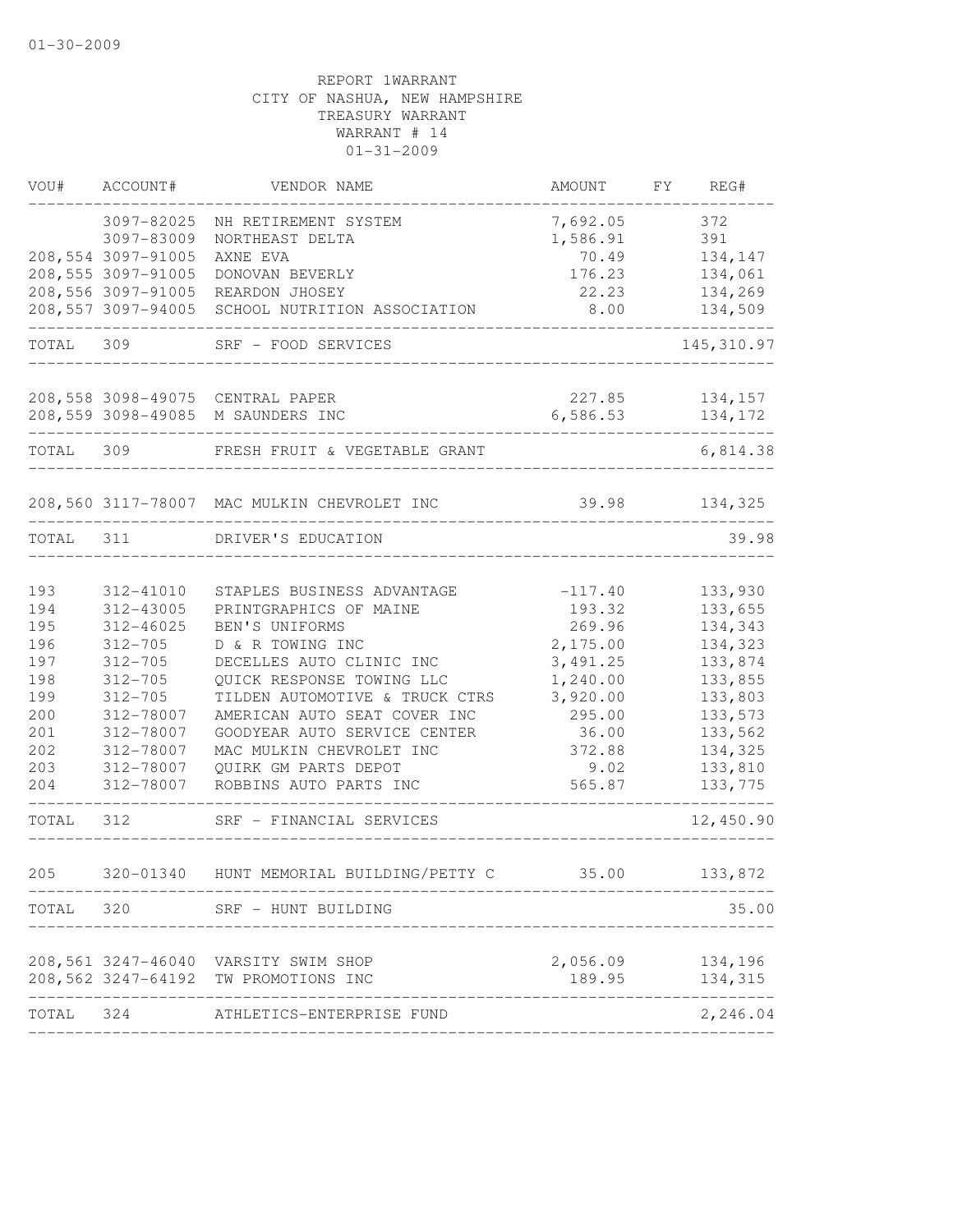01-30-2009

REPORT 1WARRANT
CITY OF NASHUA, NEW HAMPSHIRE
TREASURY WARRANT
WARRANT # 14
01-31-2009

| VOU# | ACCOUNT# | VENDOR NAME | AMOUNT | FY | REG# |
|---|---|---|---|---|---|
| | 3097-82025 | NH RETIREMENT SYSTEM | 7,692.05 | | 372 |
| | 3097-83009 | NORTHEAST DELTA | 1,586.91 | | 391 |
| 208,554 | 3097-91005 | AXNE EVA | 70.49 | | 134,147 |
| 208,555 | 3097-91005 | DONOVAN BEVERLY | 176.23 | | 134,061 |
| 208,556 | 3097-91005 | REARDON JHOSEY | 22.23 | | 134,269 |
| 208,557 | 3097-94005 | SCHOOL NUTRITION ASSOCIATION | 8.00 | | 134,509 |
| TOTAL | 309 | SRF - FOOD SERVICES | | | 145,310.97 |
| 208,558 | 3098-49075 | CENTRAL PAPER | 227.85 | | 134,157 |
| 208,559 | 3098-49085 | M SAUNDERS INC | 6,586.53 | | 134,172 |
| TOTAL | 309 | FRESH FRUIT & VEGETABLE GRANT | | | 6,814.38 |
| 208,560 | 3117-78007 | MAC MULKIN CHEVROLET INC | 39.98 | | 134,325 |
| TOTAL | 311 | DRIVER'S EDUCATION | | | 39.98 |
| 193 | 312-41010 | STAPLES BUSINESS ADVANTAGE | -117.40 | | 133,930 |
| 194 | 312-43005 | PRINTGRAPHICS OF MAINE | 193.32 | | 133,655 |
| 195 | 312-46025 | BEN'S UNIFORMS | 269.96 | | 134,343 |
| 196 | 312-705 | D & R TOWING INC | 2,175.00 | | 134,323 |
| 197 | 312-705 | DECELLES AUTO CLINIC INC | 3,491.25 | | 133,874 |
| 198 | 312-705 | QUICK RESPONSE TOWING LLC | 1,240.00 | | 133,855 |
| 199 | 312-705 | TILDEN AUTOMOTIVE & TRUCK CTRS | 3,920.00 | | 133,803 |
| 200 | 312-78007 | AMERICAN AUTO SEAT COVER INC | 295.00 | | 133,573 |
| 201 | 312-78007 | GOODYEAR AUTO SERVICE CENTER | 36.00 | | 133,562 |
| 202 | 312-78007 | MAC MULKIN CHEVROLET INC | 372.88 | | 134,325 |
| 203 | 312-78007 | QUIRK GM PARTS DEPOT | 9.02 | | 133,810 |
| 204 | 312-78007 | ROBBINS AUTO PARTS INC | 565.87 | | 133,775 |
| TOTAL | 312 | SRF - FINANCIAL SERVICES | | | 12,450.90 |
| 205 | 320-01340 | HUNT MEMORIAL BUILDING/PETTY C | 35.00 | | 133,872 |
| TOTAL | 320 | SRF - HUNT BUILDING | | | 35.00 |
| 208,561 | 3247-46040 | VARSITY SWIM SHOP | 2,056.09 | | 134,196 |
| 208,562 | 3247-64192 | TW PROMOTIONS INC | 189.95 | | 134,315 |
| TOTAL | 324 | ATHLETICS-ENTERPRISE FUND | | | 2,246.04 |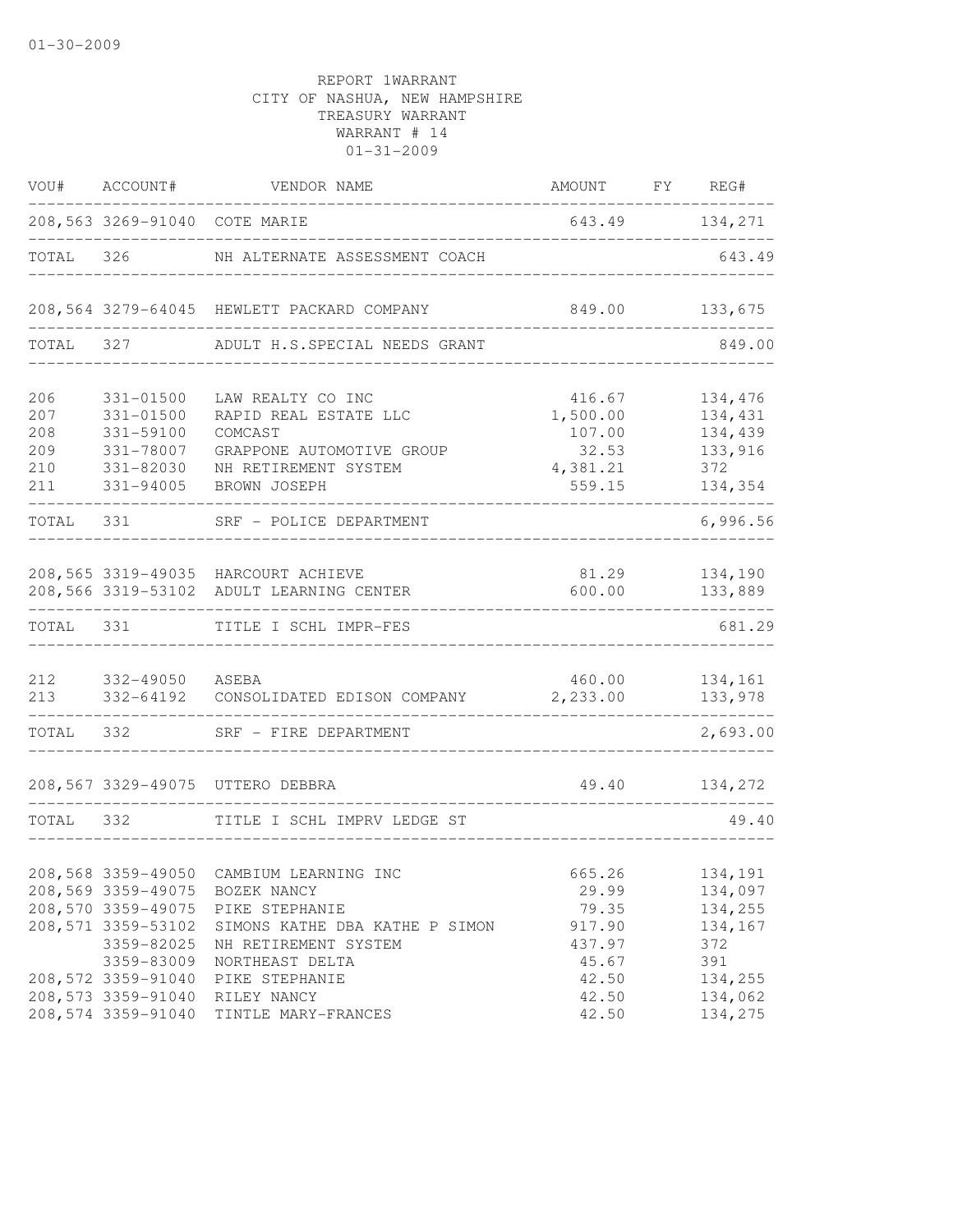01-30-2009

REPORT 1WARRANT
CITY OF NASHUA, NEW HAMPSHIRE
TREASURY WARRANT
WARRANT # 14
01-31-2009

| VOU# | ACCOUNT# | VENDOR NAME | AMOUNT | FY | REG# |
|---|---|---|---|---|---|
| 208,563 | 3269-91040 | COTE MARIE | 643.49 | | 134,271 |
| TOTAL | 326 | NH ALTERNATE ASSESSMENT COACH | | | 643.49 |
| 208,564 | 3279-64045 | HEWLETT PACKARD COMPANY | 849.00 | | 133,675 |
| TOTAL | 327 | ADULT H.S.SPECIAL NEEDS GRANT | | | 849.00 |
| 206 | 331-01500 | LAW REALTY CO INC | 416.67 | | 134,476 |
| 207 | 331-01500 | RAPID REAL ESTATE LLC | 1,500.00 | | 134,431 |
| 208 | 331-59100 | COMCAST | 107.00 | | 134,439 |
| 209 | 331-78007 | GRAPPONE AUTOMOTIVE GROUP | 32.53 | | 133,916 |
| 210 | 331-82030 | NH RETIREMENT SYSTEM | 4,381.21 | | 372 |
| 211 | 331-94005 | BROWN JOSEPH | 559.15 | | 134,354 |
| TOTAL | 331 | SRF - POLICE DEPARTMENT | | | 6,996.56 |
| 208,565 | 3319-49035 | HARCOURT ACHIEVE | 81.29 | | 134,190 |
| 208,566 | 3319-53102 | ADULT LEARNING CENTER | 600.00 | | 133,889 |
| TOTAL | 331 | TITLE I SCHL IMPR-FES | | | 681.29 |
| 212 | 332-49050 | ASEBA | 460.00 | | 134,161 |
| 213 | 332-64192 | CONSOLIDATED EDISON COMPANY | 2,233.00 | | 133,978 |
| TOTAL | 332 | SRF - FIRE DEPARTMENT | | | 2,693.00 |
| 208,567 | 3329-49075 | UTTERO DEBBRA | 49.40 | | 134,272 |
| TOTAL | 332 | TITLE I SCHL IMPRV LEDGE ST | | | 49.40 |
| 208,568 | 3359-49050 | CAMBIUM LEARNING INC | 665.26 | | 134,191 |
| 208,569 | 3359-49075 | BOZEK NANCY | 29.99 | | 134,097 |
| 208,570 | 3359-49075 | PIKE STEPHANIE | 79.35 | | 134,255 |
| 208,571 | 3359-53102 | SIMONS KATHE DBA KATHE P SIMON | 917.90 | | 134,167 |
| | 3359-82025 | NH RETIREMENT SYSTEM | 437.97 | | 372 |
| | 3359-83009 | NORTHEAST DELTA | 45.67 | | 391 |
| 208,572 | 3359-91040 | PIKE STEPHANIE | 42.50 | | 134,255 |
| 208,573 | 3359-91040 | RILEY NANCY | 42.50 | | 134,062 |
| 208,574 | 3359-91040 | TINTLE MARY-FRANCES | 42.50 | | 134,275 |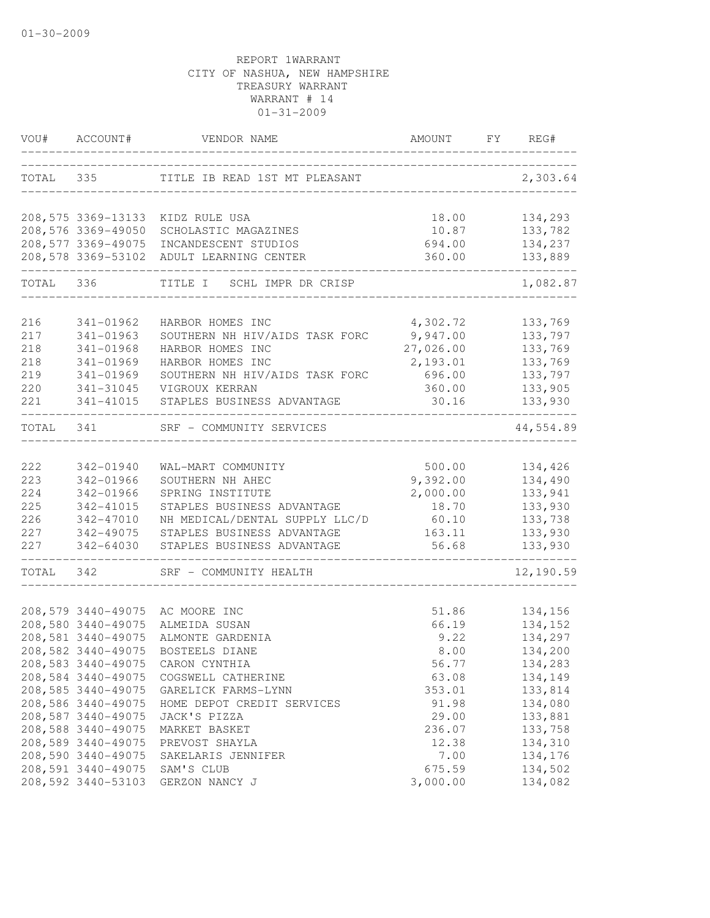01-30-2009

REPORT 1WARRANT
CITY OF NASHUA, NEW HAMPSHIRE
TREASURY WARRANT
WARRANT # 14
01-31-2009

| VOU# | ACCOUNT# | VENDOR NAME | AMOUNT | FY | REG# |
|---|---|---|---|---|---|
| TOTAL | 335 | TITLE IB READ 1ST MT PLEASANT | | | 2,303.64 |
| 208,575 | 3369-13133 | KIDZ RULE USA | 18.00 | | 134,293 |
| 208,576 | 3369-49050 | SCHOLASTIC MAGAZINES | 10.87 | | 133,782 |
| 208,577 | 3369-49075 | INCANDESCENT STUDIOS | 694.00 | | 134,237 |
| 208,578 | 3369-53102 | ADULT LEARNING CENTER | 360.00 | | 133,889 |
| TOTAL | 336 | TITLE I SCHL IMPR DR CRISP | | | 1,082.87 |
| 216 | 341-01962 | HARBOR HOMES INC | 4,302.72 | | 133,769 |
| 217 | 341-01963 | SOUTHERN NH HIV/AIDS TASK FORC | 9,947.00 | | 133,797 |
| 218 | 341-01968 | HARBOR HOMES INC | 27,026.00 | | 133,769 |
| 218 | 341-01969 | HARBOR HOMES INC | 2,193.01 | | 133,769 |
| 219 | 341-01969 | SOUTHERN NH HIV/AIDS TASK FORC | 696.00 | | 133,797 |
| 220 | 341-31045 | VIGROUX KERRAN | 360.00 | | 133,905 |
| 221 | 341-41015 | STAPLES BUSINESS ADVANTAGE | 30.16 | | 133,930 |
| TOTAL | 341 | SRF - COMMUNITY SERVICES | | | 44,554.89 |
| 222 | 342-01940 | WAL-MART COMMUNITY | 500.00 | | 134,426 |
| 223 | 342-01966 | SOUTHERN NH AHEC | 9,392.00 | | 134,490 |
| 224 | 342-01966 | SPRING INSTITUTE | 2,000.00 | | 133,941 |
| 225 | 342-41015 | STAPLES BUSINESS ADVANTAGE | 18.70 | | 133,930 |
| 226 | 342-47010 | NH MEDICAL/DENTAL SUPPLY LLC/D | 60.10 | | 133,738 |
| 227 | 342-49075 | STAPLES BUSINESS ADVANTAGE | 163.11 | | 133,930 |
| 227 | 342-64030 | STAPLES BUSINESS ADVANTAGE | 56.68 | | 133,930 |
| TOTAL | 342 | SRF - COMMUNITY HEALTH | | | 12,190.59 |
| 208,579 | 3440-49075 | AC MOORE INC | 51.86 | | 134,156 |
| 208,580 | 3440-49075 | ALMEIDA SUSAN | 66.19 | | 134,152 |
| 208,581 | 3440-49075 | ALMONTE GARDENIA | 9.22 | | 134,297 |
| 208,582 | 3440-49075 | BOSTEELS DIANE | 8.00 | | 134,200 |
| 208,583 | 3440-49075 | CARON CYNTHIA | 56.77 | | 134,283 |
| 208,584 | 3440-49075 | COGSWELL CATHERINE | 63.08 | | 134,149 |
| 208,585 | 3440-49075 | GARELICK FARMS-LYNN | 353.01 | | 133,814 |
| 208,586 | 3440-49075 | HOME DEPOT CREDIT SERVICES | 91.98 | | 134,080 |
| 208,587 | 3440-49075 | JACK'S PIZZA | 29.00 | | 133,881 |
| 208,588 | 3440-49075 | MARKET BASKET | 236.07 | | 133,758 |
| 208,589 | 3440-49075 | PREVOST SHAYLA | 12.38 | | 134,310 |
| 208,590 | 3440-49075 | SAKELARIS JENNIFER | 7.00 | | 134,176 |
| 208,591 | 3440-49075 | SAM'S CLUB | 675.59 | | 134,502 |
| 208,592 | 3440-53103 | GERZON NANCY J | 3,000.00 | | 134,082 |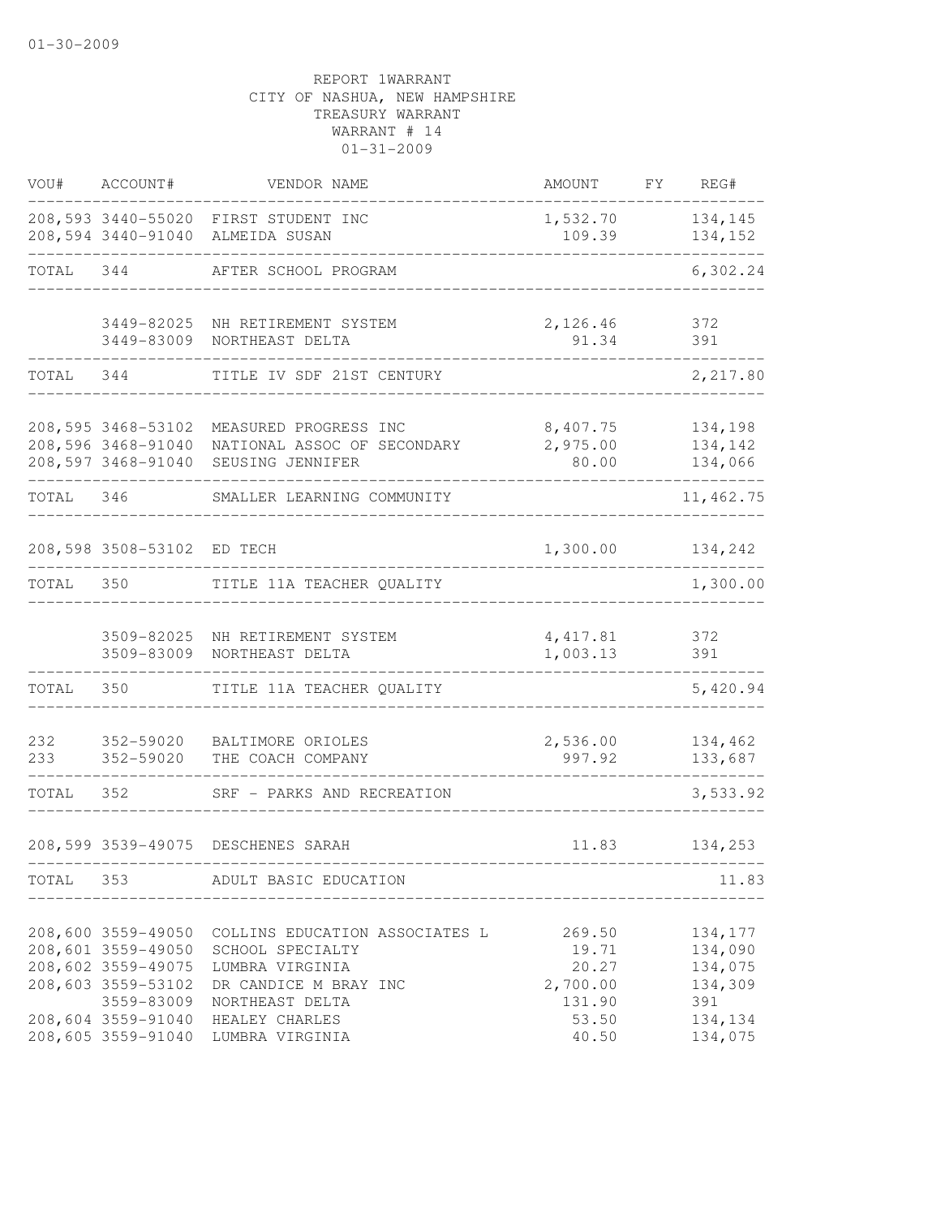REPORT 1WARRANT
CITY OF NASHUA, NEW HAMPSHIRE
TREASURY WARRANT
WARRANT # 14
01-31-2009

| VOU# | ACCOUNT# | VENDOR NAME | AMOUNT | FY | REG# |
|---|---|---|---|---|---|
| 208,593 | 3440-55020 | FIRST STUDENT INC | 1,532.70 | | 134,145 |
| 208,594 | 3440-91040 | ALMEIDA SUSAN | 109.39 | | 134,152 |
| TOTAL | 344 | AFTER SCHOOL PROGRAM | | | 6,302.24 |
| | 3449-82025 | NH RETIREMENT SYSTEM | 2,126.46 | | 372 |
| | 3449-83009 | NORTHEAST DELTA | 91.34 | | 391 |
| TOTAL | 344 | TITLE IV SDF 21ST CENTURY | | | 2,217.80 |
| 208,595 | 3468-53102 | MEASURED PROGRESS INC | 8,407.75 | | 134,198 |
| 208,596 | 3468-91040 | NATIONAL ASSOC OF SECONDARY | 2,975.00 | | 134,142 |
| 208,597 | 3468-91040 | SEUSING JENNIFER | 80.00 | | 134,066 |
| TOTAL | 346 | SMALLER LEARNING COMMUNITY | | | 11,462.75 |
| 208,598 | 3508-53102 | ED TECH | 1,300.00 | | 134,242 |
| TOTAL | 350 | TITLE 11A TEACHER QUALITY | | | 1,300.00 |
| | 3509-82025 | NH RETIREMENT SYSTEM | 4,417.81 | | 372 |
| | 3509-83009 | NORTHEAST DELTA | 1,003.13 | | 391 |
| TOTAL | 350 | TITLE 11A TEACHER QUALITY | | | 5,420.94 |
| 232 | 352-59020 | BALTIMORE ORIOLES | 2,536.00 | | 134,462 |
| 233 | 352-59020 | THE COACH COMPANY | 997.92 | | 133,687 |
| TOTAL | 352 | SRF - PARKS AND RECREATION | | | 3,533.92 |
| 208,599 | 3539-49075 | DESCHENES SARAH | 11.83 | | 134,253 |
| TOTAL | 353 | ADULT BASIC EDUCATION | | | 11.83 |
| 208,600 | 3559-49050 | COLLINS EDUCATION ASSOCIATES L | 269.50 | | 134,177 |
| 208,601 | 3559-49050 | SCHOOL SPECIALTY | 19.71 | | 134,090 |
| 208,602 | 3559-49075 | LUMBRA VIRGINIA | 20.27 | | 134,075 |
| 208,603 | 3559-53102 | DR CANDICE M BRAY INC | 2,700.00 | | 134,309 |
| | 3559-83009 | NORTHEAST DELTA | 131.90 | | 391 |
| 208,604 | 3559-91040 | HEALEY CHARLES | 53.50 | | 134,134 |
| 208,605 | 3559-91040 | LUMBRA VIRGINIA | 40.50 | | 134,075 |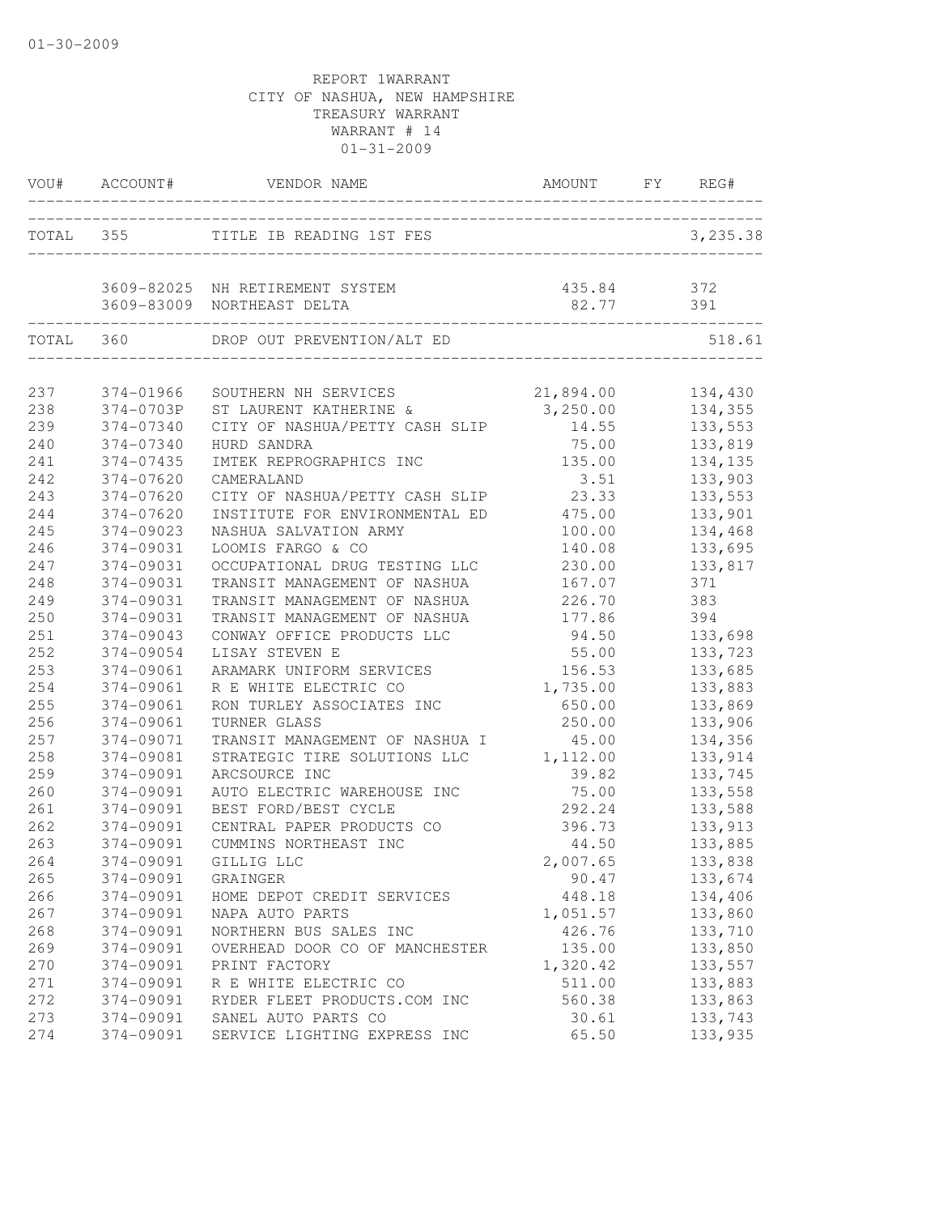01-30-2009

REPORT 1WARRANT
CITY OF NASHUA, NEW HAMPSHIRE
TREASURY WARRANT
WARRANT # 14
01-31-2009

| VOU# | ACCOUNT# | VENDOR NAME | AMOUNT | FY | REG# |
|---|---|---|---|---|---|
| TOTAL | 355 | TITLE IB READING 1ST FES | | | 3,235.38 |
| | 3609-82025 | NH RETIREMENT SYSTEM | 435.84 | | 372 |
| | 3609-83009 | NORTHEAST DELTA | 82.77 | | 391 |
| TOTAL | 360 | DROP OUT PREVENTION/ALT ED | | | 518.61 |
| 237 | 374-01966 | SOUTHERN NH SERVICES | 21,894.00 | | 134,430 |
| 238 | 374-0703P | ST LAURENT KATHERINE & | 3,250.00 | | 134,355 |
| 239 | 374-07340 | CITY OF NASHUA/PETTY CASH SLIP | 14.55 | | 133,553 |
| 240 | 374-07340 | HURD SANDRA | 75.00 | | 133,819 |
| 241 | 374-07435 | IMTEK REPROGRAPHICS INC | 135.00 | | 134,135 |
| 242 | 374-07620 | CAMERALAND | 3.51 | | 133,903 |
| 243 | 374-07620 | CITY OF NASHUA/PETTY CASH SLIP | 23.33 | | 133,553 |
| 244 | 374-07620 | INSTITUTE FOR ENVIRONMENTAL ED | 475.00 | | 133,901 |
| 245 | 374-09023 | NASHUA SALVATION ARMY | 100.00 | | 134,468 |
| 246 | 374-09031 | LOOMIS FARGO & CO | 140.08 | | 133,695 |
| 247 | 374-09031 | OCCUPATIONAL DRUG TESTING LLC | 230.00 | | 133,817 |
| 248 | 374-09031 | TRANSIT MANAGEMENT OF NASHUA | 167.07 | | 371 |
| 249 | 374-09031 | TRANSIT MANAGEMENT OF NASHUA | 226.70 | | 383 |
| 250 | 374-09031 | TRANSIT MANAGEMENT OF NASHUA | 177.86 | | 394 |
| 251 | 374-09043 | CONWAY OFFICE PRODUCTS LLC | 94.50 | | 133,698 |
| 252 | 374-09054 | LISAY STEVEN E | 55.00 | | 133,723 |
| 253 | 374-09061 | ARAMARK UNIFORM SERVICES | 156.53 | | 133,685 |
| 254 | 374-09061 | R E WHITE ELECTRIC CO | 1,735.00 | | 133,883 |
| 255 | 374-09061 | RON TURLEY ASSOCIATES INC | 650.00 | | 133,869 |
| 256 | 374-09061 | TURNER GLASS | 250.00 | | 133,906 |
| 257 | 374-09071 | TRANSIT MANAGEMENT OF NASHUA I | 45.00 | | 134,356 |
| 258 | 374-09081 | STRATEGIC TIRE SOLUTIONS LLC | 1,112.00 | | 133,914 |
| 259 | 374-09091 | ARCSOURCE INC | 39.82 | | 133,745 |
| 260 | 374-09091 | AUTO ELECTRIC WAREHOUSE INC | 75.00 | | 133,558 |
| 261 | 374-09091 | BEST FORD/BEST CYCLE | 292.24 | | 133,588 |
| 262 | 374-09091 | CENTRAL PAPER PRODUCTS CO | 396.73 | | 133,913 |
| 263 | 374-09091 | CUMMINS NORTHEAST INC | 44.50 | | 133,885 |
| 264 | 374-09091 | GILLIG LLC | 2,007.65 | | 133,838 |
| 265 | 374-09091 | GRAINGER | 90.47 | | 133,674 |
| 266 | 374-09091 | HOME DEPOT CREDIT SERVICES | 448.18 | | 134,406 |
| 267 | 374-09091 | NAPA AUTO PARTS | 1,051.57 | | 133,860 |
| 268 | 374-09091 | NORTHERN BUS SALES INC | 426.76 | | 133,710 |
| 269 | 374-09091 | OVERHEAD DOOR CO OF MANCHESTER | 135.00 | | 133,850 |
| 270 | 374-09091 | PRINT FACTORY | 1,320.42 | | 133,557 |
| 271 | 374-09091 | R E WHITE ELECTRIC CO | 511.00 | | 133,883 |
| 272 | 374-09091 | RYDER FLEET PRODUCTS.COM INC | 560.38 | | 133,863 |
| 273 | 374-09091 | SANEL AUTO PARTS CO | 30.61 | | 133,743 |
| 274 | 374-09091 | SERVICE LIGHTING EXPRESS INC | 65.50 | | 133,935 |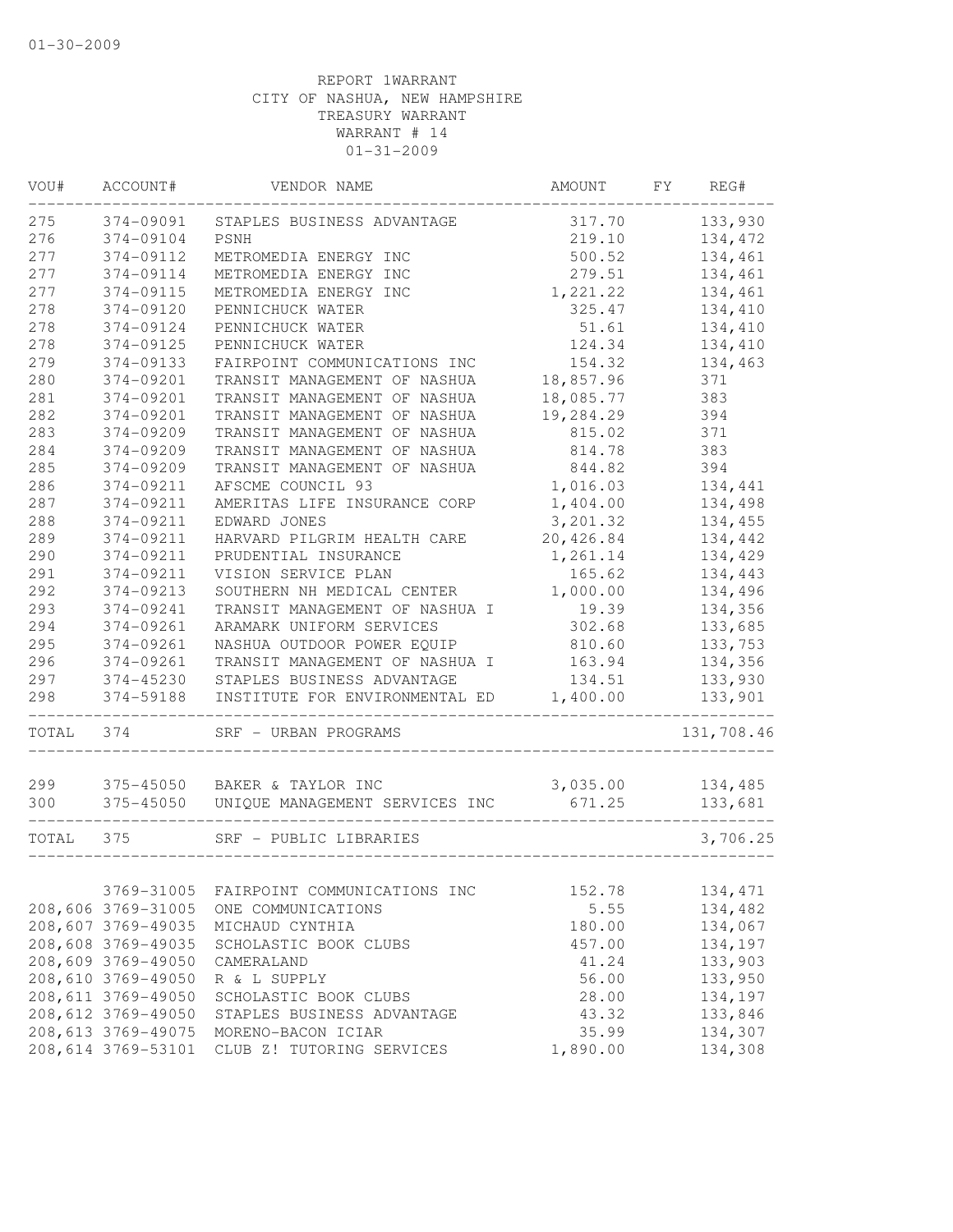01-30-2009

REPORT 1WARRANT
CITY OF NASHUA, NEW HAMPSHIRE
TREASURY WARRANT
WARRANT # 14
01-31-2009

| VOU# | ACCOUNT# | VENDOR NAME | AMOUNT | FY | REG# |
|---|---|---|---|---|---|
| 275 | 374-09091 | STAPLES BUSINESS ADVANTAGE | 317.70 | | 133,930 |
| 276 | 374-09104 | PSNH | 219.10 | | 134,472 |
| 277 | 374-09112 | METROMEDIA ENERGY INC | 500.52 | | 134,461 |
| 277 | 374-09114 | METROMEDIA ENERGY INC | 279.51 | | 134,461 |
| 277 | 374-09115 | METROMEDIA ENERGY INC | 1,221.22 | | 134,461 |
| 278 | 374-09120 | PENNICHUCK WATER | 325.47 | | 134,410 |
| 278 | 374-09124 | PENNICHUCK WATER | 51.61 | | 134,410 |
| 278 | 374-09125 | PENNICHUCK WATER | 124.34 | | 134,410 |
| 279 | 374-09133 | FAIRPOINT COMMUNICATIONS INC | 154.32 | | 134,463 |
| 280 | 374-09201 | TRANSIT MANAGEMENT OF NASHUA | 18,857.96 | | 371 |
| 281 | 374-09201 | TRANSIT MANAGEMENT OF NASHUA | 18,085.77 | | 383 |
| 282 | 374-09201 | TRANSIT MANAGEMENT OF NASHUA | 19,284.29 | | 394 |
| 283 | 374-09209 | TRANSIT MANAGEMENT OF NASHUA | 815.02 | | 371 |
| 284 | 374-09209 | TRANSIT MANAGEMENT OF NASHUA | 814.78 | | 383 |
| 285 | 374-09209 | TRANSIT MANAGEMENT OF NASHUA | 844.82 | | 394 |
| 286 | 374-09211 | AFSCME COUNCIL 93 | 1,016.03 | | 134,441 |
| 287 | 374-09211 | AMERITAS LIFE INSURANCE CORP | 1,404.00 | | 134,498 |
| 288 | 374-09211 | EDWARD JONES | 3,201.32 | | 134,455 |
| 289 | 374-09211 | HARVARD PILGRIM HEALTH CARE | 20,426.84 | | 134,442 |
| 290 | 374-09211 | PRUDENTIAL INSURANCE | 1,261.14 | | 134,429 |
| 291 | 374-09211 | VISION SERVICE PLAN | 165.62 | | 134,443 |
| 292 | 374-09213 | SOUTHERN NH MEDICAL CENTER | 1,000.00 | | 134,496 |
| 293 | 374-09241 | TRANSIT MANAGEMENT OF NASHUA I | 19.39 | | 134,356 |
| 294 | 374-09261 | ARAMARK UNIFORM SERVICES | 302.68 | | 133,685 |
| 295 | 374-09261 | NASHUA OUTDOOR POWER EQUIP | 810.60 | | 133,753 |
| 296 | 374-09261 | TRANSIT MANAGEMENT OF NASHUA I | 163.94 | | 134,356 |
| 297 | 374-45230 | STAPLES BUSINESS ADVANTAGE | 134.51 | | 133,930 |
| 298 | 374-59188 | INSTITUTE FOR ENVIRONMENTAL ED | 1,400.00 | | 133,901 |
| TOTAL | 374 | SRF - URBAN PROGRAMS | | | 131,708.46 |
| 299 | 375-45050 | BAKER & TAYLOR INC | 3,035.00 | | 134,485 |
| 300 | 375-45050 | UNIQUE MANAGEMENT SERVICES INC | 671.25 | | 133,681 |
| TOTAL | 375 | SRF - PUBLIC LIBRARIES | | | 3,706.25 |
| | 3769-31005 | FAIRPOINT COMMUNICATIONS INC | 152.78 | | 134,471 |
| 208,606 | 3769-31005 | ONE COMMUNICATIONS | 5.55 | | 134,482 |
| 208,607 | 3769-49035 | MICHAUD CYNTHIA | 180.00 | | 134,067 |
| 208,608 | 3769-49035 | SCHOLASTIC BOOK CLUBS | 457.00 | | 134,197 |
| 208,609 | 3769-49050 | CAMERALAND | 41.24 | | 133,903 |
| 208,610 | 3769-49050 | R & L SUPPLY | 56.00 | | 133,950 |
| 208,611 | 3769-49050 | SCHOLASTIC BOOK CLUBS | 28.00 | | 134,197 |
| 208,612 | 3769-49050 | STAPLES BUSINESS ADVANTAGE | 43.32 | | 133,846 |
| 208,613 | 3769-49075 | MORENO-BACON ICIAR | 35.99 | | 134,307 |
| 208,614 | 3769-53101 | CLUB Z! TUTORING SERVICES | 1,890.00 | | 134,308 |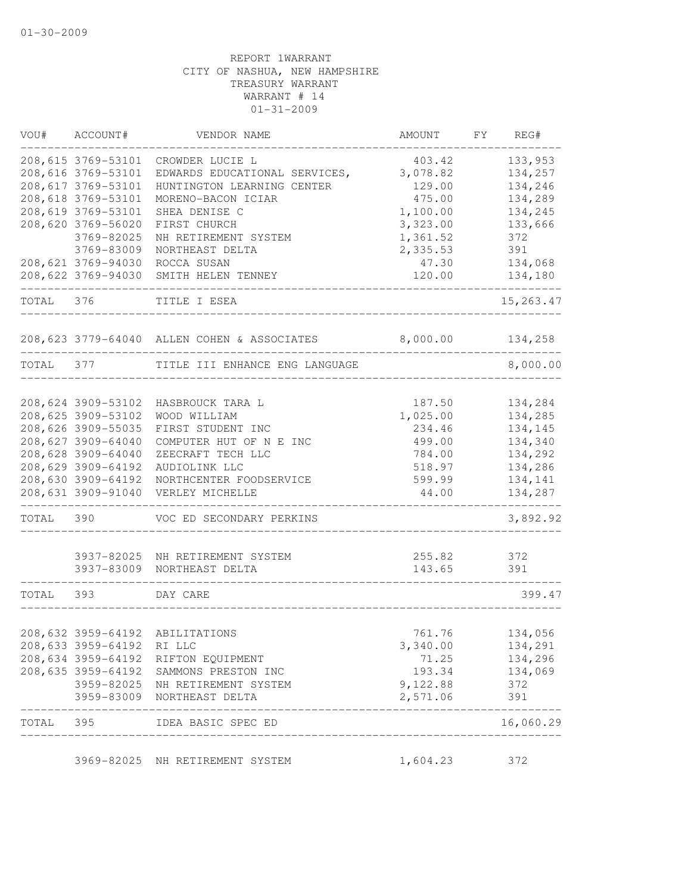01-30-2009

REPORT 1WARRANT
CITY OF NASHUA, NEW HAMPSHIRE
TREASURY WARRANT
WARRANT # 14
01-31-2009

| VOU# | ACCOUNT# | VENDOR NAME | AMOUNT | FY | REG# |
|---|---|---|---|---|---|
| 208,615 | 3769-53101 | CROWDER LUCIE L | 403.42 | | 133,953 |
| 208,616 | 3769-53101 | EDWARDS EDUCATIONAL SERVICES, | 3,078.82 | | 134,257 |
| 208,617 | 3769-53101 | HUNTINGTON LEARNING CENTER | 129.00 | | 134,246 |
| 208,618 | 3769-53101 | MORENO-BACON ICIAR | 475.00 | | 134,289 |
| 208,619 | 3769-53101 | SHEA DENISE C | 1,100.00 | | 134,245 |
| 208,620 | 3769-56020 | FIRST CHURCH | 3,323.00 | | 133,666 |
| | 3769-82025 | NH RETIREMENT SYSTEM | 1,361.52 | | 372 |
| | 3769-83009 | NORTHEAST DELTA | 2,335.53 | | 391 |
| 208,621 | 3769-94030 | ROCCA SUSAN | 47.30 | | 134,068 |
| 208,622 | 3769-94030 | SMITH HELEN TENNEY | 120.00 | | 134,180 |
| TOTAL | 376 | TITLE I ESEA | | | 15,263.47 |
| 208,623 | 3779-64040 | ALLEN COHEN & ASSOCIATES | 8,000.00 | | 134,258 |
| TOTAL | 377 | TITLE III ENHANCE ENG LANGUAGE | | | 8,000.00 |
| 208,624 | 3909-53102 | HASBROUCK TARA L | 187.50 | | 134,284 |
| 208,625 | 3909-53102 | WOOD WILLIAM | 1,025.00 | | 134,285 |
| 208,626 | 3909-55035 | FIRST STUDENT INC | 234.46 | | 134,145 |
| 208,627 | 3909-64040 | COMPUTER HUT OF N E INC | 499.00 | | 134,340 |
| 208,628 | 3909-64040 | ZEECRAFT TECH LLC | 784.00 | | 134,292 |
| 208,629 | 3909-64192 | AUDIOLINK LLC | 518.97 | | 134,286 |
| 208,630 | 3909-64192 | NORTHCENTER FOODSERVICE | 599.99 | | 134,141 |
| 208,631 | 3909-91040 | VERLEY MICHELLE | 44.00 | | 134,287 |
| TOTAL | 390 | VOC ED SECONDARY PERKINS | | | 3,892.92 |
| | 3937-82025 | NH RETIREMENT SYSTEM | 255.82 | | 372 |
| | 3937-83009 | NORTHEAST DELTA | 143.65 | | 391 |
| TOTAL | 393 | DAY CARE | | | 399.47 |
| 208,632 | 3959-64192 | ABILITATIONS | 761.76 | | 134,056 |
| 208,633 | 3959-64192 | RI LLC | 3,340.00 | | 134,291 |
| 208,634 | 3959-64192 | RIFTON EQUIPMENT | 71.25 | | 134,296 |
| 208,635 | 3959-64192 | SAMMONS PRESTON INC | 193.34 | | 134,069 |
| | 3959-82025 | NH RETIREMENT SYSTEM | 9,122.88 | | 372 |
| | 3959-83009 | NORTHEAST DELTA | 2,571.06 | | 391 |
| TOTAL | 395 | IDEA BASIC SPEC ED | | | 16,060.29 |
| | 3969-82025 | NH RETIREMENT SYSTEM | 1,604.23 | | 372 |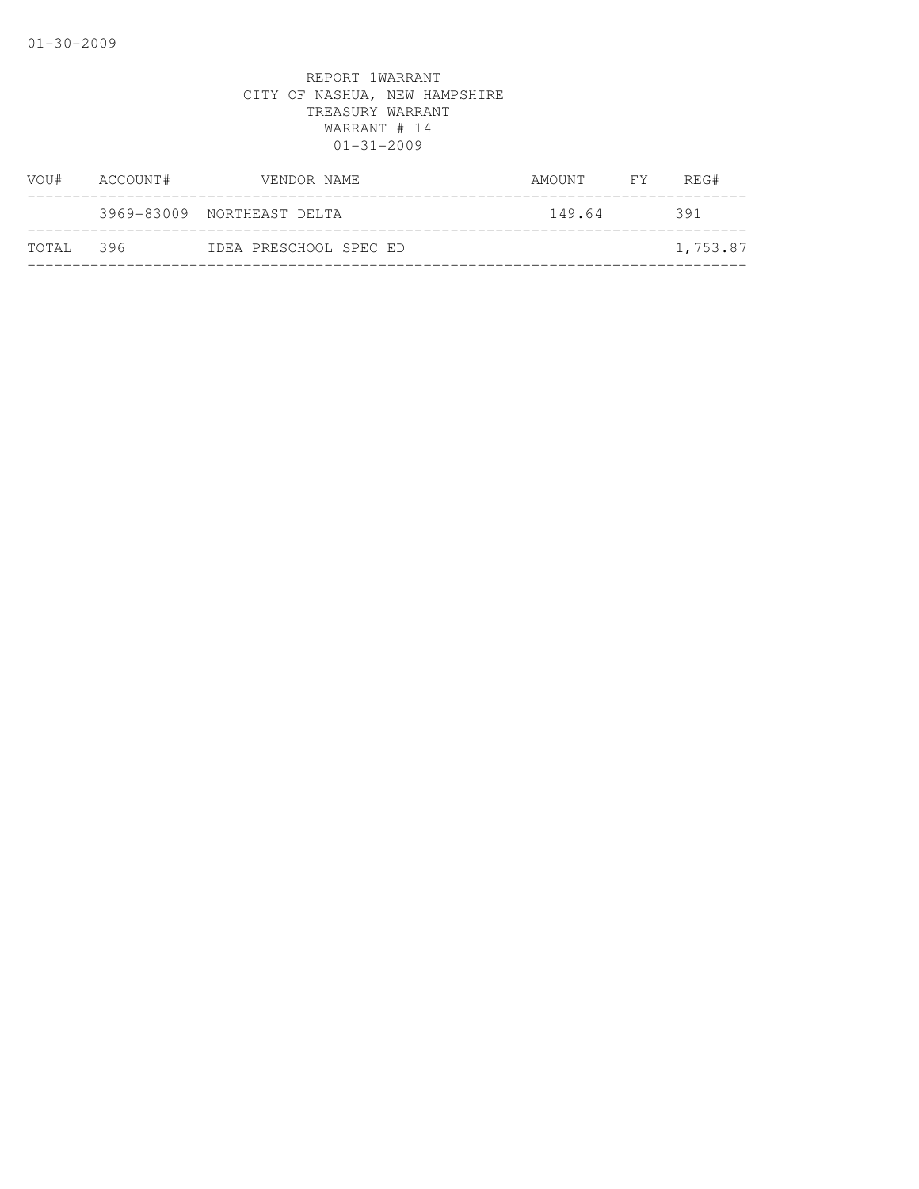REPORT 1WARRANT
CITY OF NASHUA, NEW HAMPSHIRE
TREASURY WARRANT
WARRANT # 14
01-31-2009

| VOU# | ACCOUNT# | VENDOR NAME | AMOUNT | FY | REG# |
|---|---|---|---|---|---|
| | 3969-83009 | NORTHEAST DELTA | 149.64 | | 391 |
| TOTAL | 396 | IDEA PRESCHOOL SPEC ED | | | 1,753.87 |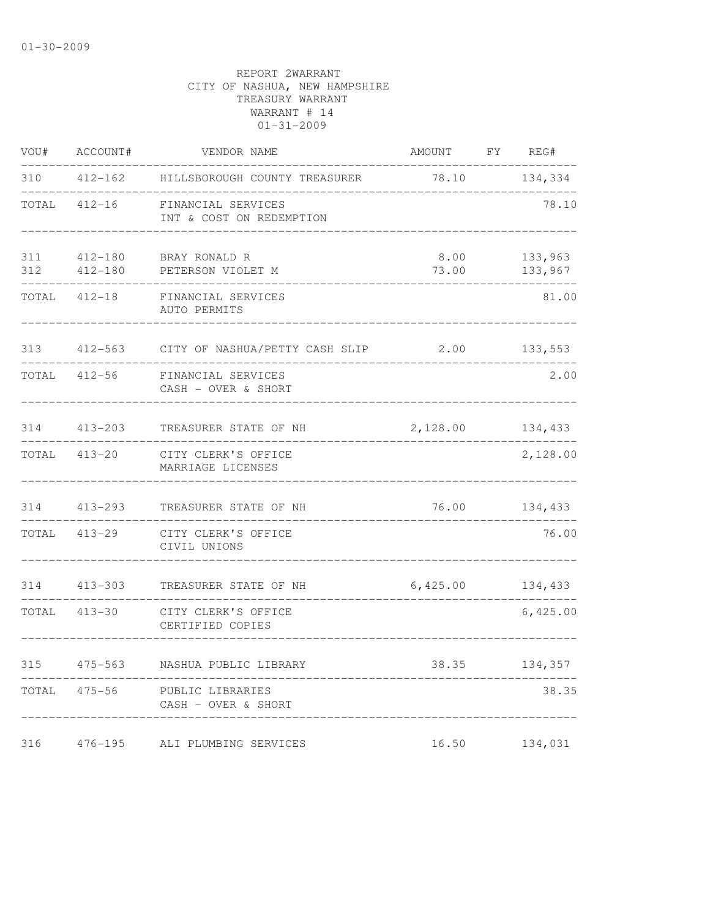01-30-2009

REPORT 2WARRANT
CITY OF NASHUA, NEW HAMPSHIRE
TREASURY WARRANT
WARRANT # 14
01-31-2009

| VOU# | ACCOUNT# | VENDOR NAME | AMOUNT | FY | REG# |
|---|---|---|---|---|---|
| 310 | 412-162 | HILLSBOROUGH COUNTY TREASURER | 78.10 | | 134,334 |
| TOTAL | 412-16 | FINANCIAL SERVICES<br>INT & COST ON REDEMPTION | | | 78.10 |
| 311 | 412-180 | BRAY RONALD R | 8.00 | | 133,963 |
| 312 | 412-180 | PETERSON VIOLET M | 73.00 | | 133,967 |
| TOTAL | 412-18 | FINANCIAL SERVICES<br>AUTO PERMITS | | | 81.00 |
| 313 | 412-563 | CITY OF NASHUA/PETTY CASH SLIP | 2.00 | | 133,553 |
| TOTAL | 412-56 | FINANCIAL SERVICES<br>CASH - OVER & SHORT | | | 2.00 |
| 314 | 413-203 | TREASURER STATE OF NH | 2,128.00 | | 134,433 |
| TOTAL | 413-20 | CITY CLERK'S OFFICE<br>MARRIAGE LICENSES | | | 2,128.00 |
| 314 | 413-293 | TREASURER STATE OF NH | 76.00 | | 134,433 |
| TOTAL | 413-29 | CITY CLERK'S OFFICE<br>CIVIL UNIONS | | | 76.00 |
| 314 | 413-303 | TREASURER STATE OF NH | 6,425.00 | | 134,433 |
| TOTAL | 413-30 | CITY CLERK'S OFFICE<br>CERTIFIED COPIES | | | 6,425.00 |
| 315 | 475-563 | NASHUA PUBLIC LIBRARY | 38.35 | | 134,357 |
| TOTAL | 475-56 | PUBLIC LIBRARIES<br>CASH - OVER & SHORT | | | 38.35 |
| 316 | 476-195 | ALI PLUMBING SERVICES | 16.50 | | 134,031 |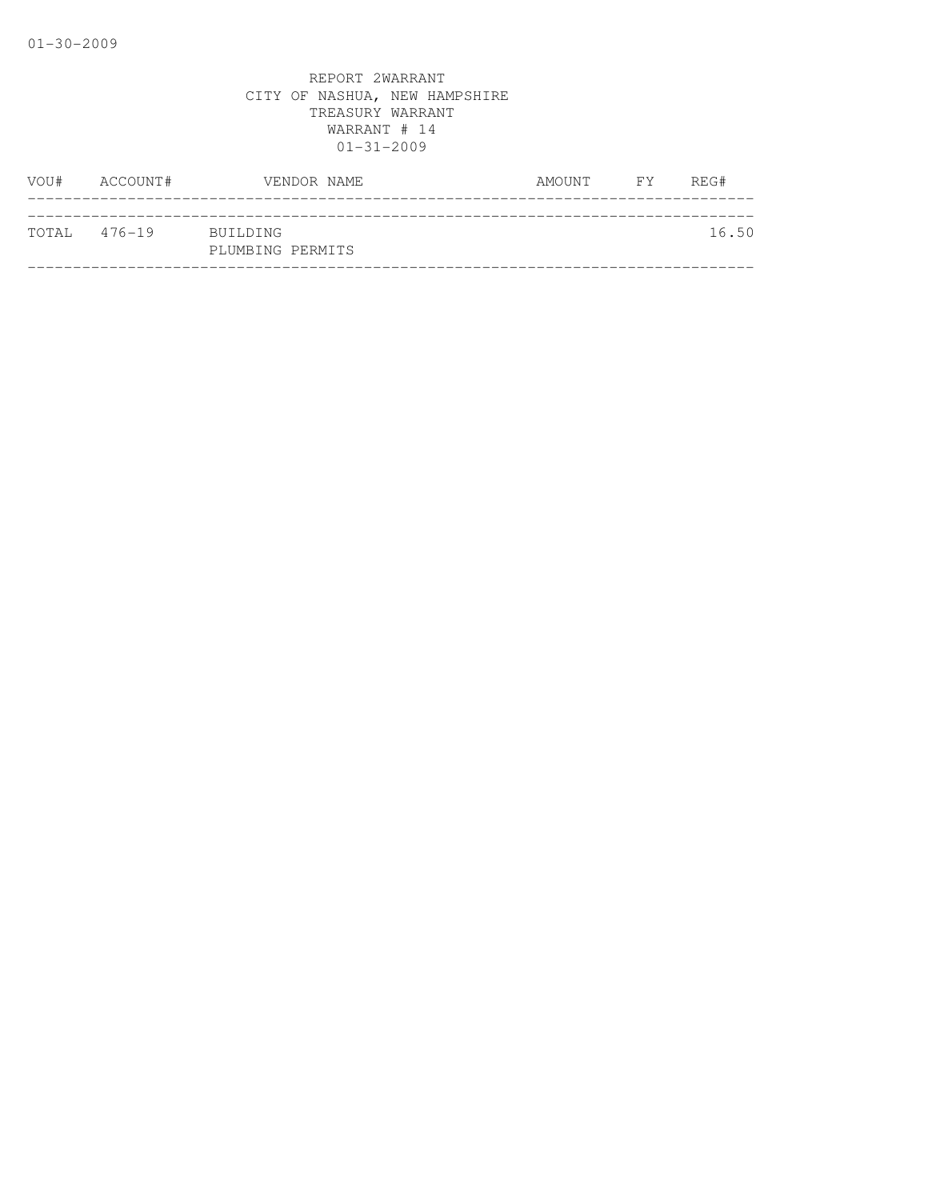REPORT 2WARRANT
CITY OF NASHUA, NEW HAMPSHIRE
TREASURY WARRANT
WARRANT # 14
01-31-2009

| VOU# | ACCOUNT# | VENDOR NAME | AMOUNT | FY | REG# |
|---|---|---|---|---|---|
| TOTAL | 476-19 | BUILDING<br>PLUMBING PERMITS | | | 16.50 |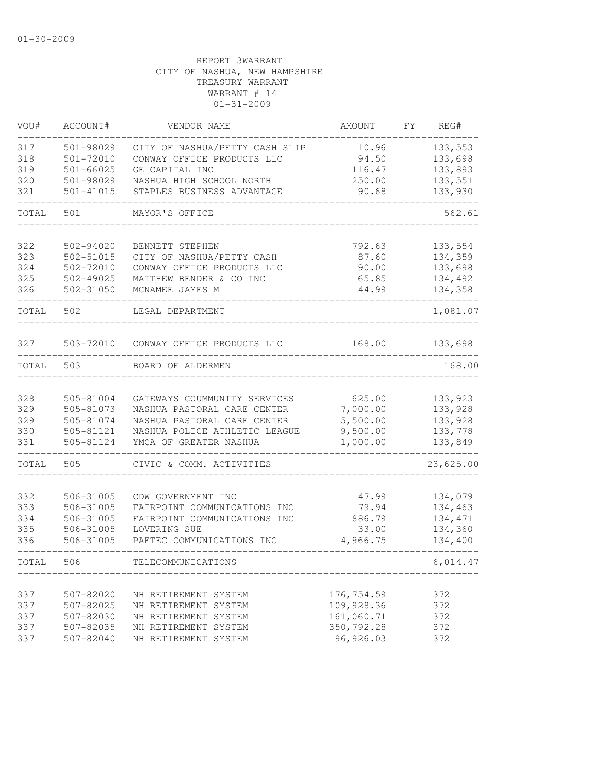01-30-2009

REPORT 3WARRANT
CITY OF NASHUA, NEW HAMPSHIRE
TREASURY WARRANT
WARRANT # 14
01-31-2009

| VOU# | ACCOUNT# | VENDOR NAME | AMOUNT | FY | REG# |
|---|---|---|---|---|---|
| 317 | 501-98029 | CITY OF NASHUA/PETTY CASH SLIP | 10.96 | | 133,553 |
| 318 | 501-72010 | CONWAY OFFICE PRODUCTS LLC | 94.50 | | 133,698 |
| 319 | 501-66025 | GE CAPITAL INC | 116.47 | | 133,893 |
| 320 | 501-98029 | NASHUA HIGH SCHOOL NORTH | 250.00 | | 133,551 |
| 321 | 501-41015 | STAPLES BUSINESS ADVANTAGE | 90.68 | | 133,930 |
| TOTAL | 501 | MAYOR'S OFFICE | | | 562.61 |
| 322 | 502-94020 | BENNETT STEPHEN | 792.63 | | 133,554 |
| 323 | 502-51015 | CITY OF NASHUA/PETTY CASH | 87.60 | | 134,359 |
| 324 | 502-72010 | CONWAY OFFICE PRODUCTS LLC | 90.00 | | 133,698 |
| 325 | 502-49025 | MATTHEW BENDER & CO INC | 65.85 | | 134,492 |
| 326 | 502-31050 | MCNAMEE JAMES M | 44.99 | | 134,358 |
| TOTAL | 502 | LEGAL DEPARTMENT | | | 1,081.07 |
| 327 | 503-72010 | CONWAY OFFICE PRODUCTS LLC | 168.00 | | 133,698 |
| TOTAL | 503 | BOARD OF ALDERMEN | | | 168.00 |
| 328 | 505-81004 | GATEWAYS COUMMUNITY SERVICES | 625.00 | | 133,923 |
| 329 | 505-81073 | NASHUA PASTORAL CARE CENTER | 7,000.00 | | 133,928 |
| 329 | 505-81074 | NASHUA PASTORAL CARE CENTER | 5,500.00 | | 133,928 |
| 330 | 505-81121 | NASHUA POLICE ATHLETIC LEAGUE | 9,500.00 | | 133,778 |
| 331 | 505-81124 | YMCA OF GREATER NASHUA | 1,000.00 | | 133,849 |
| TOTAL | 505 | CIVIC & COMM. ACTIVITIES | | | 23,625.00 |
| 332 | 506-31005 | CDW GOVERNMENT INC | 47.99 | | 134,079 |
| 333 | 506-31005 | FAIRPOINT COMMUNICATIONS INC | 79.94 | | 134,463 |
| 334 | 506-31005 | FAIRPOINT COMMUNICATIONS INC | 886.79 | | 134,471 |
| 335 | 506-31005 | LOVERING SUE | 33.00 | | 134,360 |
| 336 | 506-31005 | PAETEC COMMUNICATIONS INC | 4,966.75 | | 134,400 |
| TOTAL | 506 | TELECOMMUNICATIONS | | | 6,014.47 |
| 337 | 507-82020 | NH RETIREMENT SYSTEM | 176,754.59 | | 372 |
| 337 | 507-82025 | NH RETIREMENT SYSTEM | 109,928.36 | | 372 |
| 337 | 507-82030 | NH RETIREMENT SYSTEM | 161,060.71 | | 372 |
| 337 | 507-82035 | NH RETIREMENT SYSTEM | 350,792.28 | | 372 |
| 337 | 507-82040 | NH RETIREMENT SYSTEM | 96,926.03 | | 372 |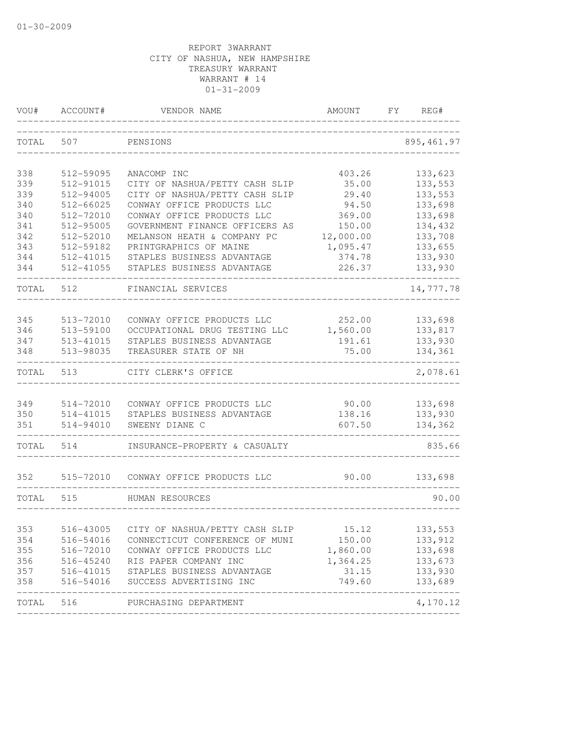01-30-2009

REPORT 3WARRANT
CITY OF NASHUA, NEW HAMPSHIRE
TREASURY WARRANT
WARRANT # 14
01-31-2009

| VOU# | ACCOUNT# | VENDOR NAME | AMOUNT | FY | REG# |
|---|---|---|---|---|---|
| TOTAL | 507 | PENSIONS | | | 895,461.97 |
| 338 | 512-59095 | ANACOMP INC | 403.26 | | 133,623 |
| 339 | 512-91015 | CITY OF NASHUA/PETTY CASH SLIP | 35.00 | | 133,553 |
| 339 | 512-94005 | CITY OF NASHUA/PETTY CASH SLIP | 29.40 | | 133,553 |
| 340 | 512-66025 | CONWAY OFFICE PRODUCTS LLC | 94.50 | | 133,698 |
| 340 | 512-72010 | CONWAY OFFICE PRODUCTS LLC | 369.00 | | 133,698 |
| 341 | 512-95005 | GOVERNMENT FINANCE OFFICERS AS | 150.00 | | 134,432 |
| 342 | 512-52010 | MELANSON HEATH & COMPANY PC | 12,000.00 | | 133,708 |
| 343 | 512-59182 | PRINTGRAPHICS OF MAINE | 1,095.47 | | 133,655 |
| 344 | 512-41015 | STAPLES BUSINESS ADVANTAGE | 374.78 | | 133,930 |
| 344 | 512-41055 | STAPLES BUSINESS ADVANTAGE | 226.37 | | 133,930 |
| TOTAL | 512 | FINANCIAL SERVICES | | | 14,777.78 |
| 345 | 513-72010 | CONWAY OFFICE PRODUCTS LLC | 252.00 | | 133,698 |
| 346 | 513-59100 | OCCUPATIONAL DRUG TESTING LLC | 1,560.00 | | 133,817 |
| 347 | 513-41015 | STAPLES BUSINESS ADVANTAGE | 191.61 | | 133,930 |
| 348 | 513-98035 | TREASURER STATE OF NH | 75.00 | | 134,361 |
| TOTAL | 513 | CITY CLERK'S OFFICE | | | 2,078.61 |
| 349 | 514-72010 | CONWAY OFFICE PRODUCTS LLC | 90.00 | | 133,698 |
| 350 | 514-41015 | STAPLES BUSINESS ADVANTAGE | 138.16 | | 133,930 |
| 351 | 514-94010 | SWEENY DIANE C | 607.50 | | 134,362 |
| TOTAL | 514 | INSURANCE-PROPERTY & CASUALTY | | | 835.66 |
| 352 | 515-72010 | CONWAY OFFICE PRODUCTS LLC | 90.00 | | 133,698 |
| TOTAL | 515 | HUMAN RESOURCES | | | 90.00 |
| 353 | 516-43005 | CITY OF NASHUA/PETTY CASH SLIP | 15.12 | | 133,553 |
| 354 | 516-54016 | CONNECTICUT CONFERENCE OF MUNI | 150.00 | | 133,912 |
| 355 | 516-72010 | CONWAY OFFICE PRODUCTS LLC | 1,860.00 | | 133,698 |
| 356 | 516-45240 | RIS PAPER COMPANY INC | 1,364.25 | | 133,673 |
| 357 | 516-41015 | STAPLES BUSINESS ADVANTAGE | 31.15 | | 133,930 |
| 358 | 516-54016 | SUCCESS ADVERTISING INC | 749.60 | | 133,689 |
| TOTAL | 516 | PURCHASING DEPARTMENT | | | 4,170.12 |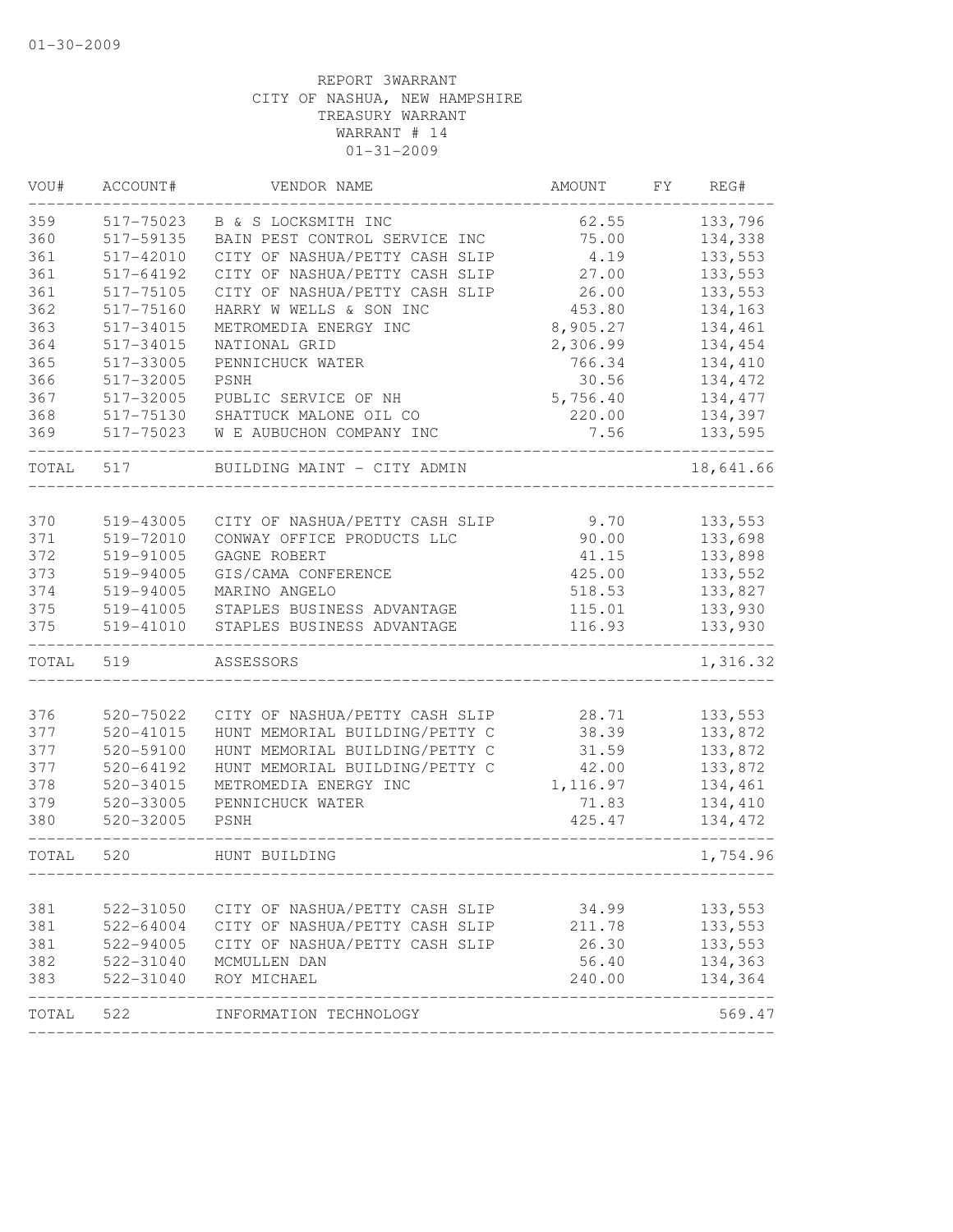01-30-2009

REPORT 3WARRANT
CITY OF NASHUA, NEW HAMPSHIRE
TREASURY WARRANT
WARRANT # 14
01-31-2009

| VOU# | ACCOUNT# | VENDOR NAME | AMOUNT | FY | REG# |
|---|---|---|---|---|---|
| 359 | 517-75023 | B & S LOCKSMITH INC | 62.55 | | 133,796 |
| 360 | 517-59135 | BAIN PEST CONTROL SERVICE INC | 75.00 | | 134,338 |
| 361 | 517-42010 | CITY OF NASHUA/PETTY CASH SLIP | 4.19 | | 133,553 |
| 361 | 517-64192 | CITY OF NASHUA/PETTY CASH SLIP | 27.00 | | 133,553 |
| 361 | 517-75105 | CITY OF NASHUA/PETTY CASH SLIP | 26.00 | | 133,553 |
| 362 | 517-75160 | HARRY W WELLS & SON INC | 453.80 | | 134,163 |
| 363 | 517-34015 | METROMEDIA ENERGY INC | 8,905.27 | | 134,461 |
| 364 | 517-34015 | NATIONAL GRID | 2,306.99 | | 134,454 |
| 365 | 517-33005 | PENNICHUCK WATER | 766.34 | | 134,410 |
| 366 | 517-32005 | PSNH | 30.56 | | 134,472 |
| 367 | 517-32005 | PUBLIC SERVICE OF NH | 5,756.40 | | 134,477 |
| 368 | 517-75130 | SHATTUCK MALONE OIL CO | 220.00 | | 134,397 |
| 369 | 517-75023 | W E AUBUCHON COMPANY INC | 7.56 | | 133,595 |
| TOTAL | 517 | BUILDING MAINT - CITY ADMIN | | | 18,641.66 |
| 370 | 519-43005 | CITY OF NASHUA/PETTY CASH SLIP | 9.70 | | 133,553 |
| 371 | 519-72010 | CONWAY OFFICE PRODUCTS LLC | 90.00 | | 133,698 |
| 372 | 519-91005 | GAGNE ROBERT | 41.15 | | 133,898 |
| 373 | 519-94005 | GIS/CAMA CONFERENCE | 425.00 | | 133,552 |
| 374 | 519-94005 | MARINO ANGELO | 518.53 | | 133,827 |
| 375 | 519-41005 | STAPLES BUSINESS ADVANTAGE | 115.01 | | 133,930 |
| 375 | 519-41010 | STAPLES BUSINESS ADVANTAGE | 116.93 | | 133,930 |
| TOTAL | 519 | ASSESSORS | | | 1,316.32 |
| 376 | 520-75022 | CITY OF NASHUA/PETTY CASH SLIP | 28.71 | | 133,553 |
| 377 | 520-41015 | HUNT MEMORIAL BUILDING/PETTY C | 38.39 | | 133,872 |
| 377 | 520-59100 | HUNT MEMORIAL BUILDING/PETTY C | 31.59 | | 133,872 |
| 377 | 520-64192 | HUNT MEMORIAL BUILDING/PETTY C | 42.00 | | 133,872 |
| 378 | 520-34015 | METROMEDIA ENERGY INC | 1,116.97 | | 134,461 |
| 379 | 520-33005 | PENNICHUCK WATER | 71.83 | | 134,410 |
| 380 | 520-32005 | PSNH | 425.47 | | 134,472 |
| TOTAL | 520 | HUNT BUILDING | | | 1,754.96 |
| 381 | 522-31050 | CITY OF NASHUA/PETTY CASH SLIP | 34.99 | | 133,553 |
| 381 | 522-64004 | CITY OF NASHUA/PETTY CASH SLIP | 211.78 | | 133,553 |
| 381 | 522-94005 | CITY OF NASHUA/PETTY CASH SLIP | 26.30 | | 133,553 |
| 382 | 522-31040 | MCMULLEN DAN | 56.40 | | 134,363 |
| 383 | 522-31040 | ROY MICHAEL | 240.00 | | 134,364 |
| TOTAL | 522 | INFORMATION TECHNOLOGY | | | 569.47 |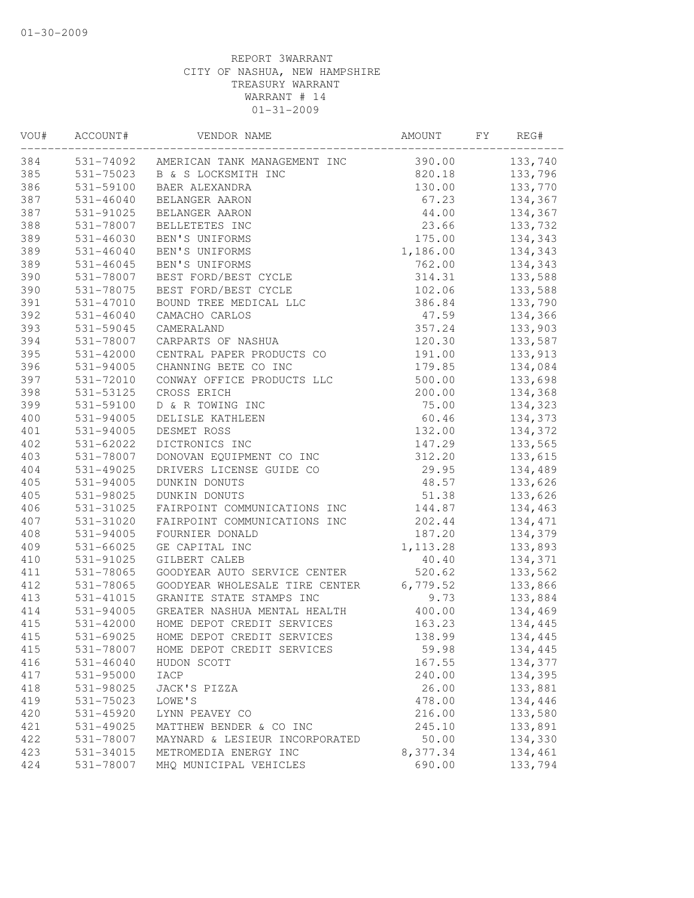REPORT 3WARRANT
CITY OF NASHUA, NEW HAMPSHIRE
TREASURY WARRANT
WARRANT # 14
01-31-2009

| VOU# | ACCOUNT# | VENDOR NAME | AMOUNT | FY | REG# |
|---|---|---|---|---|---|
| 384 | 531-74092 | AMERICAN TANK MANAGEMENT INC | 390.00 | | 133,740 |
| 385 | 531-75023 | B & S LOCKSMITH INC | 820.18 | | 133,796 |
| 386 | 531-59100 | BAER ALEXANDRA | 130.00 | | 133,770 |
| 387 | 531-46040 | BELANGER AARON | 67.23 | | 134,367 |
| 387 | 531-91025 | BELANGER AARON | 44.00 | | 134,367 |
| 388 | 531-78007 | BELLETETES INC | 23.66 | | 133,732 |
| 389 | 531-46030 | BEN'S UNIFORMS | 175.00 | | 134,343 |
| 389 | 531-46040 | BEN'S UNIFORMS | 1,186.00 | | 134,343 |
| 389 | 531-46045 | BEN'S UNIFORMS | 762.00 | | 134,343 |
| 390 | 531-78007 | BEST FORD/BEST CYCLE | 314.31 | | 133,588 |
| 390 | 531-78075 | BEST FORD/BEST CYCLE | 102.06 | | 133,588 |
| 391 | 531-47010 | BOUND TREE MEDICAL LLC | 386.84 | | 133,790 |
| 392 | 531-46040 | CAMACHO CARLOS | 47.59 | | 134,366 |
| 393 | 531-59045 | CAMERALAND | 357.24 | | 133,903 |
| 394 | 531-78007 | CARPARTS OF NASHUA | 120.30 | | 133,587 |
| 395 | 531-42000 | CENTRAL PAPER PRODUCTS CO | 191.00 | | 133,913 |
| 396 | 531-94005 | CHANNING BETE CO INC | 179.85 | | 134,084 |
| 397 | 531-72010 | CONWAY OFFICE PRODUCTS LLC | 500.00 | | 133,698 |
| 398 | 531-53125 | CROSS ERICH | 200.00 | | 134,368 |
| 399 | 531-59100 | D & R TOWING INC | 75.00 | | 134,323 |
| 400 | 531-94005 | DELISLE KATHLEEN | 60.46 | | 134,373 |
| 401 | 531-94005 | DESMET ROSS | 132.00 | | 134,372 |
| 402 | 531-62022 | DICTRONICS INC | 147.29 | | 133,565 |
| 403 | 531-78007 | DONOVAN EQUIPMENT CO INC | 312.20 | | 133,615 |
| 404 | 531-49025 | DRIVERS LICENSE GUIDE CO | 29.95 | | 134,489 |
| 405 | 531-94005 | DUNKIN DONUTS | 48.57 | | 133,626 |
| 405 | 531-98025 | DUNKIN DONUTS | 51.38 | | 133,626 |
| 406 | 531-31025 | FAIRPOINT COMMUNICATIONS INC | 144.87 | | 134,463 |
| 407 | 531-31020 | FAIRPOINT COMMUNICATIONS INC | 202.44 | | 134,471 |
| 408 | 531-94005 | FOURNIER DONALD | 187.20 | | 134,379 |
| 409 | 531-66025 | GE CAPITAL INC | 1,113.28 | | 133,893 |
| 410 | 531-91025 | GILBERT CALEB | 40.40 | | 134,371 |
| 411 | 531-78065 | GOODYEAR AUTO SERVICE CENTER | 520.62 | | 133,562 |
| 412 | 531-78065 | GOODYEAR WHOLESALE TIRE CENTER | 6,779.52 | | 133,866 |
| 413 | 531-41015 | GRANITE STATE STAMPS INC | 9.73 | | 133,884 |
| 414 | 531-94005 | GREATER NASHUA MENTAL HEALTH | 400.00 | | 134,469 |
| 415 | 531-42000 | HOME DEPOT CREDIT SERVICES | 163.23 | | 134,445 |
| 415 | 531-69025 | HOME DEPOT CREDIT SERVICES | 138.99 | | 134,445 |
| 415 | 531-78007 | HOME DEPOT CREDIT SERVICES | 59.98 | | 134,445 |
| 416 | 531-46040 | HUDON SCOTT | 167.55 | | 134,377 |
| 417 | 531-95000 | IACP | 240.00 | | 134,395 |
| 418 | 531-98025 | JACK'S PIZZA | 26.00 | | 133,881 |
| 419 | 531-75023 | LOWE'S | 478.00 | | 134,446 |
| 420 | 531-45920 | LYNN PEAVEY CO | 216.00 | | 133,580 |
| 421 | 531-49025 | MATTHEW BENDER & CO INC | 245.10 | | 133,891 |
| 422 | 531-78007 | MAYNARD & LESIEUR INCORPORATED | 50.00 | | 134,330 |
| 423 | 531-34015 | METROMEDIA ENERGY INC | 8,377.34 | | 134,461 |
| 424 | 531-78007 | MHQ MUNICIPAL VEHICLES | 690.00 | | 133,794 |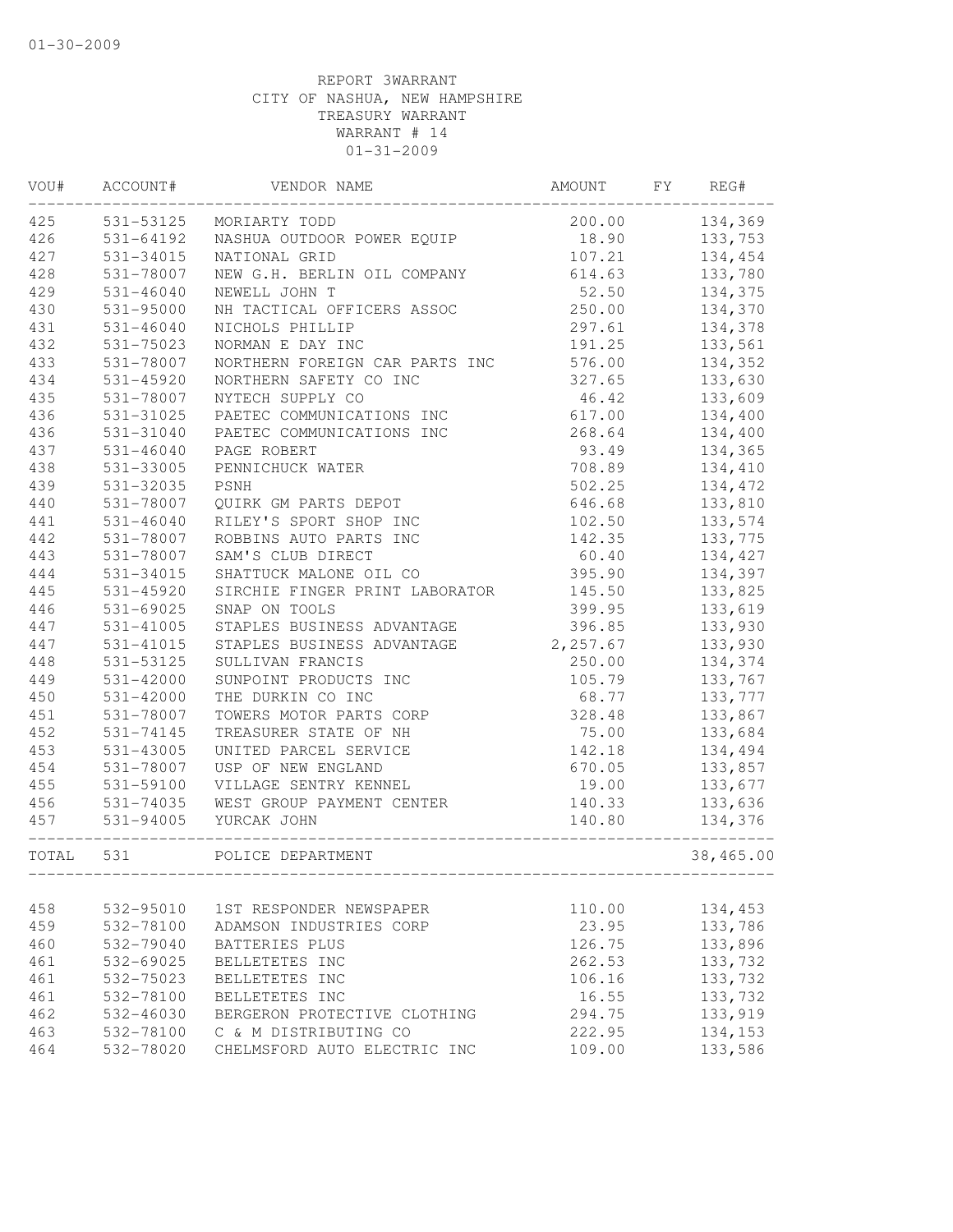01-30-2009

REPORT 3WARRANT
CITY OF NASHUA, NEW HAMPSHIRE
TREASURY WARRANT
WARRANT # 14
01-31-2009

| VOU# | ACCOUNT# | VENDOR NAME | AMOUNT | FY | REG# |
|---|---|---|---|---|---|
| 425 | 531-53125 | MORIARTY TODD | 200.00 | | 134,369 |
| 426 | 531-64192 | NASHUA OUTDOOR POWER EQUIP | 18.90 | | 133,753 |
| 427 | 531-34015 | NATIONAL GRID | 107.21 | | 134,454 |
| 428 | 531-78007 | NEW G.H. BERLIN OIL COMPANY | 614.63 | | 133,780 |
| 429 | 531-46040 | NEWELL JOHN T | 52.50 | | 134,375 |
| 430 | 531-95000 | NH TACTICAL OFFICERS ASSOC | 250.00 | | 134,370 |
| 431 | 531-46040 | NICHOLS PHILLIP | 297.61 | | 134,378 |
| 432 | 531-75023 | NORMAN E DAY INC | 191.25 | | 133,561 |
| 433 | 531-78007 | NORTHERN FOREIGN CAR PARTS INC | 576.00 | | 134,352 |
| 434 | 531-45920 | NORTHERN SAFETY CO INC | 327.65 | | 133,630 |
| 435 | 531-78007 | NYTECH SUPPLY CO | 46.42 | | 133,609 |
| 436 | 531-31025 | PAETEC COMMUNICATIONS INC | 617.00 | | 134,400 |
| 436 | 531-31040 | PAETEC COMMUNICATIONS INC | 268.64 | | 134,400 |
| 437 | 531-46040 | PAGE ROBERT | 93.49 | | 134,365 |
| 438 | 531-33005 | PENNICHUCK WATER | 708.89 | | 134,410 |
| 439 | 531-32035 | PSNH | 502.25 | | 134,472 |
| 440 | 531-78007 | QUIRK GM PARTS DEPOT | 646.68 | | 133,810 |
| 441 | 531-46040 | RILEY'S SPORT SHOP INC | 102.50 | | 133,574 |
| 442 | 531-78007 | ROBBINS AUTO PARTS INC | 142.35 | | 133,775 |
| 443 | 531-78007 | SAM'S CLUB DIRECT | 60.40 | | 134,427 |
| 444 | 531-34015 | SHATTUCK MALONE OIL CO | 395.90 | | 134,397 |
| 445 | 531-45920 | SIRCHIE FINGER PRINT LABORATOR | 145.50 | | 133,825 |
| 446 | 531-69025 | SNAP ON TOOLS | 399.95 | | 133,619 |
| 447 | 531-41005 | STAPLES BUSINESS ADVANTAGE | 396.85 | | 133,930 |
| 447 | 531-41015 | STAPLES BUSINESS ADVANTAGE | 2,257.67 | | 133,930 |
| 448 | 531-53125 | SULLIVAN FRANCIS | 250.00 | | 134,374 |
| 449 | 531-42000 | SUNPOINT PRODUCTS INC | 105.79 | | 133,767 |
| 450 | 531-42000 | THE DURKIN CO INC | 68.77 | | 133,777 |
| 451 | 531-78007 | TOWERS MOTOR PARTS CORP | 328.48 | | 133,867 |
| 452 | 531-74145 | TREASURER STATE OF NH | 75.00 | | 133,684 |
| 453 | 531-43005 | UNITED PARCEL SERVICE | 142.18 | | 134,494 |
| 454 | 531-78007 | USP OF NEW ENGLAND | 670.05 | | 133,857 |
| 455 | 531-59100 | VILLAGE SENTRY KENNEL | 19.00 | | 133,677 |
| 456 | 531-74035 | WEST GROUP PAYMENT CENTER | 140.33 | | 133,636 |
| 457 | 531-94005 | YURCAK JOHN | 140.80 | | 134,376 |
| TOTAL | 531 | POLICE DEPARTMENT | | | 38,465.00 |
| 458 | 532-95010 | 1ST RESPONDER NEWSPAPER | 110.00 | | 134,453 |
| 459 | 532-78100 | ADAMSON INDUSTRIES CORP | 23.95 | | 133,786 |
| 460 | 532-79040 | BATTERIES PLUS | 126.75 | | 133,896 |
| 461 | 532-69025 | BELLETETES INC | 262.53 | | 133,732 |
| 461 | 532-75023 | BELLETETES INC | 106.16 | | 133,732 |
| 461 | 532-78100 | BELLETETES INC | 16.55 | | 133,732 |
| 462 | 532-46030 | BERGERON PROTECTIVE CLOTHING | 294.75 | | 133,919 |
| 463 | 532-78100 | C & M DISTRIBUTING CO | 222.95 | | 134,153 |
| 464 | 532-78020 | CHELMSFORD AUTO ELECTRIC INC | 109.00 | | 133,586 |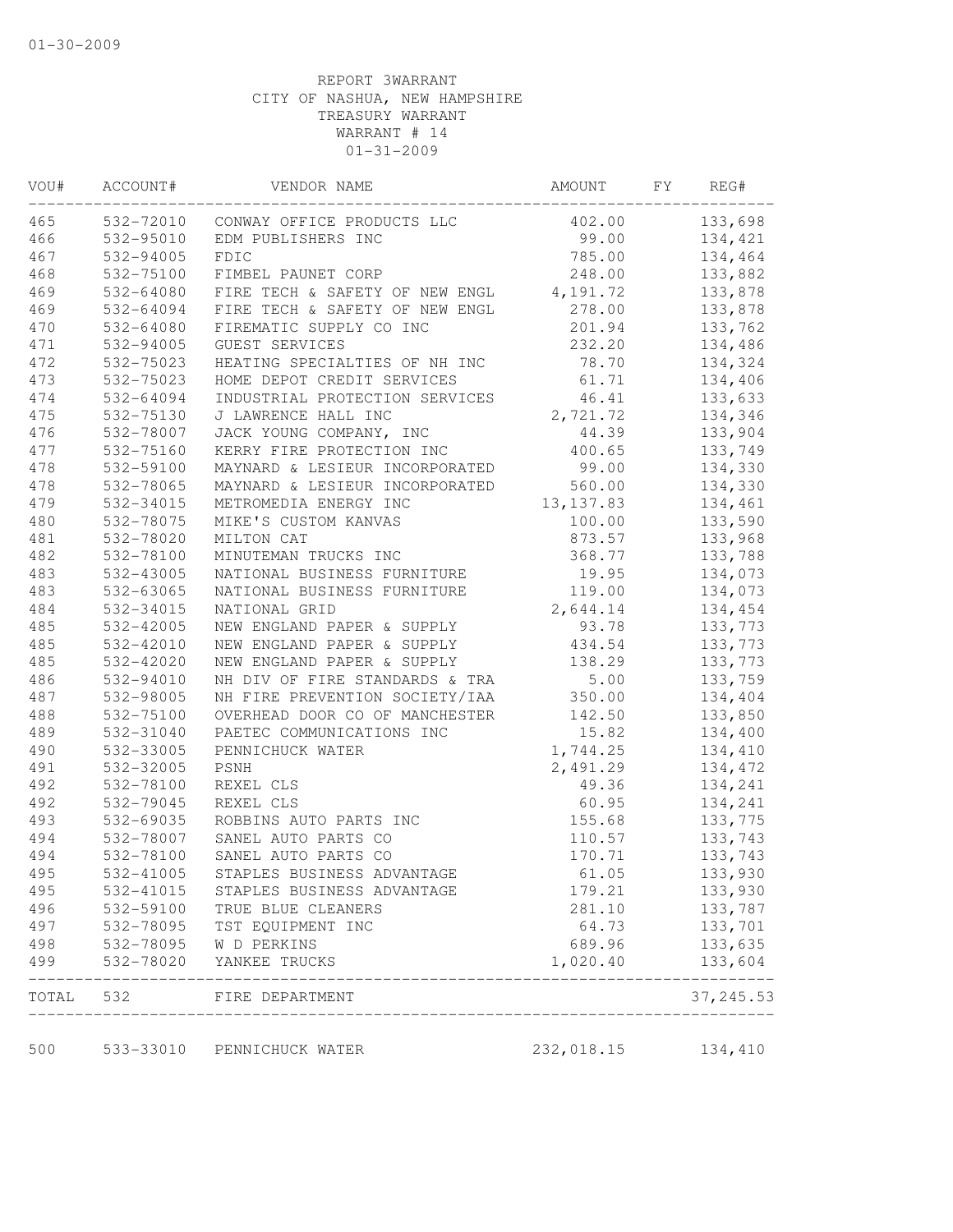01-30-2009

REPORT 3WARRANT
CITY OF NASHUA, NEW HAMPSHIRE
TREASURY WARRANT
WARRANT # 14
01-31-2009

| VOU# | ACCOUNT# | VENDOR NAME | AMOUNT | FY | REG# |
|---|---|---|---|---|---|
| 465 | 532-72010 | CONWAY OFFICE PRODUCTS LLC | 402.00 | | 133,698 |
| 466 | 532-95010 | EDM PUBLISHERS INC | 99.00 | | 134,421 |
| 467 | 532-94005 | FDIC | 785.00 | | 134,464 |
| 468 | 532-75100 | FIMBEL PAUNET CORP | 248.00 | | 133,882 |
| 469 | 532-64080 | FIRE TECH & SAFETY OF NEW ENGL | 4,191.72 | | 133,878 |
| 469 | 532-64094 | FIRE TECH & SAFETY OF NEW ENGL | 278.00 | | 133,878 |
| 470 | 532-64080 | FIREMATIC SUPPLY CO INC | 201.94 | | 133,762 |
| 471 | 532-94005 | GUEST SERVICES | 232.20 | | 134,486 |
| 472 | 532-75023 | HEATING SPECIALTIES OF NH INC | 78.70 | | 134,324 |
| 473 | 532-75023 | HOME DEPOT CREDIT SERVICES | 61.71 | | 134,406 |
| 474 | 532-64094 | INDUSTRIAL PROTECTION SERVICES | 46.41 | | 133,633 |
| 475 | 532-75130 | J LAWRENCE HALL INC | 2,721.72 | | 134,346 |
| 476 | 532-78007 | JACK YOUNG COMPANY, INC | 44.39 | | 133,904 |
| 477 | 532-75160 | KERRY FIRE PROTECTION INC | 400.65 | | 133,749 |
| 478 | 532-59100 | MAYNARD & LESIEUR INCORPORATED | 99.00 | | 134,330 |
| 478 | 532-78065 | MAYNARD & LESIEUR INCORPORATED | 560.00 | | 134,330 |
| 479 | 532-34015 | METROMEDIA ENERGY INC | 13,137.83 | | 134,461 |
| 480 | 532-78075 | MIKE'S CUSTOM KANVAS | 100.00 | | 133,590 |
| 481 | 532-78020 | MILTON CAT | 873.57 | | 133,968 |
| 482 | 532-78100 | MINUTEMAN TRUCKS INC | 368.77 | | 133,788 |
| 483 | 532-43005 | NATIONAL BUSINESS FURNITURE | 19.95 | | 134,073 |
| 483 | 532-63065 | NATIONAL BUSINESS FURNITURE | 119.00 | | 134,073 |
| 484 | 532-34015 | NATIONAL GRID | 2,644.14 | | 134,454 |
| 485 | 532-42005 | NEW ENGLAND PAPER & SUPPLY | 93.78 | | 133,773 |
| 485 | 532-42010 | NEW ENGLAND PAPER & SUPPLY | 434.54 | | 133,773 |
| 485 | 532-42020 | NEW ENGLAND PAPER & SUPPLY | 138.29 | | 133,773 |
| 486 | 532-94010 | NH DIV OF FIRE STANDARDS & TRA | 5.00 | | 133,759 |
| 487 | 532-98005 | NH FIRE PREVENTION SOCIETY/IAA | 350.00 | | 134,404 |
| 488 | 532-75100 | OVERHEAD DOOR CO OF MANCHESTER | 142.50 | | 133,850 |
| 489 | 532-31040 | PAETEC COMMUNICATIONS INC | 15.82 | | 134,400 |
| 490 | 532-33005 | PENNICHUCK WATER | 1,744.25 | | 134,410 |
| 491 | 532-32005 | PSNH | 2,491.29 | | 134,472 |
| 492 | 532-78100 | REXEL CLS | 49.36 | | 134,241 |
| 492 | 532-79045 | REXEL CLS | 60.95 | | 134,241 |
| 493 | 532-69035 | ROBBINS AUTO PARTS INC | 155.68 | | 133,775 |
| 494 | 532-78007 | SANEL AUTO PARTS CO | 110.57 | | 133,743 |
| 494 | 532-78100 | SANEL AUTO PARTS CO | 170.71 | | 133,743 |
| 495 | 532-41005 | STAPLES BUSINESS ADVANTAGE | 61.05 | | 133,930 |
| 495 | 532-41015 | STAPLES BUSINESS ADVANTAGE | 179.21 | | 133,930 |
| 496 | 532-59100 | TRUE BLUE CLEANERS | 281.10 | | 133,787 |
| 497 | 532-78095 | TST EQUIPMENT INC | 64.73 | | 133,701 |
| 498 | 532-78095 | W D PERKINS | 689.96 | | 133,635 |
| 499 | 532-78020 | YANKEE TRUCKS | 1,020.40 | | 133,604 |
| TOTAL | 532 | FIRE DEPARTMENT | | | 37,245.53 |
| 500 | 533-33010 | PENNICHUCK WATER | 232,018.15 | | 134,410 |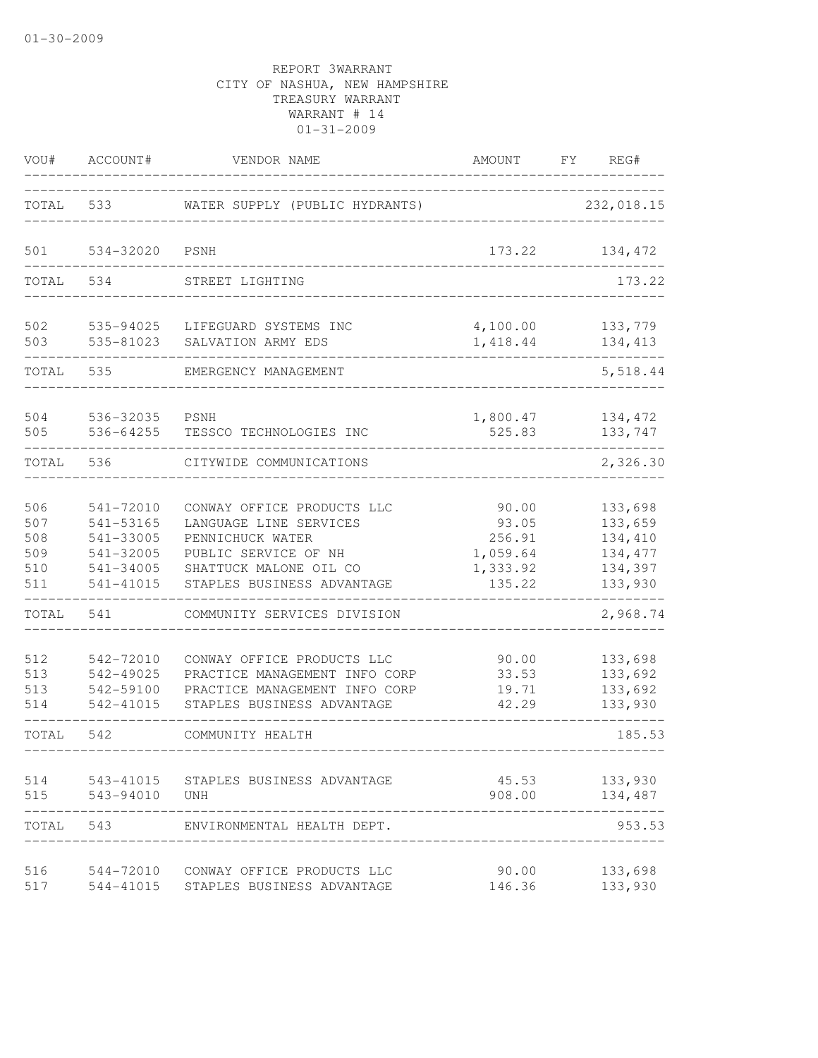REPORT 3WARRANT
CITY OF NASHUA, NEW HAMPSHIRE
TREASURY WARRANT
WARRANT # 14
01-31-2009

| VOU# | ACCOUNT# | VENDOR NAME | AMOUNT | FY | REG# |
|---|---|---|---|---|---|
| TOTAL | 533 | WATER SUPPLY (PUBLIC HYDRANTS) | | | 232,018.15 |
| 501 | 534-32020 | PSNH | 173.22 | | 134,472 |
| TOTAL | 534 | STREET LIGHTING | | | 173.22 |
| 502 | 535-94025 | LIFEGUARD SYSTEMS INC | 4,100.00 | | 133,779 |
| 503 | 535-81023 | SALVATION ARMY EDS | 1,418.44 | | 134,413 |
| TOTAL | 535 | EMERGENCY MANAGEMENT | | | 5,518.44 |
| 504 | 536-32035 | PSNH | 1,800.47 | | 134,472 |
| 505 | 536-64255 | TESSCO TECHNOLOGIES INC | 525.83 | | 133,747 |
| TOTAL | 536 | CITYWIDE COMMUNICATIONS | | | 2,326.30 |
| 506 | 541-72010 | CONWAY OFFICE PRODUCTS LLC | 90.00 | | 133,698 |
| 507 | 541-53165 | LANGUAGE LINE SERVICES | 93.05 | | 133,659 |
| 508 | 541-33005 | PENNICHUCK WATER | 256.91 | | 134,410 |
| 509 | 541-32005 | PUBLIC SERVICE OF NH | 1,059.64 | | 134,477 |
| 510 | 541-34005 | SHATTUCK MALONE OIL CO | 1,333.92 | | 134,397 |
| 511 | 541-41015 | STAPLES BUSINESS ADVANTAGE | 135.22 | | 133,930 |
| TOTAL | 541 | COMMUNITY SERVICES DIVISION | | | 2,968.74 |
| 512 | 542-72010 | CONWAY OFFICE PRODUCTS LLC | 90.00 | | 133,698 |
| 513 | 542-49025 | PRACTICE MANAGEMENT INFO CORP | 33.53 | | 133,692 |
| 513 | 542-59100 | PRACTICE MANAGEMENT INFO CORP | 19.71 | | 133,692 |
| 514 | 542-41015 | STAPLES BUSINESS ADVANTAGE | 42.29 | | 133,930 |
| TOTAL | 542 | COMMUNITY HEALTH | | | 185.53 |
| 514 | 543-41015 | STAPLES BUSINESS ADVANTAGE | 45.53 | | 133,930 |
| 515 | 543-94010 | UNH | 908.00 | | 134,487 |
| TOTAL | 543 | ENVIRONMENTAL HEALTH DEPT. | | | 953.53 |
| 516 | 544-72010 | CONWAY OFFICE PRODUCTS LLC | 90.00 | | 133,698 |
| 517 | 544-41015 | STAPLES BUSINESS ADVANTAGE | 146.36 | | 133,930 |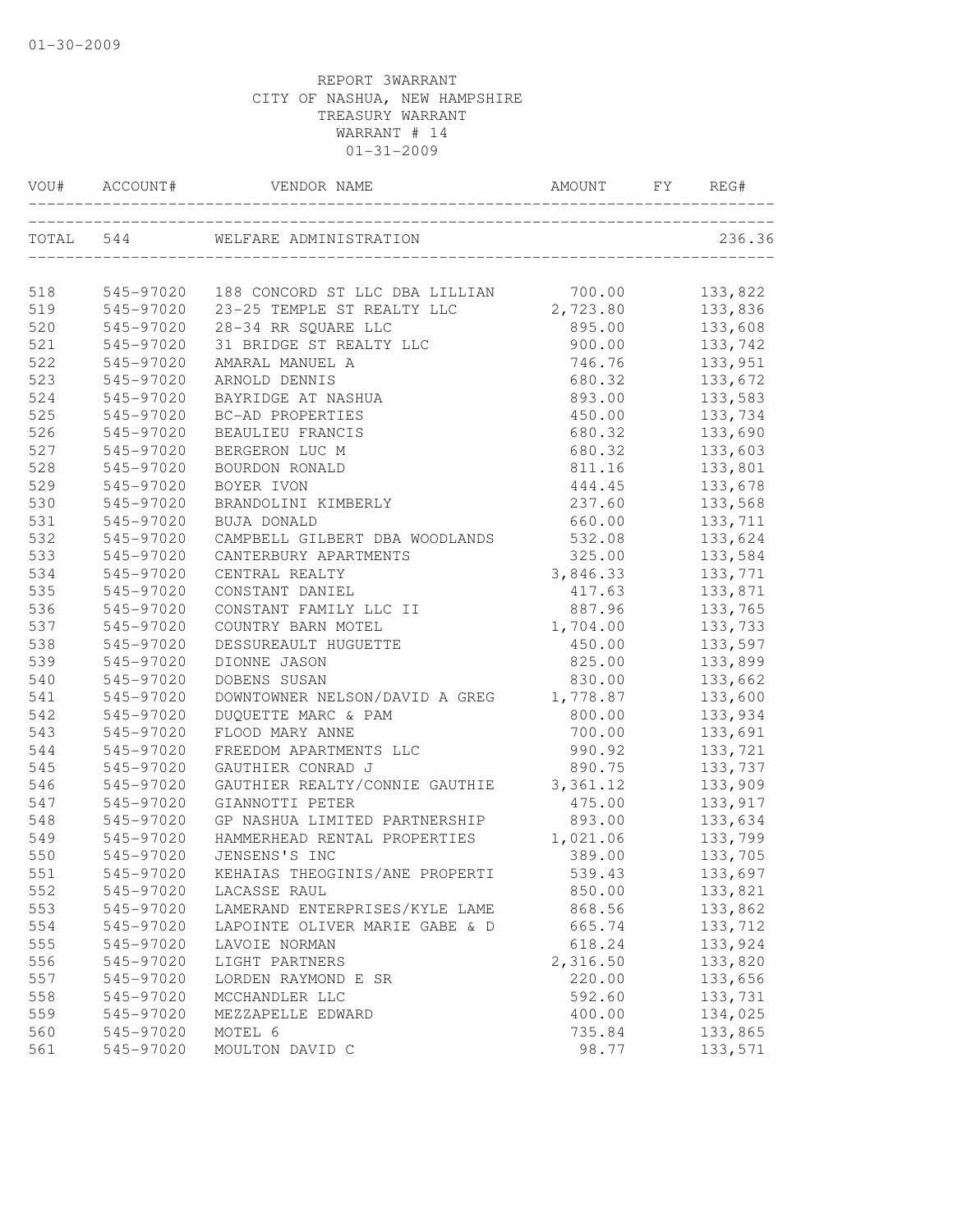01-30-2009

REPORT 3WARRANT
CITY OF NASHUA, NEW HAMPSHIRE
TREASURY WARRANT
WARRANT # 14
01-31-2009

| VOU# | ACCOUNT# | VENDOR NAME | AMOUNT | FY | REG# |
|---|---|---|---|---|---|
| TOTAL | 544 | WELFARE ADMINISTRATION | | | 236.36 |
| 518 | 545-97020 | 188 CONCORD ST LLC DBA LILLIAN | 700.00 | | 133,822 |
| 519 | 545-97020 | 23-25 TEMPLE ST REALTY LLC | 2,723.80 | | 133,836 |
| 520 | 545-97020 | 28-34 RR SQUARE LLC | 895.00 | | 133,608 |
| 521 | 545-97020 | 31 BRIDGE ST REALTY LLC | 900.00 | | 133,742 |
| 522 | 545-97020 | AMARAL MANUEL A | 746.76 | | 133,951 |
| 523 | 545-97020 | ARNOLD DENNIS | 680.32 | | 133,672 |
| 524 | 545-97020 | BAYRIDGE AT NASHUA | 893.00 | | 133,583 |
| 525 | 545-97020 | BC-AD PROPERTIES | 450.00 | | 133,734 |
| 526 | 545-97020 | BEAULIEU FRANCIS | 680.32 | | 133,690 |
| 527 | 545-97020 | BERGERON LUC M | 680.32 | | 133,603 |
| 528 | 545-97020 | BOURDON RONALD | 811.16 | | 133,801 |
| 529 | 545-97020 | BOYER IVON | 444.45 | | 133,678 |
| 530 | 545-97020 | BRANDOLINI KIMBERLY | 237.60 | | 133,568 |
| 531 | 545-97020 | BUJA DONALD | 660.00 | | 133,711 |
| 532 | 545-97020 | CAMPBELL GILBERT DBA WOODLANDS | 532.08 | | 133,624 |
| 533 | 545-97020 | CANTERBURY APARTMENTS | 325.00 | | 133,584 |
| 534 | 545-97020 | CENTRAL REALTY | 3,846.33 | | 133,771 |
| 535 | 545-97020 | CONSTANT DANIEL | 417.63 | | 133,871 |
| 536 | 545-97020 | CONSTANT FAMILY LLC II | 887.96 | | 133,765 |
| 537 | 545-97020 | COUNTRY BARN MOTEL | 1,704.00 | | 133,733 |
| 538 | 545-97020 | DESSUREAULT HUGUETTE | 450.00 | | 133,597 |
| 539 | 545-97020 | DIONNE JASON | 825.00 | | 133,899 |
| 540 | 545-97020 | DOBENS SUSAN | 830.00 | | 133,662 |
| 541 | 545-97020 | DOWNTOWNER NELSON/DAVID A GREG | 1,778.87 | | 133,600 |
| 542 | 545-97020 | DUQUETTE MARC & PAM | 800.00 | | 133,934 |
| 543 | 545-97020 | FLOOD MARY ANNE | 700.00 | | 133,691 |
| 544 | 545-97020 | FREEDOM APARTMENTS LLC | 990.92 | | 133,721 |
| 545 | 545-97020 | GAUTHIER CONRAD J | 890.75 | | 133,737 |
| 546 | 545-97020 | GAUTHIER REALTY/CONNIE GAUTHIE | 3,361.12 | | 133,909 |
| 547 | 545-97020 | GIANNOTTI PETER | 475.00 | | 133,917 |
| 548 | 545-97020 | GP NASHUA LIMITED PARTNERSHIP | 893.00 | | 133,634 |
| 549 | 545-97020 | HAMMERHEAD RENTAL PROPERTIES | 1,021.06 | | 133,799 |
| 550 | 545-97020 | JENSENS'S INC | 389.00 | | 133,705 |
| 551 | 545-97020 | KEHAIAS THEOGINIS/ANE PROPERTI | 539.43 | | 133,697 |
| 552 | 545-97020 | LACASSE RAUL | 850.00 | | 133,821 |
| 553 | 545-97020 | LAMERAND ENTERPRISES/KYLE LAME | 868.56 | | 133,862 |
| 554 | 545-97020 | LAPOINTE OLIVER MARIE GABE & D | 665.74 | | 133,712 |
| 555 | 545-97020 | LAVOIE NORMAN | 618.24 | | 133,924 |
| 556 | 545-97020 | LIGHT PARTNERS | 2,316.50 | | 133,820 |
| 557 | 545-97020 | LORDEN RAYMOND E SR | 220.00 | | 133,656 |
| 558 | 545-97020 | MCCHANDLER LLC | 592.60 | | 133,731 |
| 559 | 545-97020 | MEZZAPELLE EDWARD | 400.00 | | 134,025 |
| 560 | 545-97020 | MOTEL 6 | 735.84 | | 133,865 |
| 561 | 545-97020 | MOULTON DAVID C | 98.77 | | 133,571 |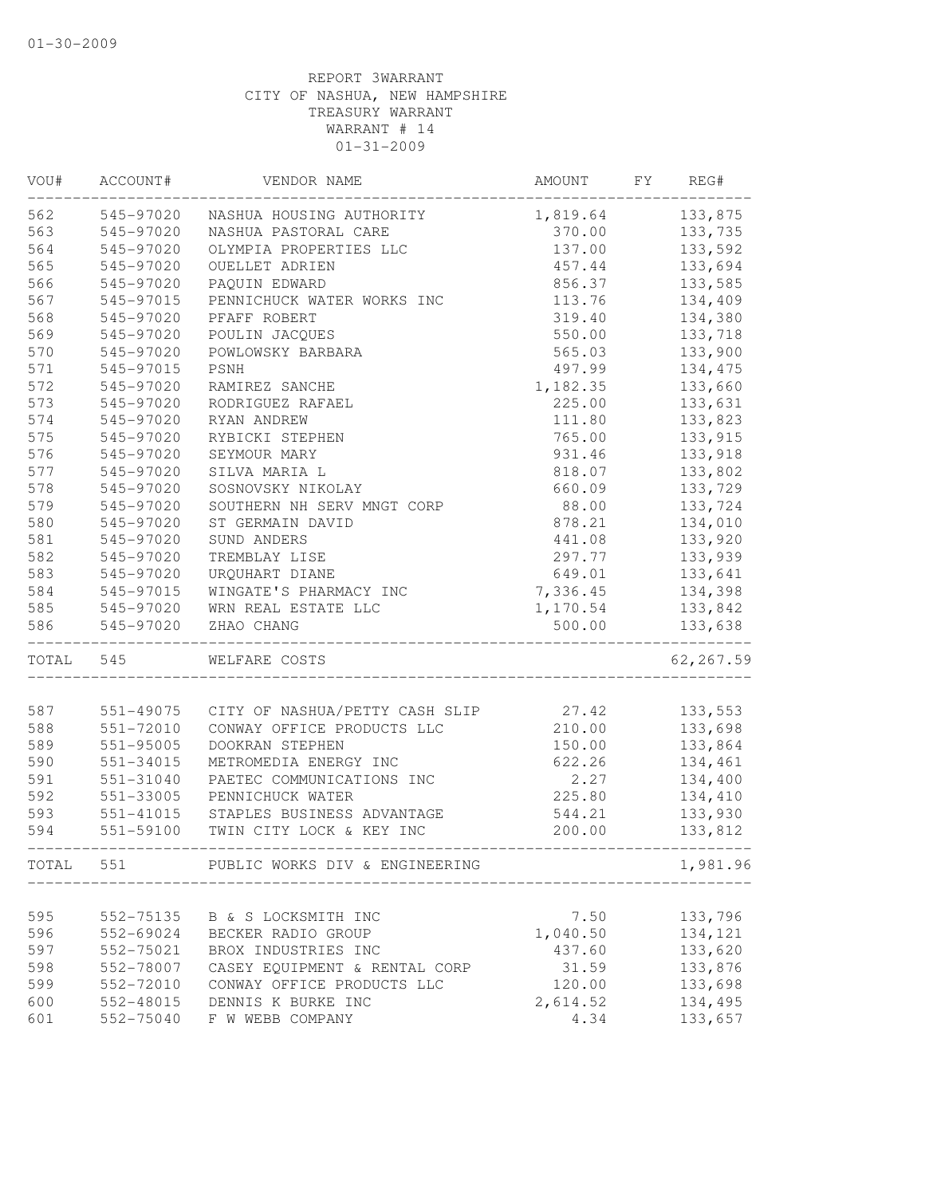01-30-2009

REPORT 3WARRANT
CITY OF NASHUA, NEW HAMPSHIRE
TREASURY WARRANT
WARRANT # 14
01-31-2009

| VOU# | ACCOUNT# | VENDOR NAME | AMOUNT | FY | REG# |
|---|---|---|---|---|---|
| 562 | 545-97020 | NASHUA HOUSING AUTHORITY | 1,819.64 | | 133,875 |
| 563 | 545-97020 | NASHUA PASTORAL CARE | 370.00 | | 133,735 |
| 564 | 545-97020 | OLYMPIA PROPERTIES LLC | 137.00 | | 133,592 |
| 565 | 545-97020 | OUELLET ADRIEN | 457.44 | | 133,694 |
| 566 | 545-97020 | PAQUIN EDWARD | 856.37 | | 133,585 |
| 567 | 545-97015 | PENNICHUCK WATER WORKS INC | 113.76 | | 134,409 |
| 568 | 545-97020 | PFAFF ROBERT | 319.40 | | 134,380 |
| 569 | 545-97020 | POULIN JACQUES | 550.00 | | 133,718 |
| 570 | 545-97020 | POWLOWSKY BARBARA | 565.03 | | 133,900 |
| 571 | 545-97015 | PSNH | 497.99 | | 134,475 |
| 572 | 545-97020 | RAMIREZ SANCHE | 1,182.35 | | 133,660 |
| 573 | 545-97020 | RODRIGUEZ RAFAEL | 225.00 | | 133,631 |
| 574 | 545-97020 | RYAN ANDREW | 111.80 | | 133,823 |
| 575 | 545-97020 | RYBICKI STEPHEN | 765.00 | | 133,915 |
| 576 | 545-97020 | SEYMOUR MARY | 931.46 | | 133,918 |
| 577 | 545-97020 | SILVA MARIA L | 818.07 | | 133,802 |
| 578 | 545-97020 | SOSNOVSKY NIKOLAY | 660.09 | | 133,729 |
| 579 | 545-97020 | SOUTHERN NH SERV MNGT CORP | 88.00 | | 133,724 |
| 580 | 545-97020 | ST GERMAIN DAVID | 878.21 | | 134,010 |
| 581 | 545-97020 | SUND ANDERS | 441.08 | | 133,920 |
| 582 | 545-97020 | TREMBLAY LISE | 297.77 | | 133,939 |
| 583 | 545-97020 | URQUHART DIANE | 649.01 | | 133,641 |
| 584 | 545-97015 | WINGATE'S PHARMACY INC | 7,336.45 | | 134,398 |
| 585 | 545-97020 | WRN REAL ESTATE LLC | 1,170.54 | | 133,842 |
| 586 | 545-97020 | ZHAO CHANG | 500.00 | | 133,638 |
| TOTAL | 545 | WELFARE COSTS | | | 62,267.59 |
| 587 | 551-49075 | CITY OF NASHUA/PETTY CASH SLIP | 27.42 | | 133,553 |
| 588 | 551-72010 | CONWAY OFFICE PRODUCTS LLC | 210.00 | | 133,698 |
| 589 | 551-95005 | DOOKRAN STEPHEN | 150.00 | | 133,864 |
| 590 | 551-34015 | METROMEDIA ENERGY INC | 622.26 | | 134,461 |
| 591 | 551-31040 | PAETEC COMMUNICATIONS INC | 2.27 | | 134,400 |
| 592 | 551-33005 | PENNICHUCK WATER | 225.80 | | 134,410 |
| 593 | 551-41015 | STAPLES BUSINESS ADVANTAGE | 544.21 | | 133,930 |
| 594 | 551-59100 | TWIN CITY LOCK & KEY INC | 200.00 | | 133,812 |
| TOTAL | 551 | PUBLIC WORKS DIV & ENGINEERING | | | 1,981.96 |
| 595 | 552-75135 | B & S LOCKSMITH INC | 7.50 | | 133,796 |
| 596 | 552-69024 | BECKER RADIO GROUP | 1,040.50 | | 134,121 |
| 597 | 552-75021 | BROX INDUSTRIES INC | 437.60 | | 133,620 |
| 598 | 552-78007 | CASEY EQUIPMENT & RENTAL CORP | 31.59 | | 133,876 |
| 599 | 552-72010 | CONWAY OFFICE PRODUCTS LLC | 120.00 | | 133,698 |
| 600 | 552-48015 | DENNIS K BURKE INC | 2,614.52 | | 134,495 |
| 601 | 552-75040 | F W WEBB COMPANY | 4.34 | | 133,657 |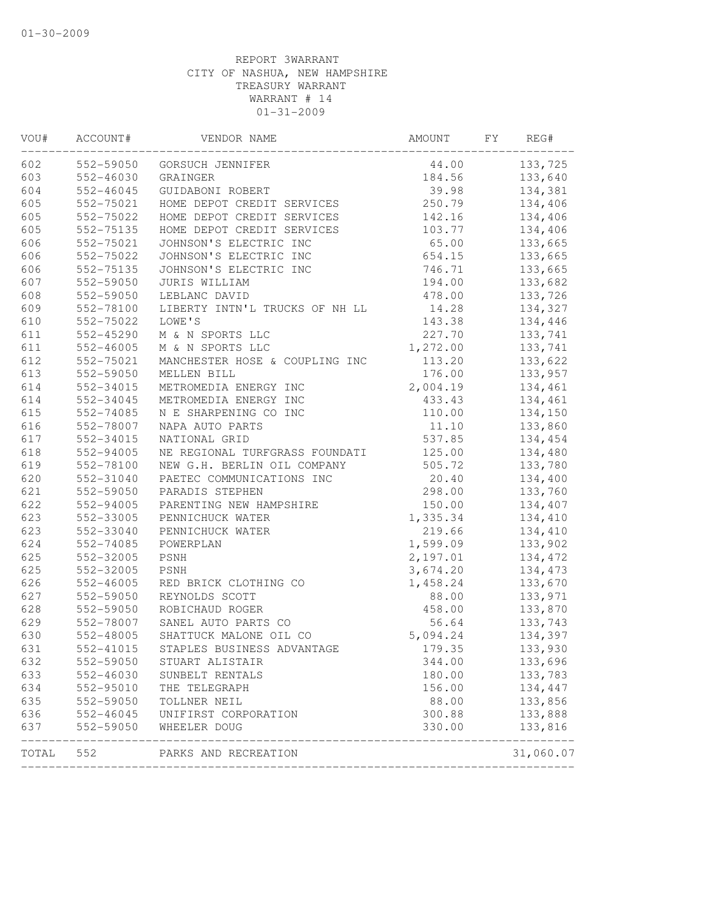01-30-2009

REPORT 3WARRANT
CITY OF NASHUA, NEW HAMPSHIRE
TREASURY WARRANT
WARRANT # 14
01-31-2009

| VOU# | ACCOUNT# | VENDOR NAME | AMOUNT | FY | REG# |
|---|---|---|---|---|---|
| 602 | 552-59050 | GORSUCH JENNIFER | 44.00 | | 133,725 |
| 603 | 552-46030 | GRAINGER | 184.56 | | 133,640 |
| 604 | 552-46045 | GUIDABONI ROBERT | 39.98 | | 134,381 |
| 605 | 552-75021 | HOME DEPOT CREDIT SERVICES | 250.79 | | 134,406 |
| 605 | 552-75022 | HOME DEPOT CREDIT SERVICES | 142.16 | | 134,406 |
| 605 | 552-75135 | HOME DEPOT CREDIT SERVICES | 103.77 | | 134,406 |
| 606 | 552-75021 | JOHNSON'S ELECTRIC INC | 65.00 | | 133,665 |
| 606 | 552-75022 | JOHNSON'S ELECTRIC INC | 654.15 | | 133,665 |
| 606 | 552-75135 | JOHNSON'S ELECTRIC INC | 746.71 | | 133,665 |
| 607 | 552-59050 | JURIS WILLIAM | 194.00 | | 133,682 |
| 608 | 552-59050 | LEBLANC DAVID | 478.00 | | 133,726 |
| 609 | 552-78100 | LIBERTY INTN'L TRUCKS OF NH LL | 14.28 | | 134,327 |
| 610 | 552-75022 | LOWE'S | 143.38 | | 134,446 |
| 611 | 552-45290 | M & N SPORTS LLC | 227.70 | | 133,741 |
| 611 | 552-46005 | M & N SPORTS LLC | 1,272.00 | | 133,741 |
| 612 | 552-75021 | MANCHESTER HOSE & COUPLING INC | 113.20 | | 133,622 |
| 613 | 552-59050 | MELLEN BILL | 176.00 | | 133,957 |
| 614 | 552-34015 | METROMEDIA ENERGY INC | 2,004.19 | | 134,461 |
| 614 | 552-34045 | METROMEDIA ENERGY INC | 433.43 | | 134,461 |
| 615 | 552-74085 | N E SHARPENING CO INC | 110.00 | | 134,150 |
| 616 | 552-78007 | NAPA AUTO PARTS | 11.10 | | 133,860 |
| 617 | 552-34015 | NATIONAL GRID | 537.85 | | 134,454 |
| 618 | 552-94005 | NE REGIONAL TURFGRASS FOUNDATI | 125.00 | | 134,480 |
| 619 | 552-78100 | NEW G.H. BERLIN OIL COMPANY | 505.72 | | 133,780 |
| 620 | 552-31040 | PAETEC COMMUNICATIONS INC | 20.40 | | 134,400 |
| 621 | 552-59050 | PARADIS STEPHEN | 298.00 | | 133,760 |
| 622 | 552-94005 | PARENTING NEW HAMPSHIRE | 150.00 | | 134,407 |
| 623 | 552-33005 | PENNICHUCK WATER | 1,335.34 | | 134,410 |
| 623 | 552-33040 | PENNICHUCK WATER | 219.66 | | 134,410 |
| 624 | 552-74085 | POWERPLAN | 1,599.09 | | 133,902 |
| 625 | 552-32005 | PSNH | 2,197.01 | | 134,472 |
| 625 | 552-32005 | PSNH | 3,674.20 | | 134,473 |
| 626 | 552-46005 | RED BRICK CLOTHING CO | 1,458.24 | | 133,670 |
| 627 | 552-59050 | REYNOLDS SCOTT | 88.00 | | 133,971 |
| 628 | 552-59050 | ROBICHAUD ROGER | 458.00 | | 133,870 |
| 629 | 552-78007 | SANEL AUTO PARTS CO | 56.64 | | 133,743 |
| 630 | 552-48005 | SHATTUCK MALONE OIL CO | 5,094.24 | | 134,397 |
| 631 | 552-41015 | STAPLES BUSINESS ADVANTAGE | 179.35 | | 133,930 |
| 632 | 552-59050 | STUART ALISTAIR | 344.00 | | 133,696 |
| 633 | 552-46030 | SUNBELT RENTALS | 180.00 | | 133,783 |
| 634 | 552-95010 | THE TELEGRAPH | 156.00 | | 134,447 |
| 635 | 552-59050 | TOLLNER NEIL | 88.00 | | 133,856 |
| 636 | 552-46045 | UNIFIRST CORPORATION | 300.88 | | 133,888 |
| 637 | 552-59050 | WHEELER DOUG | 330.00 | | 133,816 |
| TOTAL | 552 | PARKS AND RECREATION | | | 31,060.07 |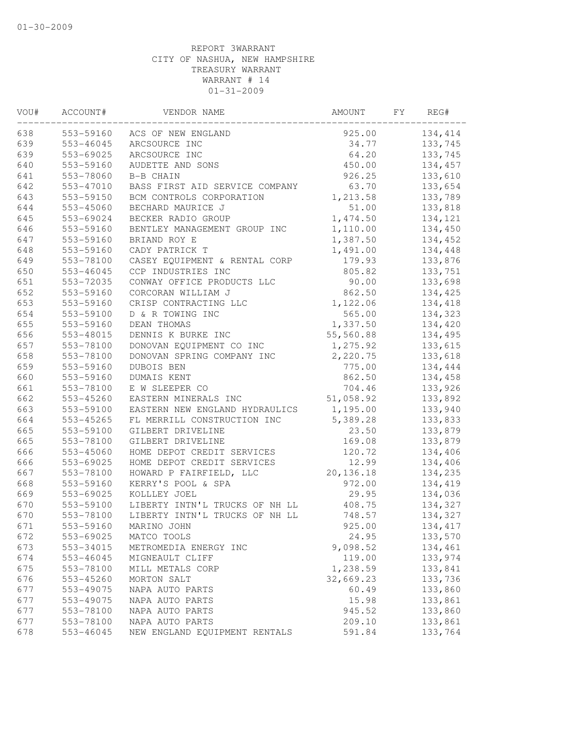01-30-2009

REPORT 3WARRANT
CITY OF NASHUA, NEW HAMPSHIRE
TREASURY WARRANT
WARRANT # 14
01-31-2009

| VOU# | ACCOUNT# | VENDOR NAME | AMOUNT | FY | REG# |
|---|---|---|---|---|---|
| 638 | 553-59160 | ACS OF NEW ENGLAND | 925.00 | | 134,414 |
| 639 | 553-46045 | ARCSOURCE INC | 34.77 | | 133,745 |
| 639 | 553-69025 | ARCSOURCE INC | 64.20 | | 133,745 |
| 640 | 553-59160 | AUDETTE AND SONS | 450.00 | | 134,457 |
| 641 | 553-78060 | B-B CHAIN | 926.25 | | 133,610 |
| 642 | 553-47010 | BASS FIRST AID SERVICE COMPANY | 63.70 | | 133,654 |
| 643 | 553-59150 | BCM CONTROLS CORPORATION | 1,213.58 | | 133,789 |
| 644 | 553-45060 | BECHARD MAURICE J | 51.00 | | 133,818 |
| 645 | 553-69024 | BECKER RADIO GROUP | 1,474.50 | | 134,121 |
| 646 | 553-59160 | BENTLEY MANAGEMENT GROUP INC | 1,110.00 | | 134,450 |
| 647 | 553-59160 | BRIAND ROY E | 1,387.50 | | 134,452 |
| 648 | 553-59160 | CADY PATRICK T | 1,491.00 | | 134,448 |
| 649 | 553-78100 | CASEY EQUIPMENT & RENTAL CORP | 179.93 | | 133,876 |
| 650 | 553-46045 | CCP INDUSTRIES INC | 805.82 | | 133,751 |
| 651 | 553-72035 | CONWAY OFFICE PRODUCTS LLC | 90.00 | | 133,698 |
| 652 | 553-59160 | CORCORAN WILLIAM J | 862.50 | | 134,425 |
| 653 | 553-59160 | CRISP CONTRACTING LLC | 1,122.06 | | 134,418 |
| 654 | 553-59100 | D & R TOWING INC | 565.00 | | 134,323 |
| 655 | 553-59160 | DEAN THOMAS | 1,337.50 | | 134,420 |
| 656 | 553-48015 | DENNIS K BURKE INC | 55,560.88 | | 134,495 |
| 657 | 553-78100 | DONOVAN EQUIPMENT CO INC | 1,275.92 | | 133,615 |
| 658 | 553-78100 | DONOVAN SPRING COMPANY INC | 2,220.75 | | 133,618 |
| 659 | 553-59160 | DUBOIS BEN | 775.00 | | 134,444 |
| 660 | 553-59160 | DUMAIS KENT | 862.50 | | 134,458 |
| 661 | 553-78100 | E W SLEEPER CO | 704.46 | | 133,926 |
| 662 | 553-45260 | EASTERN MINERALS INC | 51,058.92 | | 133,892 |
| 663 | 553-59100 | EASTERN NEW ENGLAND HYDRAULICS | 1,195.00 | | 133,940 |
| 664 | 553-45265 | FL MERRILL CONSTRUCTION INC | 5,389.28 | | 133,833 |
| 665 | 553-59100 | GILBERT DRIVELINE | 23.50 | | 133,879 |
| 665 | 553-78100 | GILBERT DRIVELINE | 169.08 | | 133,879 |
| 666 | 553-45060 | HOME DEPOT CREDIT SERVICES | 120.72 | | 134,406 |
| 666 | 553-69025 | HOME DEPOT CREDIT SERVICES | 12.99 | | 134,406 |
| 667 | 553-78100 | HOWARD P FAIRFIELD, LLC | 20,136.18 | | 134,235 |
| 668 | 553-59160 | KERRY'S POOL & SPA | 972.00 | | 134,419 |
| 669 | 553-69025 | KOLLLEY JOEL | 29.95 | | 134,036 |
| 670 | 553-59100 | LIBERTY INTN'L TRUCKS OF NH LL | 408.75 | | 134,327 |
| 670 | 553-78100 | LIBERTY INTN'L TRUCKS OF NH LL | 748.57 | | 134,327 |
| 671 | 553-59160 | MARINO JOHN | 925.00 | | 134,417 |
| 672 | 553-69025 | MATCO TOOLS | 24.95 | | 133,570 |
| 673 | 553-34015 | METROMEDIA ENERGY INC | 9,098.52 | | 134,461 |
| 674 | 553-46045 | MIGNEAULT CLIFF | 119.00 | | 133,974 |
| 675 | 553-78100 | MILL METALS CORP | 1,238.59 | | 133,841 |
| 676 | 553-45260 | MORTON SALT | 32,669.23 | | 133,736 |
| 677 | 553-49075 | NAPA AUTO PARTS | 60.49 | | 133,860 |
| 677 | 553-49075 | NAPA AUTO PARTS | 15.98 | | 133,861 |
| 677 | 553-78100 | NAPA AUTO PARTS | 945.52 | | 133,860 |
| 677 | 553-78100 | NAPA AUTO PARTS | 209.10 | | 133,861 |
| 678 | 553-46045 | NEW ENGLAND EQUIPMENT RENTALS | 591.84 | | 133,764 |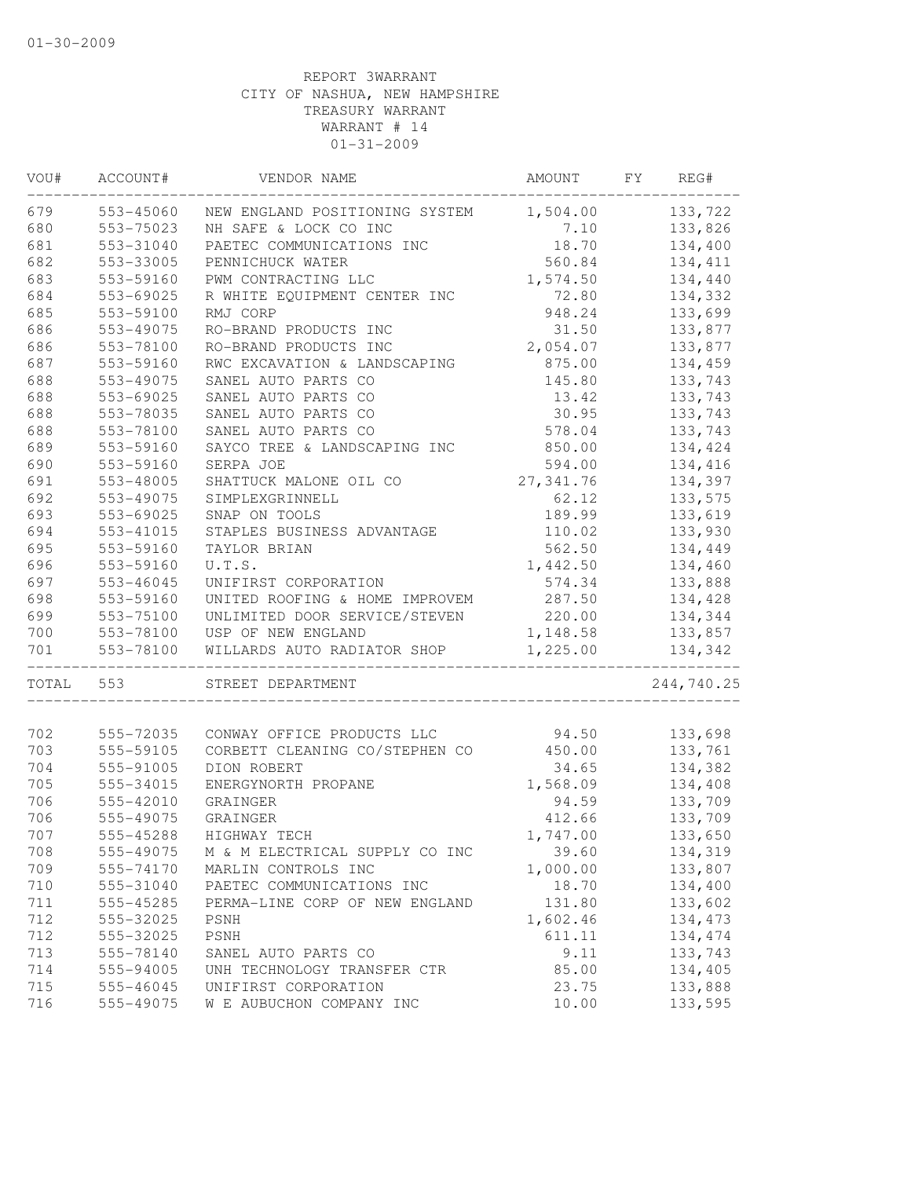01-30-2009

REPORT 3WARRANT
CITY OF NASHUA, NEW HAMPSHIRE
TREASURY WARRANT
WARRANT # 14
01-31-2009

| VOU# | ACCOUNT# | VENDOR NAME | AMOUNT | FY | REG# |
|---|---|---|---|---|---|
| 679 | 553-45060 | NEW ENGLAND POSITIONING SYSTEM | 1,504.00 | | 133,722 |
| 680 | 553-75023 | NH SAFE & LOCK CO INC | 7.10 | | 133,826 |
| 681 | 553-31040 | PAETEC COMMUNICATIONS INC | 18.70 | | 134,400 |
| 682 | 553-33005 | PENNICHUCK WATER | 560.84 | | 134,411 |
| 683 | 553-59160 | PWM CONTRACTING LLC | 1,574.50 | | 134,440 |
| 684 | 553-69025 | R WHITE EQUIPMENT CENTER INC | 72.80 | | 134,332 |
| 685 | 553-59100 | RMJ CORP | 948.24 | | 133,699 |
| 686 | 553-49075 | RO-BRAND PRODUCTS INC | 31.50 | | 133,877 |
| 686 | 553-78100 | RO-BRAND PRODUCTS INC | 2,054.07 | | 133,877 |
| 687 | 553-59160 | RWC EXCAVATION & LANDSCAPING | 875.00 | | 134,459 |
| 688 | 553-49075 | SANEL AUTO PARTS CO | 145.80 | | 133,743 |
| 688 | 553-69025 | SANEL AUTO PARTS CO | 13.42 | | 133,743 |
| 688 | 553-78035 | SANEL AUTO PARTS CO | 30.95 | | 133,743 |
| 688 | 553-78100 | SANEL AUTO PARTS CO | 578.04 | | 133,743 |
| 689 | 553-59160 | SAYCO TREE & LANDSCAPING INC | 850.00 | | 134,424 |
| 690 | 553-59160 | SERPA JOE | 594.00 | | 134,416 |
| 691 | 553-48005 | SHATTUCK MALONE OIL CO | 27,341.76 | | 134,397 |
| 692 | 553-49075 | SIMPLEXGRINNELL | 62.12 | | 133,575 |
| 693 | 553-69025 | SNAP ON TOOLS | 189.99 | | 133,619 |
| 694 | 553-41015 | STAPLES BUSINESS ADVANTAGE | 110.02 | | 133,930 |
| 695 | 553-59160 | TAYLOR BRIAN | 562.50 | | 134,449 |
| 696 | 553-59160 | U.T.S. | 1,442.50 | | 134,460 |
| 697 | 553-46045 | UNIFIRST CORPORATION | 574.34 | | 133,888 |
| 698 | 553-59160 | UNITED ROOFING & HOME IMPROVEM | 287.50 | | 134,428 |
| 699 | 553-75100 | UNLIMITED DOOR SERVICE/STEVEN | 220.00 | | 134,344 |
| 700 | 553-78100 | USP OF NEW ENGLAND | 1,148.58 | | 133,857 |
| 701 | 553-78100 | WILLARDS AUTO RADIATOR SHOP | 1,225.00 | | 134,342 |
| TOTAL | 553 | STREET DEPARTMENT | | | 244,740.25 |

| VOU# | ACCOUNT# | VENDOR NAME | AMOUNT | FY | REG# |
|---|---|---|---|---|---|
| 702 | 555-72035 | CONWAY OFFICE PRODUCTS LLC | 94.50 | | 133,698 |
| 703 | 555-59105 | CORBETT CLEANING CO/STEPHEN CO | 450.00 | | 133,761 |
| 704 | 555-91005 | DION ROBERT | 34.65 | | 134,382 |
| 705 | 555-34015 | ENERGYNORTH PROPANE | 1,568.09 | | 134,408 |
| 706 | 555-42010 | GRAINGER | 94.59 | | 133,709 |
| 706 | 555-49075 | GRAINGER | 412.66 | | 133,709 |
| 707 | 555-45288 | HIGHWAY TECH | 1,747.00 | | 133,650 |
| 708 | 555-49075 | M & M ELECTRICAL SUPPLY CO INC | 39.60 | | 134,319 |
| 709 | 555-74170 | MARLIN CONTROLS INC | 1,000.00 | | 133,807 |
| 710 | 555-31040 | PAETEC COMMUNICATIONS INC | 18.70 | | 134,400 |
| 711 | 555-45285 | PERMA-LINE CORP OF NEW ENGLAND | 131.80 | | 133,602 |
| 712 | 555-32025 | PSNH | 1,602.46 | | 134,473 |
| 712 | 555-32025 | PSNH | 611.11 | | 134,474 |
| 713 | 555-78140 | SANEL AUTO PARTS CO | 9.11 | | 133,743 |
| 714 | 555-94005 | UNH TECHNOLOGY TRANSFER CTR | 85.00 | | 134,405 |
| 715 | 555-46045 | UNIFIRST CORPORATION | 23.75 | | 133,888 |
| 716 | 555-49075 | W E AUBUCHON COMPANY INC | 10.00 | | 133,595 |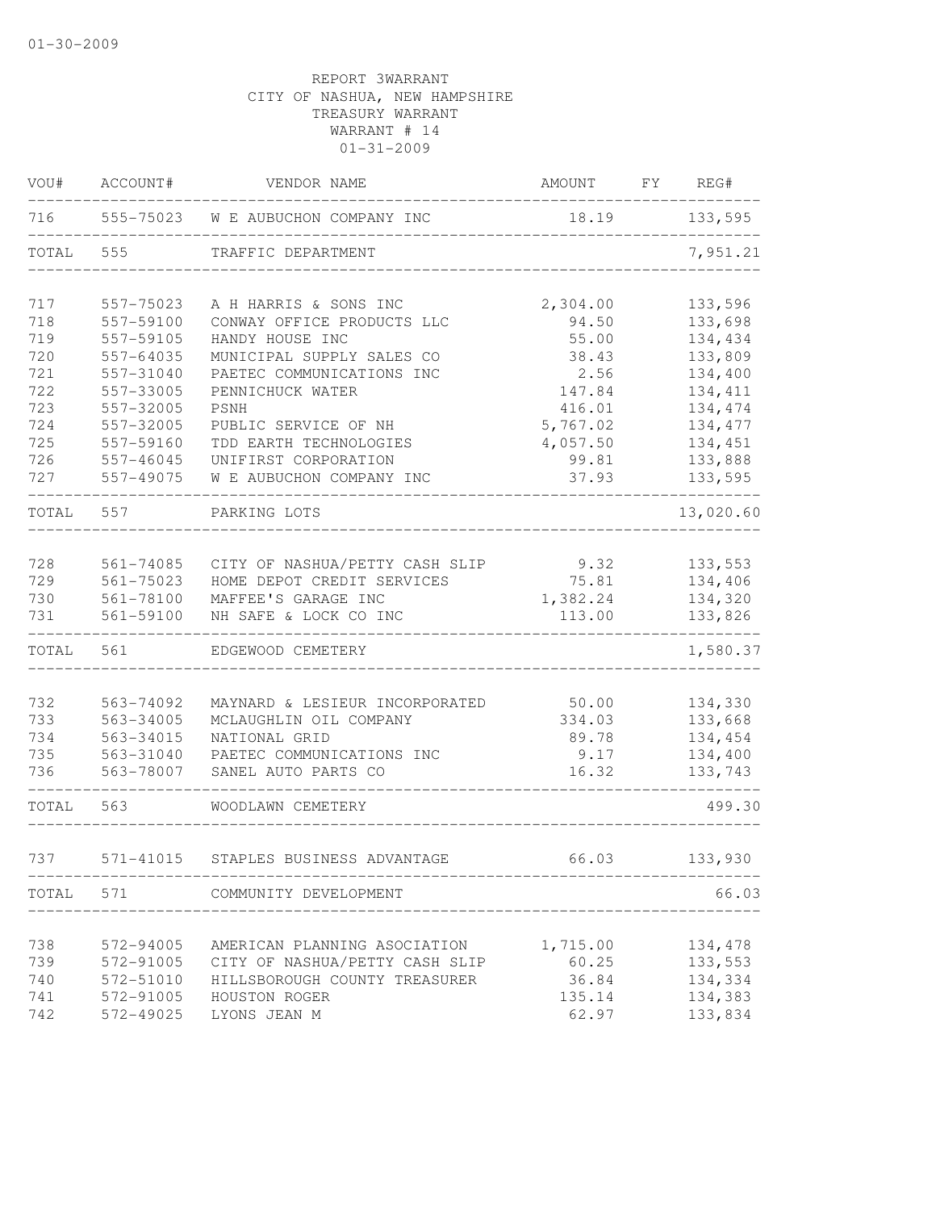01-30-2009

REPORT 3WARRANT
CITY OF NASHUA, NEW HAMPSHIRE
TREASURY WARRANT
WARRANT # 14
01-31-2009

| VOU# | ACCOUNT# | VENDOR NAME | AMOUNT | FY | REG# |
|---|---|---|---|---|---|
| 716 | 555-75023 | W E AUBUCHON COMPANY INC | 18.19 | | 133,595 |
| TOTAL | 555 | TRAFFIC DEPARTMENT | | | 7,951.21 |
| 717 | 557-75023 | A H HARRIS & SONS INC | 2,304.00 | | 133,596 |
| 718 | 557-59100 | CONWAY OFFICE PRODUCTS LLC | 94.50 | | 133,698 |
| 719 | 557-59105 | HANDY HOUSE INC | 55.00 | | 134,434 |
| 720 | 557-64035 | MUNICIPAL SUPPLY SALES CO | 38.43 | | 133,809 |
| 721 | 557-31040 | PAETEC COMMUNICATIONS INC | 2.56 | | 134,400 |
| 722 | 557-33005 | PENNICHUCK WATER | 147.84 | | 134,411 |
| 723 | 557-32005 | PSNH | 416.01 | | 134,474 |
| 724 | 557-32005 | PUBLIC SERVICE OF NH | 5,767.02 | | 134,477 |
| 725 | 557-59160 | TDD EARTH TECHNOLOGIES | 4,057.50 | | 134,451 |
| 726 | 557-46045 | UNIFIRST CORPORATION | 99.81 | | 133,888 |
| 727 | 557-49075 | W E AUBUCHON COMPANY INC | 37.93 | | 133,595 |
| TOTAL | 557 | PARKING LOTS | | | 13,020.60 |
| 728 | 561-74085 | CITY OF NASHUA/PETTY CASH SLIP | 9.32 | | 133,553 |
| 729 | 561-75023 | HOME DEPOT CREDIT SERVICES | 75.81 | | 134,406 |
| 730 | 561-78100 | MAFFEE'S GARAGE INC | 1,382.24 | | 134,320 |
| 731 | 561-59100 | NH SAFE & LOCK CO INC | 113.00 | | 133,826 |
| TOTAL | 561 | EDGEWOOD CEMETERY | | | 1,580.37 |
| 732 | 563-74092 | MAYNARD & LESIEUR INCORPORATED | 50.00 | | 134,330 |
| 733 | 563-34005 | MCLAUGHLIN OIL COMPANY | 334.03 | | 133,668 |
| 734 | 563-34015 | NATIONAL GRID | 89.78 | | 134,454 |
| 735 | 563-31040 | PAETEC COMMUNICATIONS INC | 9.17 | | 134,400 |
| 736 | 563-78007 | SANEL AUTO PARTS CO | 16.32 | | 133,743 |
| TOTAL | 563 | WOODLAWN CEMETERY | | | 499.30 |
| 737 | 571-41015 | STAPLES BUSINESS ADVANTAGE | 66.03 | | 133,930 |
| TOTAL | 571 | COMMUNITY DEVELOPMENT | | | 66.03 |
| 738 | 572-94005 | AMERICAN PLANNING ASOCIATION | 1,715.00 | | 134,478 |
| 739 | 572-91005 | CITY OF NASHUA/PETTY CASH SLIP | 60.25 | | 133,553 |
| 740 | 572-51010 | HILLSBOROUGH COUNTY TREASURER | 36.84 | | 134,334 |
| 741 | 572-91005 | HOUSTON ROGER | 135.14 | | 134,383 |
| 742 | 572-49025 | LYONS JEAN M | 62.97 | | 133,834 |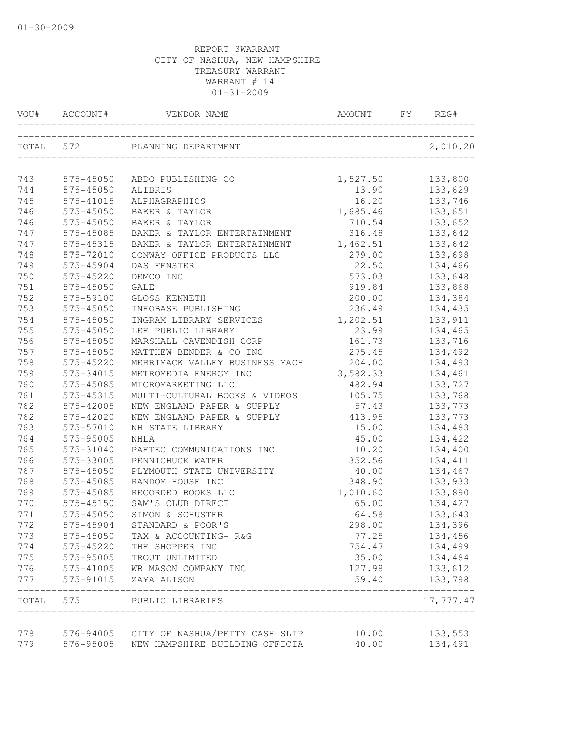01-30-2009

REPORT 3WARRANT
CITY OF NASHUA, NEW HAMPSHIRE
TREASURY WARRANT
WARRANT # 14
01-31-2009

| VOU# | ACCOUNT# | VENDOR NAME | AMOUNT | FY | REG# |
|---|---|---|---|---|---|
| TOTAL | 572 | PLANNING DEPARTMENT | | | 2,010.20 |
| 743 | 575-45050 | ABDO PUBLISHING CO | 1,527.50 | | 133,800 |
| 744 | 575-45050 | ALIBRIS | 13.90 | | 133,629 |
| 745 | 575-41015 | ALPHAGRAPHICS | 16.20 | | 133,746 |
| 746 | 575-45050 | BAKER & TAYLOR | 1,685.46 | | 133,651 |
| 746 | 575-45050 | BAKER & TAYLOR | 710.54 | | 133,652 |
| 747 | 575-45085 | BAKER & TAYLOR ENTERTAINMENT | 316.48 | | 133,642 |
| 747 | 575-45315 | BAKER & TAYLOR ENTERTAINMENT | 1,462.51 | | 133,642 |
| 748 | 575-72010 | CONWAY OFFICE PRODUCTS LLC | 279.00 | | 133,698 |
| 749 | 575-45904 | DAS FENSTER | 22.50 | | 134,466 |
| 750 | 575-45220 | DEMCO INC | 573.03 | | 133,648 |
| 751 | 575-45050 | GALE | 919.84 | | 133,868 |
| 752 | 575-59100 | GLOSS KENNETH | 200.00 | | 134,384 |
| 753 | 575-45050 | INFOBASE PUBLISHING | 236.49 | | 134,435 |
| 754 | 575-45050 | INGRAM LIBRARY SERVICES | 1,202.51 | | 133,911 |
| 755 | 575-45050 | LEE PUBLIC LIBRARY | 23.99 | | 134,465 |
| 756 | 575-45050 | MARSHALL CAVENDISH CORP | 161.73 | | 133,716 |
| 757 | 575-45050 | MATTHEW BENDER & CO INC | 275.45 | | 134,492 |
| 758 | 575-45220 | MERRIMACK VALLEY BUSINESS MACH | 204.00 | | 134,493 |
| 759 | 575-34015 | METROMEDIA ENERGY INC | 3,582.33 | | 134,461 |
| 760 | 575-45085 | MICROMARKETING LLC | 482.94 | | 133,727 |
| 761 | 575-45315 | MULTI-CULTURAL BOOKS & VIDEOS | 105.75 | | 133,768 |
| 762 | 575-42005 | NEW ENGLAND PAPER & SUPPLY | 57.43 | | 133,773 |
| 762 | 575-42020 | NEW ENGLAND PAPER & SUPPLY | 413.95 | | 133,773 |
| 763 | 575-57010 | NH STATE LIBRARY | 15.00 | | 134,483 |
| 764 | 575-95005 | NHLA | 45.00 | | 134,422 |
| 765 | 575-31040 | PAETEC COMMUNICATIONS INC | 10.20 | | 134,400 |
| 766 | 575-33005 | PENNICHUCK WATER | 352.56 | | 134,411 |
| 767 | 575-45050 | PLYMOUTH STATE UNIVERSITY | 40.00 | | 134,467 |
| 768 | 575-45085 | RANDOM HOUSE INC | 348.90 | | 133,933 |
| 769 | 575-45085 | RECORDED BOOKS LLC | 1,010.60 | | 133,890 |
| 770 | 575-45150 | SAM'S CLUB DIRECT | 65.00 | | 134,427 |
| 771 | 575-45050 | SIMON & SCHUSTER | 64.58 | | 133,643 |
| 772 | 575-45904 | STANDARD & POOR'S | 298.00 | | 134,396 |
| 773 | 575-45050 | TAX & ACCOUNTING- R&G | 77.25 | | 134,456 |
| 774 | 575-45220 | THE SHOPPER INC | 754.47 | | 134,499 |
| 775 | 575-95005 | TROUT UNLIMITED | 35.00 | | 134,484 |
| 776 | 575-41005 | WB MASON COMPANY INC | 127.98 | | 133,612 |
| 777 | 575-91015 | ZAYA ALISON | 59.40 | | 133,798 |
| TOTAL | 575 | PUBLIC LIBRARIES | | | 17,777.47 |
| 778 | 576-94005 | CITY OF NASHUA/PETTY CASH SLIP | 10.00 | | 133,553 |
| 779 | 576-95005 | NEW HAMPSHIRE BUILDING OFFICIA | 40.00 | | 134,491 |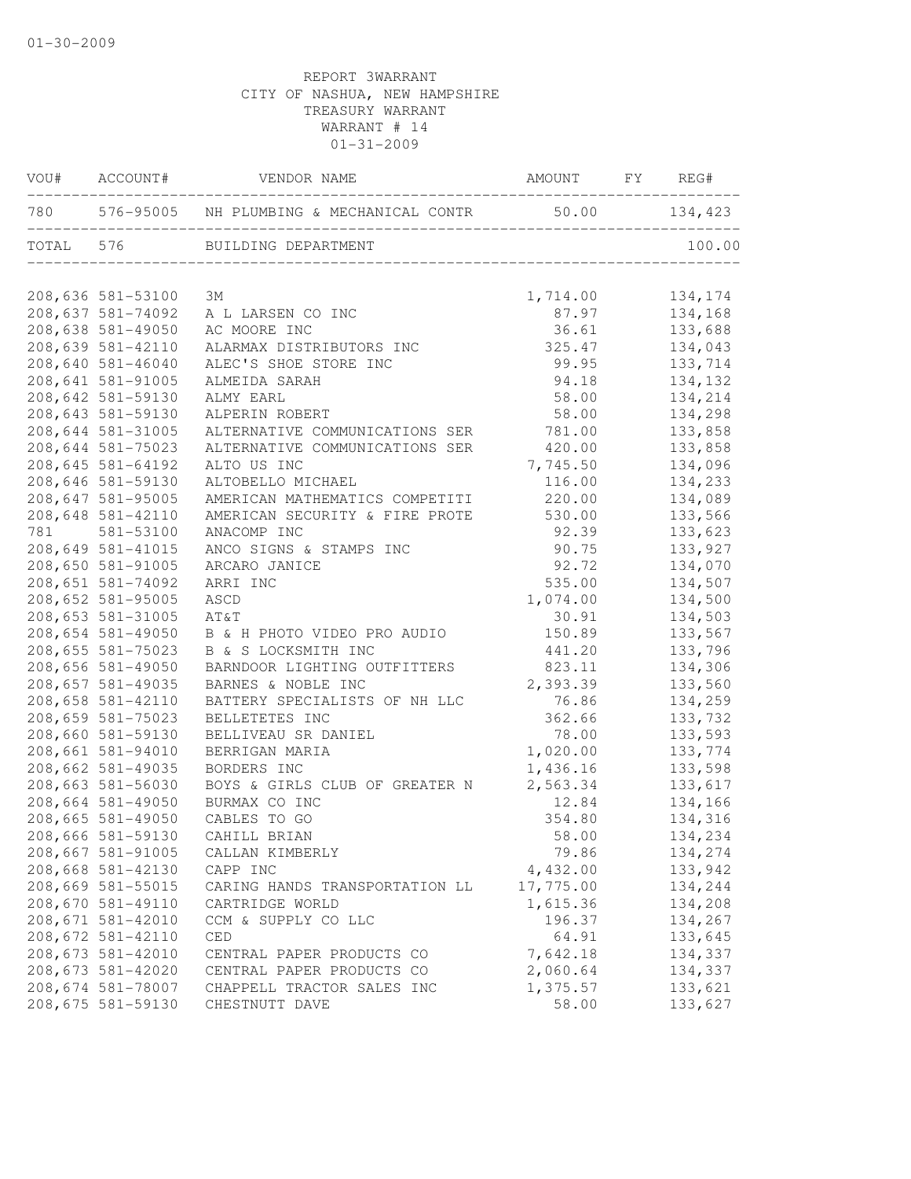01-30-2009

REPORT 3WARRANT
CITY OF NASHUA, NEW HAMPSHIRE
TREASURY WARRANT
WARRANT # 14
01-31-2009

| VOU# | ACCOUNT# | VENDOR NAME | AMOUNT | FY | REG# |
|---|---|---|---|---|---|
| 780 | 576-95005 | NH PLUMBING & MECHANICAL CONTR | 50.00 | | 134,423 |
| TOTAL | 576 | BUILDING DEPARTMENT | | | 100.00 |
| 208,636 | 581-53100 | 3M | 1,714.00 | | 134,174 |
| 208,637 | 581-74092 | A L LARSEN CO INC | 87.97 | | 134,168 |
| 208,638 | 581-49050 | AC MOORE INC | 36.61 | | 133,688 |
| 208,639 | 581-42110 | ALARMAX DISTRIBUTORS INC | 325.47 | | 134,043 |
| 208,640 | 581-46040 | ALEC'S SHOE STORE INC | 99.95 | | 133,714 |
| 208,641 | 581-91005 | ALMEIDA SARAH | 94.18 | | 134,132 |
| 208,642 | 581-59130 | ALMY EARL | 58.00 | | 134,214 |
| 208,643 | 581-59130 | ALPERIN ROBERT | 58.00 | | 134,298 |
| 208,644 | 581-31005 | ALTERNATIVE COMMUNICATIONS SER | 781.00 | | 133,858 |
| 208,644 | 581-75023 | ALTERNATIVE COMMUNICATIONS SER | 420.00 | | 133,858 |
| 208,645 | 581-64192 | ALTO US INC | 7,745.50 | | 134,096 |
| 208,646 | 581-59130 | ALTOBELLO MICHAEL | 116.00 | | 134,233 |
| 208,647 | 581-95005 | AMERICAN MATHEMATICS COMPETITI | 220.00 | | 134,089 |
| 208,648 | 581-42110 | AMERICAN SECURITY & FIRE PROTE | 530.00 | | 133,566 |
| 781 | 581-53100 | ANACOMP INC | 92.39 | | 133,623 |
| 208,649 | 581-41015 | ANCO SIGNS & STAMPS INC | 90.75 | | 133,927 |
| 208,650 | 581-91005 | ARCARO JANICE | 92.72 | | 134,070 |
| 208,651 | 581-74092 | ARRI INC | 535.00 | | 134,507 |
| 208,652 | 581-95005 | ASCD | 1,074.00 | | 134,500 |
| 208,653 | 581-31005 | AT&T | 30.91 | | 134,503 |
| 208,654 | 581-49050 | B & H PHOTO VIDEO PRO AUDIO | 150.89 | | 133,567 |
| 208,655 | 581-75023 | B & S LOCKSMITH INC | 441.20 | | 133,796 |
| 208,656 | 581-49050 | BARNDOOR LIGHTING OUTFITTERS | 823.11 | | 134,306 |
| 208,657 | 581-49035 | BARNES & NOBLE INC | 2,393.39 | | 133,560 |
| 208,658 | 581-42110 | BATTERY SPECIALISTS OF NH LLC | 76.86 | | 134,259 |
| 208,659 | 581-75023 | BELLETETES INC | 362.66 | | 133,732 |
| 208,660 | 581-59130 | BELLIVEAU SR DANIEL | 78.00 | | 133,593 |
| 208,661 | 581-94010 | BERRIGAN MARIA | 1,020.00 | | 133,774 |
| 208,662 | 581-49035 | BORDERS INC | 1,436.16 | | 133,598 |
| 208,663 | 581-56030 | BOYS & GIRLS CLUB OF GREATER N | 2,563.34 | | 133,617 |
| 208,664 | 581-49050 | BURMAX CO INC | 12.84 | | 134,166 |
| 208,665 | 581-49050 | CABLES TO GO | 354.80 | | 134,316 |
| 208,666 | 581-59130 | CAHILL BRIAN | 58.00 | | 134,234 |
| 208,667 | 581-91005 | CALLAN KIMBERLY | 79.86 | | 134,274 |
| 208,668 | 581-42130 | CAPP INC | 4,432.00 | | 133,942 |
| 208,669 | 581-55015 | CARING HANDS TRANSPORTATION LL | 17,775.00 | | 134,244 |
| 208,670 | 581-49110 | CARTRIDGE WORLD | 1,615.36 | | 134,208 |
| 208,671 | 581-42010 | CCM & SUPPLY CO LLC | 196.37 | | 134,267 |
| 208,672 | 581-42110 | CED | 64.91 | | 133,645 |
| 208,673 | 581-42010 | CENTRAL PAPER PRODUCTS CO | 7,642.18 | | 134,337 |
| 208,673 | 581-42020 | CENTRAL PAPER PRODUCTS CO | 2,060.64 | | 134,337 |
| 208,674 | 581-78007 | CHAPPELL TRACTOR SALES INC | 1,375.57 | | 133,621 |
| 208,675 | 581-59130 | CHESTNUTT DAVE | 58.00 | | 133,627 |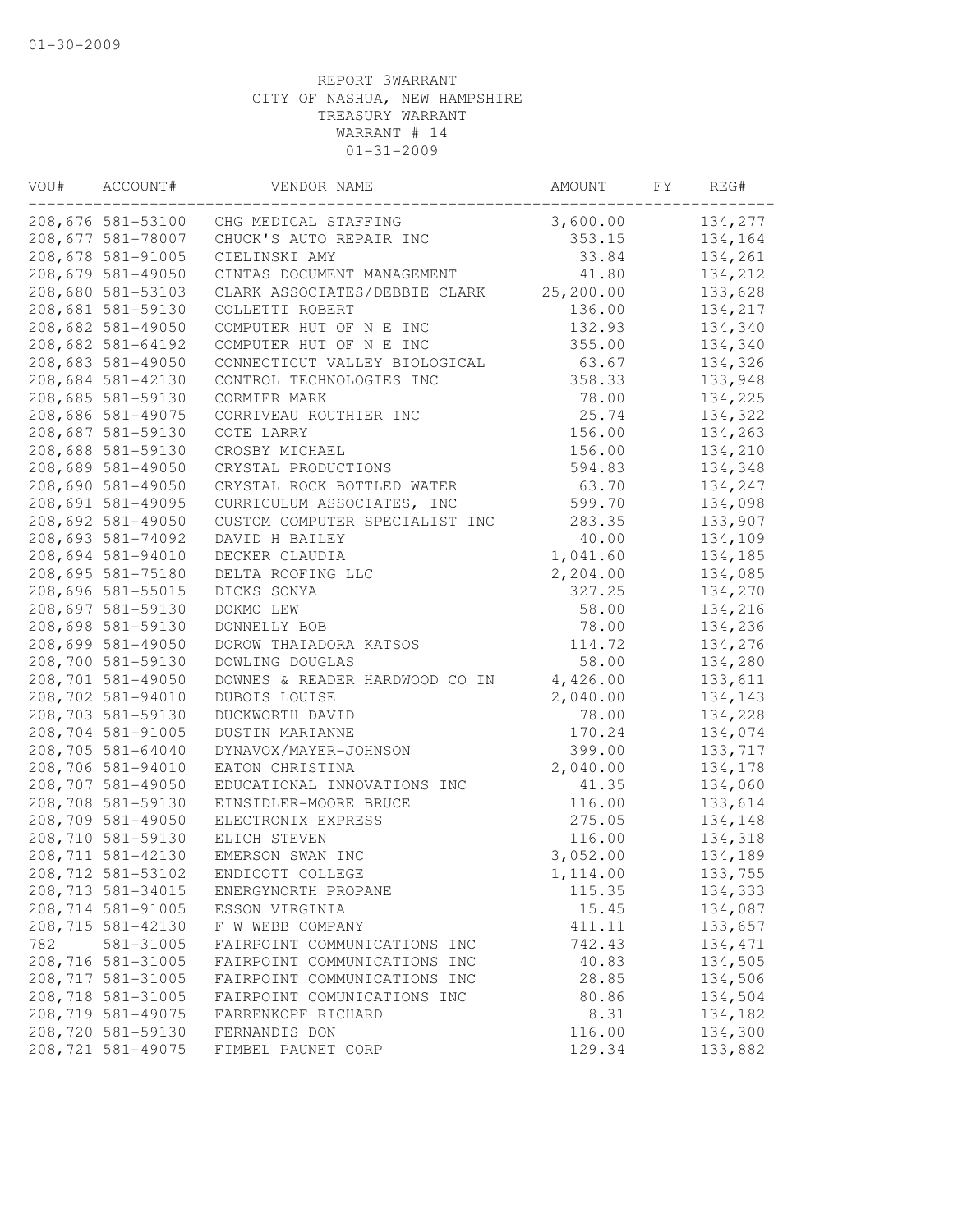REPORT 3WARRANT
CITY OF NASHUA, NEW HAMPSHIRE
TREASURY WARRANT
WARRANT # 14
01-31-2009

| VOU# | ACCOUNT# | VENDOR NAME | AMOUNT | FY | REG# |
|---|---|---|---|---|---|
| 208,676 | 581-53100 | CHG MEDICAL STAFFING | 3,600.00 | | 134,277 |
| 208,677 | 581-78007 | CHUCK'S AUTO REPAIR INC | 353.15 | | 134,164 |
| 208,678 | 581-91005 | CIELINSKI AMY | 33.84 | | 134,261 |
| 208,679 | 581-49050 | CINTAS DOCUMENT MANAGEMENT | 41.80 | | 134,212 |
| 208,680 | 581-53103 | CLARK ASSOCIATES/DEBBIE CLARK | 25,200.00 | | 133,628 |
| 208,681 | 581-59130 | COLLETTI ROBERT | 136.00 | | 134,217 |
| 208,682 | 581-49050 | COMPUTER HUT OF N E INC | 132.93 | | 134,340 |
| 208,682 | 581-64192 | COMPUTER HUT OF N E INC | 355.00 | | 134,340 |
| 208,683 | 581-49050 | CONNECTICUT VALLEY BIOLOGICAL | 63.67 | | 134,326 |
| 208,684 | 581-42130 | CONTROL TECHNOLOGIES INC | 358.33 | | 133,948 |
| 208,685 | 581-59130 | CORMIER MARK | 78.00 | | 134,225 |
| 208,686 | 581-49075 | CORRIVEAU ROUTHIER INC | 25.74 | | 134,322 |
| 208,687 | 581-59130 | COTE LARRY | 156.00 | | 134,263 |
| 208,688 | 581-59130 | CROSBY MICHAEL | 156.00 | | 134,210 |
| 208,689 | 581-49050 | CRYSTAL PRODUCTIONS | 594.83 | | 134,348 |
| 208,690 | 581-49050 | CRYSTAL ROCK BOTTLED WATER | 63.70 | | 134,247 |
| 208,691 | 581-49095 | CURRICULUM ASSOCIATES, INC | 599.70 | | 134,098 |
| 208,692 | 581-49050 | CUSTOM COMPUTER SPECIALIST INC | 283.35 | | 133,907 |
| 208,693 | 581-74092 | DAVID H BAILEY | 40.00 | | 134,109 |
| 208,694 | 581-94010 | DECKER CLAUDIA | 1,041.60 | | 134,185 |
| 208,695 | 581-75180 | DELTA ROOFING LLC | 2,204.00 | | 134,085 |
| 208,696 | 581-55015 | DICKS SONYA | 327.25 | | 134,270 |
| 208,697 | 581-59130 | DOKMO LEW | 58.00 | | 134,216 |
| 208,698 | 581-59130 | DONNELLY BOB | 78.00 | | 134,236 |
| 208,699 | 581-49050 | DOROW THAIADORA KATSOS | 114.72 | | 134,276 |
| 208,700 | 581-59130 | DOWLING DOUGLAS | 58.00 | | 134,280 |
| 208,701 | 581-49050 | DOWNES & READER HARDWOOD CO IN | 4,426.00 | | 133,611 |
| 208,702 | 581-94010 | DUBOIS LOUISE | 2,040.00 | | 134,143 |
| 208,703 | 581-59130 | DUCKWORTH DAVID | 78.00 | | 134,228 |
| 208,704 | 581-91005 | DUSTIN MARIANNE | 170.24 | | 134,074 |
| 208,705 | 581-64040 | DYNAVOX/MAYER-JOHNSON | 399.00 | | 133,717 |
| 208,706 | 581-94010 | EATON CHRISTINA | 2,040.00 | | 134,178 |
| 208,707 | 581-49050 | EDUCATIONAL INNOVATIONS INC | 41.35 | | 134,060 |
| 208,708 | 581-59130 | EINSIDLER-MOORE BRUCE | 116.00 | | 133,614 |
| 208,709 | 581-49050 | ELECTRONIX EXPRESS | 275.05 | | 134,148 |
| 208,710 | 581-59130 | ELICH STEVEN | 116.00 | | 134,318 |
| 208,711 | 581-42130 | EMERSON SWAN INC | 3,052.00 | | 134,189 |
| 208,712 | 581-53102 | ENDICOTT COLLEGE | 1,114.00 | | 133,755 |
| 208,713 | 581-34015 | ENERGYNORTH PROPANE | 115.35 | | 134,333 |
| 208,714 | 581-91005 | ESSON VIRGINIA | 15.45 | | 134,087 |
| 208,715 | 581-42130 | F W WEBB COMPANY | 411.11 | | 133,657 |
| 782 | 581-31005 | FAIRPOINT COMMUNICATIONS INC | 742.43 | | 134,471 |
| 208,716 | 581-31005 | FAIRPOINT COMMUNICATIONS INC | 40.83 | | 134,505 |
| 208,717 | 581-31005 | FAIRPOINT COMMUNICATIONS INC | 28.85 | | 134,506 |
| 208,718 | 581-31005 | FAIRPOINT COMUNICATIONS INC | 80.86 | | 134,504 |
| 208,719 | 581-49075 | FARRENKOPF RICHARD | 8.31 | | 134,182 |
| 208,720 | 581-59130 | FERNANDIS DON | 116.00 | | 134,300 |
| 208,721 | 581-49075 | FIMBEL PAUNET CORP | 129.34 | | 133,882 |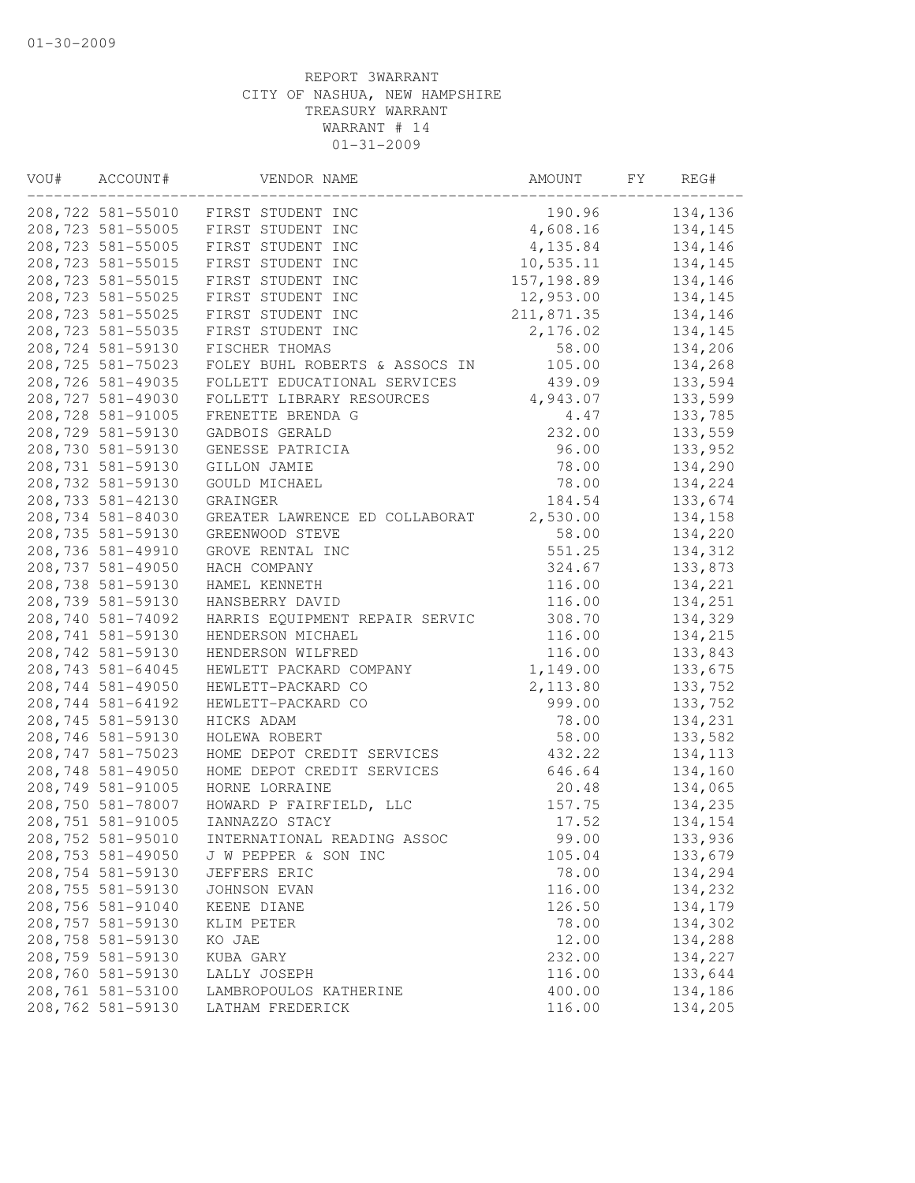01-30-2009

REPORT 3WARRANT
CITY OF NASHUA, NEW HAMPSHIRE
TREASURY WARRANT
WARRANT # 14
01-31-2009

| VOU# | ACCOUNT# | VENDOR NAME | AMOUNT | FY | REG# |
|---|---|---|---|---|---|
| 208,722 | 581-55010 | FIRST STUDENT INC | 190.96 | | 134,136 |
| 208,723 | 581-55005 | FIRST STUDENT INC | 4,608.16 | | 134,145 |
| 208,723 | 581-55005 | FIRST STUDENT INC | 4,135.84 | | 134,146 |
| 208,723 | 581-55015 | FIRST STUDENT INC | 10,535.11 | | 134,145 |
| 208,723 | 581-55015 | FIRST STUDENT INC | 157,198.89 | | 134,146 |
| 208,723 | 581-55025 | FIRST STUDENT INC | 12,953.00 | | 134,145 |
| 208,723 | 581-55025 | FIRST STUDENT INC | 211,871.35 | | 134,146 |
| 208,723 | 581-55035 | FIRST STUDENT INC | 2,176.02 | | 134,145 |
| 208,724 | 581-59130 | FISCHER THOMAS | 58.00 | | 134,206 |
| 208,725 | 581-75023 | FOLEY BUHL ROBERTS & ASSOCS IN | 105.00 | | 134,268 |
| 208,726 | 581-49035 | FOLLETT EDUCATIONAL SERVICES | 439.09 | | 133,594 |
| 208,727 | 581-49030 | FOLLETT LIBRARY RESOURCES | 4,943.07 | | 133,599 |
| 208,728 | 581-91005 | FRENETTE BRENDA G | 4.47 | | 133,785 |
| 208,729 | 581-59130 | GADBOIS GERALD | 232.00 | | 133,559 |
| 208,730 | 581-59130 | GENESSE PATRICIA | 96.00 | | 133,952 |
| 208,731 | 581-59130 | GILLON JAMIE | 78.00 | | 134,290 |
| 208,732 | 581-59130 | GOULD MICHAEL | 78.00 | | 134,224 |
| 208,733 | 581-42130 | GRAINGER | 184.54 | | 133,674 |
| 208,734 | 581-84030 | GREATER LAWRENCE ED COLLABORAT | 2,530.00 | | 134,158 |
| 208,735 | 581-59130 | GREENWOOD STEVE | 58.00 | | 134,220 |
| 208,736 | 581-49910 | GROVE RENTAL INC | 551.25 | | 134,312 |
| 208,737 | 581-49050 | HACH COMPANY | 324.67 | | 133,873 |
| 208,738 | 581-59130 | HAMEL KENNETH | 116.00 | | 134,221 |
| 208,739 | 581-59130 | HANSBERRY DAVID | 116.00 | | 134,251 |
| 208,740 | 581-74092 | HARRIS EQUIPMENT REPAIR SERVIC | 308.70 | | 134,329 |
| 208,741 | 581-59130 | HENDERSON MICHAEL | 116.00 | | 134,215 |
| 208,742 | 581-59130 | HENDERSON WILFRED | 116.00 | | 133,843 |
| 208,743 | 581-64045 | HEWLETT PACKARD COMPANY | 1,149.00 | | 133,675 |
| 208,744 | 581-49050 | HEWLETT-PACKARD CO | 2,113.80 | | 133,752 |
| 208,744 | 581-64192 | HEWLETT-PACKARD CO | 999.00 | | 133,752 |
| 208,745 | 581-59130 | HICKS ADAM | 78.00 | | 134,231 |
| 208,746 | 581-59130 | HOLEWA ROBERT | 58.00 | | 133,582 |
| 208,747 | 581-75023 | HOME DEPOT CREDIT SERVICES | 432.22 | | 134,113 |
| 208,748 | 581-49050 | HOME DEPOT CREDIT SERVICES | 646.64 | | 134,160 |
| 208,749 | 581-91005 | HORNE LORRAINE | 20.48 | | 134,065 |
| 208,750 | 581-78007 | HOWARD P FAIRFIELD, LLC | 157.75 | | 134,235 |
| 208,751 | 581-91005 | IANNAZZO STACY | 17.52 | | 134,154 |
| 208,752 | 581-95010 | INTERNATIONAL READING ASSOC | 99.00 | | 133,936 |
| 208,753 | 581-49050 | J W PEPPER & SON INC | 105.04 | | 133,679 |
| 208,754 | 581-59130 | JEFFERS ERIC | 78.00 | | 134,294 |
| 208,755 | 581-59130 | JOHNSON EVAN | 116.00 | | 134,232 |
| 208,756 | 581-91040 | KEENE DIANE | 126.50 | | 134,179 |
| 208,757 | 581-59130 | KLIM PETER | 78.00 | | 134,302 |
| 208,758 | 581-59130 | KO JAE | 12.00 | | 134,288 |
| 208,759 | 581-59130 | KUBA GARY | 232.00 | | 134,227 |
| 208,760 | 581-59130 | LALLY JOSEPH | 116.00 | | 133,644 |
| 208,761 | 581-53100 | LAMBROPOULOS KATHERINE | 400.00 | | 134,186 |
| 208,762 | 581-59130 | LATHAM FREDERICK | 116.00 | | 134,205 |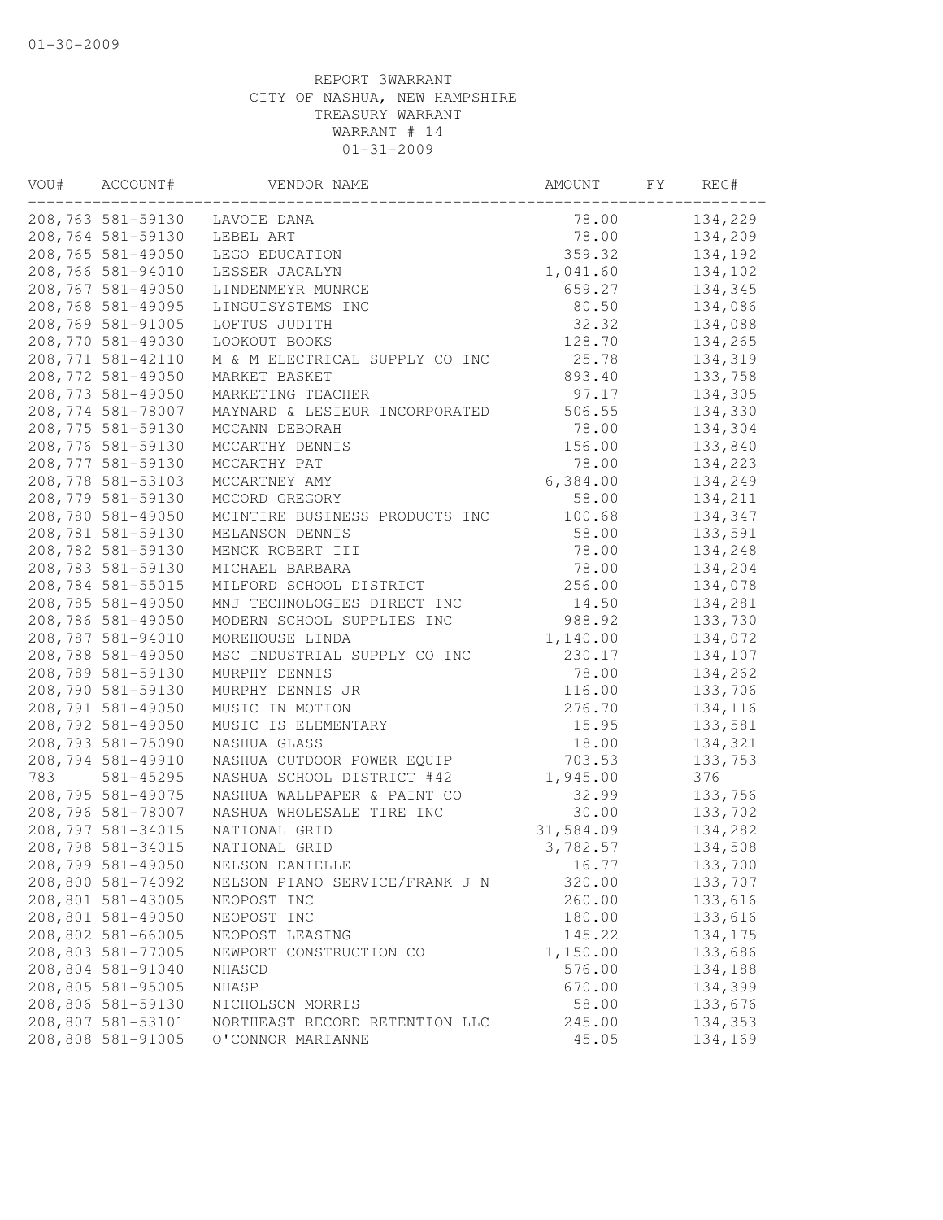01-30-2009

REPORT 3WARRANT
CITY OF NASHUA, NEW HAMPSHIRE
TREASURY WARRANT
WARRANT # 14
01-31-2009

| VOU# | ACCOUNT# | VENDOR NAME | AMOUNT | FY | REG# |
|---|---|---|---|---|---|
| 208,763 | 581-59130 | LAVOIE DANA | 78.00 | | 134,229 |
| 208,764 | 581-59130 | LEBEL ART | 78.00 | | 134,209 |
| 208,765 | 581-49050 | LEGO EDUCATION | 359.32 | | 134,192 |
| 208,766 | 581-94010 | LESSER JACALYN | 1,041.60 | | 134,102 |
| 208,767 | 581-49050 | LINDENMEYR MUNROE | 659.27 | | 134,345 |
| 208,768 | 581-49095 | LINGUISYSTEMS INC | 80.50 | | 134,086 |
| 208,769 | 581-91005 | LOFTUS JUDITH | 32.32 | | 134,088 |
| 208,770 | 581-49030 | LOOKOUT BOOKS | 128.70 | | 134,265 |
| 208,771 | 581-42110 | M & M ELECTRICAL SUPPLY CO INC | 25.78 | | 134,319 |
| 208,772 | 581-49050 | MARKET BASKET | 893.40 | | 133,758 |
| 208,773 | 581-49050 | MARKETING TEACHER | 97.17 | | 134,305 |
| 208,774 | 581-78007 | MAYNARD & LESIEUR INCORPORATED | 506.55 | | 134,330 |
| 208,775 | 581-59130 | MCCANN DEBORAH | 78.00 | | 134,304 |
| 208,776 | 581-59130 | MCCARTHY DENNIS | 156.00 | | 133,840 |
| 208,777 | 581-59130 | MCCARTHY PAT | 78.00 | | 134,223 |
| 208,778 | 581-53103 | MCCARTNEY AMY | 6,384.00 | | 134,249 |
| 208,779 | 581-59130 | MCCORD GREGORY | 58.00 | | 134,211 |
| 208,780 | 581-49050 | MCINTIRE BUSINESS PRODUCTS INC | 100.68 | | 134,347 |
| 208,781 | 581-59130 | MELANSON DENNIS | 58.00 | | 133,591 |
| 208,782 | 581-59130 | MENCK ROBERT III | 78.00 | | 134,248 |
| 208,783 | 581-59130 | MICHAEL BARBARA | 78.00 | | 134,204 |
| 208,784 | 581-55015 | MILFORD SCHOOL DISTRICT | 256.00 | | 134,078 |
| 208,785 | 581-49050 | MNJ TECHNOLOGIES DIRECT INC | 14.50 | | 134,281 |
| 208,786 | 581-49050 | MODERN SCHOOL SUPPLIES INC | 988.92 | | 133,730 |
| 208,787 | 581-94010 | MOREHOUSE LINDA | 1,140.00 | | 134,072 |
| 208,788 | 581-49050 | MSC INDUSTRIAL SUPPLY CO INC | 230.17 | | 134,107 |
| 208,789 | 581-59130 | MURPHY DENNIS | 78.00 | | 134,262 |
| 208,790 | 581-59130 | MURPHY DENNIS JR | 116.00 | | 133,706 |
| 208,791 | 581-49050 | MUSIC IN MOTION | 276.70 | | 134,116 |
| 208,792 | 581-49050 | MUSIC IS ELEMENTARY | 15.95 | | 133,581 |
| 208,793 | 581-75090 | NASHUA GLASS | 18.00 | | 134,321 |
| 208,794 | 581-49910 | NASHUA OUTDOOR POWER EQUIP | 703.53 | | 133,753 |
| 783 | 581-45295 | NASHUA SCHOOL DISTRICT #42 | 1,945.00 | | 376 |
| 208,795 | 581-49075 | NASHUA WALLPAPER & PAINT CO | 32.99 | | 133,756 |
| 208,796 | 581-78007 | NASHUA WHOLESALE TIRE INC | 30.00 | | 133,702 |
| 208,797 | 581-34015 | NATIONAL GRID | 31,584.09 | | 134,282 |
| 208,798 | 581-34015 | NATIONAL GRID | 3,782.57 | | 134,508 |
| 208,799 | 581-49050 | NELSON DANIELLE | 16.77 | | 133,700 |
| 208,800 | 581-74092 | NELSON PIANO SERVICE/FRANK J N | 320.00 | | 133,707 |
| 208,801 | 581-43005 | NEOPOST INC | 260.00 | | 133,616 |
| 208,801 | 581-49050 | NEOPOST INC | 180.00 | | 133,616 |
| 208,802 | 581-66005 | NEOPOST LEASING | 145.22 | | 134,175 |
| 208,803 | 581-77005 | NEWPORT CONSTRUCTION CO | 1,150.00 | | 133,686 |
| 208,804 | 581-91040 | NHASCD | 576.00 | | 134,188 |
| 208,805 | 581-95005 | NHASP | 670.00 | | 134,399 |
| 208,806 | 581-59130 | NICHOLSON MORRIS | 58.00 | | 133,676 |
| 208,807 | 581-53101 | NORTHEAST RECORD RETENTION LLC | 245.00 | | 134,353 |
| 208,808 | 581-91005 | O'CONNOR MARIANNE | 45.05 | | 134,169 |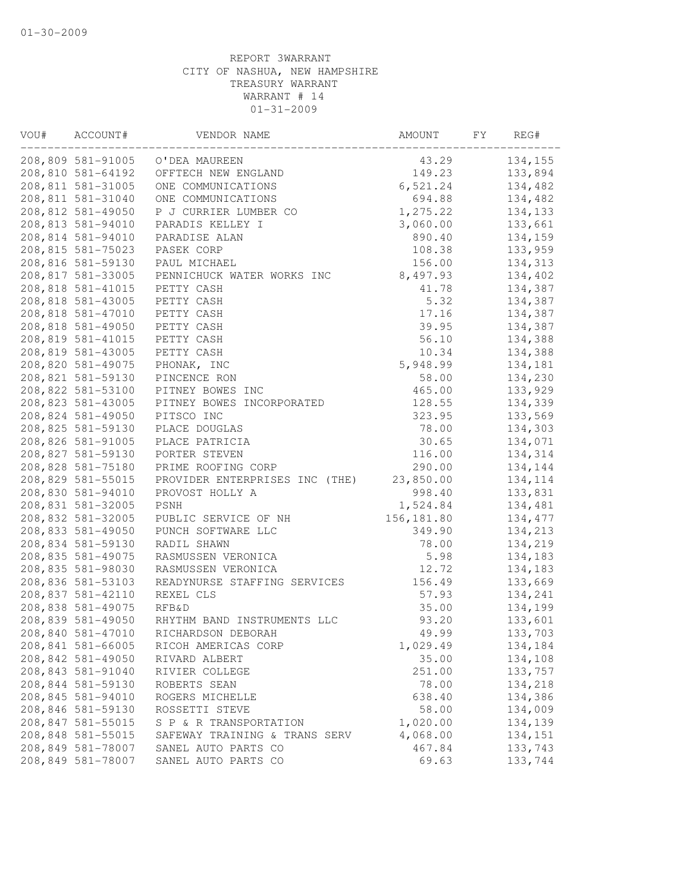01-30-2009

REPORT 3WARRANT
CITY OF NASHUA, NEW HAMPSHIRE
TREASURY WARRANT
WARRANT # 14
01-31-2009

| VOU# | ACCOUNT# | VENDOR NAME | AMOUNT | FY | REG# |
|---|---|---|---|---|---|
| 208,809 | 581-91005 | O'DEA MAUREEN | 43.29 | | 134,155 |
| 208,810 | 581-64192 | OFFTECH NEW ENGLAND | 149.23 | | 133,894 |
| 208,811 | 581-31005 | ONE COMMUNICATIONS | 6,521.24 | | 134,482 |
| 208,811 | 581-31040 | ONE COMMUNICATIONS | 694.88 | | 134,482 |
| 208,812 | 581-49050 | P J CURRIER LUMBER CO | 1,275.22 | | 134,133 |
| 208,813 | 581-94010 | PARADIS KELLEY I | 3,060.00 | | 133,661 |
| 208,814 | 581-94010 | PARADISE ALAN | 890.40 | | 134,159 |
| 208,815 | 581-75023 | PASEK CORP | 108.38 | | 133,959 |
| 208,816 | 581-59130 | PAUL MICHAEL | 156.00 | | 134,313 |
| 208,817 | 581-33005 | PENNICHUCK WATER WORKS INC | 8,497.93 | | 134,402 |
| 208,818 | 581-41015 | PETTY CASH | 41.78 | | 134,387 |
| 208,818 | 581-43005 | PETTY CASH | 5.32 | | 134,387 |
| 208,818 | 581-47010 | PETTY CASH | 17.16 | | 134,387 |
| 208,818 | 581-49050 | PETTY CASH | 39.95 | | 134,387 |
| 208,819 | 581-41015 | PETTY CASH | 56.10 | | 134,388 |
| 208,819 | 581-43005 | PETTY CASH | 10.34 | | 134,388 |
| 208,820 | 581-49075 | PHONAK, INC | 5,948.99 | | 134,181 |
| 208,821 | 581-59130 | PINCENCE RON | 58.00 | | 134,230 |
| 208,822 | 581-53100 | PITNEY BOWES INC | 465.00 | | 133,929 |
| 208,823 | 581-43005 | PITNEY BOWES INCORPORATED | 128.55 | | 134,339 |
| 208,824 | 581-49050 | PITSCO INC | 323.95 | | 133,569 |
| 208,825 | 581-59130 | PLACE DOUGLAS | 78.00 | | 134,303 |
| 208,826 | 581-91005 | PLACE PATRICIA | 30.65 | | 134,071 |
| 208,827 | 581-59130 | PORTER STEVEN | 116.00 | | 134,314 |
| 208,828 | 581-75180 | PRIME ROOFING CORP | 290.00 | | 134,144 |
| 208,829 | 581-55015 | PROVIDER ENTERPRISES INC (THE) | 23,850.00 | | 134,114 |
| 208,830 | 581-94010 | PROVOST HOLLY A | 998.40 | | 133,831 |
| 208,831 | 581-32005 | PSNH | 1,524.84 | | 134,481 |
| 208,832 | 581-32005 | PUBLIC SERVICE OF NH | 156,181.80 | | 134,477 |
| 208,833 | 581-49050 | PUNCH SOFTWARE LLC | 349.90 | | 134,213 |
| 208,834 | 581-59130 | RADIL SHAWN | 78.00 | | 134,219 |
| 208,835 | 581-49075 | RASMUSSEN VERONICA | 5.98 | | 134,183 |
| 208,835 | 581-98030 | RASMUSSEN VERONICA | 12.72 | | 134,183 |
| 208,836 | 581-53103 | READYNURSE STAFFING SERVICES | 156.49 | | 133,669 |
| 208,837 | 581-42110 | REXEL CLS | 57.93 | | 134,241 |
| 208,838 | 581-49075 | RFB&D | 35.00 | | 134,199 |
| 208,839 | 581-49050 | RHYTHM BAND INSTRUMENTS LLC | 93.20 | | 133,601 |
| 208,840 | 581-47010 | RICHARDSON DEBORAH | 49.99 | | 133,703 |
| 208,841 | 581-66005 | RICOH AMERICAS CORP | 1,029.49 | | 134,184 |
| 208,842 | 581-49050 | RIVARD ALBERT | 35.00 | | 134,108 |
| 208,843 | 581-91040 | RIVIER COLLEGE | 251.00 | | 133,757 |
| 208,844 | 581-59130 | ROBERTS SEAN | 78.00 | | 134,218 |
| 208,845 | 581-94010 | ROGERS MICHELLE | 638.40 | | 134,386 |
| 208,846 | 581-59130 | ROSSETTI STEVE | 58.00 | | 134,009 |
| 208,847 | 581-55015 | S P & R TRANSPORTATION | 1,020.00 | | 134,139 |
| 208,848 | 581-55015 | SAFEWAY TRAINING & TRANS SERV | 4,068.00 | | 134,151 |
| 208,849 | 581-78007 | SANEL AUTO PARTS CO | 467.84 | | 133,743 |
| 208,849 | 581-78007 | SANEL AUTO PARTS CO | 69.63 | | 133,744 |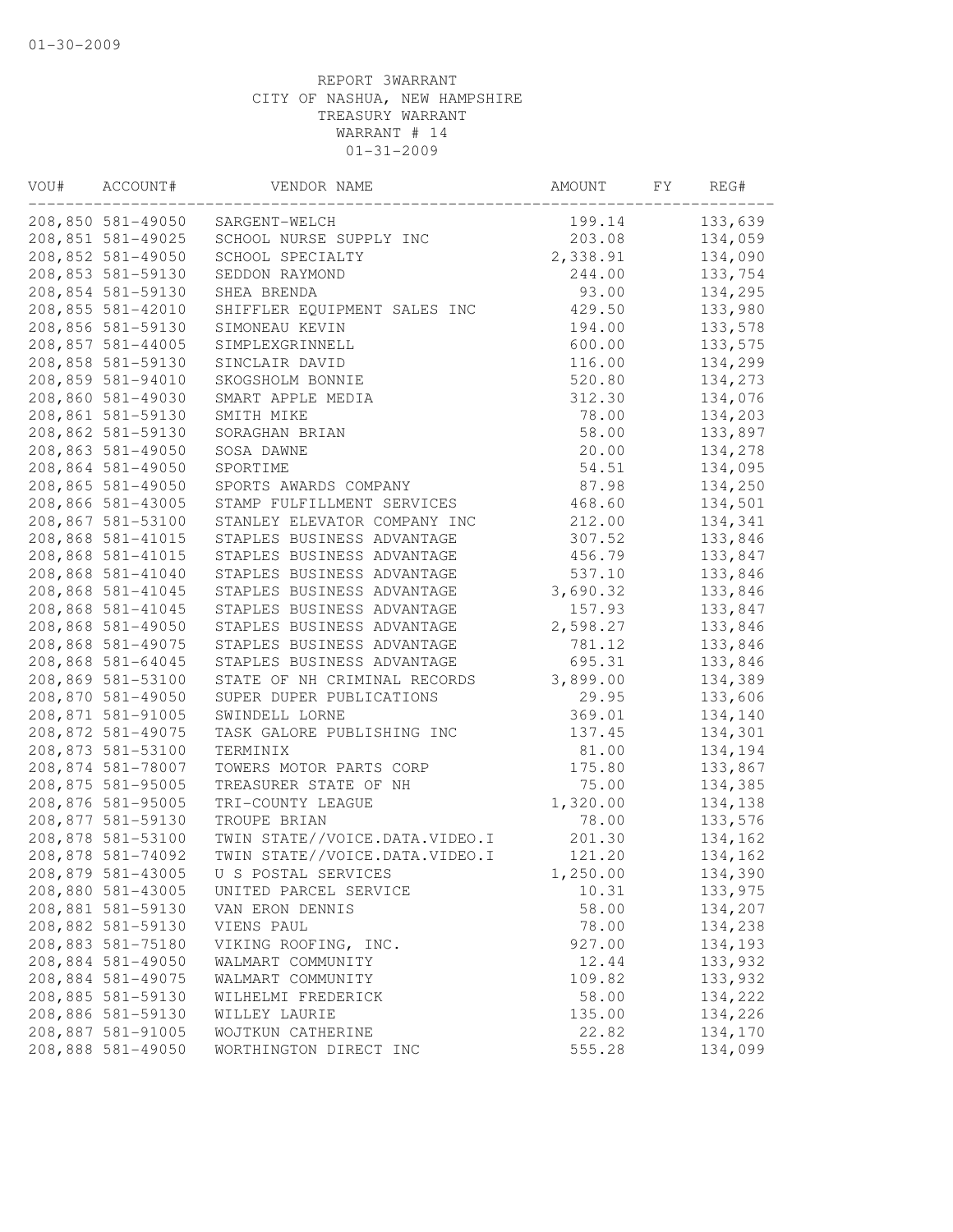REPORT 3WARRANT
CITY OF NASHUA, NEW HAMPSHIRE
TREASURY WARRANT
WARRANT # 14
01-31-2009

| VOU# | ACCOUNT# | VENDOR NAME | AMOUNT | FY | REG# |
|---|---|---|---|---|---|
| 208,850 | 581-49050 | SARGENT-WELCH | 199.14 | | 133,639 |
| 208,851 | 581-49025 | SCHOOL NURSE SUPPLY INC | 203.08 | | 134,059 |
| 208,852 | 581-49050 | SCHOOL SPECIALTY | 2,338.91 | | 134,090 |
| 208,853 | 581-59130 | SEDDON RAYMOND | 244.00 | | 133,754 |
| 208,854 | 581-59130 | SHEA BRENDA | 93.00 | | 134,295 |
| 208,855 | 581-42010 | SHIFFLER EQUIPMENT SALES INC | 429.50 | | 133,980 |
| 208,856 | 581-59130 | SIMONEAU KEVIN | 194.00 | | 133,578 |
| 208,857 | 581-44005 | SIMPLEXGRINNELL | 600.00 | | 133,575 |
| 208,858 | 581-59130 | SINCLAIR DAVID | 116.00 | | 134,299 |
| 208,859 | 581-94010 | SKOGSHOLM BONNIE | 520.80 | | 134,273 |
| 208,860 | 581-49030 | SMART APPLE MEDIA | 312.30 | | 134,076 |
| 208,861 | 581-59130 | SMITH MIKE | 78.00 | | 134,203 |
| 208,862 | 581-59130 | SORAGHAN BRIAN | 58.00 | | 133,897 |
| 208,863 | 581-49050 | SOSA DAWNE | 20.00 | | 134,278 |
| 208,864 | 581-49050 | SPORTIME | 54.51 | | 134,095 |
| 208,865 | 581-49050 | SPORTS AWARDS COMPANY | 87.98 | | 134,250 |
| 208,866 | 581-43005 | STAMP FULFILLMENT SERVICES | 468.60 | | 134,501 |
| 208,867 | 581-53100 | STANLEY ELEVATOR COMPANY INC | 212.00 | | 134,341 |
| 208,868 | 581-41015 | STAPLES BUSINESS ADVANTAGE | 307.52 | | 133,846 |
| 208,868 | 581-41015 | STAPLES BUSINESS ADVANTAGE | 456.79 | | 133,847 |
| 208,868 | 581-41040 | STAPLES BUSINESS ADVANTAGE | 537.10 | | 133,846 |
| 208,868 | 581-41045 | STAPLES BUSINESS ADVANTAGE | 3,690.32 | | 133,846 |
| 208,868 | 581-41045 | STAPLES BUSINESS ADVANTAGE | 157.93 | | 133,847 |
| 208,868 | 581-49050 | STAPLES BUSINESS ADVANTAGE | 2,598.27 | | 133,846 |
| 208,868 | 581-49075 | STAPLES BUSINESS ADVANTAGE | 781.12 | | 133,846 |
| 208,868 | 581-64045 | STAPLES BUSINESS ADVANTAGE | 695.31 | | 133,846 |
| 208,869 | 581-53100 | STATE OF NH CRIMINAL RECORDS | 3,899.00 | | 134,389 |
| 208,870 | 581-49050 | SUPER DUPER PUBLICATIONS | 29.95 | | 133,606 |
| 208,871 | 581-91005 | SWINDELL LORNE | 369.01 | | 134,140 |
| 208,872 | 581-49075 | TASK GALORE PUBLISHING INC | 137.45 | | 134,301 |
| 208,873 | 581-53100 | TERMINIX | 81.00 | | 134,194 |
| 208,874 | 581-78007 | TOWERS MOTOR PARTS CORP | 175.80 | | 133,867 |
| 208,875 | 581-95005 | TREASURER STATE OF NH | 75.00 | | 134,385 |
| 208,876 | 581-95005 | TRI-COUNTY LEAGUE | 1,320.00 | | 134,138 |
| 208,877 | 581-59130 | TROUPE BRIAN | 78.00 | | 133,576 |
| 208,878 | 581-53100 | TWIN STATE//VOICE.DATA.VIDEO.I | 201.30 | | 134,162 |
| 208,878 | 581-74092 | TWIN STATE//VOICE.DATA.VIDEO.I | 121.20 | | 134,162 |
| 208,879 | 581-43005 | U S POSTAL SERVICES | 1,250.00 | | 134,390 |
| 208,880 | 581-43005 | UNITED PARCEL SERVICE | 10.31 | | 133,975 |
| 208,881 | 581-59130 | VAN ERON DENNIS | 58.00 | | 134,207 |
| 208,882 | 581-59130 | VIENS PAUL | 78.00 | | 134,238 |
| 208,883 | 581-75180 | VIKING ROOFING, INC. | 927.00 | | 134,193 |
| 208,884 | 581-49050 | WALMART COMMUNITY | 12.44 | | 133,932 |
| 208,884 | 581-49075 | WALMART COMMUNITY | 109.82 | | 133,932 |
| 208,885 | 581-59130 | WILHELMI FREDERICK | 58.00 | | 134,222 |
| 208,886 | 581-59130 | WILLEY LAURIE | 135.00 | | 134,226 |
| 208,887 | 581-91005 | WOJTKUN CATHERINE | 22.82 | | 134,170 |
| 208,888 | 581-49050 | WORTHINGTON DIRECT INC | 555.28 | | 134,099 |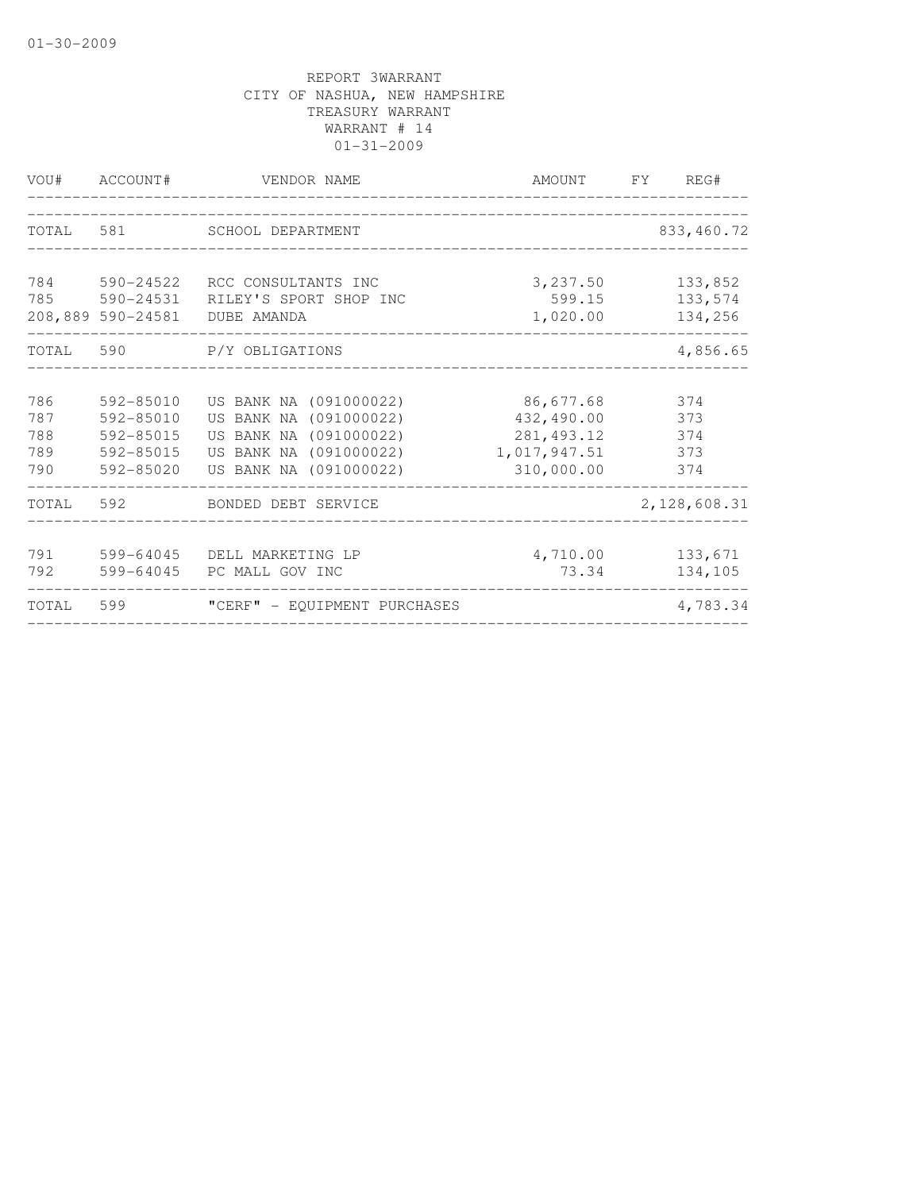01-30-2009

REPORT 3WARRANT
CITY OF NASHUA, NEW HAMPSHIRE
TREASURY WARRANT
WARRANT # 14
01-31-2009

| VOU# | ACCOUNT# | VENDOR NAME | AMOUNT | FY | REG# |
|---|---|---|---|---|---|
| TOTAL | 581 | SCHOOL DEPARTMENT | | | 833,460.72 |
| 784 | 590-24522 | RCC CONSULTANTS INC | 3,237.50 | | 133,852 |
| 785 | 590-24531 | RILEY'S SPORT SHOP INC | 599.15 | | 133,574 |
| 208,889 | 590-24581 | DUBE AMANDA | 1,020.00 | | 134,256 |
| TOTAL | 590 | P/Y OBLIGATIONS | | | 4,856.65 |
| 786 | 592-85010 | US BANK NA (091000022) | 86,677.68 | | 374 |
| 787 | 592-85010 | US BANK NA (091000022) | 432,490.00 | | 373 |
| 788 | 592-85015 | US BANK NA (091000022) | 281,493.12 | | 374 |
| 789 | 592-85015 | US BANK NA (091000022) | 1,017,947.51 | | 373 |
| 790 | 592-85020 | US BANK NA (091000022) | 310,000.00 | | 374 |
| TOTAL | 592 | BONDED DEBT SERVICE | | | 2,128,608.31 |
| 791 | 599-64045 | DELL MARKETING LP | 4,710.00 | | 133,671 |
| 792 | 599-64045 | PC MALL GOV INC | 73.34 | | 134,105 |
| TOTAL | 599 | "CERF" - EQUIPMENT PURCHASES | | | 4,783.34 |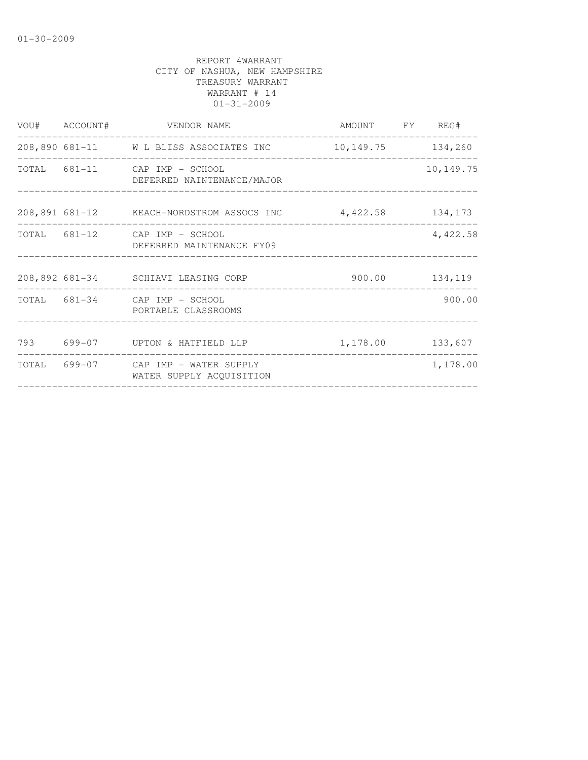01-30-2009

REPORT 4WARRANT
CITY OF NASHUA, NEW HAMPSHIRE
TREASURY WARRANT
WARRANT # 14
01-31-2009

| VOU# | ACCOUNT# | VENDOR NAME | AMOUNT | FY | REG# |
|---|---|---|---|---|---|
| 208,890 | 681-11 | W L BLISS ASSOCIATES INC | 10,149.75 | | 134,260 |
| TOTAL | 681-11 | CAP IMP - SCHOOL<br>DEFERRED NAINTENANCE/MAJOR | | | 10,149.75 |
| 208,891 | 681-12 | KEACH-NORDSTROM ASSOCS INC | 4,422.58 | | 134,173 |
| TOTAL | 681-12 | CAP IMP - SCHOOL<br>DEFERRED MAINTENANCE FY09 | | | 4,422.58 |
| 208,892 | 681-34 | SCHIAVI LEASING CORP | 900.00 | | 134,119 |
| TOTAL | 681-34 | CAP IMP - SCHOOL<br>PORTABLE CLASSROOMS | | | 900.00 |
| 793 | 699-07 | UPTON & HATFIELD LLP | 1,178.00 | | 133,607 |
| TOTAL | 699-07 | CAP IMP - WATER SUPPLY<br>WATER SUPPLY ACQUISITION | | | 1,178.00 |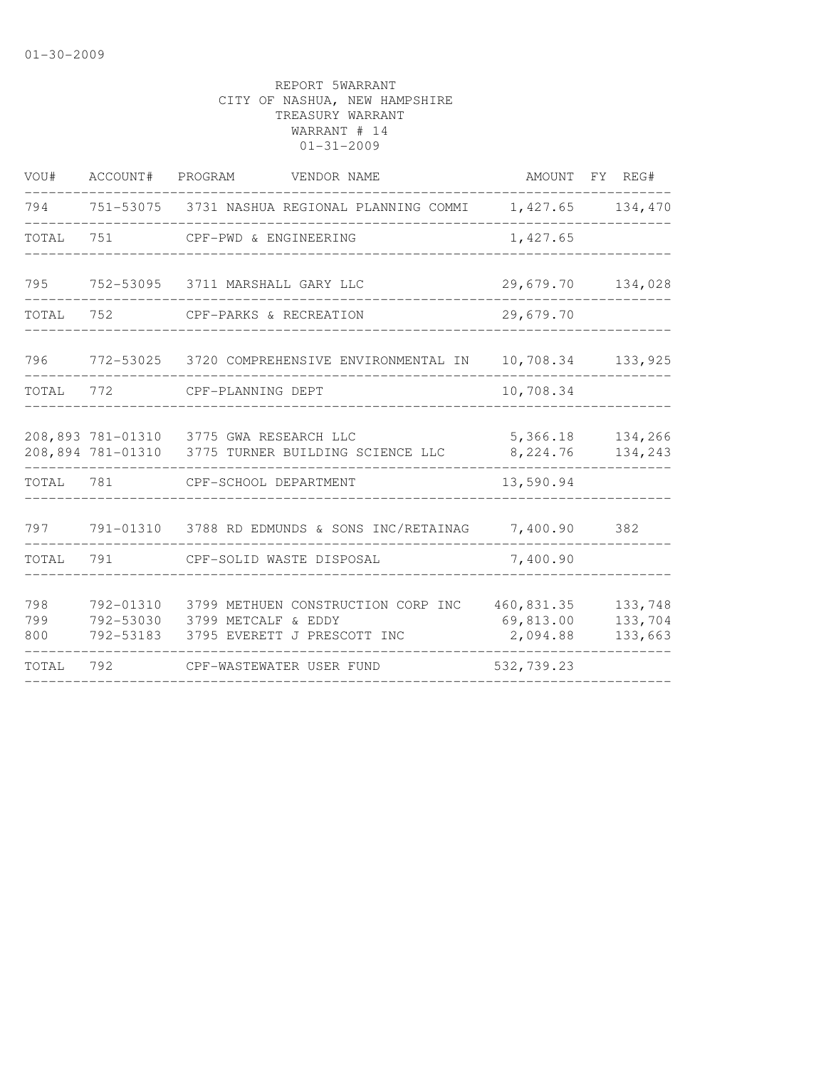01-30-2009

REPORT 5WARRANT
CITY OF NASHUA, NEW HAMPSHIRE
TREASURY WARRANT
WARRANT # 14
01-31-2009

| VOU# | ACCOUNT# | PROGRAM | VENDOR NAME | AMOUNT | FY | REG# |
|---|---|---|---|---|---|---|
| 794 | 751-53075 | 3731 | NASHUA REGIONAL PLANNING COMMI | 1,427.65 | | 134,470 |
| TOTAL | 751 | | CPF-PWD & ENGINEERING | 1,427.65 | | |
| 795 | 752-53095 | 3711 | MARSHALL GARY LLC | 29,679.70 | | 134,028 |
| TOTAL | 752 | | CPF-PARKS & RECREATION | 29,679.70 | | |
| 796 | 772-53025 | 3720 | COMPREHENSIVE ENVIRONMENTAL IN | 10,708.34 | | 133,925 |
| TOTAL | 772 | | CPF-PLANNING DEPT | 10,708.34 | | |
| 208,893 | 781-01310 | 3775 | GWA RESEARCH LLC | 5,366.18 | | 134,266 |
| 208,894 | 781-01310 | 3775 | TURNER BUILDING SCIENCE LLC | 8,224.76 | | 134,243 |
| TOTAL | 781 | | CPF-SCHOOL DEPARTMENT | 13,590.94 | | |
| 797 | 791-01310 | 3788 | RD EDMUNDS & SONS INC/RETAINAG | 7,400.90 | | 382 |
| TOTAL | 791 | | CPF-SOLID WASTE DISPOSAL | 7,400.90 | | |
| 798 | 792-01310 | 3799 | METHUEN CONSTRUCTION CORP INC | 460,831.35 | | 133,748 |
| 799 | 792-53030 | 3799 | METCALF & EDDY | 69,813.00 | | 133,704 |
| 800 | 792-53183 | 3795 | EVERETT J PRESCOTT INC | 2,094.88 | | 133,663 |
| TOTAL | 792 | | CPF-WASTEWATER USER FUND | 532,739.23 | | |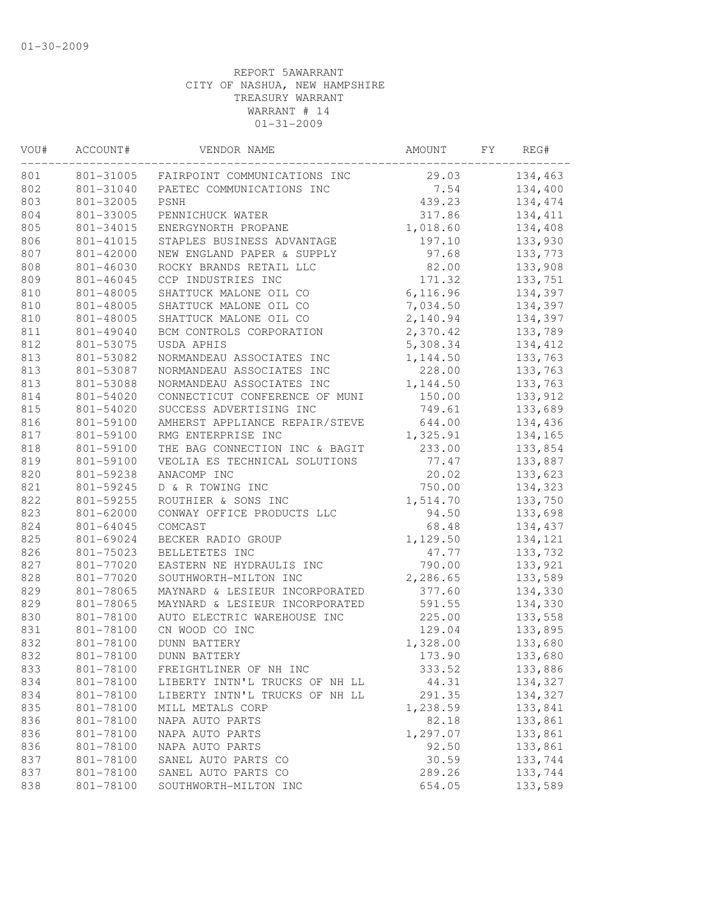01-30-2009

REPORT 5AWARRANT
CITY OF NASHUA, NEW HAMPSHIRE
TREASURY WARRANT
WARRANT # 14
01-31-2009

| VOU# | ACCOUNT# | VENDOR NAME | AMOUNT | FY | REG# |
|---|---|---|---|---|---|
| 801 | 801-31005 | FAIRPOINT COMMUNICATIONS INC | 29.03 | | 134,463 |
| 802 | 801-31040 | PAETEC COMMUNICATIONS INC | 7.54 | | 134,400 |
| 803 | 801-32005 | PSNH | 439.23 | | 134,474 |
| 804 | 801-33005 | PENNICHUCK WATER | 317.86 | | 134,411 |
| 805 | 801-34015 | ENERGYNORTH PROPANE | 1,018.60 | | 134,408 |
| 806 | 801-41015 | STAPLES BUSINESS ADVANTAGE | 197.10 | | 133,930 |
| 807 | 801-42000 | NEW ENGLAND PAPER & SUPPLY | 97.68 | | 133,773 |
| 808 | 801-46030 | ROCKY BRANDS RETAIL LLC | 82.00 | | 133,908 |
| 809 | 801-46045 | CCP INDUSTRIES INC | 171.32 | | 133,751 |
| 810 | 801-48005 | SHATTUCK MALONE OIL CO | 6,116.96 | | 134,397 |
| 810 | 801-48005 | SHATTUCK MALONE OIL CO | 7,034.50 | | 134,397 |
| 810 | 801-48005 | SHATTUCK MALONE OIL CO | 2,140.94 | | 134,397 |
| 811 | 801-49040 | BCM CONTROLS CORPORATION | 2,370.42 | | 133,789 |
| 812 | 801-53075 | USDA APHIS | 5,308.34 | | 134,412 |
| 813 | 801-53082 | NORMANDEAU ASSOCIATES INC | 1,144.50 | | 133,763 |
| 813 | 801-53087 | NORMANDEAU ASSOCIATES INC | 228.00 | | 133,763 |
| 813 | 801-53088 | NORMANDEAU ASSOCIATES INC | 1,144.50 | | 133,763 |
| 814 | 801-54020 | CONNECTICUT CONFERENCE OF MUNI | 150.00 | | 133,912 |
| 815 | 801-54020 | SUCCESS ADVERTISING INC | 749.61 | | 133,689 |
| 816 | 801-59100 | AMHERST APPLIANCE REPAIR/STEVE | 644.00 | | 134,436 |
| 817 | 801-59100 | RMG ENTERPRISE INC | 1,325.91 | | 134,165 |
| 818 | 801-59100 | THE BAG CONNECTION INC & BAGIT | 233.00 | | 133,854 |
| 819 | 801-59100 | VEOLIA ES TECHNICAL SOLUTIONS | 77.47 | | 133,887 |
| 820 | 801-59238 | ANACOMP INC | 20.02 | | 133,623 |
| 821 | 801-59245 | D & R TOWING INC | 750.00 | | 134,323 |
| 822 | 801-59255 | ROUTHIER & SONS INC | 1,514.70 | | 133,750 |
| 823 | 801-62000 | CONWAY OFFICE PRODUCTS LLC | 94.50 | | 133,698 |
| 824 | 801-64045 | COMCAST | 68.48 | | 134,437 |
| 825 | 801-69024 | BECKER RADIO GROUP | 1,129.50 | | 134,121 |
| 826 | 801-75023 | BELLETETES INC | 47.77 | | 133,732 |
| 827 | 801-77020 | EASTERN NE HYDRAULIS INC | 790.00 | | 133,921 |
| 828 | 801-77020 | SOUTHWORTH-MILTON INC | 2,286.65 | | 133,589 |
| 829 | 801-78065 | MAYNARD & LESIEUR INCORPORATED | 377.60 | | 134,330 |
| 829 | 801-78065 | MAYNARD & LESIEUR INCORPORATED | 591.55 | | 134,330 |
| 830 | 801-78100 | AUTO ELECTRIC WAREHOUSE INC | 225.00 | | 133,558 |
| 831 | 801-78100 | CN WOOD CO INC | 129.04 | | 133,895 |
| 832 | 801-78100 | DUNN BATTERY | 1,328.00 | | 133,680 |
| 832 | 801-78100 | DUNN BATTERY | 173.90 | | 133,680 |
| 833 | 801-78100 | FREIGHTLINER OF NH INC | 333.52 | | 133,886 |
| 834 | 801-78100 | LIBERTY INTN'L TRUCKS OF NH LL | 44.31 | | 134,327 |
| 834 | 801-78100 | LIBERTY INTN'L TRUCKS OF NH LL | 291.35 | | 134,327 |
| 835 | 801-78100 | MILL METALS CORP | 1,238.59 | | 133,841 |
| 836 | 801-78100 | NAPA AUTO PARTS | 82.18 | | 133,861 |
| 836 | 801-78100 | NAPA AUTO PARTS | 1,297.07 | | 133,861 |
| 836 | 801-78100 | NAPA AUTO PARTS | 92.50 | | 133,861 |
| 837 | 801-78100 | SANEL AUTO PARTS CO | 30.59 | | 133,744 |
| 837 | 801-78100 | SANEL AUTO PARTS CO | 289.26 | | 133,744 |
| 838 | 801-78100 | SOUTHWORTH-MILTON INC | 654.05 | | 133,589 |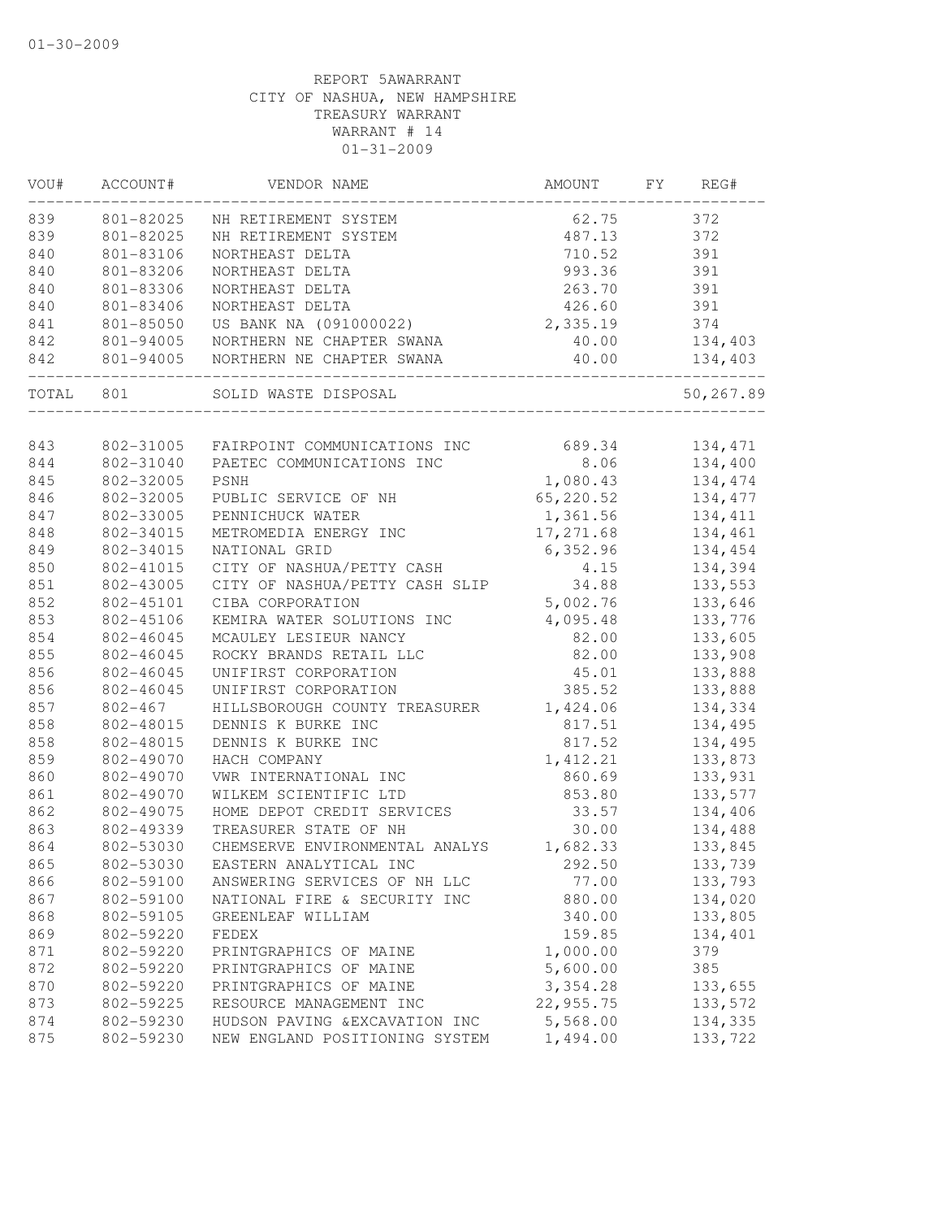REPORT 5AWARRANT
CITY OF NASHUA, NEW HAMPSHIRE
TREASURY WARRANT
WARRANT # 14
01-31-2009

| VOU# | ACCOUNT# | VENDOR NAME | AMOUNT | FY | REG# |
|---|---|---|---|---|---|
| 839 | 801-82025 | NH RETIREMENT SYSTEM | 62.75 | | 372 |
| 839 | 801-82025 | NH RETIREMENT SYSTEM | 487.13 | | 372 |
| 840 | 801-83106 | NORTHEAST DELTA | 710.52 | | 391 |
| 840 | 801-83206 | NORTHEAST DELTA | 993.36 | | 391 |
| 840 | 801-83306 | NORTHEAST DELTA | 263.70 | | 391 |
| 840 | 801-83406 | NORTHEAST DELTA | 426.60 | | 391 |
| 841 | 801-85050 | US BANK NA (091000022) | 2,335.19 | | 374 |
| 842 | 801-94005 | NORTHERN NE CHAPTER SWANA | 40.00 | | 134,403 |
| 842 | 801-94005 | NORTHERN NE CHAPTER SWANA | 40.00 | | 134,403 |
| TOTAL | 801 | SOLID WASTE DISPOSAL | | | 50,267.89 |
| 843 | 802-31005 | FAIRPOINT COMMUNICATIONS INC | 689.34 | | 134,471 |
| 844 | 802-31040 | PAETEC COMMUNICATIONS INC | 8.06 | | 134,400 |
| 845 | 802-32005 | PSNH | 1,080.43 | | 134,474 |
| 846 | 802-32005 | PUBLIC SERVICE OF NH | 65,220.52 | | 134,477 |
| 847 | 802-33005 | PENNICHUCK WATER | 1,361.56 | | 134,411 |
| 848 | 802-34015 | METROMEDIA ENERGY INC | 17,271.68 | | 134,461 |
| 849 | 802-34015 | NATIONAL GRID | 6,352.96 | | 134,454 |
| 850 | 802-41015 | CITY OF NASHUA/PETTY CASH | 4.15 | | 134,394 |
| 851 | 802-43005 | CITY OF NASHUA/PETTY CASH SLIP | 34.88 | | 133,553 |
| 852 | 802-45101 | CIBA CORPORATION | 5,002.76 | | 133,646 |
| 853 | 802-45106 | KEMIRA WATER SOLUTIONS INC | 4,095.48 | | 133,776 |
| 854 | 802-46045 | MCAULEY LESIEUR NANCY | 82.00 | | 133,605 |
| 855 | 802-46045 | ROCKY BRANDS RETAIL LLC | 82.00 | | 133,908 |
| 856 | 802-46045 | UNIFIRST CORPORATION | 45.01 | | 133,888 |
| 856 | 802-46045 | UNIFIRST CORPORATION | 385.52 | | 133,888 |
| 857 | 802-467 | HILLSBOROUGH COUNTY TREASURER | 1,424.06 | | 134,334 |
| 858 | 802-48015 | DENNIS K BURKE INC | 817.51 | | 134,495 |
| 858 | 802-48015 | DENNIS K BURKE INC | 817.52 | | 134,495 |
| 859 | 802-49070 | HACH COMPANY | 1,412.21 | | 133,873 |
| 860 | 802-49070 | VWR INTERNATIONAL INC | 860.69 | | 133,931 |
| 861 | 802-49070 | WILKEM SCIENTIFIC LTD | 853.80 | | 133,577 |
| 862 | 802-49075 | HOME DEPOT CREDIT SERVICES | 33.57 | | 134,406 |
| 863 | 802-49339 | TREASURER STATE OF NH | 30.00 | | 134,488 |
| 864 | 802-53030 | CHEMSERVE ENVIRONMENTAL ANALYS | 1,682.33 | | 133,845 |
| 865 | 802-53030 | EASTERN ANALYTICAL INC | 292.50 | | 133,739 |
| 866 | 802-59100 | ANSWERING SERVICES OF NH LLC | 77.00 | | 133,793 |
| 867 | 802-59100 | NATIONAL FIRE & SECURITY INC | 880.00 | | 134,020 |
| 868 | 802-59105 | GREENLEAF WILLIAM | 340.00 | | 133,805 |
| 869 | 802-59220 | FEDEX | 159.85 | | 134,401 |
| 871 | 802-59220 | PRINTGRAPHICS OF MAINE | 1,000.00 | | 379 |
| 872 | 802-59220 | PRINTGRAPHICS OF MAINE | 5,600.00 | | 385 |
| 870 | 802-59220 | PRINTGRAPHICS OF MAINE | 3,354.28 | | 133,655 |
| 873 | 802-59225 | RESOURCE MANAGEMENT INC | 22,955.75 | | 133,572 |
| 874 | 802-59230 | HUDSON PAVING &EXCAVATION INC | 5,568.00 | | 134,335 |
| 875 | 802-59230 | NEW ENGLAND POSITIONING SYSTEM | 1,494.00 | | 133,722 |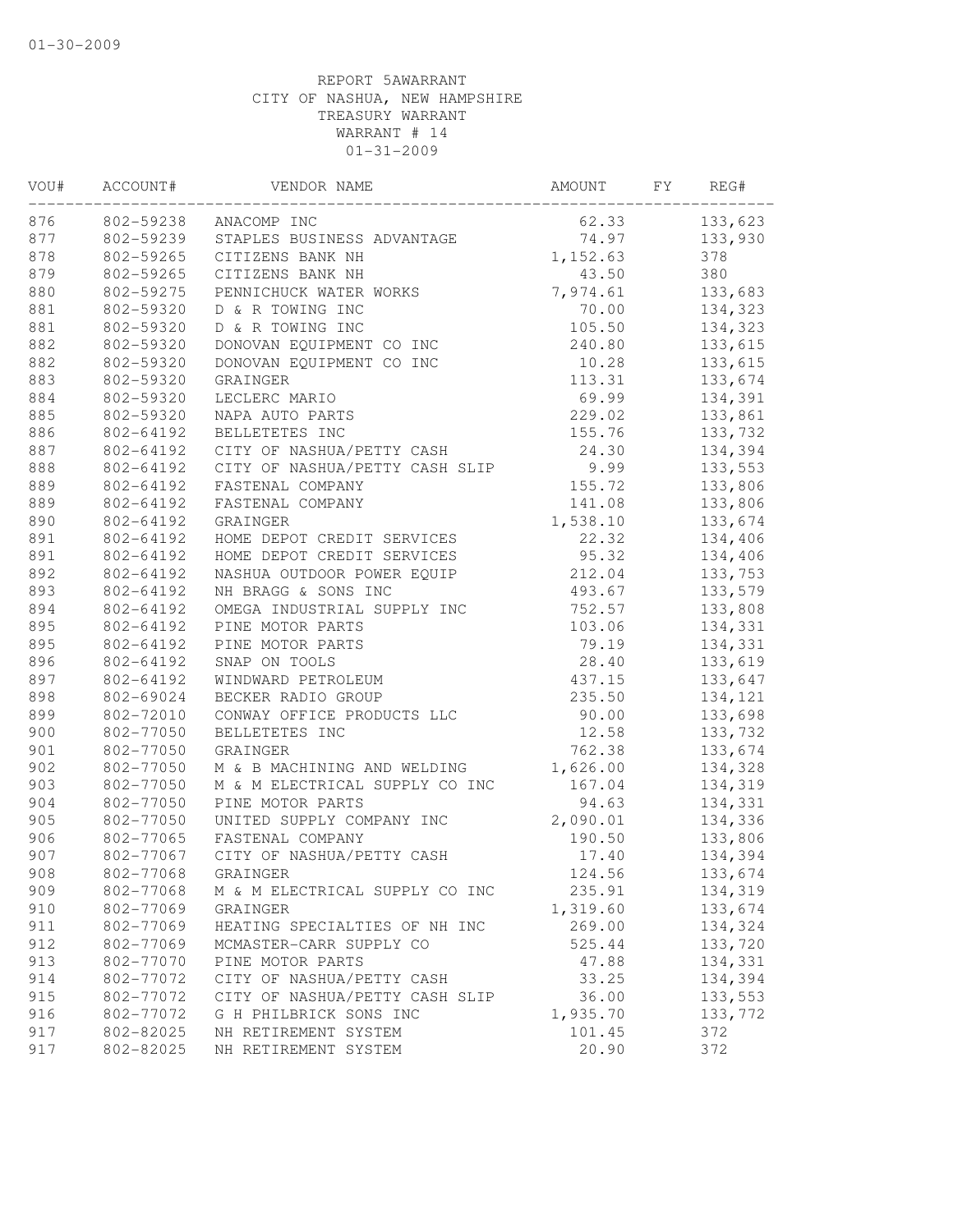01-30-2009

REPORT 5AWARRANT
CITY OF NASHUA, NEW HAMPSHIRE
TREASURY WARRANT
WARRANT # 14
01-31-2009

| VOU# | ACCOUNT# | VENDOR NAME | AMOUNT | FY | REG# |
|---|---|---|---|---|---|
| 876 | 802-59238 | ANACOMP INC | 62.33 | | 133,623 |
| 877 | 802-59239 | STAPLES BUSINESS ADVANTAGE | 74.97 | | 133,930 |
| 878 | 802-59265 | CITIZENS BANK NH | 1,152.63 | | 378 |
| 879 | 802-59265 | CITIZENS BANK NH | 43.50 | | 380 |
| 880 | 802-59275 | PENNICHUCK WATER WORKS | 7,974.61 | | 133,683 |
| 881 | 802-59320 | D & R TOWING INC | 70.00 | | 134,323 |
| 881 | 802-59320 | D & R TOWING INC | 105.50 | | 134,323 |
| 882 | 802-59320 | DONOVAN EQUIPMENT CO INC | 240.80 | | 133,615 |
| 882 | 802-59320 | DONOVAN EQUIPMENT CO INC | 10.28 | | 133,615 |
| 883 | 802-59320 | GRAINGER | 113.31 | | 133,674 |
| 884 | 802-59320 | LECLERC MARIO | 69.99 | | 134,391 |
| 885 | 802-59320 | NAPA AUTO PARTS | 229.02 | | 133,861 |
| 886 | 802-64192 | BELLETETES INC | 155.76 | | 133,732 |
| 887 | 802-64192 | CITY OF NASHUA/PETTY CASH | 24.30 | | 134,394 |
| 888 | 802-64192 | CITY OF NASHUA/PETTY CASH SLIP | 9.99 | | 133,553 |
| 889 | 802-64192 | FASTENAL COMPANY | 155.72 | | 133,806 |
| 889 | 802-64192 | FASTENAL COMPANY | 141.08 | | 133,806 |
| 890 | 802-64192 | GRAINGER | 1,538.10 | | 133,674 |
| 891 | 802-64192 | HOME DEPOT CREDIT SERVICES | 22.32 | | 134,406 |
| 891 | 802-64192 | HOME DEPOT CREDIT SERVICES | 95.32 | | 134,406 |
| 892 | 802-64192 | NASHUA OUTDOOR POWER EQUIP | 212.04 | | 133,753 |
| 893 | 802-64192 | NH BRAGG & SONS INC | 493.67 | | 133,579 |
| 894 | 802-64192 | OMEGA INDUSTRIAL SUPPLY INC | 752.57 | | 133,808 |
| 895 | 802-64192 | PINE MOTOR PARTS | 103.06 | | 134,331 |
| 895 | 802-64192 | PINE MOTOR PARTS | 79.19 | | 134,331 |
| 896 | 802-64192 | SNAP ON TOOLS | 28.40 | | 133,619 |
| 897 | 802-64192 | WINDWARD PETROLEUM | 437.15 | | 133,647 |
| 898 | 802-69024 | BECKER RADIO GROUP | 235.50 | | 134,121 |
| 899 | 802-72010 | CONWAY OFFICE PRODUCTS LLC | 90.00 | | 133,698 |
| 900 | 802-77050 | BELLETETES INC | 12.58 | | 133,732 |
| 901 | 802-77050 | GRAINGER | 762.38 | | 133,674 |
| 902 | 802-77050 | M & B MACHINING AND WELDING | 1,626.00 | | 134,328 |
| 903 | 802-77050 | M & M ELECTRICAL SUPPLY CO INC | 167.04 | | 134,319 |
| 904 | 802-77050 | PINE MOTOR PARTS | 94.63 | | 134,331 |
| 905 | 802-77050 | UNITED SUPPLY COMPANY INC | 2,090.01 | | 134,336 |
| 906 | 802-77065 | FASTENAL COMPANY | 190.50 | | 133,806 |
| 907 | 802-77067 | CITY OF NASHUA/PETTY CASH | 17.40 | | 134,394 |
| 908 | 802-77068 | GRAINGER | 124.56 | | 133,674 |
| 909 | 802-77068 | M & M ELECTRICAL SUPPLY CO INC | 235.91 | | 134,319 |
| 910 | 802-77069 | GRAINGER | 1,319.60 | | 133,674 |
| 911 | 802-77069 | HEATING SPECIALTIES OF NH INC | 269.00 | | 134,324 |
| 912 | 802-77069 | MCMASTER-CARR SUPPLY CO | 525.44 | | 133,720 |
| 913 | 802-77070 | PINE MOTOR PARTS | 47.88 | | 134,331 |
| 914 | 802-77072 | CITY OF NASHUA/PETTY CASH | 33.25 | | 134,394 |
| 915 | 802-77072 | CITY OF NASHUA/PETTY CASH SLIP | 36.00 | | 133,553 |
| 916 | 802-77072 | G H PHILBRICK SONS INC | 1,935.70 | | 133,772 |
| 917 | 802-82025 | NH RETIREMENT SYSTEM | 101.45 | | 372 |
| 917 | 802-82025 | NH RETIREMENT SYSTEM | 20.90 | | 372 |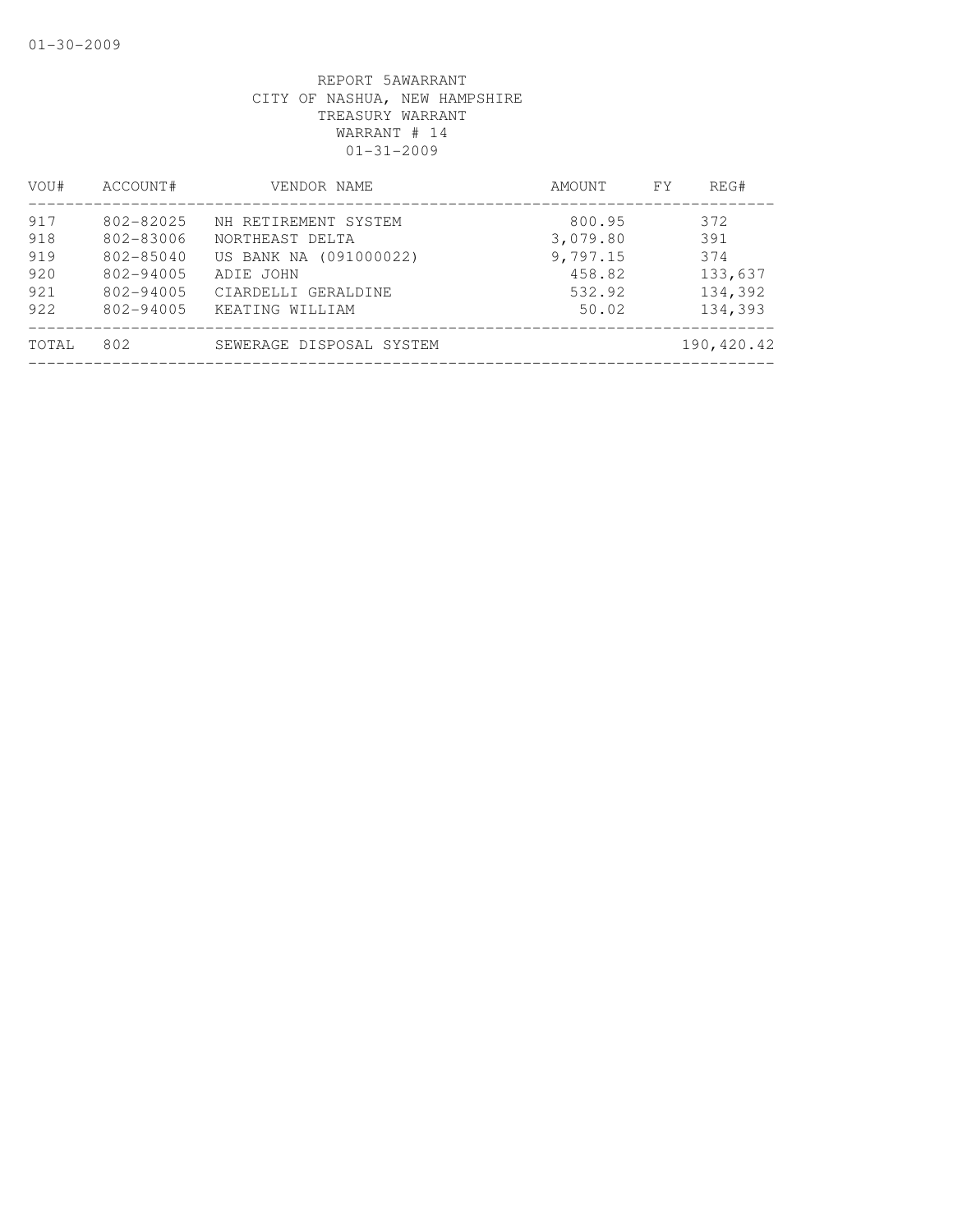REPORT 5AWARRANT
CITY OF NASHUA, NEW HAMPSHIRE
TREASURY WARRANT
WARRANT # 14
01-31-2009

| VOU# | ACCOUNT# | VENDOR NAME | AMOUNT | FY | REG# |
|---|---|---|---|---|---|
| 917 | 802-82025 | NH RETIREMENT SYSTEM | 800.95 | | 372 |
| 918 | 802-83006 | NORTHEAST DELTA | 3,079.80 | | 391 |
| 919 | 802-85040 | US BANK NA (091000022) | 9,797.15 | | 374 |
| 920 | 802-94005 | ADIE JOHN | 458.82 | | 133,637 |
| 921 | 802-94005 | CIARDELLI GERALDINE | 532.92 | | 134,392 |
| 922 | 802-94005 | KEATING WILLIAM | 50.02 | | 134,393 |
| TOTAL | 802 | SEWERAGE DISPOSAL SYSTEM | | | 190,420.42 |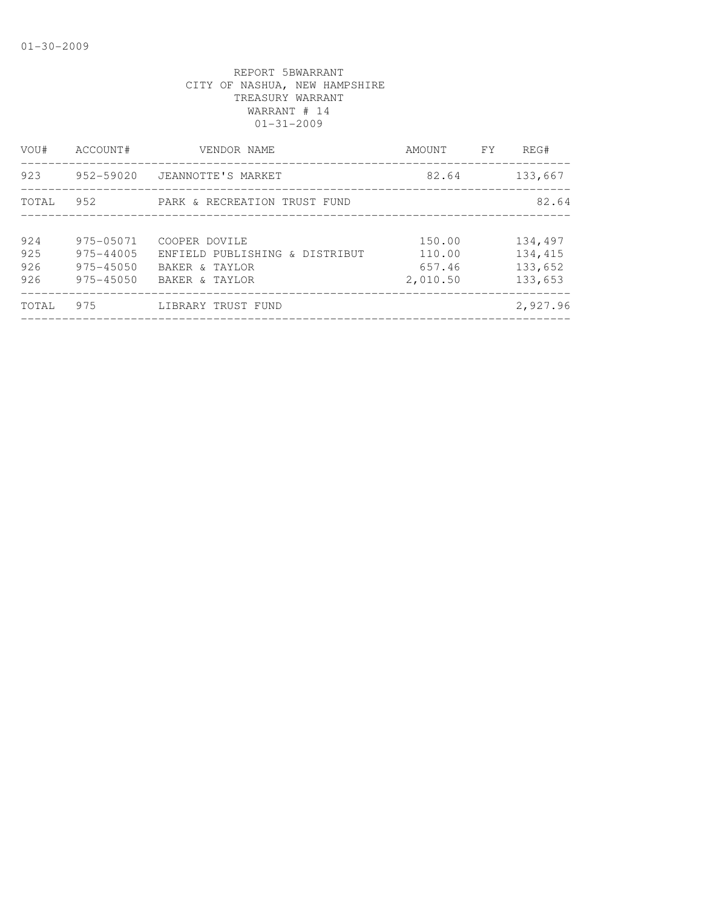01-30-2009

REPORT 5BWARRANT
CITY OF NASHUA, NEW HAMPSHIRE
TREASURY WARRANT
WARRANT # 14
01-31-2009

| VOU# | ACCOUNT# | VENDOR NAME | AMOUNT | FY | REG# |
|---|---|---|---|---|---|
| 923 | 952-59020 | JEANNOTTE'S MARKET | 82.64 | | 133,667 |
| TOTAL | 952 | PARK & RECREATION TRUST FUND | | | 82.64 |
| 924 | 975-05071 | COOPER DOVILE | 150.00 | | 134,497 |
| 925 | 975-44005 | ENFIELD PUBLISHING & DISTRIBUT | 110.00 | | 134,415 |
| 926 | 975-45050 | BAKER & TAYLOR | 657.46 | | 133,652 |
| 926 | 975-45050 | BAKER & TAYLOR | 2,010.50 | | 133,653 |
| TOTAL | 975 | LIBRARY TRUST FUND | | | 2,927.96 |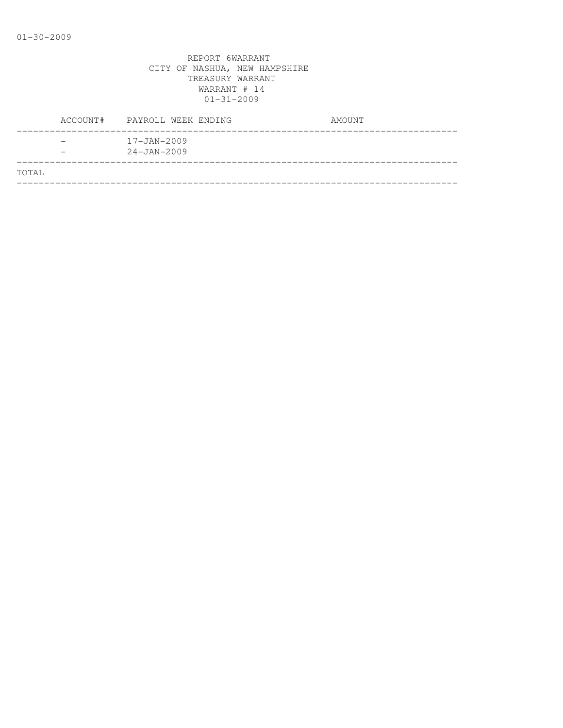01-30-2009

REPORT 6WARRANT
CITY OF NASHUA, NEW HAMPSHIRE
TREASURY WARRANT
WARRANT # 14
01-31-2009

| ACCOUNT# | PAYROLL WEEK ENDING | AMOUNT |
|---|---|---|
| - | 17-JAN-2009 | |
| - | 24-JAN-2009 | |
| TOTAL | | |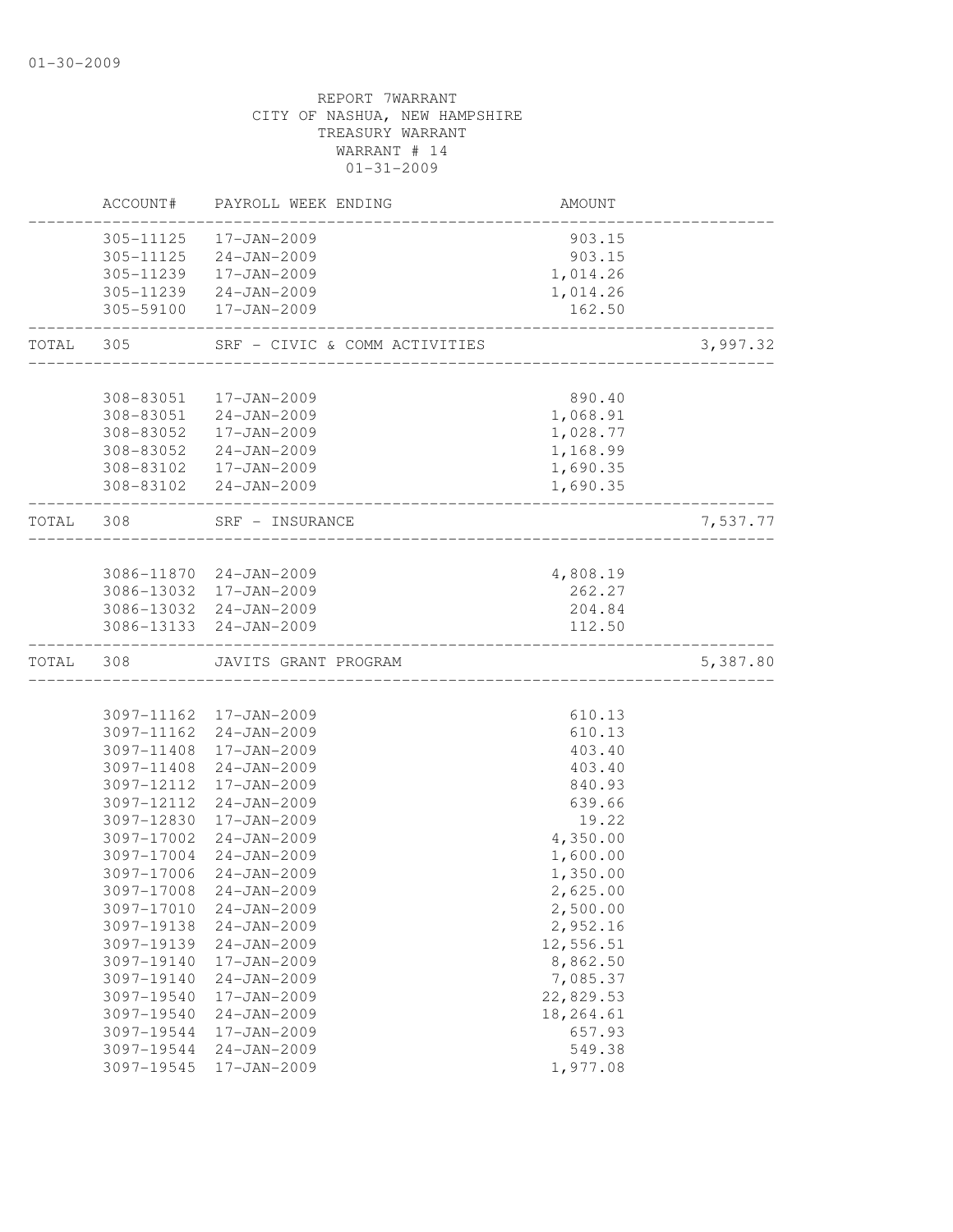01-30-2009

REPORT 7WARRANT
CITY OF NASHUA, NEW HAMPSHIRE
TREASURY WARRANT
WARRANT # 14
01-31-2009

| | ACCOUNT# | PAYROLL WEEK ENDING | AMOUNT | |
|---|---|---|---|---|
| | 305-11125 | 17-JAN-2009 | 903.15 | |
| | 305-11125 | 24-JAN-2009 | 903.15 | |
| | 305-11239 | 17-JAN-2009 | 1,014.26 | |
| | 305-11239 | 24-JAN-2009 | 1,014.26 | |
| | 305-59100 | 17-JAN-2009 | 162.50 | |
| TOTAL | 305 | SRF - CIVIC & COMM ACTIVITIES | | 3,997.32 |
| | 308-83051 | 17-JAN-2009 | 890.40 | |
| | 308-83051 | 24-JAN-2009 | 1,068.91 | |
| | 308-83052 | 17-JAN-2009 | 1,028.77 | |
| | 308-83052 | 24-JAN-2009 | 1,168.99 | |
| | 308-83102 | 17-JAN-2009 | 1,690.35 | |
| | 308-83102 | 24-JAN-2009 | 1,690.35 | |
| TOTAL | 308 | SRF - INSURANCE | | 7,537.77 |
| | 3086-11870 | 24-JAN-2009 | 4,808.19 | |
| | 3086-13032 | 17-JAN-2009 | 262.27 | |
| | 3086-13032 | 24-JAN-2009 | 204.84 | |
| | 3086-13133 | 24-JAN-2009 | 112.50 | |
| TOTAL | 308 | JAVITS GRANT PROGRAM | | 5,387.80 |
| | 3097-11162 | 17-JAN-2009 | 610.13 | |
| | 3097-11162 | 24-JAN-2009 | 610.13 | |
| | 3097-11408 | 17-JAN-2009 | 403.40 | |
| | 3097-11408 | 24-JAN-2009 | 403.40 | |
| | 3097-12112 | 17-JAN-2009 | 840.93 | |
| | 3097-12112 | 24-JAN-2009 | 639.66 | |
| | 3097-12830 | 17-JAN-2009 | 19.22 | |
| | 3097-17002 | 24-JAN-2009 | 4,350.00 | |
| | 3097-17004 | 24-JAN-2009 | 1,600.00 | |
| | 3097-17006 | 24-JAN-2009 | 1,350.00 | |
| | 3097-17008 | 24-JAN-2009 | 2,625.00 | |
| | 3097-17010 | 24-JAN-2009 | 2,500.00 | |
| | 3097-19138 | 24-JAN-2009 | 2,952.16 | |
| | 3097-19139 | 24-JAN-2009 | 12,556.51 | |
| | 3097-19140 | 17-JAN-2009 | 8,862.50 | |
| | 3097-19140 | 24-JAN-2009 | 7,085.37 | |
| | 3097-19540 | 17-JAN-2009 | 22,829.53 | |
| | 3097-19540 | 24-JAN-2009 | 18,264.61 | |
| | 3097-19544 | 17-JAN-2009 | 657.93 | |
| | 3097-19544 | 24-JAN-2009 | 549.38 | |
| | 3097-19545 | 17-JAN-2009 | 1,977.08 | |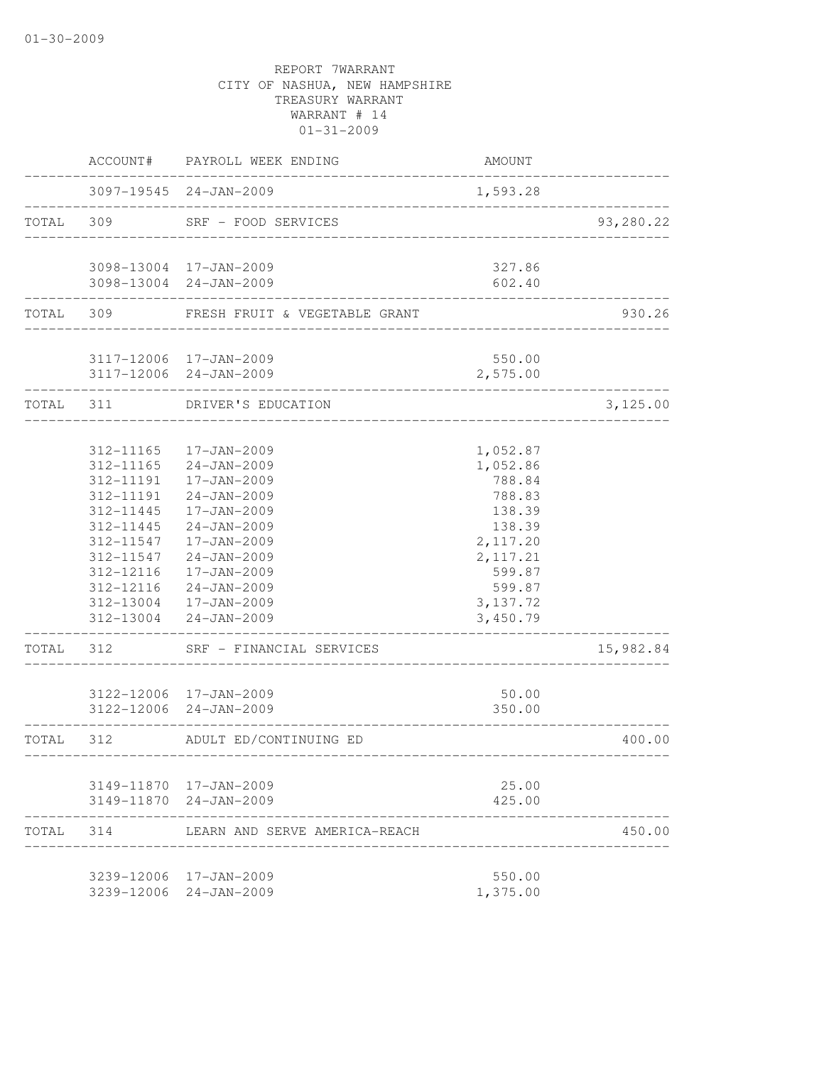01-30-2009

REPORT 7WARRANT
CITY OF NASHUA, NEW HAMPSHIRE
TREASURY WARRANT
WARRANT # 14
01-31-2009

| | ACCOUNT# | PAYROLL WEEK ENDING | AMOUNT | |
|---|---|---|---|---|
| | 3097-19545 | 24-JAN-2009 | 1,593.28 | |
| TOTAL | 309 | SRF - FOOD SERVICES | | 93,280.22 |
| | 3098-13004 | 17-JAN-2009 | 327.86 | |
| | 3098-13004 | 24-JAN-2009 | 602.40 | |
| TOTAL | 309 | FRESH FRUIT & VEGETABLE GRANT | | 930.26 |
| | 3117-12006 | 17-JAN-2009 | 550.00 | |
| | 3117-12006 | 24-JAN-2009 | 2,575.00 | |
| TOTAL | 311 | DRIVER'S EDUCATION | | 3,125.00 |
| | 312-11165 | 17-JAN-2009 | 1,052.87 | |
| | 312-11165 | 24-JAN-2009 | 1,052.86 | |
| | 312-11191 | 17-JAN-2009 | 788.84 | |
| | 312-11191 | 24-JAN-2009 | 788.83 | |
| | 312-11445 | 17-JAN-2009 | 138.39 | |
| | 312-11445 | 24-JAN-2009 | 138.39 | |
| | 312-11547 | 17-JAN-2009 | 2,117.20 | |
| | 312-11547 | 24-JAN-2009 | 2,117.21 | |
| | 312-12116 | 17-JAN-2009 | 599.87 | |
| | 312-12116 | 24-JAN-2009 | 599.87 | |
| | 312-13004 | 17-JAN-2009 | 3,137.72 | |
| | 312-13004 | 24-JAN-2009 | 3,450.79 | |
| TOTAL | 312 | SRF - FINANCIAL SERVICES | | 15,982.84 |
| | 3122-12006 | 17-JAN-2009 | 50.00 | |
| | 3122-12006 | 24-JAN-2009 | 350.00 | |
| TOTAL | 312 | ADULT ED/CONTINUING ED | | 400.00 |
| | 3149-11870 | 17-JAN-2009 | 25.00 | |
| | 3149-11870 | 24-JAN-2009 | 425.00 | |
| TOTAL | 314 | LEARN AND SERVE AMERICA-REACH | | 450.00 |
| | 3239-12006 | 17-JAN-2009 | 550.00 | |
| | 3239-12006 | 24-JAN-2009 | 1,375.00 | |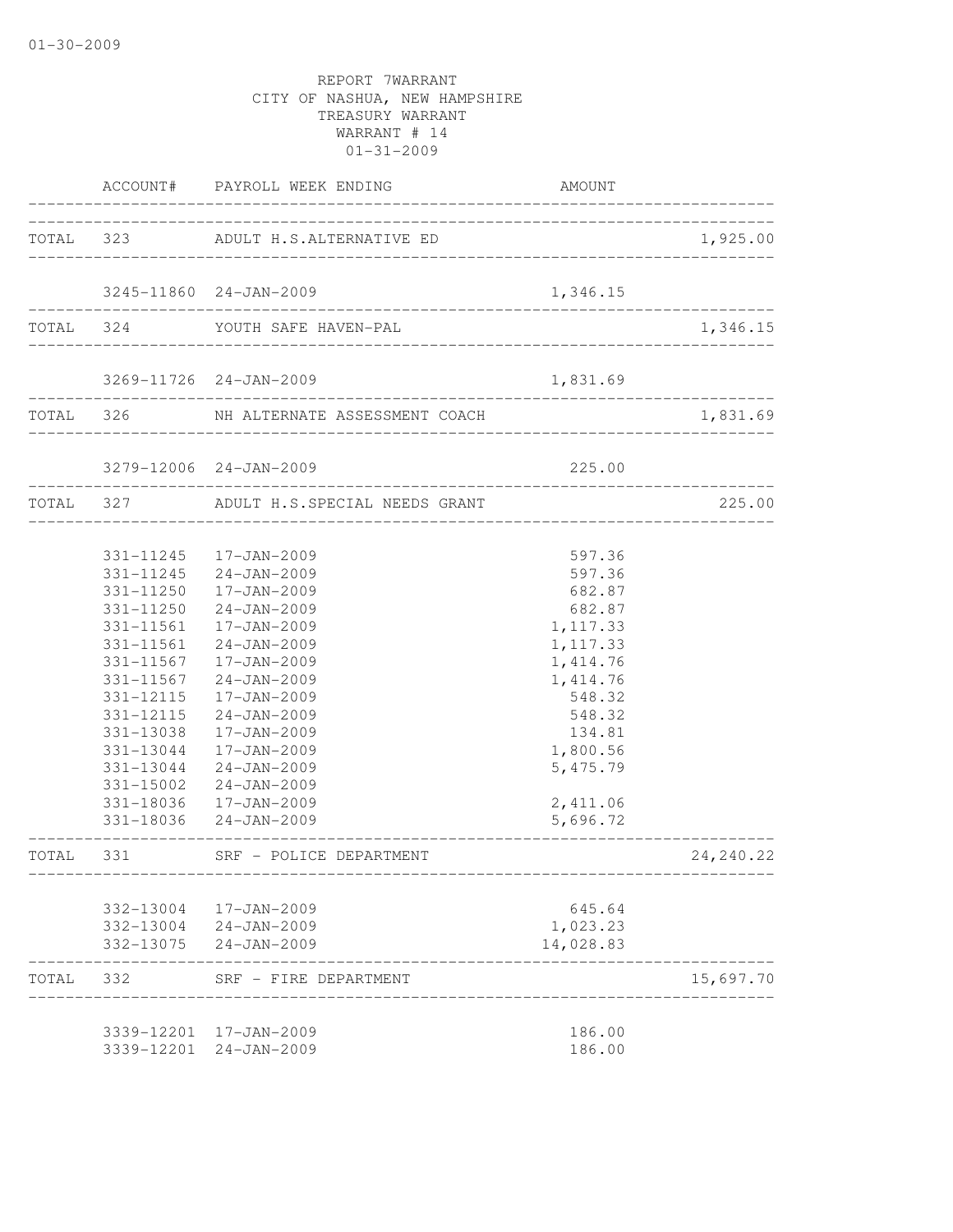01-30-2009

REPORT 7WARRANT
CITY OF NASHUA, NEW HAMPSHIRE
TREASURY WARRANT
WARRANT # 14
01-31-2009

| | ACCOUNT# | PAYROLL WEEK ENDING | AMOUNT | |
|---|---|---|---|---|
| TOTAL | 323 | ADULT H.S.ALTERNATIVE ED | | 1,925.00 |
| | 3245-11860 | 24-JAN-2009 | 1,346.15 | |
| TOTAL | 324 | YOUTH SAFE HAVEN-PAL | | 1,346.15 |
| | 3269-11726 | 24-JAN-2009 | 1,831.69 | |
| TOTAL | 326 | NH ALTERNATE ASSESSMENT COACH | | 1,831.69 |
| | 3279-12006 | 24-JAN-2009 | 225.00 | |
| TOTAL | 327 | ADULT H.S.SPECIAL NEEDS GRANT | | 225.00 |
| | 331-11245 | 17-JAN-2009 | 597.36 | |
| | 331-11245 | 24-JAN-2009 | 597.36 | |
| | 331-11250 | 17-JAN-2009 | 682.87 | |
| | 331-11250 | 24-JAN-2009 | 682.87 | |
| | 331-11561 | 17-JAN-2009 | 1,117.33 | |
| | 331-11561 | 24-JAN-2009 | 1,117.33 | |
| | 331-11567 | 17-JAN-2009 | 1,414.76 | |
| | 331-11567 | 24-JAN-2009 | 1,414.76 | |
| | 331-12115 | 17-JAN-2009 | 548.32 | |
| | 331-12115 | 24-JAN-2009 | 548.32 | |
| | 331-13038 | 17-JAN-2009 | 134.81 | |
| | 331-13044 | 17-JAN-2009 | 1,800.56 | |
| | 331-13044 | 24-JAN-2009 | 5,475.79 | |
| | 331-15002 | 24-JAN-2009 | | |
| | 331-18036 | 17-JAN-2009 | 2,411.06 | |
| | 331-18036 | 24-JAN-2009 | 5,696.72 | |
| TOTAL | 331 | SRF - POLICE DEPARTMENT | | 24,240.22 |
| | 332-13004 | 17-JAN-2009 | 645.64 | |
| | 332-13004 | 24-JAN-2009 | 1,023.23 | |
| | 332-13075 | 24-JAN-2009 | 14,028.83 | |
| TOTAL | 332 | SRF - FIRE DEPARTMENT | | 15,697.70 |
| | 3339-12201 | 17-JAN-2009 | 186.00 | |
| | 3339-12201 | 24-JAN-2009 | 186.00 | |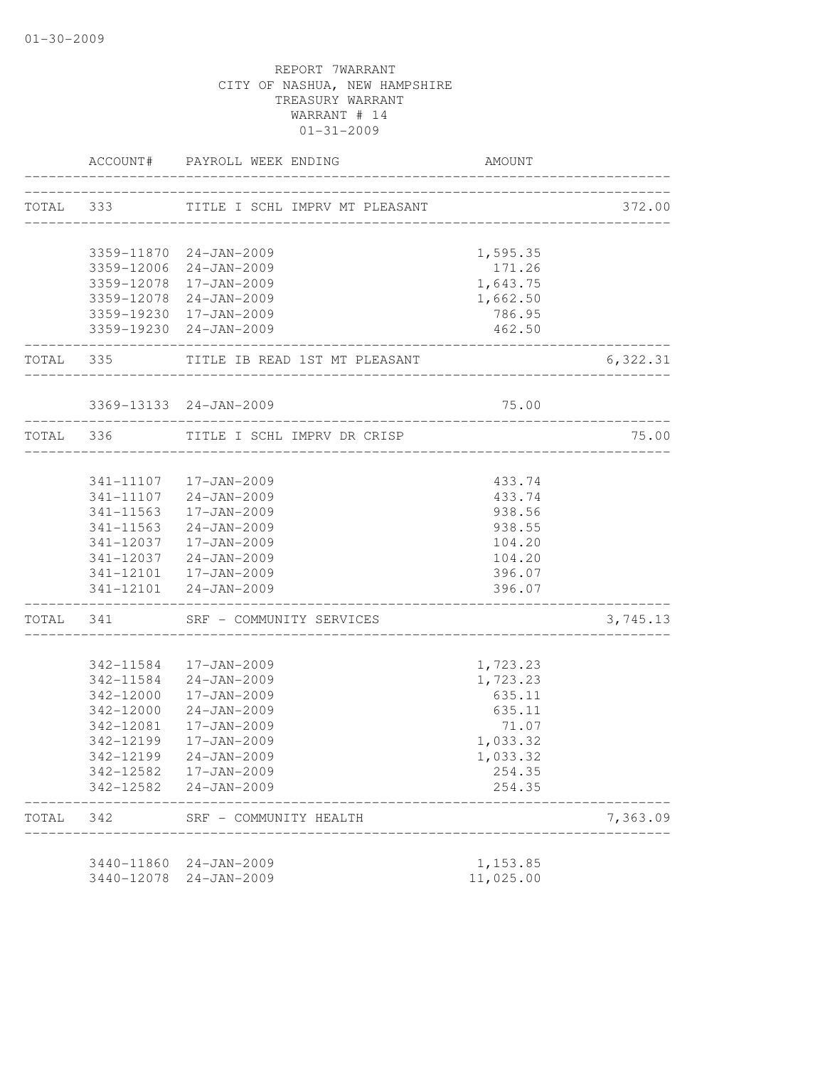01-30-2009

REPORT 7WARRANT
CITY OF NASHUA, NEW HAMPSHIRE
TREASURY WARRANT
WARRANT # 14
01-31-2009

| | ACCOUNT# | PAYROLL WEEK ENDING | AMOUNT | |
|---|---|---|---|---|
| TOTAL | 333 | TITLE I SCHL IMPRV MT PLEASANT | | 372.00 |
| | 3359-11870 | 24-JAN-2009 | 1,595.35 | |
| | 3359-12006 | 24-JAN-2009 | 171.26 | |
| | 3359-12078 | 17-JAN-2009 | 1,643.75 | |
| | 3359-12078 | 24-JAN-2009 | 1,662.50 | |
| | 3359-19230 | 17-JAN-2009 | 786.95 | |
| | 3359-19230 | 24-JAN-2009 | 462.50 | |
| TOTAL | 335 | TITLE IB READ 1ST MT PLEASANT | | 6,322.31 |
| | 3369-13133 | 24-JAN-2009 | 75.00 | |
| TOTAL | 336 | TITLE I SCHL IMPRV DR CRISP | | 75.00 |
| | 341-11107 | 17-JAN-2009 | 433.74 | |
| | 341-11107 | 24-JAN-2009 | 433.74 | |
| | 341-11563 | 17-JAN-2009 | 938.56 | |
| | 341-11563 | 24-JAN-2009 | 938.55 | |
| | 341-12037 | 17-JAN-2009 | 104.20 | |
| | 341-12037 | 24-JAN-2009 | 104.20 | |
| | 341-12101 | 17-JAN-2009 | 396.07 | |
| | 341-12101 | 24-JAN-2009 | 396.07 | |
| TOTAL | 341 | SRF - COMMUNITY SERVICES | | 3,745.13 |
| | 342-11584 | 17-JAN-2009 | 1,723.23 | |
| | 342-11584 | 24-JAN-2009 | 1,723.23 | |
| | 342-12000 | 17-JAN-2009 | 635.11 | |
| | 342-12000 | 24-JAN-2009 | 635.11 | |
| | 342-12081 | 17-JAN-2009 | 71.07 | |
| | 342-12199 | 17-JAN-2009 | 1,033.32 | |
| | 342-12199 | 24-JAN-2009 | 1,033.32 | |
| | 342-12582 | 17-JAN-2009 | 254.35 | |
| | 342-12582 | 24-JAN-2009 | 254.35 | |
| TOTAL | 342 | SRF - COMMUNITY HEALTH | | 7,363.09 |
| | 3440-11860 | 24-JAN-2009 | 1,153.85 | |
| | 3440-12078 | 24-JAN-2009 | 11,025.00 | |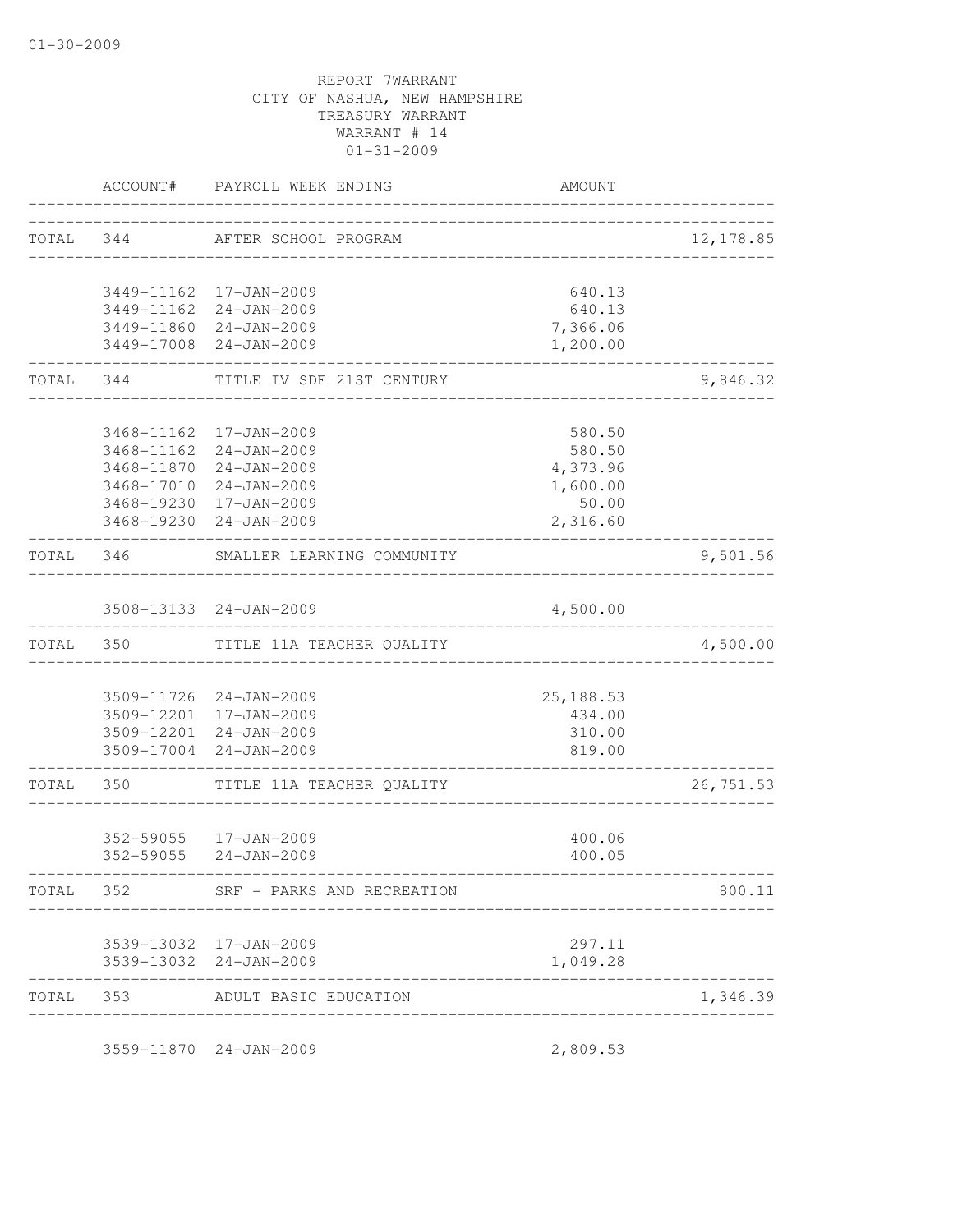01-30-2009

REPORT 7WARRANT
CITY OF NASHUA, NEW HAMPSHIRE
TREASURY WARRANT
WARRANT # 14
01-31-2009

| | ACCOUNT# | PAYROLL WEEK ENDING | AMOUNT | |
|---|---|---|---|---|
| TOTAL | 344 | AFTER SCHOOL PROGRAM | | 12,178.85 |
| | 3449-11162 | 17-JAN-2009 | 640.13 | |
| | 3449-11162 | 24-JAN-2009 | 640.13 | |
| | 3449-11860 | 24-JAN-2009 | 7,366.06 | |
| | 3449-17008 | 24-JAN-2009 | 1,200.00 | |
| TOTAL | 344 | TITLE IV SDF 21ST CENTURY | | 9,846.32 |
| | 3468-11162 | 17-JAN-2009 | 580.50 | |
| | 3468-11162 | 24-JAN-2009 | 580.50 | |
| | 3468-11870 | 24-JAN-2009 | 4,373.96 | |
| | 3468-17010 | 24-JAN-2009 | 1,600.00 | |
| | 3468-19230 | 17-JAN-2009 | 50.00 | |
| | 3468-19230 | 24-JAN-2009 | 2,316.60 | |
| TOTAL | 346 | SMALLER LEARNING COMMUNITY | | 9,501.56 |
| | 3508-13133 | 24-JAN-2009 | 4,500.00 | |
| TOTAL | 350 | TITLE 11A TEACHER QUALITY | | 4,500.00 |
| | 3509-11726 | 24-JAN-2009 | 25,188.53 | |
| | 3509-12201 | 17-JAN-2009 | 434.00 | |
| | 3509-12201 | 24-JAN-2009 | 310.00 | |
| | 3509-17004 | 24-JAN-2009 | 819.00 | |
| TOTAL | 350 | TITLE 11A TEACHER QUALITY | | 26,751.53 |
| | 352-59055 | 17-JAN-2009 | 400.06 | |
| | 352-59055 | 24-JAN-2009 | 400.05 | |
| TOTAL | 352 | SRF - PARKS AND RECREATION | | 800.11 |
| | 3539-13032 | 17-JAN-2009 | 297.11 | |
| | 3539-13032 | 24-JAN-2009 | 1,049.28 | |
| TOTAL | 353 | ADULT BASIC EDUCATION | | 1,346.39 |
| | 3559-11870 | 24-JAN-2009 | 2,809.53 | |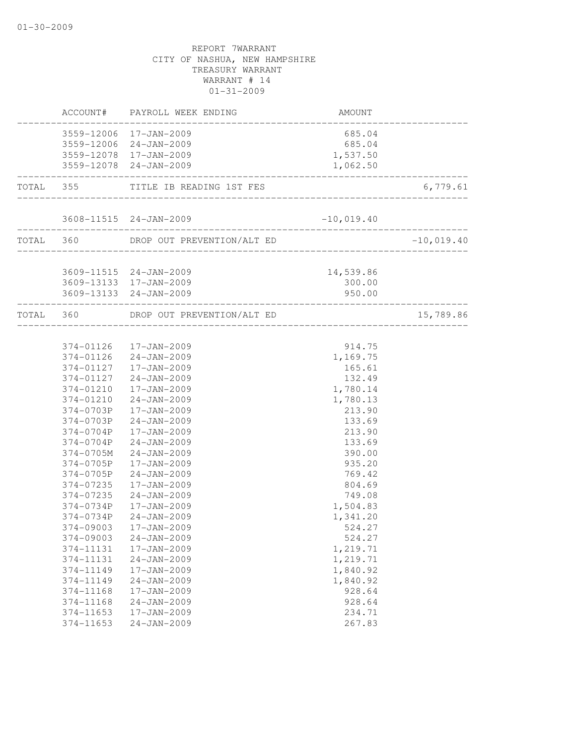REPORT 7WARRANT
CITY OF NASHUA, NEW HAMPSHIRE
TREASURY WARRANT
WARRANT # 14
01-31-2009

| ACCOUNT# | PAYROLL WEEK ENDING | AMOUNT | |
|---|---|---|---|
| 3559-12006 | 17-JAN-2009 | 685.04 | |
| 3559-12006 | 24-JAN-2009 | 685.04 | |
| 3559-12078 | 17-JAN-2009 | 1,537.50 | |
| 3559-12078 | 24-JAN-2009 | 1,062.50 | |
| TOTAL 355 | TITLE IB READING 1ST FES | | 6,779.61 |
| 3608-11515 | 24-JAN-2009 | -10,019.40 | |
| TOTAL 360 | DROP OUT PREVENTION/ALT ED | | -10,019.40 |
| 3609-11515 | 24-JAN-2009 | 14,539.86 | |
| 3609-13133 | 17-JAN-2009 | 300.00 | |
| 3609-13133 | 24-JAN-2009 | 950.00 | |
| TOTAL 360 | DROP OUT PREVENTION/ALT ED | | 15,789.86 |
| 374-01126 | 17-JAN-2009 | 914.75 | |
| 374-01126 | 24-JAN-2009 | 1,169.75 | |
| 374-01127 | 17-JAN-2009 | 165.61 | |
| 374-01127 | 24-JAN-2009 | 132.49 | |
| 374-01210 | 17-JAN-2009 | 1,780.14 | |
| 374-01210 | 24-JAN-2009 | 1,780.13 | |
| 374-0703P | 17-JAN-2009 | 213.90 | |
| 374-0703P | 24-JAN-2009 | 133.69 | |
| 374-0704P | 17-JAN-2009 | 213.90 | |
| 374-0704P | 24-JAN-2009 | 133.69 | |
| 374-0705M | 24-JAN-2009 | 390.00 | |
| 374-0705P | 17-JAN-2009 | 935.20 | |
| 374-0705P | 24-JAN-2009 | 769.42 | |
| 374-07235 | 17-JAN-2009 | 804.69 | |
| 374-07235 | 24-JAN-2009 | 749.08 | |
| 374-0734P | 17-JAN-2009 | 1,504.83 | |
| 374-0734P | 24-JAN-2009 | 1,341.20 | |
| 374-09003 | 17-JAN-2009 | 524.27 | |
| 374-09003 | 24-JAN-2009 | 524.27 | |
| 374-11131 | 17-JAN-2009 | 1,219.71 | |
| 374-11131 | 24-JAN-2009 | 1,219.71 | |
| 374-11149 | 17-JAN-2009 | 1,840.92 | |
| 374-11149 | 24-JAN-2009 | 1,840.92 | |
| 374-11168 | 17-JAN-2009 | 928.64 | |
| 374-11168 | 24-JAN-2009 | 928.64 | |
| 374-11653 | 17-JAN-2009 | 234.71 | |
| 374-11653 | 24-JAN-2009 | 267.83 | |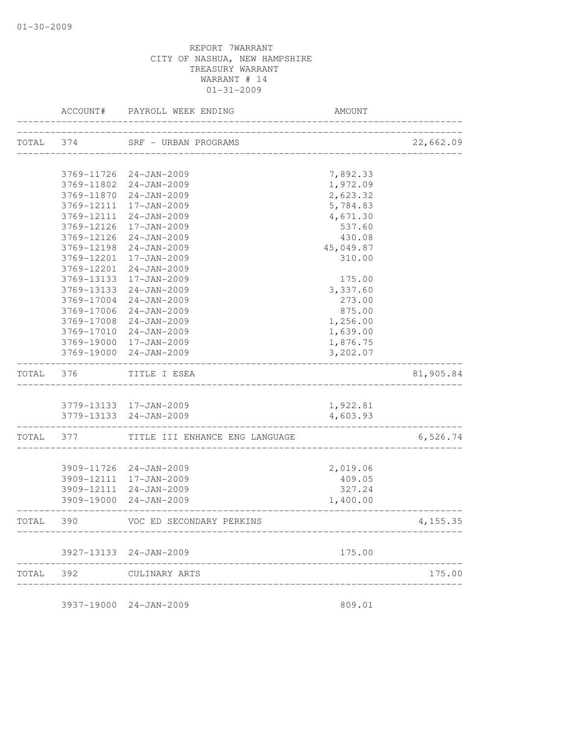REPORT 7WARRANT
CITY OF NASHUA, NEW HAMPSHIRE
TREASURY WARRANT
WARRANT # 14
01-31-2009

| ACCOUNT# | PAYROLL WEEK ENDING | AMOUNT | |
|---|---|---|---|
| TOTAL 374 | SRF - URBAN PROGRAMS | | 22,662.09 |
| 3769-11726 | 24-JAN-2009 | 7,892.33 | |
| 3769-11802 | 24-JAN-2009 | 1,972.09 | |
| 3769-11870 | 24-JAN-2009 | 2,623.32 | |
| 3769-12111 | 17-JAN-2009 | 5,784.83 | |
| 3769-12111 | 24-JAN-2009 | 4,671.30 | |
| 3769-12126 | 17-JAN-2009 | 537.60 | |
| 3769-12126 | 24-JAN-2009 | 430.08 | |
| 3769-12198 | 24-JAN-2009 | 45,049.87 | |
| 3769-12201 | 17-JAN-2009 | 310.00 | |
| 3769-12201 | 24-JAN-2009 | | |
| 3769-13133 | 17-JAN-2009 | 175.00 | |
| 3769-13133 | 24-JAN-2009 | 3,337.60 | |
| 3769-17004 | 24-JAN-2009 | 273.00 | |
| 3769-17006 | 24-JAN-2009 | 875.00 | |
| 3769-17008 | 24-JAN-2009 | 1,256.00 | |
| 3769-17010 | 24-JAN-2009 | 1,639.00 | |
| 3769-19000 | 17-JAN-2009 | 1,876.75 | |
| 3769-19000 | 24-JAN-2009 | 3,202.07 | |
| TOTAL 376 | TITLE I ESEA | | 81,905.84 |
| 3779-13133 | 17-JAN-2009 | 1,922.81 | |
| 3779-13133 | 24-JAN-2009 | 4,603.93 | |
| TOTAL 377 | TITLE III ENHANCE ENG LANGUAGE | | 6,526.74 |
| 3909-11726 | 24-JAN-2009 | 2,019.06 | |
| 3909-12111 | 17-JAN-2009 | 409.05 | |
| 3909-12111 | 24-JAN-2009 | 327.24 | |
| 3909-19000 | 24-JAN-2009 | 1,400.00 | |
| TOTAL 390 | VOC ED SECONDARY PERKINS | | 4,155.35 |
| 3927-13133 | 24-JAN-2009 | 175.00 | |
| TOTAL 392 | CULINARY ARTS | | 175.00 |
| 3937-19000 | 24-JAN-2009 | 809.01 | |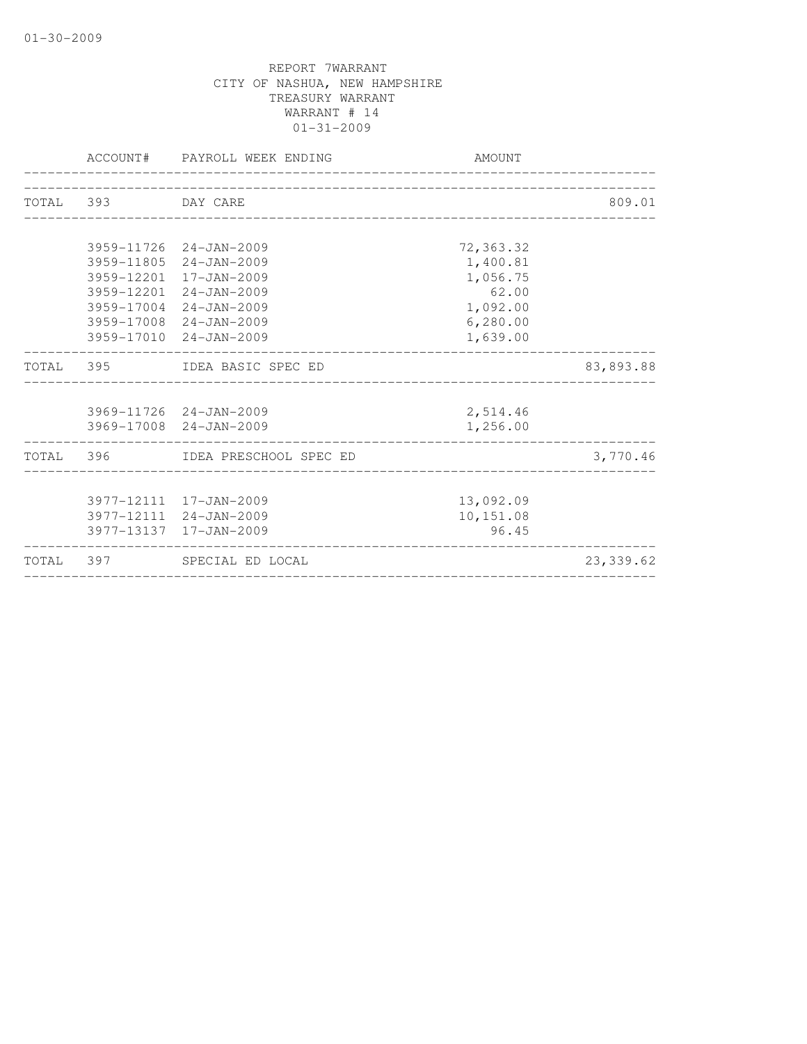01-30-2009

REPORT 7WARRANT
CITY OF NASHUA, NEW HAMPSHIRE
TREASURY WARRANT
WARRANT # 14
01-31-2009

| | ACCOUNT# | PAYROLL WEEK ENDING | AMOUNT | |
|---|---|---|---|---|
| TOTAL | 393 | DAY CARE | | 809.01 |
| | 3959-11726 | 24-JAN-2009 | 72,363.32 | |
| | 3959-11805 | 24-JAN-2009 | 1,400.81 | |
| | 3959-12201 | 17-JAN-2009 | 1,056.75 | |
| | 3959-12201 | 24-JAN-2009 | 62.00 | |
| | 3959-17004 | 24-JAN-2009 | 1,092.00 | |
| | 3959-17008 | 24-JAN-2009 | 6,280.00 | |
| | 3959-17010 | 24-JAN-2009 | 1,639.00 | |
| TOTAL | 395 | IDEA BASIC SPEC ED | | 83,893.88 |
| | 3969-11726 | 24-JAN-2009 | 2,514.46 | |
| | 3969-17008 | 24-JAN-2009 | 1,256.00 | |
| TOTAL | 396 | IDEA PRESCHOOL SPEC ED | | 3,770.46 |
| | 3977-12111 | 17-JAN-2009 | 13,092.09 | |
| | 3977-12111 | 24-JAN-2009 | 10,151.08 | |
| | 3977-13137 | 17-JAN-2009 | 96.45 | |
| TOTAL | 397 | SPECIAL ED LOCAL | | 23,339.62 |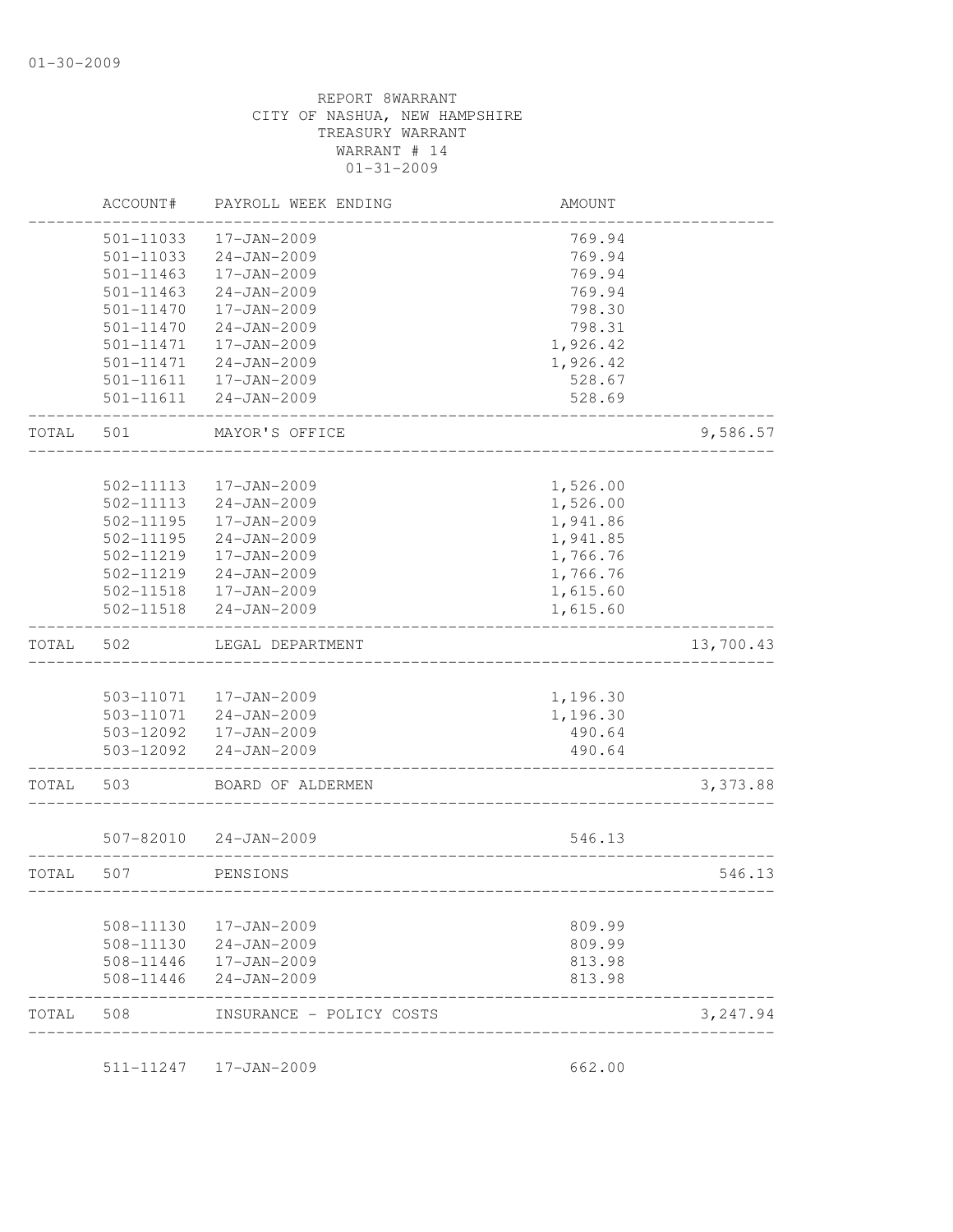01-30-2009

REPORT 8WARRANT
CITY OF NASHUA, NEW HAMPSHIRE
TREASURY WARRANT
WARRANT # 14
01-31-2009

| | ACCOUNT# | PAYROLL WEEK ENDING | AMOUNT | |
|---|---|---|---|---|
| | 501-11033 | 17-JAN-2009 | 769.94 | |
| | 501-11033 | 24-JAN-2009 | 769.94 | |
| | 501-11463 | 17-JAN-2009 | 769.94 | |
| | 501-11463 | 24-JAN-2009 | 769.94 | |
| | 501-11470 | 17-JAN-2009 | 798.30 | |
| | 501-11470 | 24-JAN-2009 | 798.31 | |
| | 501-11471 | 17-JAN-2009 | 1,926.42 | |
| | 501-11471 | 24-JAN-2009 | 1,926.42 | |
| | 501-11611 | 17-JAN-2009 | 528.67 | |
| | 501-11611 | 24-JAN-2009 | 528.69 | |
| TOTAL | 501 | MAYOR'S OFFICE | | 9,586.57 |
| | 502-11113 | 17-JAN-2009 | 1,526.00 | |
| | 502-11113 | 24-JAN-2009 | 1,526.00 | |
| | 502-11195 | 17-JAN-2009 | 1,941.86 | |
| | 502-11195 | 24-JAN-2009 | 1,941.85 | |
| | 502-11219 | 17-JAN-2009 | 1,766.76 | |
| | 502-11219 | 24-JAN-2009 | 1,766.76 | |
| | 502-11518 | 17-JAN-2009 | 1,615.60 | |
| | 502-11518 | 24-JAN-2009 | 1,615.60 | |
| TOTAL | 502 | LEGAL DEPARTMENT | | 13,700.43 |
| | 503-11071 | 17-JAN-2009 | 1,196.30 | |
| | 503-11071 | 24-JAN-2009 | 1,196.30 | |
| | 503-12092 | 17-JAN-2009 | 490.64 | |
| | 503-12092 | 24-JAN-2009 | 490.64 | |
| TOTAL | 503 | BOARD OF ALDERMEN | | 3,373.88 |
| | 507-82010 | 24-JAN-2009 | 546.13 | |
| TOTAL | 507 | PENSIONS | | 546.13 |
| | 508-11130 | 17-JAN-2009 | 809.99 | |
| | 508-11130 | 24-JAN-2009 | 809.99 | |
| | 508-11446 | 17-JAN-2009 | 813.98 | |
| | 508-11446 | 24-JAN-2009 | 813.98 | |
| TOTAL | 508 | INSURANCE - POLICY COSTS | | 3,247.94 |
| | 511-11247 | 17-JAN-2009 | 662.00 | |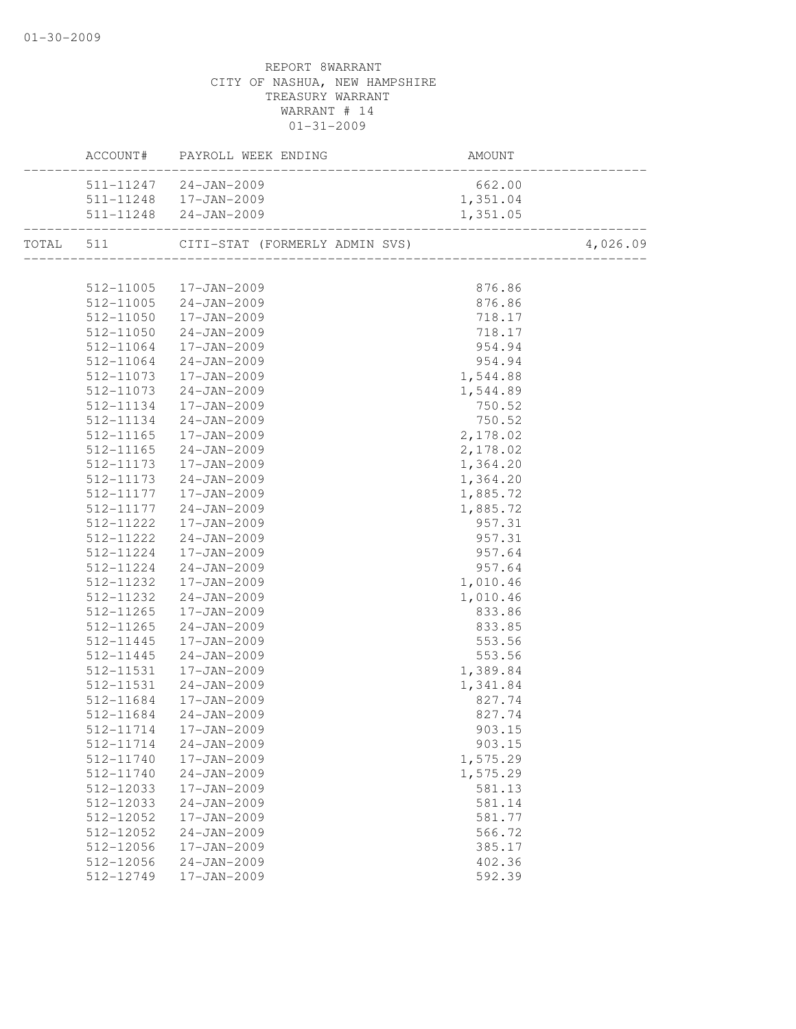REPORT 8WARRANT
CITY OF NASHUA, NEW HAMPSHIRE
TREASURY WARRANT
WARRANT # 14
01-31-2009

| ACCOUNT# | PAYROLL WEEK ENDING | AMOUNT | |
|---|---|---|---|
| 511-11247 | 24-JAN-2009 | 662.00 | |
| 511-11248 | 17-JAN-2009 | 1,351.04 | |
| 511-11248 | 24-JAN-2009 | 1,351.05 | |
| TOTAL 511 | CITI-STAT (FORMERLY ADMIN SVS) | | 4,026.09 |
| 512-11005 | 17-JAN-2009 | 876.86 | |
| 512-11005 | 24-JAN-2009 | 876.86 | |
| 512-11050 | 17-JAN-2009 | 718.17 | |
| 512-11050 | 24-JAN-2009 | 718.17 | |
| 512-11064 | 17-JAN-2009 | 954.94 | |
| 512-11064 | 24-JAN-2009 | 954.94 | |
| 512-11073 | 17-JAN-2009 | 1,544.88 | |
| 512-11073 | 24-JAN-2009 | 1,544.89 | |
| 512-11134 | 17-JAN-2009 | 750.52 | |
| 512-11134 | 24-JAN-2009 | 750.52 | |
| 512-11165 | 17-JAN-2009 | 2,178.02 | |
| 512-11165 | 24-JAN-2009 | 2,178.02 | |
| 512-11173 | 17-JAN-2009 | 1,364.20 | |
| 512-11173 | 24-JAN-2009 | 1,364.20 | |
| 512-11177 | 17-JAN-2009 | 1,885.72 | |
| 512-11177 | 24-JAN-2009 | 1,885.72 | |
| 512-11222 | 17-JAN-2009 | 957.31 | |
| 512-11222 | 24-JAN-2009 | 957.31 | |
| 512-11224 | 17-JAN-2009 | 957.64 | |
| 512-11224 | 24-JAN-2009 | 957.64 | |
| 512-11232 | 17-JAN-2009 | 1,010.46 | |
| 512-11232 | 24-JAN-2009 | 1,010.46 | |
| 512-11265 | 17-JAN-2009 | 833.86 | |
| 512-11265 | 24-JAN-2009 | 833.85 | |
| 512-11445 | 17-JAN-2009 | 553.56 | |
| 512-11445 | 24-JAN-2009 | 553.56 | |
| 512-11531 | 17-JAN-2009 | 1,389.84 | |
| 512-11531 | 24-JAN-2009 | 1,341.84 | |
| 512-11684 | 17-JAN-2009 | 827.74 | |
| 512-11684 | 24-JAN-2009 | 827.74 | |
| 512-11714 | 17-JAN-2009 | 903.15 | |
| 512-11714 | 24-JAN-2009 | 903.15 | |
| 512-11740 | 17-JAN-2009 | 1,575.29 | |
| 512-11740 | 24-JAN-2009 | 1,575.29 | |
| 512-12033 | 17-JAN-2009 | 581.13 | |
| 512-12033 | 24-JAN-2009 | 581.14 | |
| 512-12052 | 17-JAN-2009 | 581.77 | |
| 512-12052 | 24-JAN-2009 | 566.72 | |
| 512-12056 | 17-JAN-2009 | 385.17 | |
| 512-12056 | 24-JAN-2009 | 402.36 | |
| 512-12749 | 17-JAN-2009 | 592.39 | |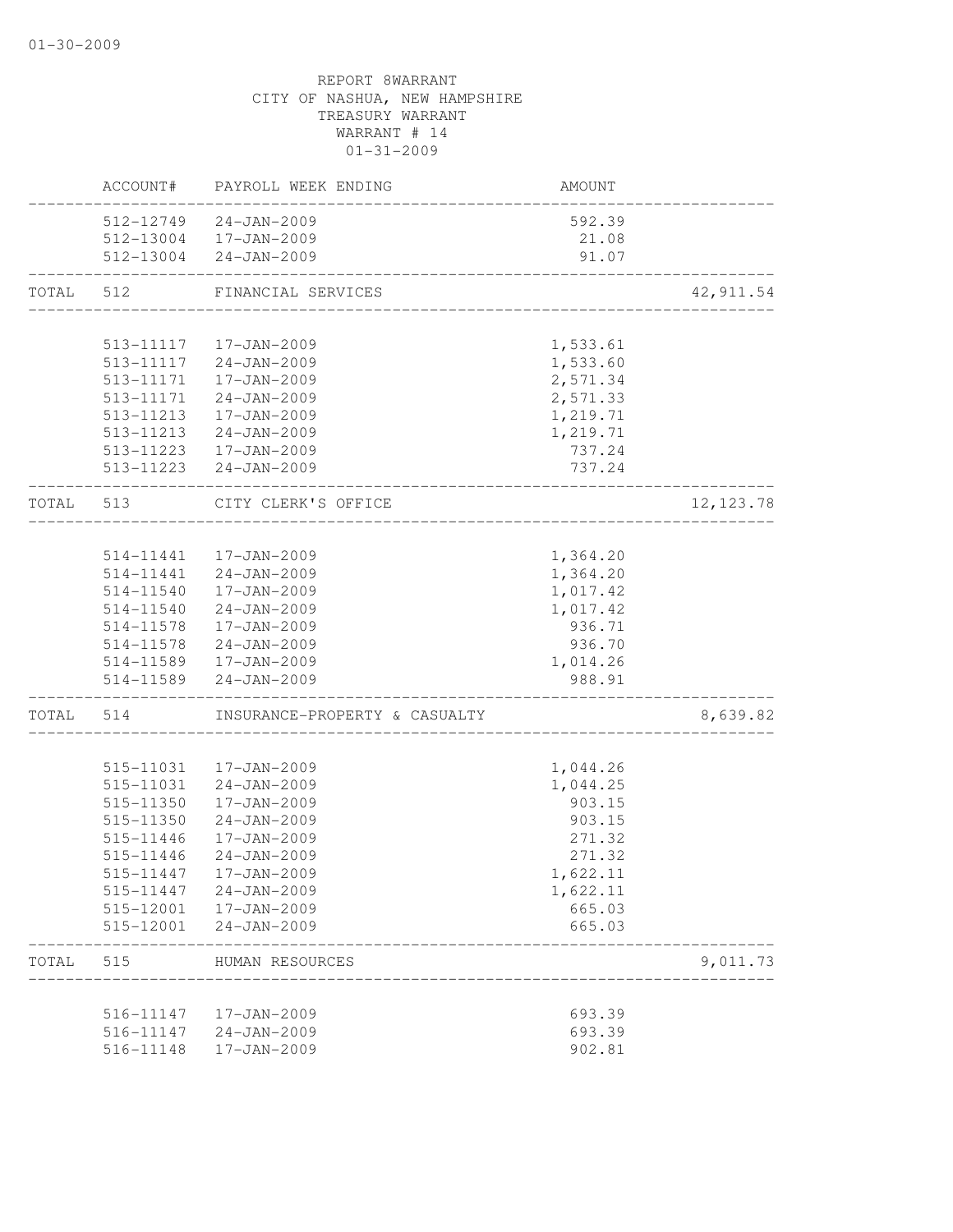REPORT 8WARRANT
CITY OF NASHUA, NEW HAMPSHIRE
TREASURY WARRANT
WARRANT # 14
01-31-2009

| | ACCOUNT# | PAYROLL WEEK ENDING | AMOUNT | |
|---|---|---|---|---|
| | 512-12749 | 24-JAN-2009 | 592.39 | |
| | 512-13004 | 17-JAN-2009 | 21.08 | |
| | 512-13004 | 24-JAN-2009 | 91.07 | |
| TOTAL | 512 | FINANCIAL SERVICES | | 42,911.54 |
| | 513-11117 | 17-JAN-2009 | 1,533.61 | |
| | 513-11117 | 24-JAN-2009 | 1,533.60 | |
| | 513-11171 | 17-JAN-2009 | 2,571.34 | |
| | 513-11171 | 24-JAN-2009 | 2,571.33 | |
| | 513-11213 | 17-JAN-2009 | 1,219.71 | |
| | 513-11213 | 24-JAN-2009 | 1,219.71 | |
| | 513-11223 | 17-JAN-2009 | 737.24 | |
| | 513-11223 | 24-JAN-2009 | 737.24 | |
| TOTAL | 513 | CITY CLERK'S OFFICE | | 12,123.78 |
| | 514-11441 | 17-JAN-2009 | 1,364.20 | |
| | 514-11441 | 24-JAN-2009 | 1,364.20 | |
| | 514-11540 | 17-JAN-2009 | 1,017.42 | |
| | 514-11540 | 24-JAN-2009 | 1,017.42 | |
| | 514-11578 | 17-JAN-2009 | 936.71 | |
| | 514-11578 | 24-JAN-2009 | 936.70 | |
| | 514-11589 | 17-JAN-2009 | 1,014.26 | |
| | 514-11589 | 24-JAN-2009 | 988.91 | |
| TOTAL | 514 | INSURANCE-PROPERTY & CASUALTY | | 8,639.82 |
| | 515-11031 | 17-JAN-2009 | 1,044.26 | |
| | 515-11031 | 24-JAN-2009 | 1,044.25 | |
| | 515-11350 | 17-JAN-2009 | 903.15 | |
| | 515-11350 | 24-JAN-2009 | 903.15 | |
| | 515-11446 | 17-JAN-2009 | 271.32 | |
| | 515-11446 | 24-JAN-2009 | 271.32 | |
| | 515-11447 | 17-JAN-2009 | 1,622.11 | |
| | 515-11447 | 24-JAN-2009 | 1,622.11 | |
| | 515-12001 | 17-JAN-2009 | 665.03 | |
| | 515-12001 | 24-JAN-2009 | 665.03 | |
| TOTAL | 515 | HUMAN RESOURCES | | 9,011.73 |
| | 516-11147 | 17-JAN-2009 | 693.39 | |
| | 516-11147 | 24-JAN-2009 | 693.39 | |
| | 516-11148 | 17-JAN-2009 | 902.81 | |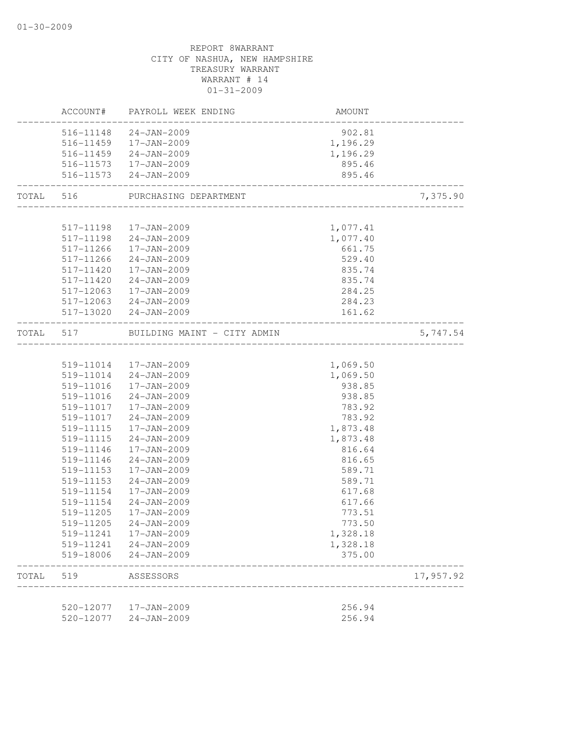REPORT 8WARRANT
CITY OF NASHUA, NEW HAMPSHIRE
TREASURY WARRANT
WARRANT # 14
01-31-2009

| | ACCOUNT# | PAYROLL WEEK ENDING | AMOUNT | |
|---|---|---|---|---|
| | 516-11148 | 24-JAN-2009 | 902.81 | |
| | 516-11459 | 17-JAN-2009 | 1,196.29 | |
| | 516-11459 | 24-JAN-2009 | 1,196.29 | |
| | 516-11573 | 17-JAN-2009 | 895.46 | |
| | 516-11573 | 24-JAN-2009 | 895.46 | |
| TOTAL | 516 | PURCHASING DEPARTMENT | | 7,375.90 |
| | 517-11198 | 17-JAN-2009 | 1,077.41 | |
| | 517-11198 | 24-JAN-2009 | 1,077.40 | |
| | 517-11266 | 17-JAN-2009 | 661.75 | |
| | 517-11266 | 24-JAN-2009 | 529.40 | |
| | 517-11420 | 17-JAN-2009 | 835.74 | |
| | 517-11420 | 24-JAN-2009 | 835.74 | |
| | 517-12063 | 17-JAN-2009 | 284.25 | |
| | 517-12063 | 24-JAN-2009 | 284.23 | |
| | 517-13020 | 24-JAN-2009 | 161.62 | |
| TOTAL | 517 | BUILDING MAINT - CITY ADMIN | | 5,747.54 |
| | 519-11014 | 17-JAN-2009 | 1,069.50 | |
| | 519-11014 | 24-JAN-2009 | 1,069.50 | |
| | 519-11016 | 17-JAN-2009 | 938.85 | |
| | 519-11016 | 24-JAN-2009 | 938.85 | |
| | 519-11017 | 17-JAN-2009 | 783.92 | |
| | 519-11017 | 24-JAN-2009 | 783.92 | |
| | 519-11115 | 17-JAN-2009 | 1,873.48 | |
| | 519-11115 | 24-JAN-2009 | 1,873.48 | |
| | 519-11146 | 17-JAN-2009 | 816.64 | |
| | 519-11146 | 24-JAN-2009 | 816.65 | |
| | 519-11153 | 17-JAN-2009 | 589.71 | |
| | 519-11153 | 24-JAN-2009 | 589.71 | |
| | 519-11154 | 17-JAN-2009 | 617.68 | |
| | 519-11154 | 24-JAN-2009 | 617.66 | |
| | 519-11205 | 17-JAN-2009 | 773.51 | |
| | 519-11205 | 24-JAN-2009 | 773.50 | |
| | 519-11241 | 17-JAN-2009 | 1,328.18 | |
| | 519-11241 | 24-JAN-2009 | 1,328.18 | |
| | 519-18006 | 24-JAN-2009 | 375.00 | |
| TOTAL | 519 | ASSESSORS | | 17,957.92 |
| | 520-12077 | 17-JAN-2009 | 256.94 | |
| | 520-12077 | 24-JAN-2009 | 256.94 | |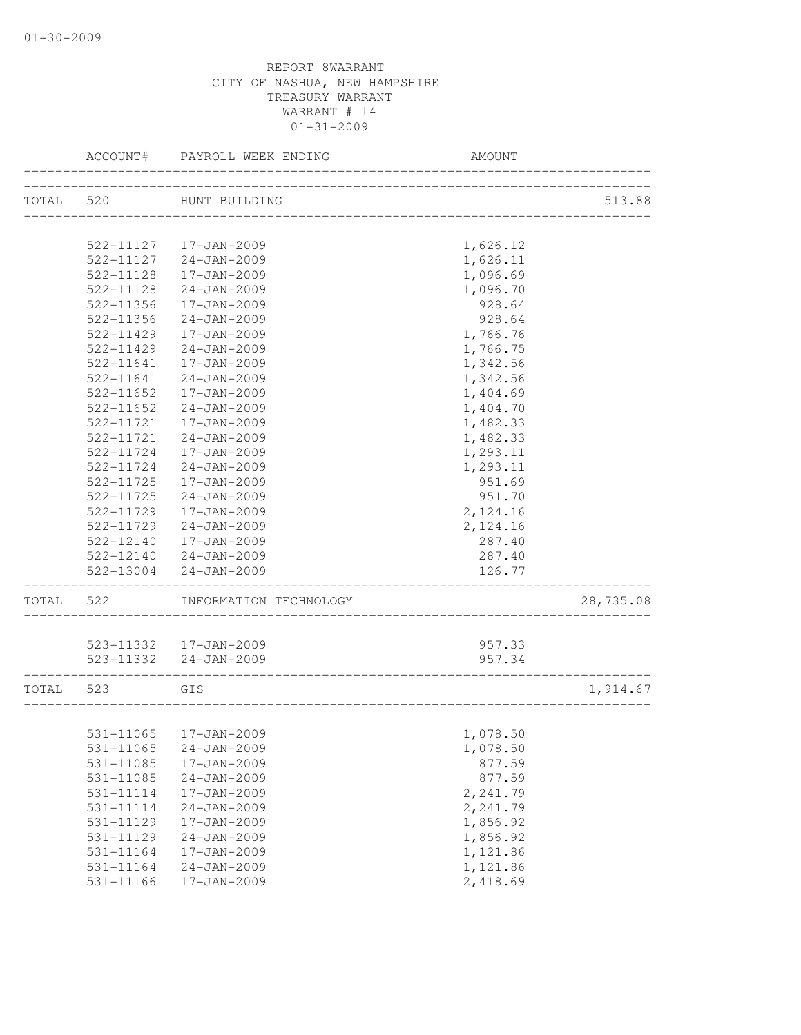01-30-2009

REPORT 8WARRANT
CITY OF NASHUA, NEW HAMPSHIRE
TREASURY WARRANT
WARRANT # 14
01-31-2009

| | ACCOUNT# | PAYROLL WEEK ENDING | AMOUNT | |
|---|---|---|---|---|
| TOTAL | 520 | HUNT BUILDING | | 513.88 |
| | 522-11127 | 17-JAN-2009 | 1,626.12 | |
| | 522-11127 | 24-JAN-2009 | 1,626.11 | |
| | 522-11128 | 17-JAN-2009 | 1,096.69 | |
| | 522-11128 | 24-JAN-2009 | 1,096.70 | |
| | 522-11356 | 17-JAN-2009 | 928.64 | |
| | 522-11356 | 24-JAN-2009 | 928.64 | |
| | 522-11429 | 17-JAN-2009 | 1,766.76 | |
| | 522-11429 | 24-JAN-2009 | 1,766.75 | |
| | 522-11641 | 17-JAN-2009 | 1,342.56 | |
| | 522-11641 | 24-JAN-2009 | 1,342.56 | |
| | 522-11652 | 17-JAN-2009 | 1,404.69 | |
| | 522-11652 | 24-JAN-2009 | 1,404.70 | |
| | 522-11721 | 17-JAN-2009 | 1,482.33 | |
| | 522-11721 | 24-JAN-2009 | 1,482.33 | |
| | 522-11724 | 17-JAN-2009 | 1,293.11 | |
| | 522-11724 | 24-JAN-2009 | 1,293.11 | |
| | 522-11725 | 17-JAN-2009 | 951.69 | |
| | 522-11725 | 24-JAN-2009 | 951.70 | |
| | 522-11729 | 17-JAN-2009 | 2,124.16 | |
| | 522-11729 | 24-JAN-2009 | 2,124.16 | |
| | 522-12140 | 17-JAN-2009 | 287.40 | |
| | 522-12140 | 24-JAN-2009 | 287.40 | |
| | 522-13004 | 24-JAN-2009 | 126.77 | |
| TOTAL | 522 | INFORMATION TECHNOLOGY | | 28,735.08 |
| | 523-11332 | 17-JAN-2009 | 957.33 | |
| | 523-11332 | 24-JAN-2009 | 957.34 | |
| TOTAL | 523 | GIS | | 1,914.67 |
| | 531-11065 | 17-JAN-2009 | 1,078.50 | |
| | 531-11065 | 24-JAN-2009 | 1,078.50 | |
| | 531-11085 | 17-JAN-2009 | 877.59 | |
| | 531-11085 | 24-JAN-2009 | 877.59 | |
| | 531-11114 | 17-JAN-2009 | 2,241.79 | |
| | 531-11114 | 24-JAN-2009 | 2,241.79 | |
| | 531-11129 | 17-JAN-2009 | 1,856.92 | |
| | 531-11129 | 24-JAN-2009 | 1,856.92 | |
| | 531-11164 | 17-JAN-2009 | 1,121.86 | |
| | 531-11164 | 24-JAN-2009 | 1,121.86 | |
| | 531-11166 | 17-JAN-2009 | 2,418.69 | |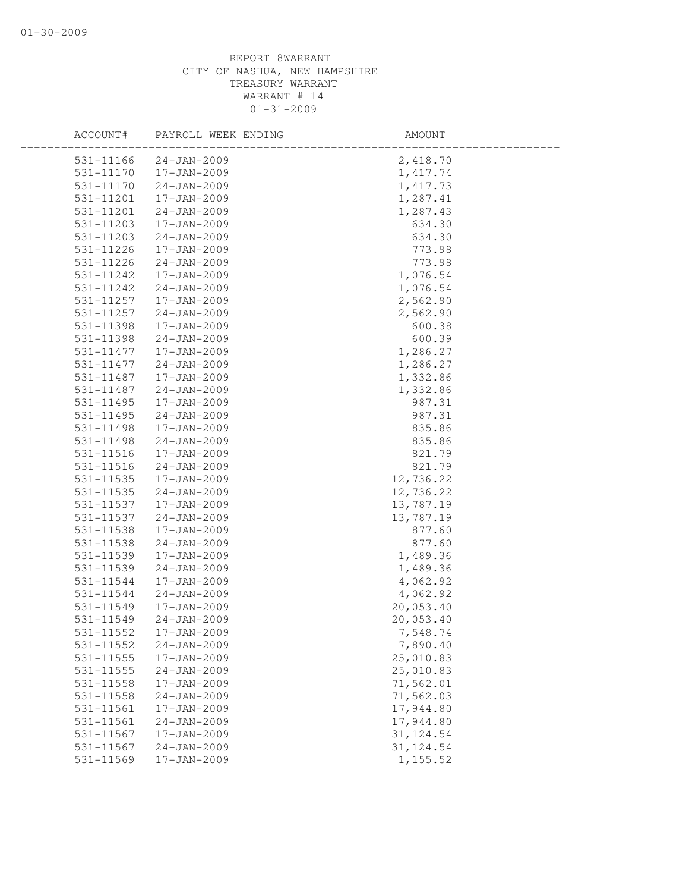REPORT 8WARRANT
CITY OF NASHUA, NEW HAMPSHIRE
TREASURY WARRANT
WARRANT # 14
01-31-2009

| ACCOUNT# | PAYROLL WEEK ENDING | AMOUNT |
|---|---|---|
| 531-11166 | 24-JAN-2009 | 2,418.70 |
| 531-11170 | 17-JAN-2009 | 1,417.74 |
| 531-11170 | 24-JAN-2009 | 1,417.73 |
| 531-11201 | 17-JAN-2009 | 1,287.41 |
| 531-11201 | 24-JAN-2009 | 1,287.43 |
| 531-11203 | 17-JAN-2009 | 634.30 |
| 531-11203 | 24-JAN-2009 | 634.30 |
| 531-11226 | 17-JAN-2009 | 773.98 |
| 531-11226 | 24-JAN-2009 | 773.98 |
| 531-11242 | 17-JAN-2009 | 1,076.54 |
| 531-11242 | 24-JAN-2009 | 1,076.54 |
| 531-11257 | 17-JAN-2009 | 2,562.90 |
| 531-11257 | 24-JAN-2009 | 2,562.90 |
| 531-11398 | 17-JAN-2009 | 600.38 |
| 531-11398 | 24-JAN-2009 | 600.39 |
| 531-11477 | 17-JAN-2009 | 1,286.27 |
| 531-11477 | 24-JAN-2009 | 1,286.27 |
| 531-11487 | 17-JAN-2009 | 1,332.86 |
| 531-11487 | 24-JAN-2009 | 1,332.86 |
| 531-11495 | 17-JAN-2009 | 987.31 |
| 531-11495 | 24-JAN-2009 | 987.31 |
| 531-11498 | 17-JAN-2009 | 835.86 |
| 531-11498 | 24-JAN-2009 | 835.86 |
| 531-11516 | 17-JAN-2009 | 821.79 |
| 531-11516 | 24-JAN-2009 | 821.79 |
| 531-11535 | 17-JAN-2009 | 12,736.22 |
| 531-11535 | 24-JAN-2009 | 12,736.22 |
| 531-11537 | 17-JAN-2009 | 13,787.19 |
| 531-11537 | 24-JAN-2009 | 13,787.19 |
| 531-11538 | 17-JAN-2009 | 877.60 |
| 531-11538 | 24-JAN-2009 | 877.60 |
| 531-11539 | 17-JAN-2009 | 1,489.36 |
| 531-11539 | 24-JAN-2009 | 1,489.36 |
| 531-11544 | 17-JAN-2009 | 4,062.92 |
| 531-11544 | 24-JAN-2009 | 4,062.92 |
| 531-11549 | 17-JAN-2009 | 20,053.40 |
| 531-11549 | 24-JAN-2009 | 20,053.40 |
| 531-11552 | 17-JAN-2009 | 7,548.74 |
| 531-11552 | 24-JAN-2009 | 7,890.40 |
| 531-11555 | 17-JAN-2009 | 25,010.83 |
| 531-11555 | 24-JAN-2009 | 25,010.83 |
| 531-11558 | 17-JAN-2009 | 71,562.01 |
| 531-11558 | 24-JAN-2009 | 71,562.03 |
| 531-11561 | 17-JAN-2009 | 17,944.80 |
| 531-11561 | 24-JAN-2009 | 17,944.80 |
| 531-11567 | 17-JAN-2009 | 31,124.54 |
| 531-11567 | 24-JAN-2009 | 31,124.54 |
| 531-11569 | 17-JAN-2009 | 1,155.52 |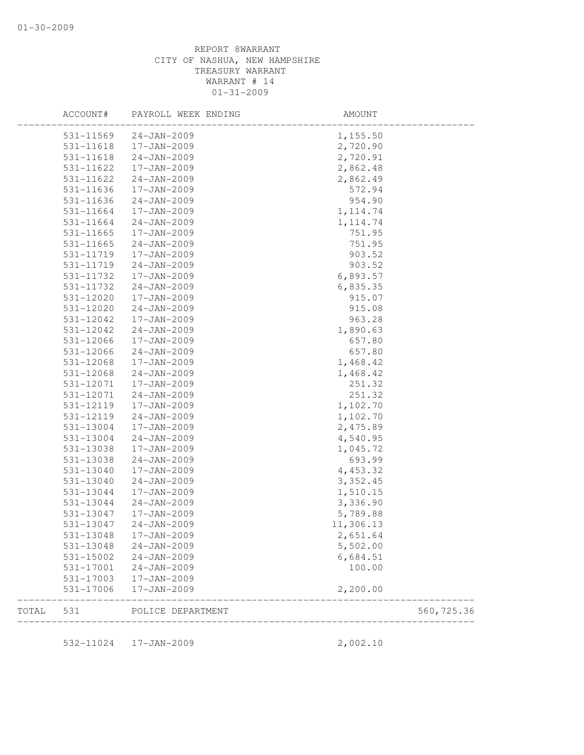REPORT 8WARRANT
CITY OF NASHUA, NEW HAMPSHIRE
TREASURY WARRANT
WARRANT # 14
01-31-2009

| ACCOUNT# | PAYROLL WEEK ENDING | AMOUNT | |
|---|---|---|---|
| 531-11569 | 24-JAN-2009 | 1,155.50 | |
| 531-11618 | 17-JAN-2009 | 2,720.90 | |
| 531-11618 | 24-JAN-2009 | 2,720.91 | |
| 531-11622 | 17-JAN-2009 | 2,862.48 | |
| 531-11622 | 24-JAN-2009 | 2,862.49 | |
| 531-11636 | 17-JAN-2009 | 572.94 | |
| 531-11636 | 24-JAN-2009 | 954.90 | |
| 531-11664 | 17-JAN-2009 | 1,114.74 | |
| 531-11664 | 24-JAN-2009 | 1,114.74 | |
| 531-11665 | 17-JAN-2009 | 751.95 | |
| 531-11665 | 24-JAN-2009 | 751.95 | |
| 531-11719 | 17-JAN-2009 | 903.52 | |
| 531-11719 | 24-JAN-2009 | 903.52 | |
| 531-11732 | 17-JAN-2009 | 6,893.57 | |
| 531-11732 | 24-JAN-2009 | 6,835.35 | |
| 531-12020 | 17-JAN-2009 | 915.07 | |
| 531-12020 | 24-JAN-2009 | 915.08 | |
| 531-12042 | 17-JAN-2009 | 963.28 | |
| 531-12042 | 24-JAN-2009 | 1,890.63 | |
| 531-12066 | 17-JAN-2009 | 657.80 | |
| 531-12066 | 24-JAN-2009 | 657.80 | |
| 531-12068 | 17-JAN-2009 | 1,468.42 | |
| 531-12068 | 24-JAN-2009 | 1,468.42 | |
| 531-12071 | 17-JAN-2009 | 251.32 | |
| 531-12071 | 24-JAN-2009 | 251.32 | |
| 531-12119 | 17-JAN-2009 | 1,102.70 | |
| 531-12119 | 24-JAN-2009 | 1,102.70 | |
| 531-13004 | 17-JAN-2009 | 2,475.89 | |
| 531-13004 | 24-JAN-2009 | 4,540.95 | |
| 531-13038 | 17-JAN-2009 | 1,045.72 | |
| 531-13038 | 24-JAN-2009 | 693.99 | |
| 531-13040 | 17-JAN-2009 | 4,453.32 | |
| 531-13040 | 24-JAN-2009 | 3,352.45 | |
| 531-13044 | 17-JAN-2009 | 1,510.15 | |
| 531-13044 | 24-JAN-2009 | 3,336.90 | |
| 531-13047 | 17-JAN-2009 | 5,789.88 | |
| 531-13047 | 24-JAN-2009 | 11,306.13 | |
| 531-13048 | 17-JAN-2009 | 2,651.64 | |
| 531-13048 | 24-JAN-2009 | 5,502.00 | |
| 531-15002 | 24-JAN-2009 | 6,684.51 | |
| 531-17001 | 24-JAN-2009 | 100.00 | |
| 531-17003 | 17-JAN-2009 | | |
| 531-17006 | 17-JAN-2009 | 2,200.00 | |
| TOTAL 531 | POLICE DEPARTMENT | | 560,725.36 |
| 532-11024 | 17-JAN-2009 | 2,002.10 | |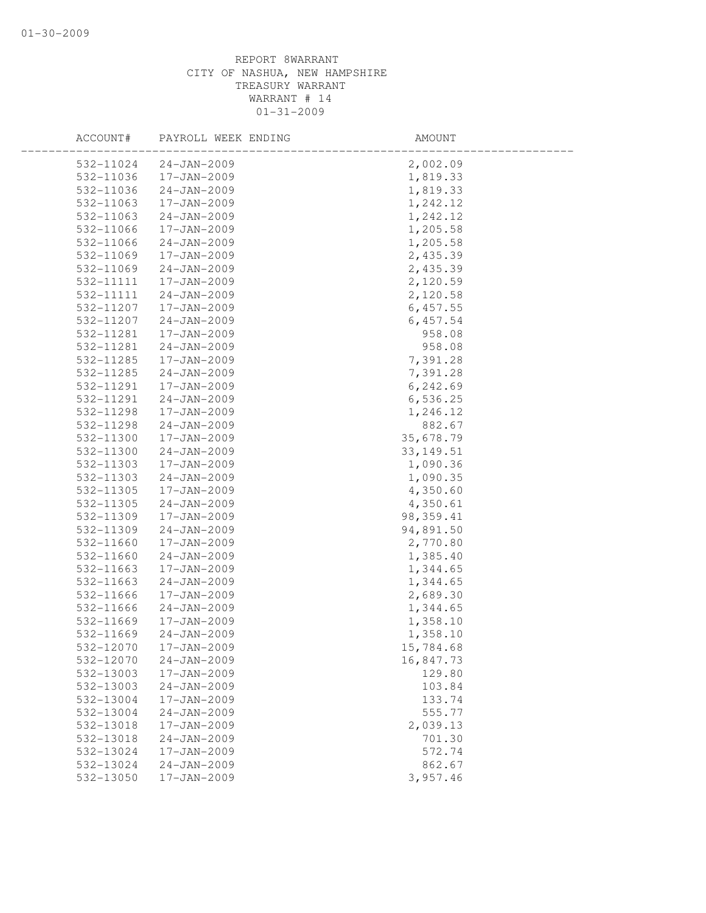REPORT 8WARRANT
CITY OF NASHUA, NEW HAMPSHIRE
TREASURY WARRANT
WARRANT # 14
01-31-2009

| ACCOUNT# | PAYROLL WEEK ENDING | AMOUNT |
|---|---|---|
| 532-11024 | 24-JAN-2009 | 2,002.09 |
| 532-11036 | 17-JAN-2009 | 1,819.33 |
| 532-11036 | 24-JAN-2009 | 1,819.33 |
| 532-11063 | 17-JAN-2009 | 1,242.12 |
| 532-11063 | 24-JAN-2009 | 1,242.12 |
| 532-11066 | 17-JAN-2009 | 1,205.58 |
| 532-11066 | 24-JAN-2009 | 1,205.58 |
| 532-11069 | 17-JAN-2009 | 2,435.39 |
| 532-11069 | 24-JAN-2009 | 2,435.39 |
| 532-11111 | 17-JAN-2009 | 2,120.59 |
| 532-11111 | 24-JAN-2009 | 2,120.58 |
| 532-11207 | 17-JAN-2009 | 6,457.55 |
| 532-11207 | 24-JAN-2009 | 6,457.54 |
| 532-11281 | 17-JAN-2009 | 958.08 |
| 532-11281 | 24-JAN-2009 | 958.08 |
| 532-11285 | 17-JAN-2009 | 7,391.28 |
| 532-11285 | 24-JAN-2009 | 7,391.28 |
| 532-11291 | 17-JAN-2009 | 6,242.69 |
| 532-11291 | 24-JAN-2009 | 6,536.25 |
| 532-11298 | 17-JAN-2009 | 1,246.12 |
| 532-11298 | 24-JAN-2009 | 882.67 |
| 532-11300 | 17-JAN-2009 | 35,678.79 |
| 532-11300 | 24-JAN-2009 | 33,149.51 |
| 532-11303 | 17-JAN-2009 | 1,090.36 |
| 532-11303 | 24-JAN-2009 | 1,090.35 |
| 532-11305 | 17-JAN-2009 | 4,350.60 |
| 532-11305 | 24-JAN-2009 | 4,350.61 |
| 532-11309 | 17-JAN-2009 | 98,359.41 |
| 532-11309 | 24-JAN-2009 | 94,891.50 |
| 532-11660 | 17-JAN-2009 | 2,770.80 |
| 532-11660 | 24-JAN-2009 | 1,385.40 |
| 532-11663 | 17-JAN-2009 | 1,344.65 |
| 532-11663 | 24-JAN-2009 | 1,344.65 |
| 532-11666 | 17-JAN-2009 | 2,689.30 |
| 532-11666 | 24-JAN-2009 | 1,344.65 |
| 532-11669 | 17-JAN-2009 | 1,358.10 |
| 532-11669 | 24-JAN-2009 | 1,358.10 |
| 532-12070 | 17-JAN-2009 | 15,784.68 |
| 532-12070 | 24-JAN-2009 | 16,847.73 |
| 532-13003 | 17-JAN-2009 | 129.80 |
| 532-13003 | 24-JAN-2009 | 103.84 |
| 532-13004 | 17-JAN-2009 | 133.74 |
| 532-13004 | 24-JAN-2009 | 555.77 |
| 532-13018 | 17-JAN-2009 | 2,039.13 |
| 532-13018 | 24-JAN-2009 | 701.30 |
| 532-13024 | 17-JAN-2009 | 572.74 |
| 532-13024 | 24-JAN-2009 | 862.67 |
| 532-13050 | 17-JAN-2009 | 3,957.46 |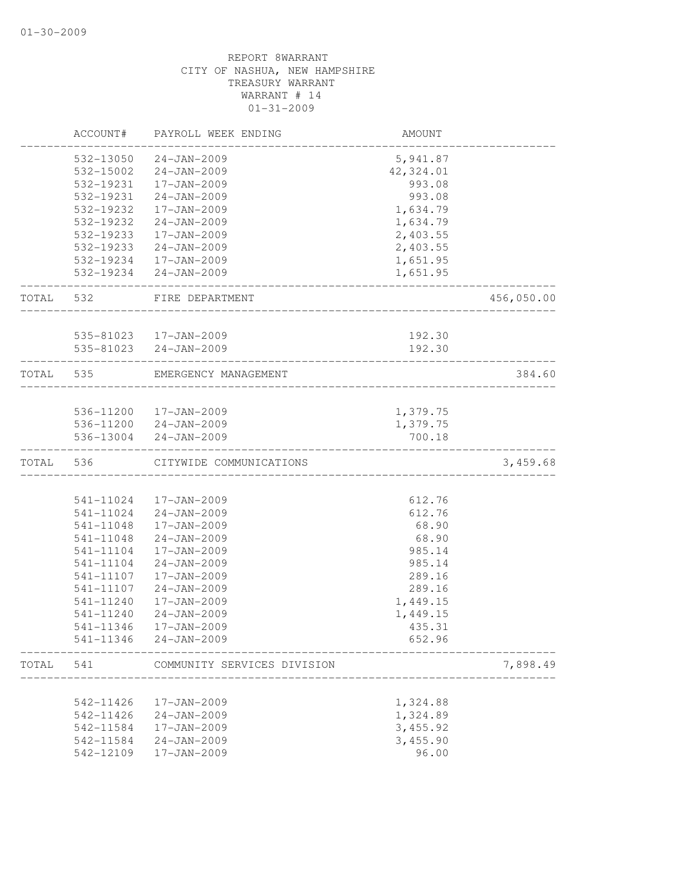REPORT 8WARRANT
CITY OF NASHUA, NEW HAMPSHIRE
TREASURY WARRANT
WARRANT # 14
01-31-2009

| | ACCOUNT# | PAYROLL WEEK ENDING | AMOUNT | |
|---|---|---|---|---|
| | 532-13050 | 24-JAN-2009 | 5,941.87 | |
| | 532-15002 | 24-JAN-2009 | 42,324.01 | |
| | 532-19231 | 17-JAN-2009 | 993.08 | |
| | 532-19231 | 24-JAN-2009 | 993.08 | |
| | 532-19232 | 17-JAN-2009 | 1,634.79 | |
| | 532-19232 | 24-JAN-2009 | 1,634.79 | |
| | 532-19233 | 17-JAN-2009 | 2,403.55 | |
| | 532-19233 | 24-JAN-2009 | 2,403.55 | |
| | 532-19234 | 17-JAN-2009 | 1,651.95 | |
| | 532-19234 | 24-JAN-2009 | 1,651.95 | |
| TOTAL | 532 | FIRE DEPARTMENT | | 456,050.00 |
| | 535-81023 | 17-JAN-2009 | 192.30 | |
| | 535-81023 | 24-JAN-2009 | 192.30 | |
| TOTAL | 535 | EMERGENCY MANAGEMENT | | 384.60 |
| | 536-11200 | 17-JAN-2009 | 1,379.75 | |
| | 536-11200 | 24-JAN-2009 | 1,379.75 | |
| | 536-13004 | 24-JAN-2009 | 700.18 | |
| TOTAL | 536 | CITYWIDE COMMUNICATIONS | | 3,459.68 |
| | 541-11024 | 17-JAN-2009 | 612.76 | |
| | 541-11024 | 24-JAN-2009 | 612.76 | |
| | 541-11048 | 17-JAN-2009 | 68.90 | |
| | 541-11048 | 24-JAN-2009 | 68.90 | |
| | 541-11104 | 17-JAN-2009 | 985.14 | |
| | 541-11104 | 24-JAN-2009 | 985.14 | |
| | 541-11107 | 17-JAN-2009 | 289.16 | |
| | 541-11107 | 24-JAN-2009 | 289.16 | |
| | 541-11240 | 17-JAN-2009 | 1,449.15 | |
| | 541-11240 | 24-JAN-2009 | 1,449.15 | |
| | 541-11346 | 17-JAN-2009 | 435.31 | |
| | 541-11346 | 24-JAN-2009 | 652.96 | |
| TOTAL | 541 | COMMUNITY SERVICES DIVISION | | 7,898.49 |
| | 542-11426 | 17-JAN-2009 | 1,324.88 | |
| | 542-11426 | 24-JAN-2009 | 1,324.89 | |
| | 542-11584 | 17-JAN-2009 | 3,455.92 | |
| | 542-11584 | 24-JAN-2009 | 3,455.90 | |
| | 542-12109 | 17-JAN-2009 | 96.00 | |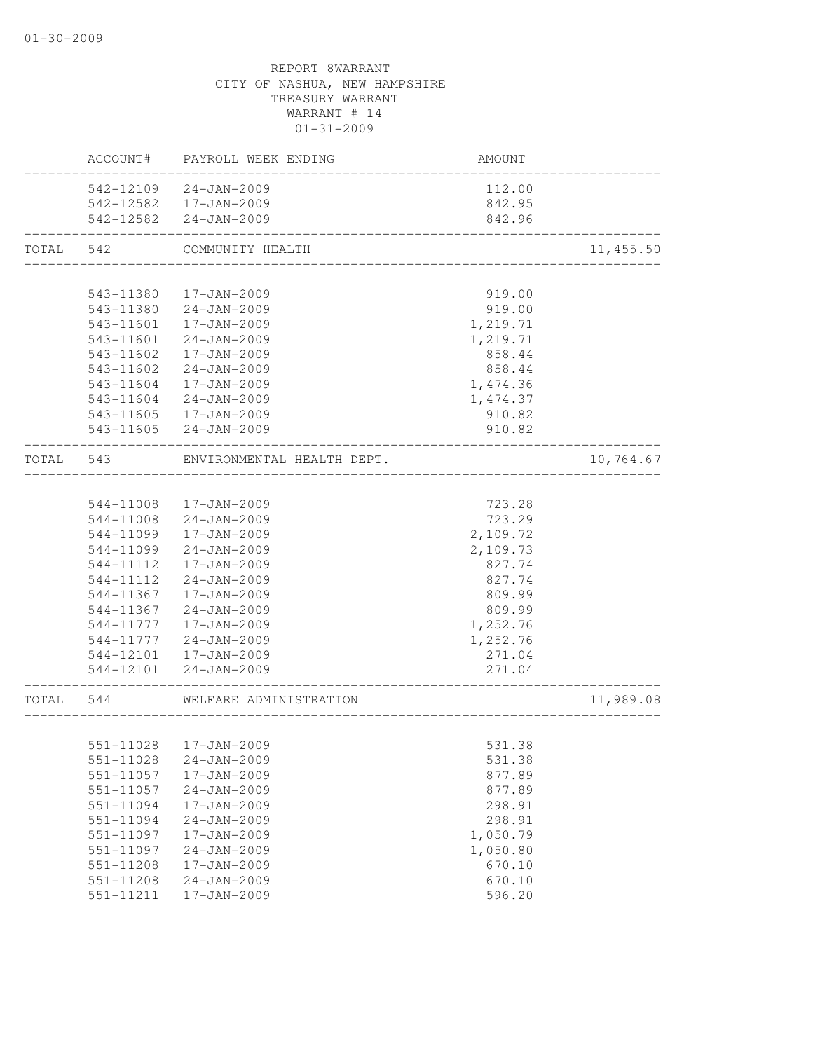REPORT 8WARRANT
CITY OF NASHUA, NEW HAMPSHIRE
TREASURY WARRANT
WARRANT # 14
01-31-2009

| | ACCOUNT# | PAYROLL WEEK ENDING | AMOUNT | |
|---|---|---|---|---|
| | 542-12109 | 24-JAN-2009 | 112.00 | |
| | 542-12582 | 17-JAN-2009 | 842.95 | |
| | 542-12582 | 24-JAN-2009 | 842.96 | |
| TOTAL | 542 | COMMUNITY HEALTH | | 11,455.50 |
| | 543-11380 | 17-JAN-2009 | 919.00 | |
| | 543-11380 | 24-JAN-2009 | 919.00 | |
| | 543-11601 | 17-JAN-2009 | 1,219.71 | |
| | 543-11601 | 24-JAN-2009 | 1,219.71 | |
| | 543-11602 | 17-JAN-2009 | 858.44 | |
| | 543-11602 | 24-JAN-2009 | 858.44 | |
| | 543-11604 | 17-JAN-2009 | 1,474.36 | |
| | 543-11604 | 24-JAN-2009 | 1,474.37 | |
| | 543-11605 | 17-JAN-2009 | 910.82 | |
| | 543-11605 | 24-JAN-2009 | 910.82 | |
| TOTAL | 543 | ENVIRONMENTAL HEALTH DEPT. | | 10,764.67 |
| | 544-11008 | 17-JAN-2009 | 723.28 | |
| | 544-11008 | 24-JAN-2009 | 723.29 | |
| | 544-11099 | 17-JAN-2009 | 2,109.72 | |
| | 544-11099 | 24-JAN-2009 | 2,109.73 | |
| | 544-11112 | 17-JAN-2009 | 827.74 | |
| | 544-11112 | 24-JAN-2009 | 827.74 | |
| | 544-11367 | 17-JAN-2009 | 809.99 | |
| | 544-11367 | 24-JAN-2009 | 809.99 | |
| | 544-11777 | 17-JAN-2009 | 1,252.76 | |
| | 544-11777 | 24-JAN-2009 | 1,252.76 | |
| | 544-12101 | 17-JAN-2009 | 271.04 | |
| | 544-12101 | 24-JAN-2009 | 271.04 | |
| TOTAL | 544 | WELFARE ADMINISTRATION | | 11,989.08 |
| | 551-11028 | 17-JAN-2009 | 531.38 | |
| | 551-11028 | 24-JAN-2009 | 531.38 | |
| | 551-11057 | 17-JAN-2009 | 877.89 | |
| | 551-11057 | 24-JAN-2009 | 877.89 | |
| | 551-11094 | 17-JAN-2009 | 298.91 | |
| | 551-11094 | 24-JAN-2009 | 298.91 | |
| | 551-11097 | 17-JAN-2009 | 1,050.79 | |
| | 551-11097 | 24-JAN-2009 | 1,050.80 | |
| | 551-11208 | 17-JAN-2009 | 670.10 | |
| | 551-11208 | 24-JAN-2009 | 670.10 | |
| | 551-11211 | 17-JAN-2009 | 596.20 | |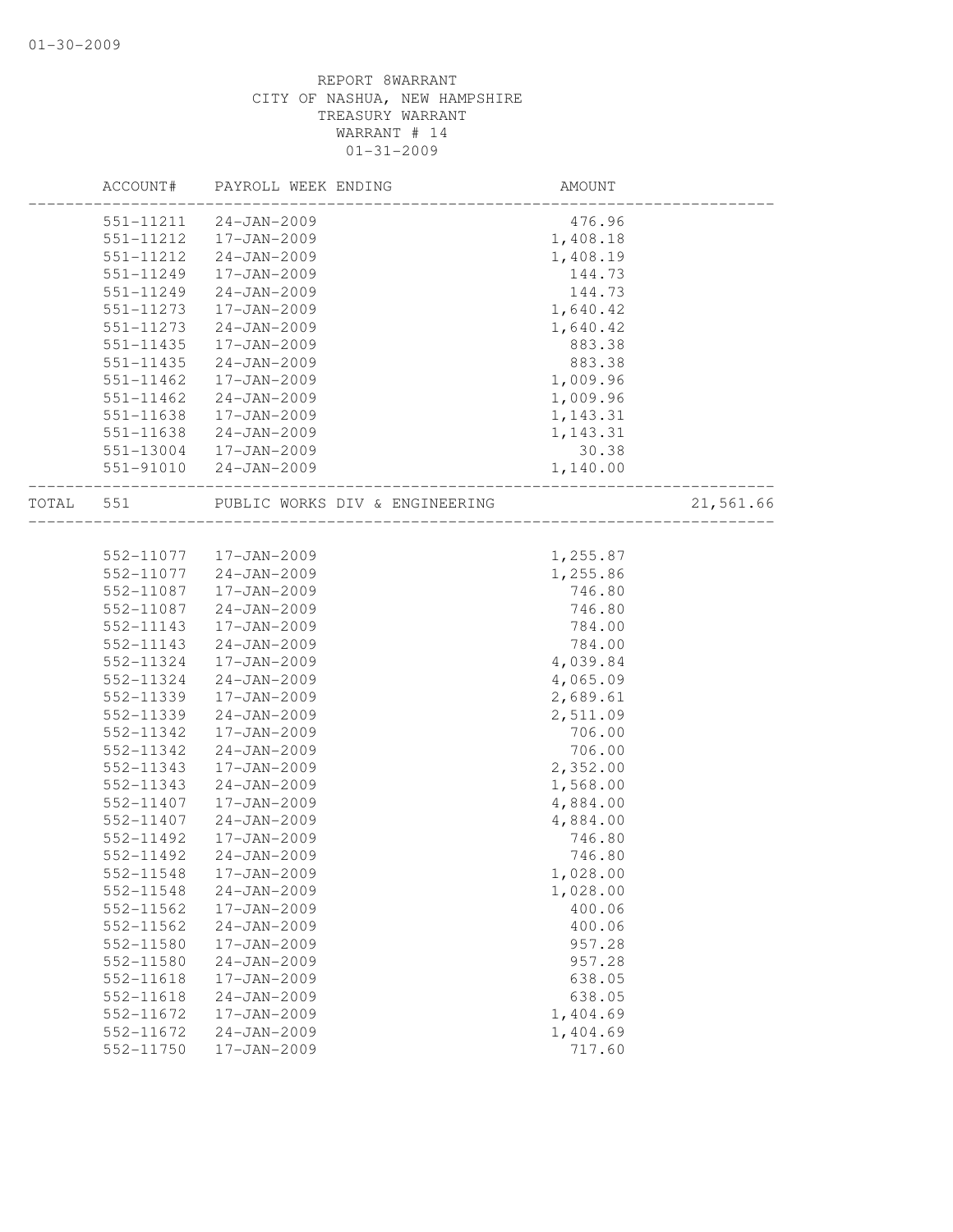REPORT 8WARRANT
CITY OF NASHUA, NEW HAMPSHIRE
TREASURY WARRANT
WARRANT # 14
01-31-2009

| | ACCOUNT# | PAYROLL WEEK ENDING | AMOUNT | |
|---|---|---|---|---|
| | 551-11211 | 24-JAN-2009 | 476.96 | |
| | 551-11212 | 17-JAN-2009 | 1,408.18 | |
| | 551-11212 | 24-JAN-2009 | 1,408.19 | |
| | 551-11249 | 17-JAN-2009 | 144.73 | |
| | 551-11249 | 24-JAN-2009 | 144.73 | |
| | 551-11273 | 17-JAN-2009 | 1,640.42 | |
| | 551-11273 | 24-JAN-2009 | 1,640.42 | |
| | 551-11435 | 17-JAN-2009 | 883.38 | |
| | 551-11435 | 24-JAN-2009 | 883.38 | |
| | 551-11462 | 17-JAN-2009 | 1,009.96 | |
| | 551-11462 | 24-JAN-2009 | 1,009.96 | |
| | 551-11638 | 17-JAN-2009 | 1,143.31 | |
| | 551-11638 | 24-JAN-2009 | 1,143.31 | |
| | 551-13004 | 17-JAN-2009 | 30.38 | |
| | 551-91010 | 24-JAN-2009 | 1,140.00 | |
| TOTAL | 551 | PUBLIC WORKS DIV & ENGINEERING | | 21,561.66 |
| | 552-11077 | 17-JAN-2009 | 1,255.87 | |
| | 552-11077 | 24-JAN-2009 | 1,255.86 | |
| | 552-11087 | 17-JAN-2009 | 746.80 | |
| | 552-11087 | 24-JAN-2009 | 746.80 | |
| | 552-11143 | 17-JAN-2009 | 784.00 | |
| | 552-11143 | 24-JAN-2009 | 784.00 | |
| | 552-11324 | 17-JAN-2009 | 4,039.84 | |
| | 552-11324 | 24-JAN-2009 | 4,065.09 | |
| | 552-11339 | 17-JAN-2009 | 2,689.61 | |
| | 552-11339 | 24-JAN-2009 | 2,511.09 | |
| | 552-11342 | 17-JAN-2009 | 706.00 | |
| | 552-11342 | 24-JAN-2009 | 706.00 | |
| | 552-11343 | 17-JAN-2009 | 2,352.00 | |
| | 552-11343 | 24-JAN-2009 | 1,568.00 | |
| | 552-11407 | 17-JAN-2009 | 4,884.00 | |
| | 552-11407 | 24-JAN-2009 | 4,884.00 | |
| | 552-11492 | 17-JAN-2009 | 746.80 | |
| | 552-11492 | 24-JAN-2009 | 746.80 | |
| | 552-11548 | 17-JAN-2009 | 1,028.00 | |
| | 552-11548 | 24-JAN-2009 | 1,028.00 | |
| | 552-11562 | 17-JAN-2009 | 400.06 | |
| | 552-11562 | 24-JAN-2009 | 400.06 | |
| | 552-11580 | 17-JAN-2009 | 957.28 | |
| | 552-11580 | 24-JAN-2009 | 957.28 | |
| | 552-11618 | 17-JAN-2009 | 638.05 | |
| | 552-11618 | 24-JAN-2009 | 638.05 | |
| | 552-11672 | 17-JAN-2009 | 1,404.69 | |
| | 552-11672 | 24-JAN-2009 | 1,404.69 | |
| | 552-11750 | 17-JAN-2009 | 717.60 | |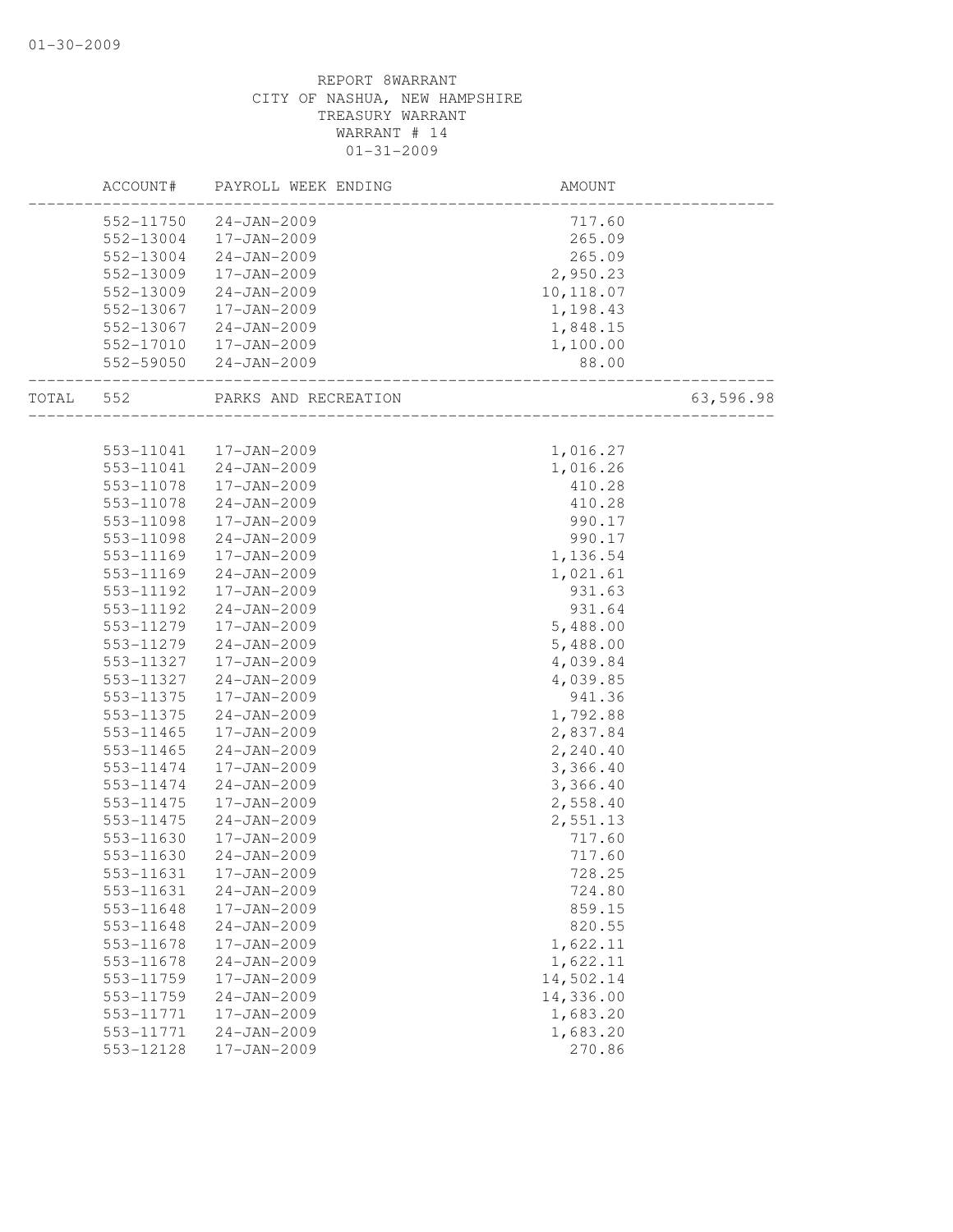REPORT 8WARRANT
CITY OF NASHUA, NEW HAMPSHIRE
TREASURY WARRANT
WARRANT # 14
01-31-2009

| ACCOUNT# | PAYROLL WEEK ENDING | AMOUNT | |
|---|---|---|---|
| 552-11750 | 24-JAN-2009 | 717.60 | |
| 552-13004 | 17-JAN-2009 | 265.09 | |
| 552-13004 | 24-JAN-2009 | 265.09 | |
| 552-13009 | 17-JAN-2009 | 2,950.23 | |
| 552-13009 | 24-JAN-2009 | 10,118.07 | |
| 552-13067 | 17-JAN-2009 | 1,198.43 | |
| 552-13067 | 24-JAN-2009 | 1,848.15 | |
| 552-17010 | 17-JAN-2009 | 1,100.00 | |
| 552-59050 | 24-JAN-2009 | 88.00 | |
| TOTAL 552 | PARKS AND RECREATION | | 63,596.98 |
| 553-11041 | 17-JAN-2009 | 1,016.27 | |
| 553-11041 | 24-JAN-2009 | 1,016.26 | |
| 553-11078 | 17-JAN-2009 | 410.28 | |
| 553-11078 | 24-JAN-2009 | 410.28 | |
| 553-11098 | 17-JAN-2009 | 990.17 | |
| 553-11098 | 24-JAN-2009 | 990.17 | |
| 553-11169 | 17-JAN-2009 | 1,136.54 | |
| 553-11169 | 24-JAN-2009 | 1,021.61 | |
| 553-11192 | 17-JAN-2009 | 931.63 | |
| 553-11192 | 24-JAN-2009 | 931.64 | |
| 553-11279 | 17-JAN-2009 | 5,488.00 | |
| 553-11279 | 24-JAN-2009 | 5,488.00 | |
| 553-11327 | 17-JAN-2009 | 4,039.84 | |
| 553-11327 | 24-JAN-2009 | 4,039.85 | |
| 553-11375 | 17-JAN-2009 | 941.36 | |
| 553-11375 | 24-JAN-2009 | 1,792.88 | |
| 553-11465 | 17-JAN-2009 | 2,837.84 | |
| 553-11465 | 24-JAN-2009 | 2,240.40 | |
| 553-11474 | 17-JAN-2009 | 3,366.40 | |
| 553-11474 | 24-JAN-2009 | 3,366.40 | |
| 553-11475 | 17-JAN-2009 | 2,558.40 | |
| 553-11475 | 24-JAN-2009 | 2,551.13 | |
| 553-11630 | 17-JAN-2009 | 717.60 | |
| 553-11630 | 24-JAN-2009 | 717.60 | |
| 553-11631 | 17-JAN-2009 | 728.25 | |
| 553-11631 | 24-JAN-2009 | 724.80 | |
| 553-11648 | 17-JAN-2009 | 859.15 | |
| 553-11648 | 24-JAN-2009 | 820.55 | |
| 553-11678 | 17-JAN-2009 | 1,622.11 | |
| 553-11678 | 24-JAN-2009 | 1,622.11 | |
| 553-11759 | 17-JAN-2009 | 14,502.14 | |
| 553-11759 | 24-JAN-2009 | 14,336.00 | |
| 553-11771 | 17-JAN-2009 | 1,683.20 | |
| 553-11771 | 24-JAN-2009 | 1,683.20 | |
| 553-12128 | 17-JAN-2009 | 270.86 | |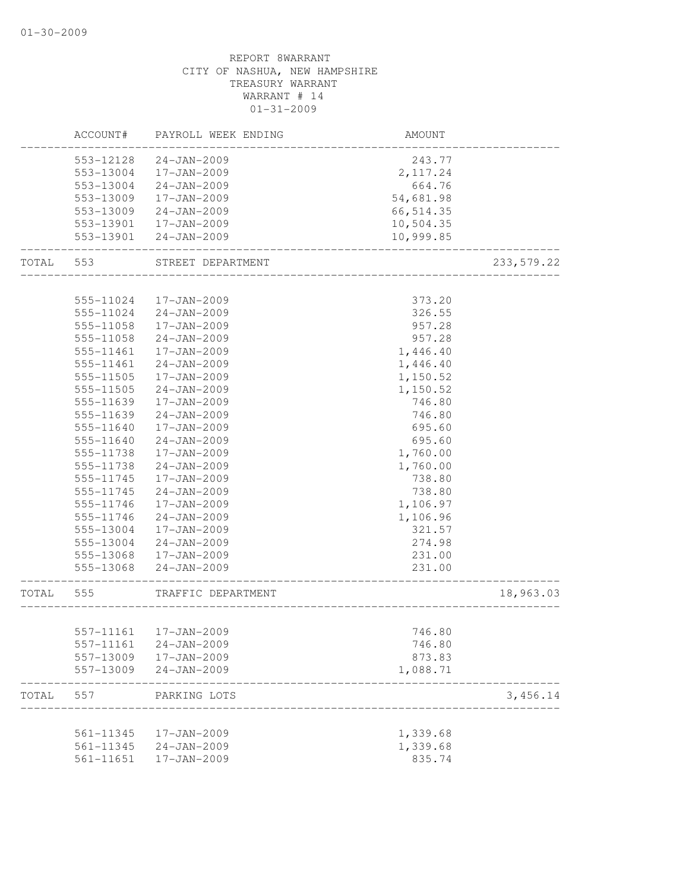REPORT 8WARRANT
CITY OF NASHUA, NEW HAMPSHIRE
TREASURY WARRANT
WARRANT # 14
01-31-2009

| | ACCOUNT# | PAYROLL WEEK ENDING | AMOUNT | |
|---|---|---|---|---|
| | 553-12128 | 24-JAN-2009 | 243.77 | |
| | 553-13004 | 17-JAN-2009 | 2,117.24 | |
| | 553-13004 | 24-JAN-2009 | 664.76 | |
| | 553-13009 | 17-JAN-2009 | 54,681.98 | |
| | 553-13009 | 24-JAN-2009 | 66,514.35 | |
| | 553-13901 | 17-JAN-2009 | 10,504.35 | |
| | 553-13901 | 24-JAN-2009 | 10,999.85 | |
| TOTAL | 553 | STREET DEPARTMENT | | 233,579.22 |
| | 555-11024 | 17-JAN-2009 | 373.20 | |
| | 555-11024 | 24-JAN-2009 | 326.55 | |
| | 555-11058 | 17-JAN-2009 | 957.28 | |
| | 555-11058 | 24-JAN-2009 | 957.28 | |
| | 555-11461 | 17-JAN-2009 | 1,446.40 | |
| | 555-11461 | 24-JAN-2009 | 1,446.40 | |
| | 555-11505 | 17-JAN-2009 | 1,150.52 | |
| | 555-11505 | 24-JAN-2009 | 1,150.52 | |
| | 555-11639 | 17-JAN-2009 | 746.80 | |
| | 555-11639 | 24-JAN-2009 | 746.80 | |
| | 555-11640 | 17-JAN-2009 | 695.60 | |
| | 555-11640 | 24-JAN-2009 | 695.60 | |
| | 555-11738 | 17-JAN-2009 | 1,760.00 | |
| | 555-11738 | 24-JAN-2009 | 1,760.00 | |
| | 555-11745 | 17-JAN-2009 | 738.80 | |
| | 555-11745 | 24-JAN-2009 | 738.80 | |
| | 555-11746 | 17-JAN-2009 | 1,106.97 | |
| | 555-11746 | 24-JAN-2009 | 1,106.96 | |
| | 555-13004 | 17-JAN-2009 | 321.57 | |
| | 555-13004 | 24-JAN-2009 | 274.98 | |
| | 555-13068 | 17-JAN-2009 | 231.00 | |
| | 555-13068 | 24-JAN-2009 | 231.00 | |
| TOTAL | 555 | TRAFFIC DEPARTMENT | | 18,963.03 |
| | 557-11161 | 17-JAN-2009 | 746.80 | |
| | 557-11161 | 24-JAN-2009 | 746.80 | |
| | 557-13009 | 17-JAN-2009 | 873.83 | |
| | 557-13009 | 24-JAN-2009 | 1,088.71 | |
| TOTAL | 557 | PARKING LOTS | | 3,456.14 |
| | 561-11345 | 17-JAN-2009 | 1,339.68 | |
| | 561-11345 | 24-JAN-2009 | 1,339.68 | |
| | 561-11651 | 17-JAN-2009 | 835.74 | |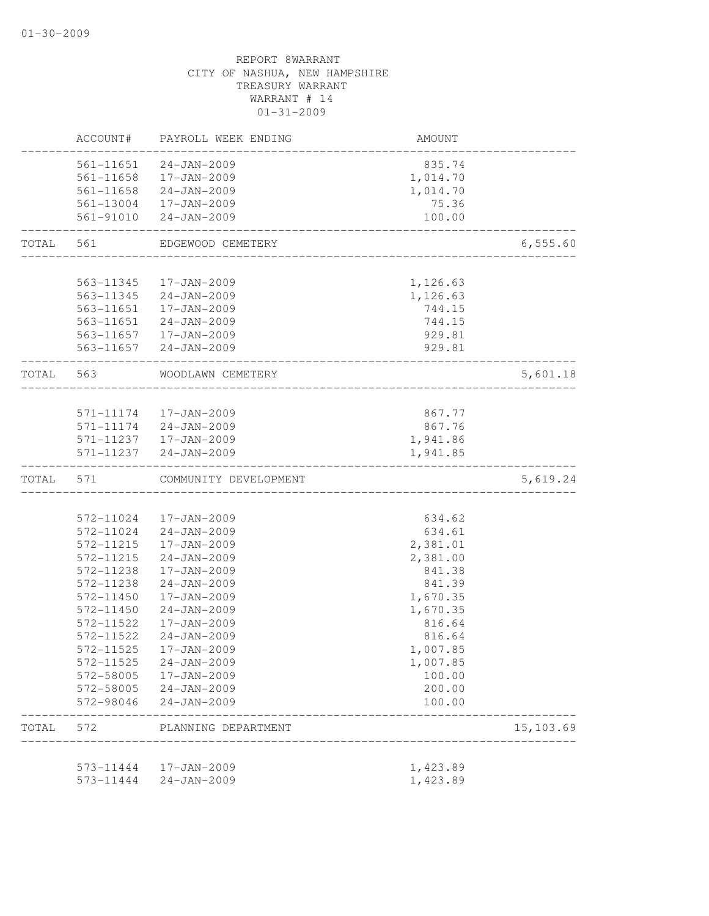01-30-2009

REPORT 8WARRANT
CITY OF NASHUA, NEW HAMPSHIRE
TREASURY WARRANT
WARRANT # 14
01-31-2009

| | ACCOUNT# | PAYROLL WEEK ENDING | AMOUNT | |
|---|---|---|---|---|
| | 561-11651 | 24-JAN-2009 | 835.74 | |
| | 561-11658 | 17-JAN-2009 | 1,014.70 | |
| | 561-11658 | 24-JAN-2009 | 1,014.70 | |
| | 561-13004 | 17-JAN-2009 | 75.36 | |
| | 561-91010 | 24-JAN-2009 | 100.00 | |
| TOTAL | 561 | EDGEWOOD CEMETERY | | 6,555.60 |
| | 563-11345 | 17-JAN-2009 | 1,126.63 | |
| | 563-11345 | 24-JAN-2009 | 1,126.63 | |
| | 563-11651 | 17-JAN-2009 | 744.15 | |
| | 563-11651 | 24-JAN-2009 | 744.15 | |
| | 563-11657 | 17-JAN-2009 | 929.81 | |
| | 563-11657 | 24-JAN-2009 | 929.81 | |
| TOTAL | 563 | WOODLAWN CEMETERY | | 5,601.18 |
| | 571-11174 | 17-JAN-2009 | 867.77 | |
| | 571-11174 | 24-JAN-2009 | 867.76 | |
| | 571-11237 | 17-JAN-2009 | 1,941.86 | |
| | 571-11237 | 24-JAN-2009 | 1,941.85 | |
| TOTAL | 571 | COMMUNITY DEVELOPMENT | | 5,619.24 |
| | 572-11024 | 17-JAN-2009 | 634.62 | |
| | 572-11024 | 24-JAN-2009 | 634.61 | |
| | 572-11215 | 17-JAN-2009 | 2,381.01 | |
| | 572-11215 | 24-JAN-2009 | 2,381.00 | |
| | 572-11238 | 17-JAN-2009 | 841.38 | |
| | 572-11238 | 24-JAN-2009 | 841.39 | |
| | 572-11450 | 17-JAN-2009 | 1,670.35 | |
| | 572-11450 | 24-JAN-2009 | 1,670.35 | |
| | 572-11522 | 17-JAN-2009 | 816.64 | |
| | 572-11522 | 24-JAN-2009 | 816.64 | |
| | 572-11525 | 17-JAN-2009 | 1,007.85 | |
| | 572-11525 | 24-JAN-2009 | 1,007.85 | |
| | 572-58005 | 17-JAN-2009 | 100.00 | |
| | 572-58005 | 24-JAN-2009 | 200.00 | |
| | 572-98046 | 24-JAN-2009 | 100.00 | |
| TOTAL | 572 | PLANNING DEPARTMENT | | 15,103.69 |
| | 573-11444 | 17-JAN-2009 | 1,423.89 | |
| | 573-11444 | 24-JAN-2009 | 1,423.89 | |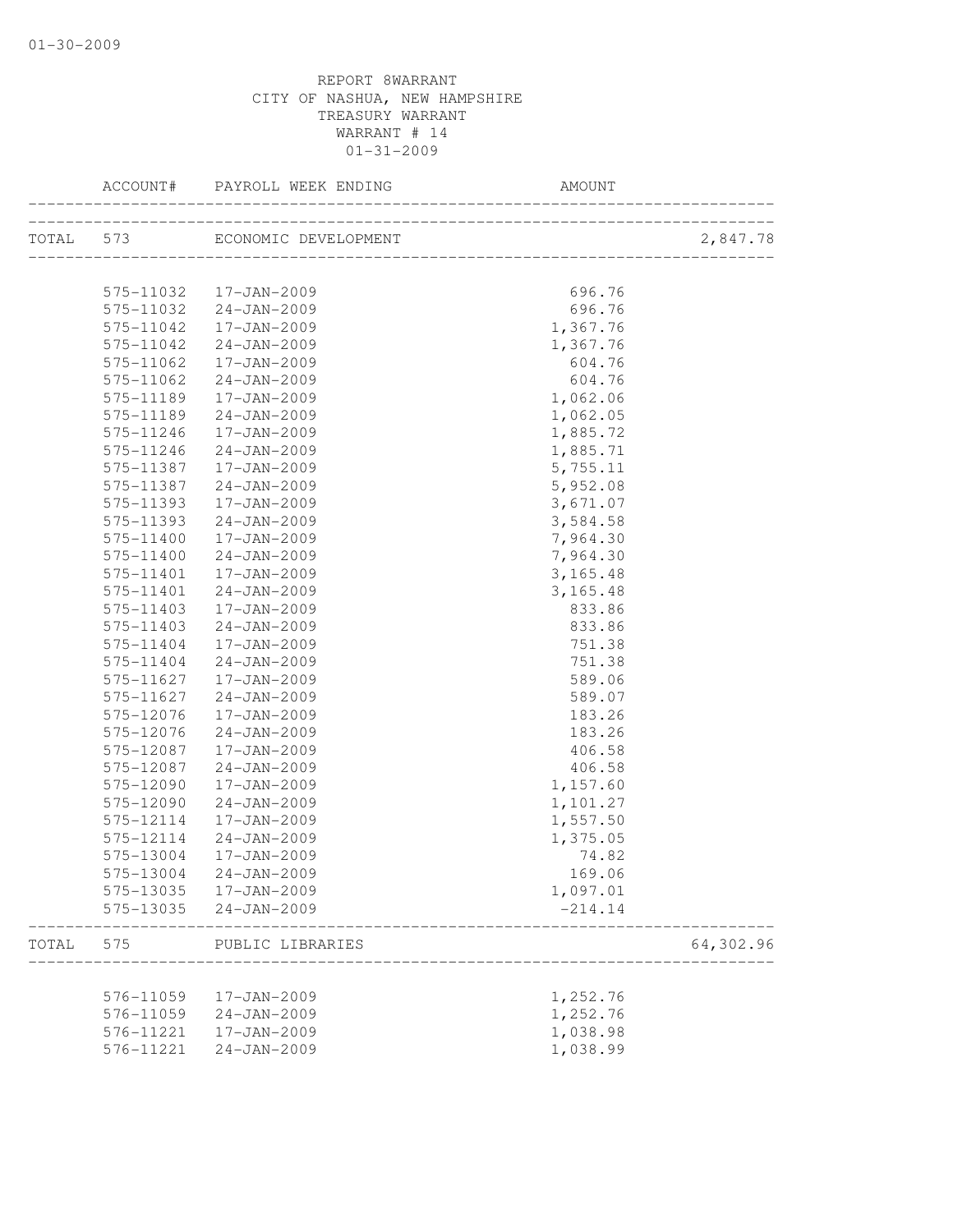REPORT 8WARRANT
CITY OF NASHUA, NEW HAMPSHIRE
TREASURY WARRANT
WARRANT # 14
01-31-2009

| | ACCOUNT# | PAYROLL WEEK ENDING | AMOUNT | |
|---|---|---|---|---|
| TOTAL | 573 | ECONOMIC DEVELOPMENT | | 2,847.78 |
| | 575-11032 | 17-JAN-2009 | 696.76 | |
| | 575-11032 | 24-JAN-2009 | 696.76 | |
| | 575-11042 | 17-JAN-2009 | 1,367.76 | |
| | 575-11042 | 24-JAN-2009 | 1,367.76 | |
| | 575-11062 | 17-JAN-2009 | 604.76 | |
| | 575-11062 | 24-JAN-2009 | 604.76 | |
| | 575-11189 | 17-JAN-2009 | 1,062.06 | |
| | 575-11189 | 24-JAN-2009 | 1,062.05 | |
| | 575-11246 | 17-JAN-2009 | 1,885.72 | |
| | 575-11246 | 24-JAN-2009 | 1,885.71 | |
| | 575-11387 | 17-JAN-2009 | 5,755.11 | |
| | 575-11387 | 24-JAN-2009 | 5,952.08 | |
| | 575-11393 | 17-JAN-2009 | 3,671.07 | |
| | 575-11393 | 24-JAN-2009 | 3,584.58 | |
| | 575-11400 | 17-JAN-2009 | 7,964.30 | |
| | 575-11400 | 24-JAN-2009 | 7,964.30 | |
| | 575-11401 | 17-JAN-2009 | 3,165.48 | |
| | 575-11401 | 24-JAN-2009 | 3,165.48 | |
| | 575-11403 | 17-JAN-2009 | 833.86 | |
| | 575-11403 | 24-JAN-2009 | 833.86 | |
| | 575-11404 | 17-JAN-2009 | 751.38 | |
| | 575-11404 | 24-JAN-2009 | 751.38 | |
| | 575-11627 | 17-JAN-2009 | 589.06 | |
| | 575-11627 | 24-JAN-2009 | 589.07 | |
| | 575-12076 | 17-JAN-2009 | 183.26 | |
| | 575-12076 | 24-JAN-2009 | 183.26 | |
| | 575-12087 | 17-JAN-2009 | 406.58 | |
| | 575-12087 | 24-JAN-2009 | 406.58 | |
| | 575-12090 | 17-JAN-2009 | 1,157.60 | |
| | 575-12090 | 24-JAN-2009 | 1,101.27 | |
| | 575-12114 | 17-JAN-2009 | 1,557.50 | |
| | 575-12114 | 24-JAN-2009 | 1,375.05 | |
| | 575-13004 | 17-JAN-2009 | 74.82 | |
| | 575-13004 | 24-JAN-2009 | 169.06 | |
| | 575-13035 | 17-JAN-2009 | 1,097.01 | |
| | 575-13035 | 24-JAN-2009 | -214.14 | |
| TOTAL | 575 | PUBLIC LIBRARIES | | 64,302.96 |
| | 576-11059 | 17-JAN-2009 | 1,252.76 | |
| | 576-11059 | 24-JAN-2009 | 1,252.76 | |
| | 576-11221 | 17-JAN-2009 | 1,038.98 | |
| | 576-11221 | 24-JAN-2009 | 1,038.99 | |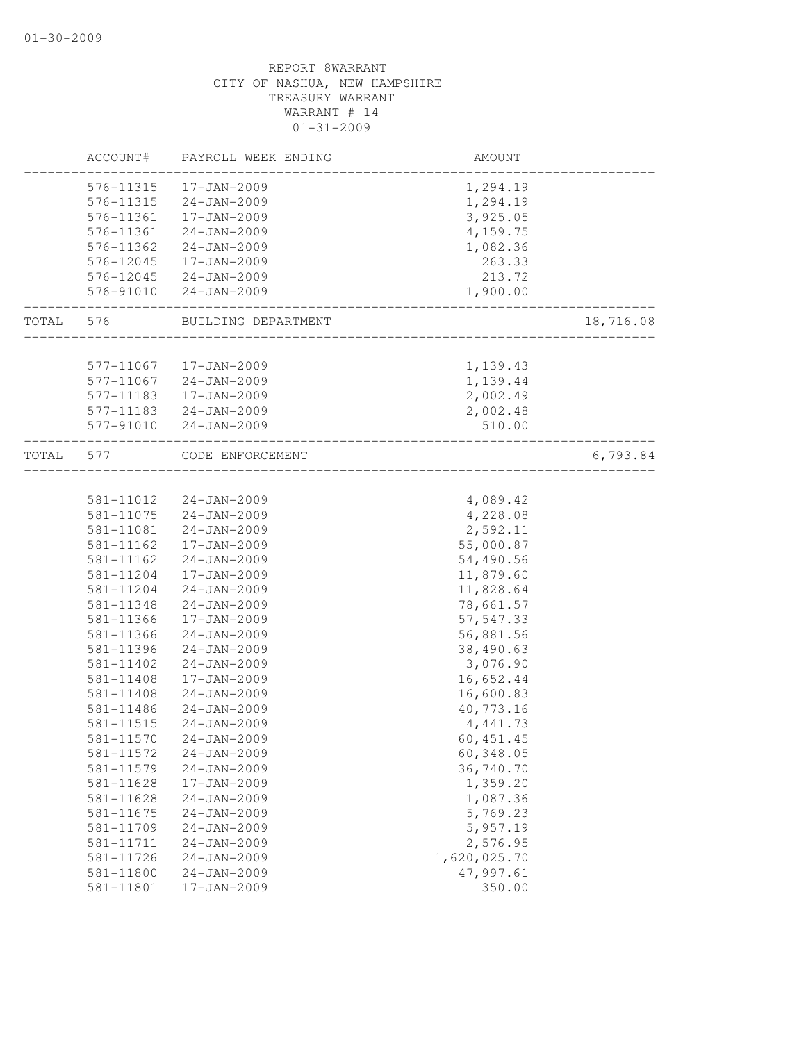REPORT 8WARRANT
CITY OF NASHUA, NEW HAMPSHIRE
TREASURY WARRANT
WARRANT # 14
01-31-2009

| | ACCOUNT# | PAYROLL WEEK ENDING | AMOUNT | |
|---|---|---|---|---|
| | 576-11315 | 17-JAN-2009 | 1,294.19 | |
| | 576-11315 | 24-JAN-2009 | 1,294.19 | |
| | 576-11361 | 17-JAN-2009 | 3,925.05 | |
| | 576-11361 | 24-JAN-2009 | 4,159.75 | |
| | 576-11362 | 24-JAN-2009 | 1,082.36 | |
| | 576-12045 | 17-JAN-2009 | 263.33 | |
| | 576-12045 | 24-JAN-2009 | 213.72 | |
| | 576-91010 | 24-JAN-2009 | 1,900.00 | |
| TOTAL | 576 | BUILDING DEPARTMENT | | 18,716.08 |
| | 577-11067 | 17-JAN-2009 | 1,139.43 | |
| | 577-11067 | 24-JAN-2009 | 1,139.44 | |
| | 577-11183 | 17-JAN-2009 | 2,002.49 | |
| | 577-11183 | 24-JAN-2009 | 2,002.48 | |
| | 577-91010 | 24-JAN-2009 | 510.00 | |
| TOTAL | 577 | CODE ENFORCEMENT | | 6,793.84 |
| | 581-11012 | 24-JAN-2009 | 4,089.42 | |
| | 581-11075 | 24-JAN-2009 | 4,228.08 | |
| | 581-11081 | 24-JAN-2009 | 2,592.11 | |
| | 581-11162 | 17-JAN-2009 | 55,000.87 | |
| | 581-11162 | 24-JAN-2009 | 54,490.56 | |
| | 581-11204 | 17-JAN-2009 | 11,879.60 | |
| | 581-11204 | 24-JAN-2009 | 11,828.64 | |
| | 581-11348 | 24-JAN-2009 | 78,661.57 | |
| | 581-11366 | 17-JAN-2009 | 57,547.33 | |
| | 581-11366 | 24-JAN-2009 | 56,881.56 | |
| | 581-11396 | 24-JAN-2009 | 38,490.63 | |
| | 581-11402 | 24-JAN-2009 | 3,076.90 | |
| | 581-11408 | 17-JAN-2009 | 16,652.44 | |
| | 581-11408 | 24-JAN-2009 | 16,600.83 | |
| | 581-11486 | 24-JAN-2009 | 40,773.16 | |
| | 581-11515 | 24-JAN-2009 | 4,441.73 | |
| | 581-11570 | 24-JAN-2009 | 60,451.45 | |
| | 581-11572 | 24-JAN-2009 | 60,348.05 | |
| | 581-11579 | 24-JAN-2009 | 36,740.70 | |
| | 581-11628 | 17-JAN-2009 | 1,359.20 | |
| | 581-11628 | 24-JAN-2009 | 1,087.36 | |
| | 581-11675 | 24-JAN-2009 | 5,769.23 | |
| | 581-11709 | 24-JAN-2009 | 5,957.19 | |
| | 581-11711 | 24-JAN-2009 | 2,576.95 | |
| | 581-11726 | 24-JAN-2009 | 1,620,025.70 | |
| | 581-11800 | 24-JAN-2009 | 47,997.61 | |
| | 581-11801 | 17-JAN-2009 | 350.00 | |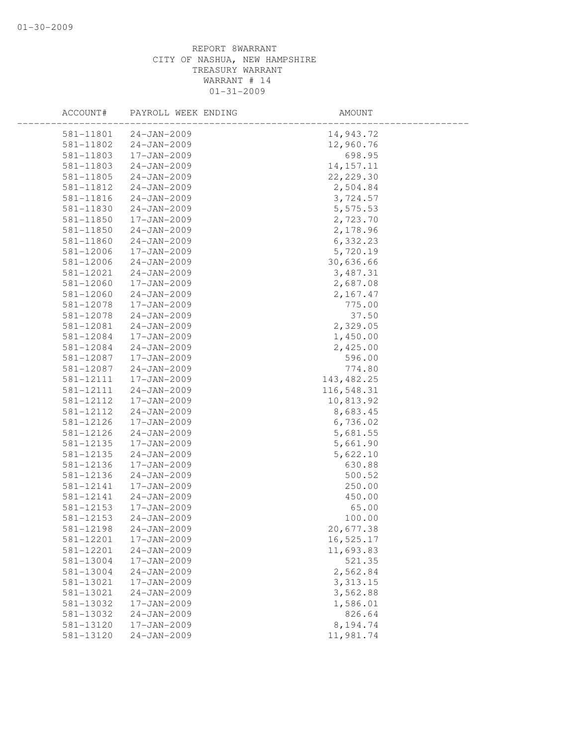REPORT 8WARRANT
CITY OF NASHUA, NEW HAMPSHIRE
TREASURY WARRANT
WARRANT # 14
01-31-2009

| ACCOUNT# | PAYROLL WEEK ENDING | AMOUNT |
|---|---|---|
| 581-11801 | 24-JAN-2009 | 14,943.72 |
| 581-11802 | 24-JAN-2009 | 12,960.76 |
| 581-11803 | 17-JAN-2009 | 698.95 |
| 581-11803 | 24-JAN-2009 | 14,157.11 |
| 581-11805 | 24-JAN-2009 | 22,229.30 |
| 581-11812 | 24-JAN-2009 | 2,504.84 |
| 581-11816 | 24-JAN-2009 | 3,724.57 |
| 581-11830 | 24-JAN-2009 | 5,575.53 |
| 581-11850 | 17-JAN-2009 | 2,723.70 |
| 581-11850 | 24-JAN-2009 | 2,178.96 |
| 581-11860 | 24-JAN-2009 | 6,332.23 |
| 581-12006 | 17-JAN-2009 | 5,720.19 |
| 581-12006 | 24-JAN-2009 | 30,636.66 |
| 581-12021 | 24-JAN-2009 | 3,487.31 |
| 581-12060 | 17-JAN-2009 | 2,687.08 |
| 581-12060 | 24-JAN-2009 | 2,167.47 |
| 581-12078 | 17-JAN-2009 | 775.00 |
| 581-12078 | 24-JAN-2009 | 37.50 |
| 581-12081 | 24-JAN-2009 | 2,329.05 |
| 581-12084 | 17-JAN-2009 | 1,450.00 |
| 581-12084 | 24-JAN-2009 | 2,425.00 |
| 581-12087 | 17-JAN-2009 | 596.00 |
| 581-12087 | 24-JAN-2009 | 774.80 |
| 581-12111 | 17-JAN-2009 | 143,482.25 |
| 581-12111 | 24-JAN-2009 | 116,548.31 |
| 581-12112 | 17-JAN-2009 | 10,813.92 |
| 581-12112 | 24-JAN-2009 | 8,683.45 |
| 581-12126 | 17-JAN-2009 | 6,736.02 |
| 581-12126 | 24-JAN-2009 | 5,681.55 |
| 581-12135 | 17-JAN-2009 | 5,661.90 |
| 581-12135 | 24-JAN-2009 | 5,622.10 |
| 581-12136 | 17-JAN-2009 | 630.88 |
| 581-12136 | 24-JAN-2009 | 500.52 |
| 581-12141 | 17-JAN-2009 | 250.00 |
| 581-12141 | 24-JAN-2009 | 450.00 |
| 581-12153 | 17-JAN-2009 | 65.00 |
| 581-12153 | 24-JAN-2009 | 100.00 |
| 581-12198 | 24-JAN-2009 | 20,677.38 |
| 581-12201 | 17-JAN-2009 | 16,525.17 |
| 581-12201 | 24-JAN-2009 | 11,693.83 |
| 581-13004 | 17-JAN-2009 | 521.35 |
| 581-13004 | 24-JAN-2009 | 2,562.84 |
| 581-13021 | 17-JAN-2009 | 3,313.15 |
| 581-13021 | 24-JAN-2009 | 3,562.88 |
| 581-13032 | 17-JAN-2009 | 1,586.01 |
| 581-13032 | 24-JAN-2009 | 826.64 |
| 581-13120 | 17-JAN-2009 | 8,194.74 |
| 581-13120 | 24-JAN-2009 | 11,981.74 |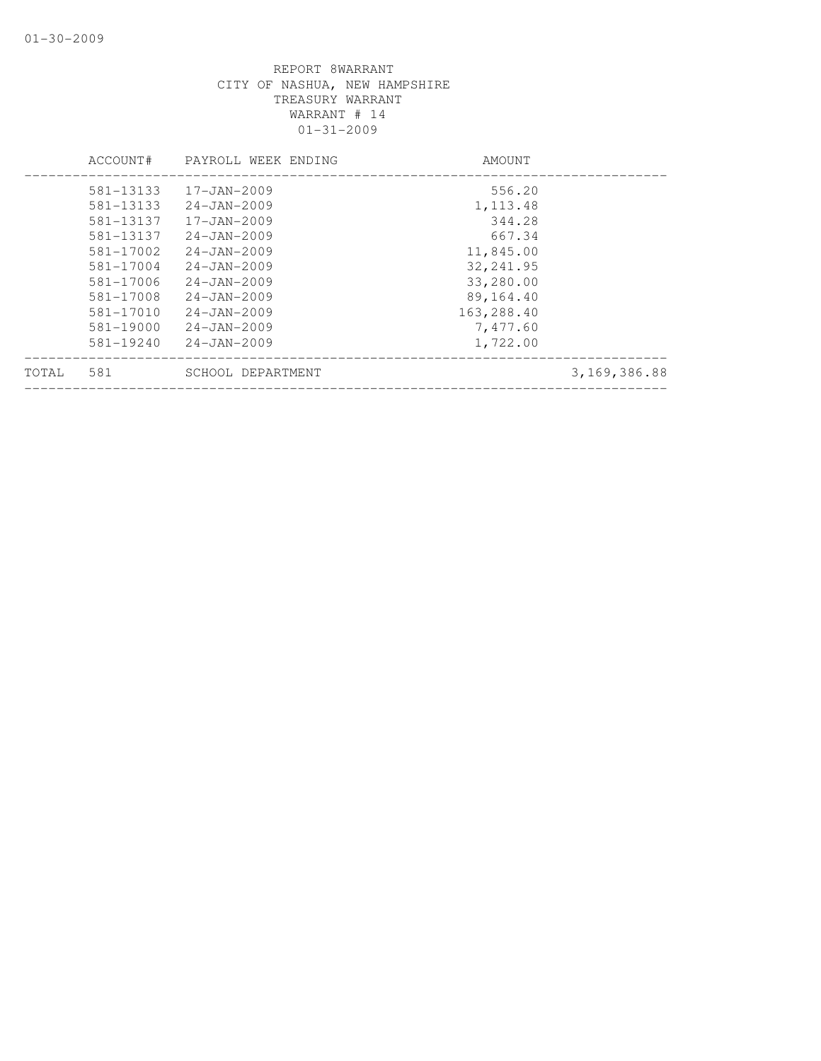REPORT 8WARRANT
CITY OF NASHUA, NEW HAMPSHIRE
TREASURY WARRANT
WARRANT # 14
01-31-2009

| | ACCOUNT# | PAYROLL WEEK ENDING | AMOUNT | |
|---|---|---|---|---|
| | 581-13133 | 17-JAN-2009 | 556.20 | |
| | 581-13133 | 24-JAN-2009 | 1,113.48 | |
| | 581-13137 | 17-JAN-2009 | 344.28 | |
| | 581-13137 | 24-JAN-2009 | 667.34 | |
| | 581-17002 | 24-JAN-2009 | 11,845.00 | |
| | 581-17004 | 24-JAN-2009 | 32,241.95 | |
| | 581-17006 | 24-JAN-2009 | 33,280.00 | |
| | 581-17008 | 24-JAN-2009 | 89,164.40 | |
| | 581-17010 | 24-JAN-2009 | 163,288.40 | |
| | 581-19000 | 24-JAN-2009 | 7,477.60 | |
| | 581-19240 | 24-JAN-2009 | 1,722.00 | |
| TOTAL | 581 | SCHOOL DEPARTMENT | | 3,169,386.88 |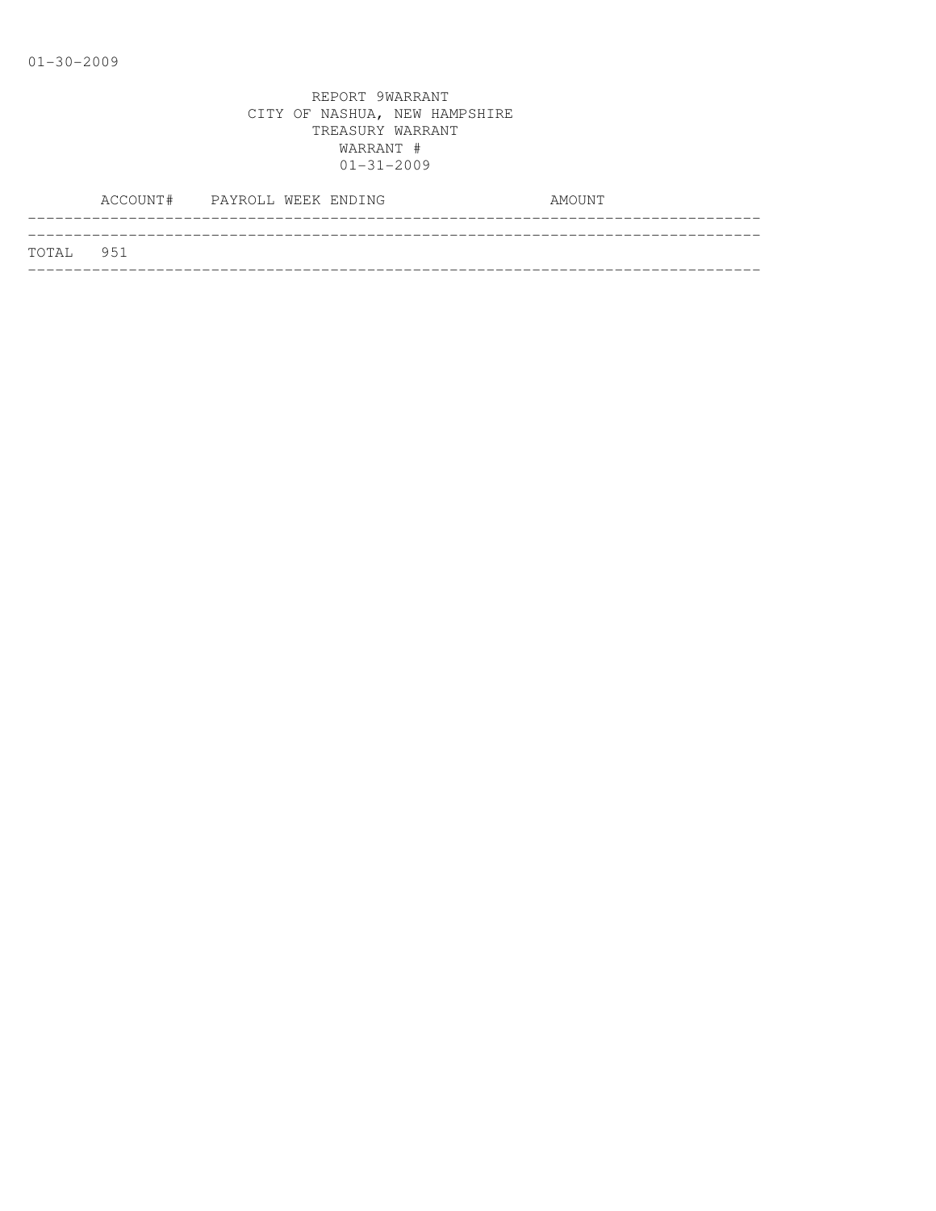01-30-2009

REPORT 9WARRANT
CITY OF NASHUA, NEW HAMPSHIRE
TREASURY WARRANT
WARRANT #
01-31-2009

| ACCOUNT# | PAYROLL WEEK ENDING | AMOUNT |
|---|---|---|
| TOTAL 951 | | |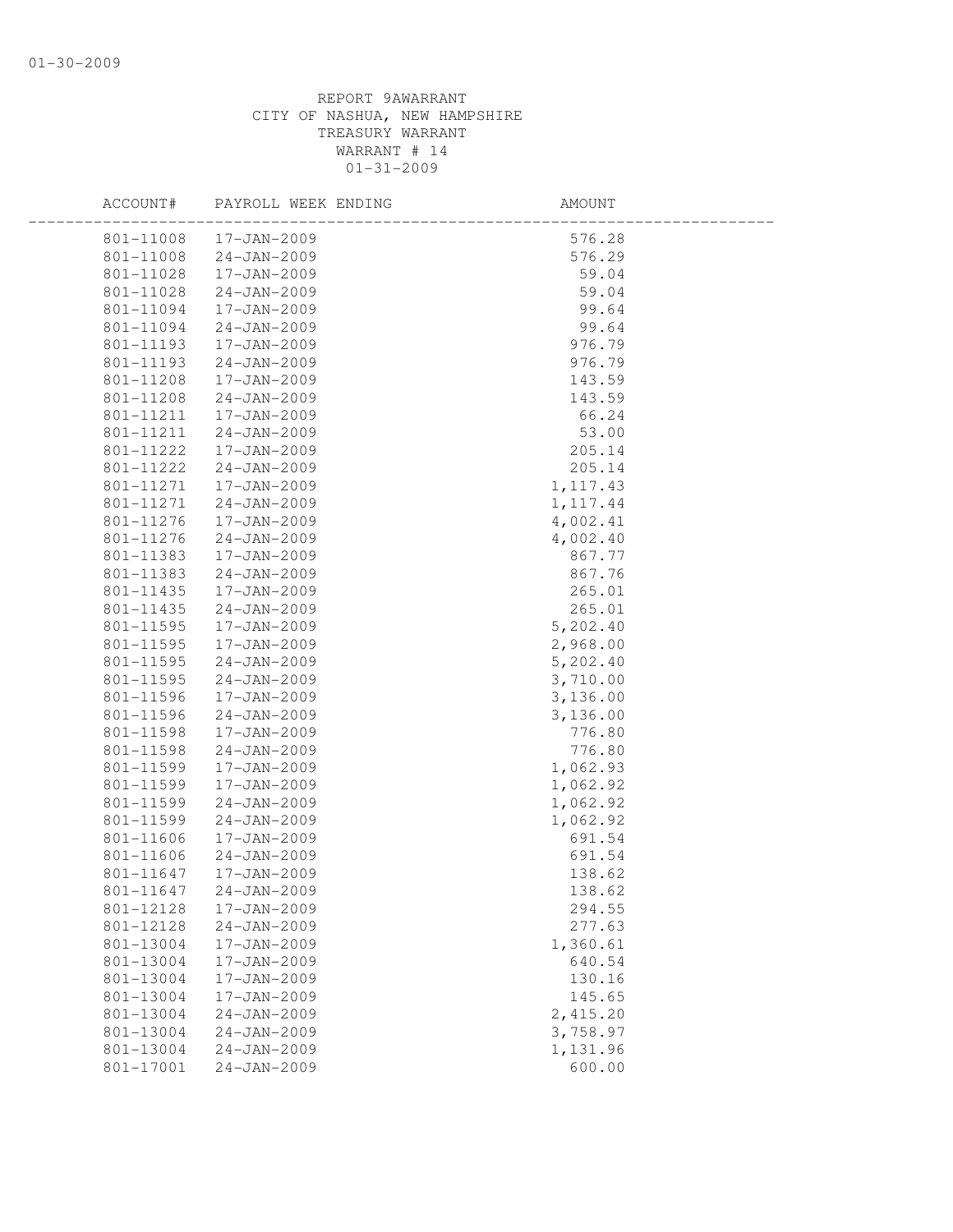REPORT 9AWARRANT
CITY OF NASHUA, NEW HAMPSHIRE
TREASURY WARRANT
WARRANT # 14
01-31-2009

| ACCOUNT# | PAYROLL WEEK ENDING | AMOUNT |
|---|---|---|
| 801-11008 | 17-JAN-2009 | 576.28 |
| 801-11008 | 24-JAN-2009 | 576.29 |
| 801-11028 | 17-JAN-2009 | 59.04 |
| 801-11028 | 24-JAN-2009 | 59.04 |
| 801-11094 | 17-JAN-2009 | 99.64 |
| 801-11094 | 24-JAN-2009 | 99.64 |
| 801-11193 | 17-JAN-2009 | 976.79 |
| 801-11193 | 24-JAN-2009 | 976.79 |
| 801-11208 | 17-JAN-2009 | 143.59 |
| 801-11208 | 24-JAN-2009 | 143.59 |
| 801-11211 | 17-JAN-2009 | 66.24 |
| 801-11211 | 24-JAN-2009 | 53.00 |
| 801-11222 | 17-JAN-2009 | 205.14 |
| 801-11222 | 24-JAN-2009 | 205.14 |
| 801-11271 | 17-JAN-2009 | 1,117.43 |
| 801-11271 | 24-JAN-2009 | 1,117.44 |
| 801-11276 | 17-JAN-2009 | 4,002.41 |
| 801-11276 | 24-JAN-2009 | 4,002.40 |
| 801-11383 | 17-JAN-2009 | 867.77 |
| 801-11383 | 24-JAN-2009 | 867.76 |
| 801-11435 | 17-JAN-2009 | 265.01 |
| 801-11435 | 24-JAN-2009 | 265.01 |
| 801-11595 | 17-JAN-2009 | 5,202.40 |
| 801-11595 | 17-JAN-2009 | 2,968.00 |
| 801-11595 | 24-JAN-2009 | 5,202.40 |
| 801-11595 | 24-JAN-2009 | 3,710.00 |
| 801-11596 | 17-JAN-2009 | 3,136.00 |
| 801-11596 | 24-JAN-2009 | 3,136.00 |
| 801-11598 | 17-JAN-2009 | 776.80 |
| 801-11598 | 24-JAN-2009 | 776.80 |
| 801-11599 | 17-JAN-2009 | 1,062.93 |
| 801-11599 | 17-JAN-2009 | 1,062.92 |
| 801-11599 | 24-JAN-2009 | 1,062.92 |
| 801-11599 | 24-JAN-2009 | 1,062.92 |
| 801-11606 | 17-JAN-2009 | 691.54 |
| 801-11606 | 24-JAN-2009 | 691.54 |
| 801-11647 | 17-JAN-2009 | 138.62 |
| 801-11647 | 24-JAN-2009 | 138.62 |
| 801-12128 | 17-JAN-2009 | 294.55 |
| 801-12128 | 24-JAN-2009 | 277.63 |
| 801-13004 | 17-JAN-2009 | 1,360.61 |
| 801-13004 | 17-JAN-2009 | 640.54 |
| 801-13004 | 17-JAN-2009 | 130.16 |
| 801-13004 | 17-JAN-2009 | 145.65 |
| 801-13004 | 24-JAN-2009 | 2,415.20 |
| 801-13004 | 24-JAN-2009 | 3,758.97 |
| 801-13004 | 24-JAN-2009 | 1,131.96 |
| 801-17001 | 24-JAN-2009 | 600.00 |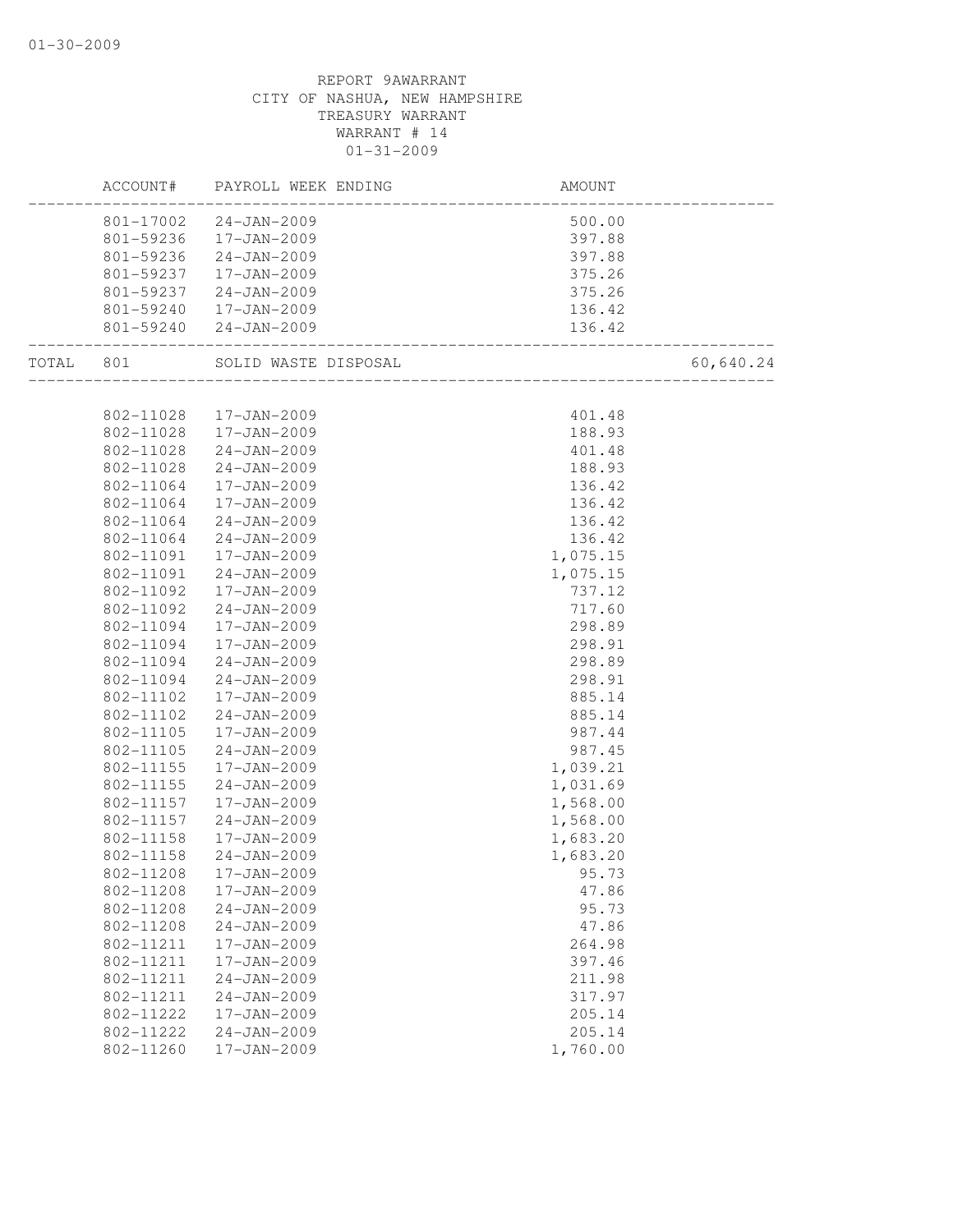REPORT 9AWARRANT
CITY OF NASHUA, NEW HAMPSHIRE
TREASURY WARRANT
WARRANT # 14
01-31-2009

| | ACCOUNT# | PAYROLL WEEK ENDING | AMOUNT | |
|---|---|---|---|---|
| | 801-17002 | 24-JAN-2009 | 500.00 | |
| | 801-59236 | 17-JAN-2009 | 397.88 | |
| | 801-59236 | 24-JAN-2009 | 397.88 | |
| | 801-59237 | 17-JAN-2009 | 375.26 | |
| | 801-59237 | 24-JAN-2009 | 375.26 | |
| | 801-59240 | 17-JAN-2009 | 136.42 | |
| | 801-59240 | 24-JAN-2009 | 136.42 | |
| TOTAL | 801 | SOLID WASTE DISPOSAL | | 60,640.24 |
| | 802-11028 | 17-JAN-2009 | 401.48 | |
| | 802-11028 | 17-JAN-2009 | 188.93 | |
| | 802-11028 | 24-JAN-2009 | 401.48 | |
| | 802-11028 | 24-JAN-2009 | 188.93 | |
| | 802-11064 | 17-JAN-2009 | 136.42 | |
| | 802-11064 | 17-JAN-2009 | 136.42 | |
| | 802-11064 | 24-JAN-2009 | 136.42 | |
| | 802-11064 | 24-JAN-2009 | 136.42 | |
| | 802-11091 | 17-JAN-2009 | 1,075.15 | |
| | 802-11091 | 24-JAN-2009 | 1,075.15 | |
| | 802-11092 | 17-JAN-2009 | 737.12 | |
| | 802-11092 | 24-JAN-2009 | 717.60 | |
| | 802-11094 | 17-JAN-2009 | 298.89 | |
| | 802-11094 | 17-JAN-2009 | 298.91 | |
| | 802-11094 | 24-JAN-2009 | 298.89 | |
| | 802-11094 | 24-JAN-2009 | 298.91 | |
| | 802-11102 | 17-JAN-2009 | 885.14 | |
| | 802-11102 | 24-JAN-2009 | 885.14 | |
| | 802-11105 | 17-JAN-2009 | 987.44 | |
| | 802-11105 | 24-JAN-2009 | 987.45 | |
| | 802-11155 | 17-JAN-2009 | 1,039.21 | |
| | 802-11155 | 24-JAN-2009 | 1,031.69 | |
| | 802-11157 | 17-JAN-2009 | 1,568.00 | |
| | 802-11157 | 24-JAN-2009 | 1,568.00 | |
| | 802-11158 | 17-JAN-2009 | 1,683.20 | |
| | 802-11158 | 24-JAN-2009 | 1,683.20 | |
| | 802-11208 | 17-JAN-2009 | 95.73 | |
| | 802-11208 | 17-JAN-2009 | 47.86 | |
| | 802-11208 | 24-JAN-2009 | 95.73 | |
| | 802-11208 | 24-JAN-2009 | 47.86 | |
| | 802-11211 | 17-JAN-2009 | 264.98 | |
| | 802-11211 | 17-JAN-2009 | 397.46 | |
| | 802-11211 | 24-JAN-2009 | 211.98 | |
| | 802-11211 | 24-JAN-2009 | 317.97 | |
| | 802-11222 | 17-JAN-2009 | 205.14 | |
| | 802-11222 | 24-JAN-2009 | 205.14 | |
| | 802-11260 | 17-JAN-2009 | 1,760.00 | |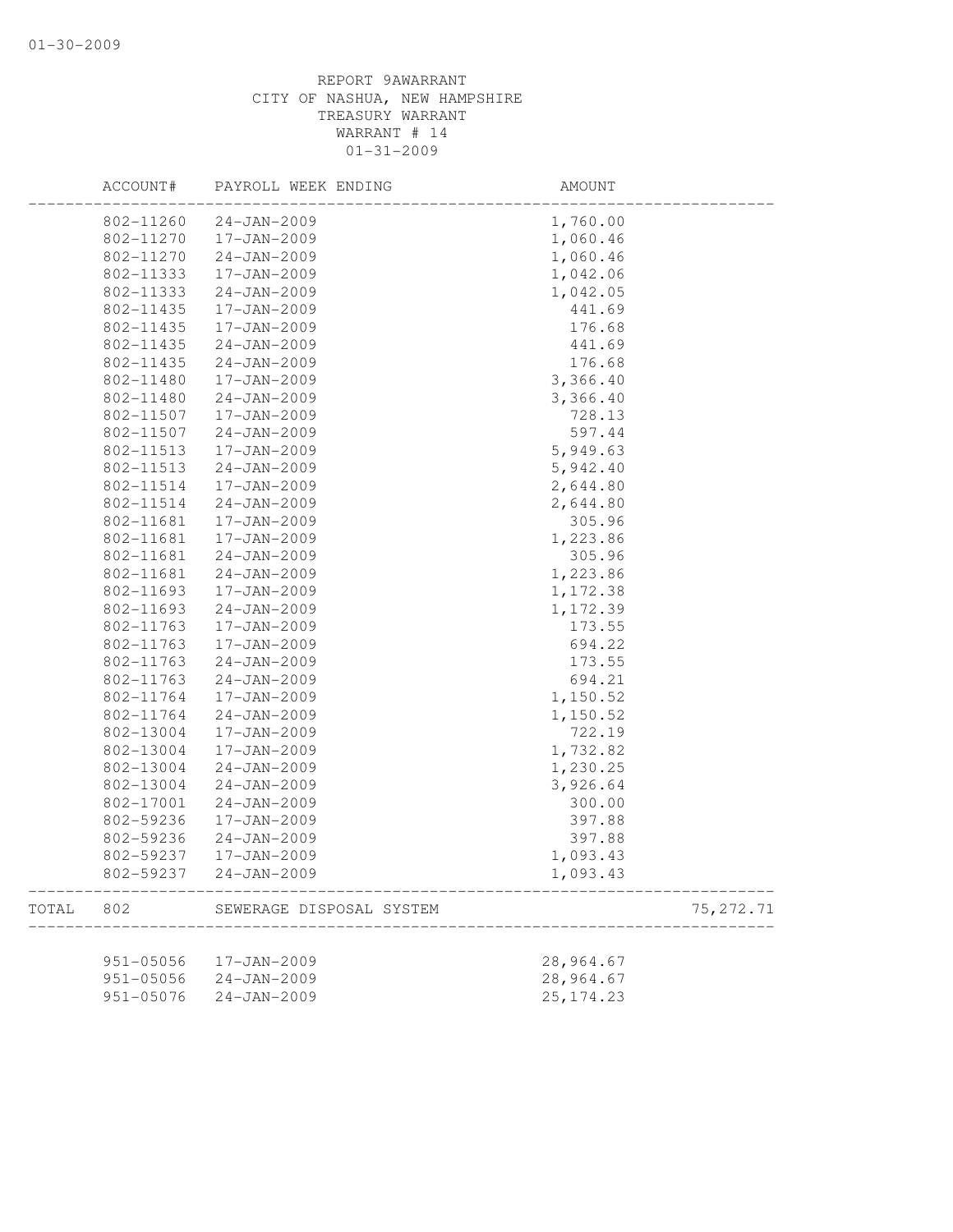REPORT 9AWARRANT
CITY OF NASHUA, NEW HAMPSHIRE
TREASURY WARRANT
WARRANT # 14
01-31-2009

| | ACCOUNT# | PAYROLL WEEK ENDING | AMOUNT | |
|---|---|---|---|---|
| | 802-11260 | 24-JAN-2009 | 1,760.00 | |
| | 802-11270 | 17-JAN-2009 | 1,060.46 | |
| | 802-11270 | 24-JAN-2009 | 1,060.46 | |
| | 802-11333 | 17-JAN-2009 | 1,042.06 | |
| | 802-11333 | 24-JAN-2009 | 1,042.05 | |
| | 802-11435 | 17-JAN-2009 | 441.69 | |
| | 802-11435 | 17-JAN-2009 | 176.68 | |
| | 802-11435 | 24-JAN-2009 | 441.69 | |
| | 802-11435 | 24-JAN-2009 | 176.68 | |
| | 802-11480 | 17-JAN-2009 | 3,366.40 | |
| | 802-11480 | 24-JAN-2009 | 3,366.40 | |
| | 802-11507 | 17-JAN-2009 | 728.13 | |
| | 802-11507 | 24-JAN-2009 | 597.44 | |
| | 802-11513 | 17-JAN-2009 | 5,949.63 | |
| | 802-11513 | 24-JAN-2009 | 5,942.40 | |
| | 802-11514 | 17-JAN-2009 | 2,644.80 | |
| | 802-11514 | 24-JAN-2009 | 2,644.80 | |
| | 802-11681 | 17-JAN-2009 | 305.96 | |
| | 802-11681 | 17-JAN-2009 | 1,223.86 | |
| | 802-11681 | 24-JAN-2009 | 305.96 | |
| | 802-11681 | 24-JAN-2009 | 1,223.86 | |
| | 802-11693 | 17-JAN-2009 | 1,172.38 | |
| | 802-11693 | 24-JAN-2009 | 1,172.39 | |
| | 802-11763 | 17-JAN-2009 | 173.55 | |
| | 802-11763 | 17-JAN-2009 | 694.22 | |
| | 802-11763 | 24-JAN-2009 | 173.55 | |
| | 802-11763 | 24-JAN-2009 | 694.21 | |
| | 802-11764 | 17-JAN-2009 | 1,150.52 | |
| | 802-11764 | 24-JAN-2009 | 1,150.52 | |
| | 802-13004 | 17-JAN-2009 | 722.19 | |
| | 802-13004 | 17-JAN-2009 | 1,732.82 | |
| | 802-13004 | 24-JAN-2009 | 1,230.25 | |
| | 802-13004 | 24-JAN-2009 | 3,926.64 | |
| | 802-17001 | 24-JAN-2009 | 300.00 | |
| | 802-59236 | 17-JAN-2009 | 397.88 | |
| | 802-59236 | 24-JAN-2009 | 397.88 | |
| | 802-59237 | 17-JAN-2009 | 1,093.43 | |
| | 802-59237 | 24-JAN-2009 | 1,093.43 | |
| TOTAL | 802 | SEWERAGE DISPOSAL SYSTEM | | 75,272.71 |
| | 951-05056 | 17-JAN-2009 | 28,964.67 | |
| | 951-05056 | 24-JAN-2009 | 28,964.67 | |
| | 951-05076 | 24-JAN-2009 | 25,174.23 | |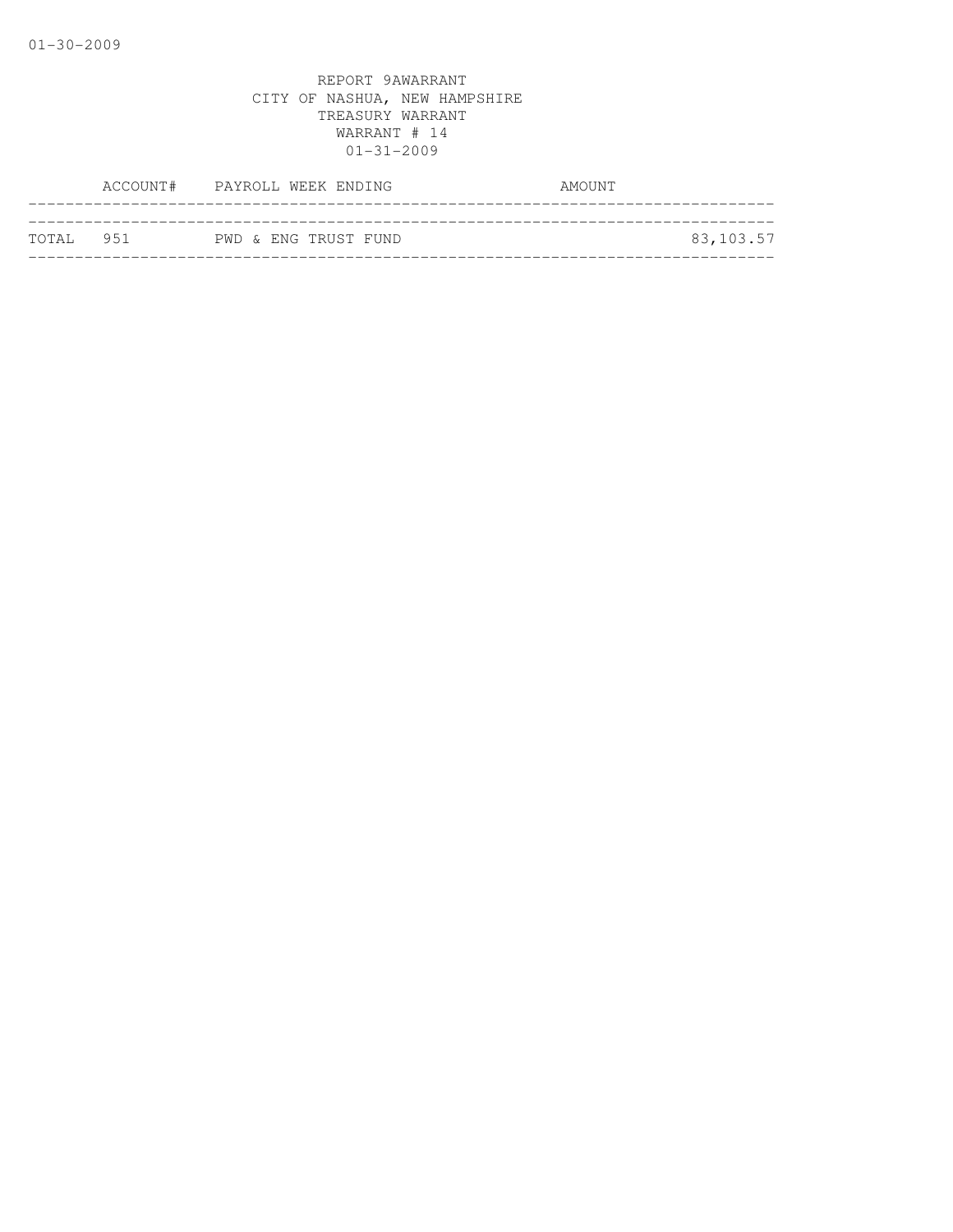REPORT 9AWARRANT
CITY OF NASHUA, NEW HAMPSHIRE
TREASURY WARRANT
WARRANT # 14
01-31-2009

| | ACCOUNT# | PAYROLL WEEK ENDING | AMOUNT |
|---|---|---|---|
| TOTAL | 951 | PWD & ENG TRUST FUND | 83,103.57 |